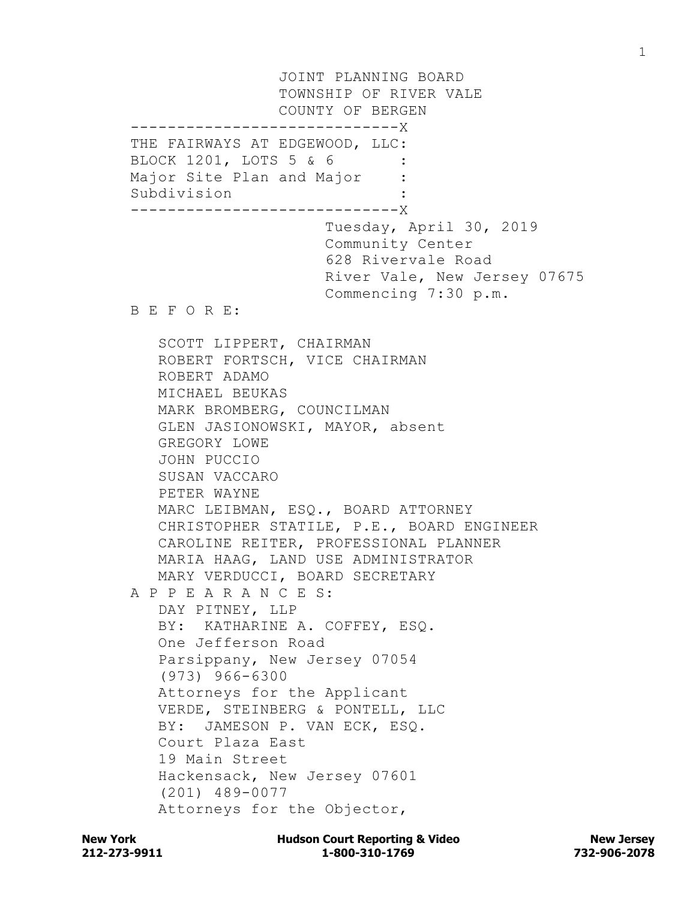JOINT PLANNING BOARD
TOWNSHIP OF RIVER VALE
COUNTY OF BERGEN

-----------------------------X
THE FAIRWAYS AT EDGEWOOD, LLC:
BLOCK 1201, LOTS 5 & 6 :
Major Site Plan and Major :
Subdivision :
-----------------------------X

Tuesday, April 30, 2019
Community Center
628 Rivervale Road
River Vale, New Jersey 07675
Commencing 7:30 p.m.

B E F O R E:

SCOTT LIPPERT, CHAIRMAN
ROBERT FORTSCH, VICE CHAIRMAN
ROBERT ADAMO
MICHAEL BEUKAS
MARK BROMBERG, COUNCILMAN
GLEN JASIONOWSKI, MAYOR, absent
GREGORY LOWE
JOHN PUCCIO
SUSAN VACCARO
PETER WAYNE
MARC LEIBMAN, ESQ., BOARD ATTORNEY
CHRISTOPHER STATILE, P.E., BOARD ENGINEER
CAROLINE REITER, PROFESSIONAL PLANNER
MARIA HAAG, LAND USE ADMINISTRATOR
MARY VERDUCCI, BOARD SECRETARY

A P P E A R A N C E S:

DAY PITNEY, LLP
BY: KATHARINE A. COFFEY, ESQ.
One Jefferson Road
Parsippany, New Jersey 07054
(973) 966-6300
Attorneys for the Applicant

VERDE, STEINBERG & PONTELL, LLC
BY: JAMESON P. VAN ECK, ESQ.
Court Plaza East
19 Main Street
Hackensack, New Jersey 07601
(201) 489-0077
Attorneys for the Objector,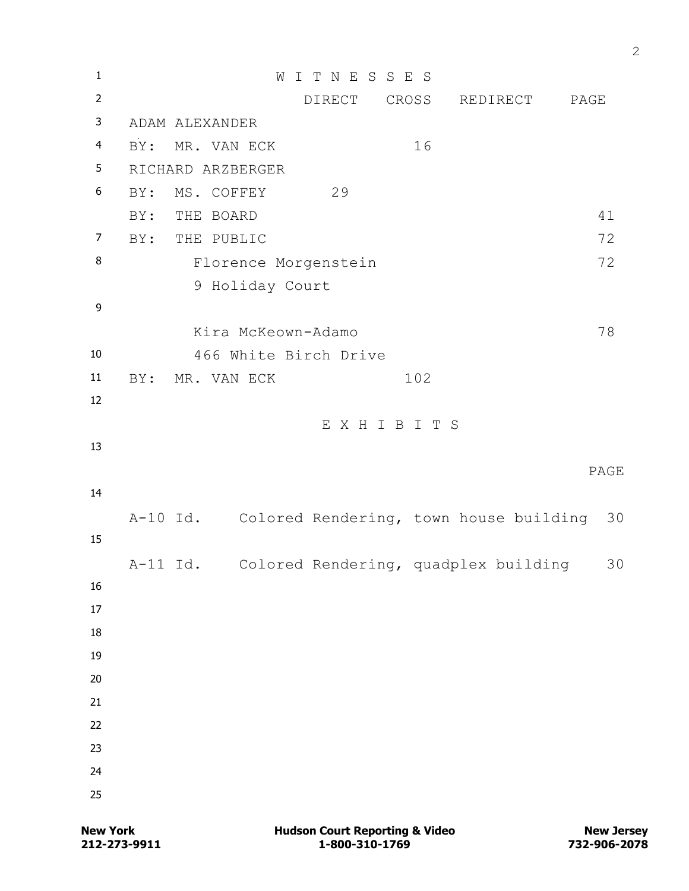## W I T N E S S E S

| | DIRECT | CROSS | REDIRECT | PAGE |
|---|---|---|---|---|
| ADAM ALEXANDER | | | | |
| BY: MR. VAN ECK | | 16 | | |
| RICHARD ARZBERGER | | | | |
| BY: MS. COFFEY | 29 | | | |
| BY: THE BOARD | | | | 41 |
| BY: THE PUBLIC | | | | 72 |
| Florence Morgenstein, 9 Holiday Court | | | | 72 |
| Kira McKeown-Adamo, 466 White Birch Drive | | | | 78 |
| BY: MR. VAN ECK | | 102 | | |

## E X H I B I T S

| | | PAGE |
|---|---|---|
| A-10 Id. | Colored Rendering, town house building | 30 |
| A-11 Id. | Colored Rendering, quadplex building | 30 |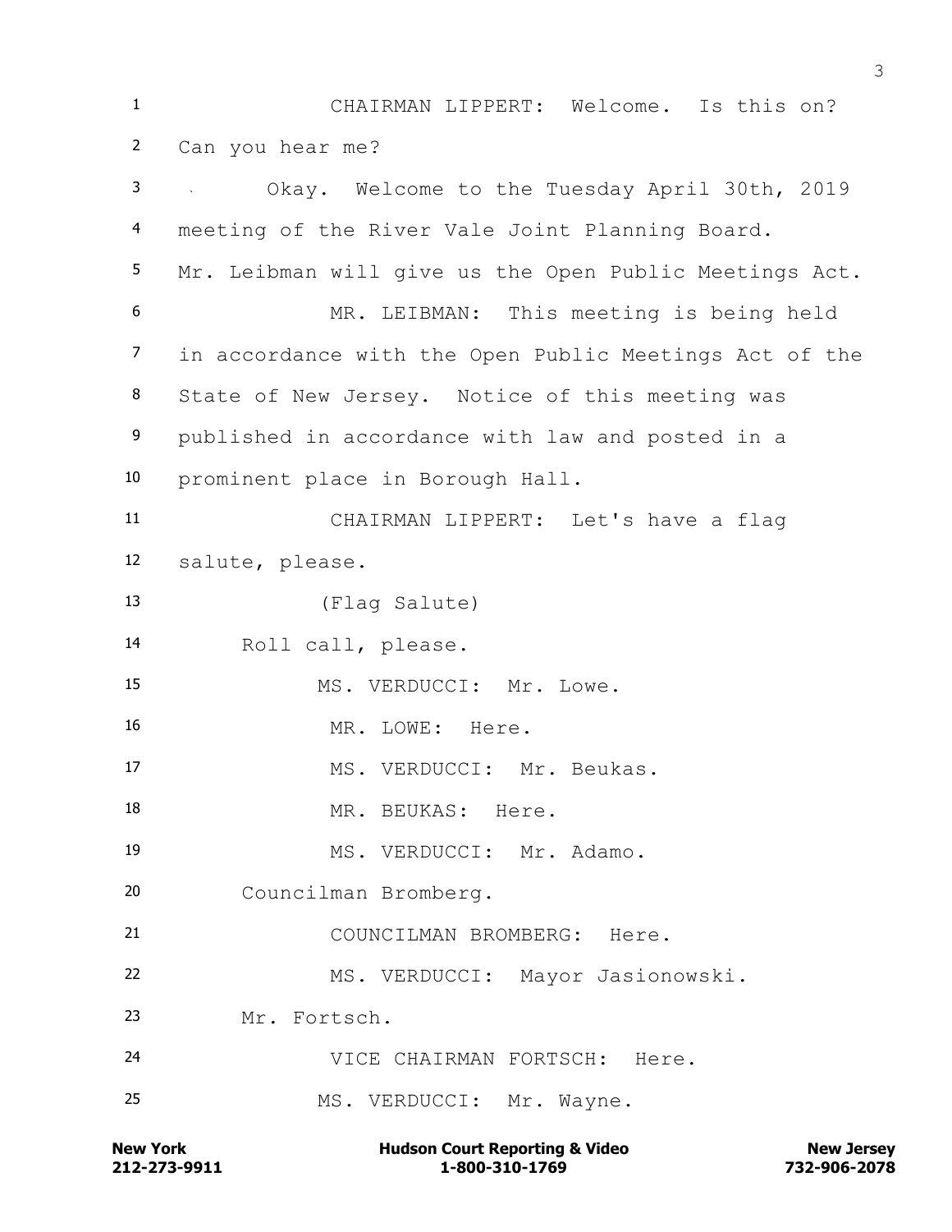CHAIRMAN LIPPERT: Welcome. Is this on? Can you hear me?

Okay. Welcome to the Tuesday April 30th, 2019 meeting of the River Vale Joint Planning Board. Mr. Leibman will give us the Open Public Meetings Act.

MR. LEIBMAN: This meeting is being held in accordance with the Open Public Meetings Act of the State of New Jersey. Notice of this meeting was published in accordance with law and posted in a prominent place in Borough Hall.

CHAIRMAN LIPPERT: Let's have a flag salute, please.

(Flag Salute)

Roll call, please.

MS. VERDUCCI: Mr. Lowe.

MR. LOWE: Here.

MS. VERDUCCI: Mr. Beukas.

MR. BEUKAS: Here.

MS. VERDUCCI: Mr. Adamo.

Councilman Bromberg.

COUNCILMAN BROMBERG: Here.

MS. VERDUCCI: Mayor Jasionowski.

Mr. Fortsch.

VICE CHAIRMAN FORTSCH: Here.

MS. VERDUCCI: Mr. Wayne.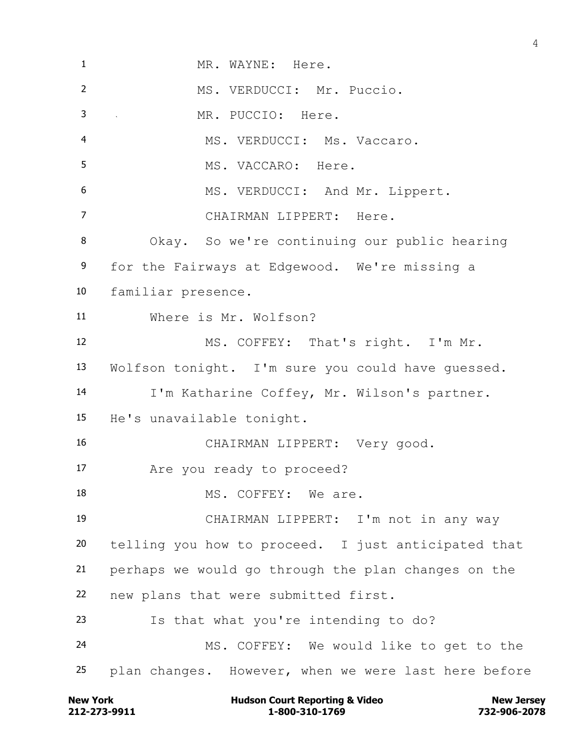1 MR. WAYNE: Here.

2 MS. VERDUCCI: Mr. Puccio.

3 MR. PUCCIO: Here.

4 MS. VERDUCCI: Ms. Vaccaro.

5 MS. VACCARO: Here.

6 MS. VERDUCCI: And Mr. Lippert.

7 CHAIRMAN LIPPERT: Here.

8 Okay. So we're continuing our public hearing

9 for the Fairways at Edgewood. We're missing a

10 familiar presence.

11 Where is Mr. Wolfson?

12 MS. COFFEY: That's right. I'm Mr.

13 Wolfson tonight. I'm sure you could have guessed.

14 I'm Katharine Coffey, Mr. Wilson's partner.

15 He's unavailable tonight.

16 CHAIRMAN LIPPERT: Very good.

17 Are you ready to proceed?

18 MS. COFFEY: We are.

19 CHAIRMAN LIPPERT: I'm not in any way

20 telling you how to proceed. I just anticipated that

21 perhaps we would go through the plan changes on the

22 new plans that were submitted first.

23 Is that what you're intending to do?

24 MS. COFFEY: We would like to get to the

25 plan changes. However, when we were last here before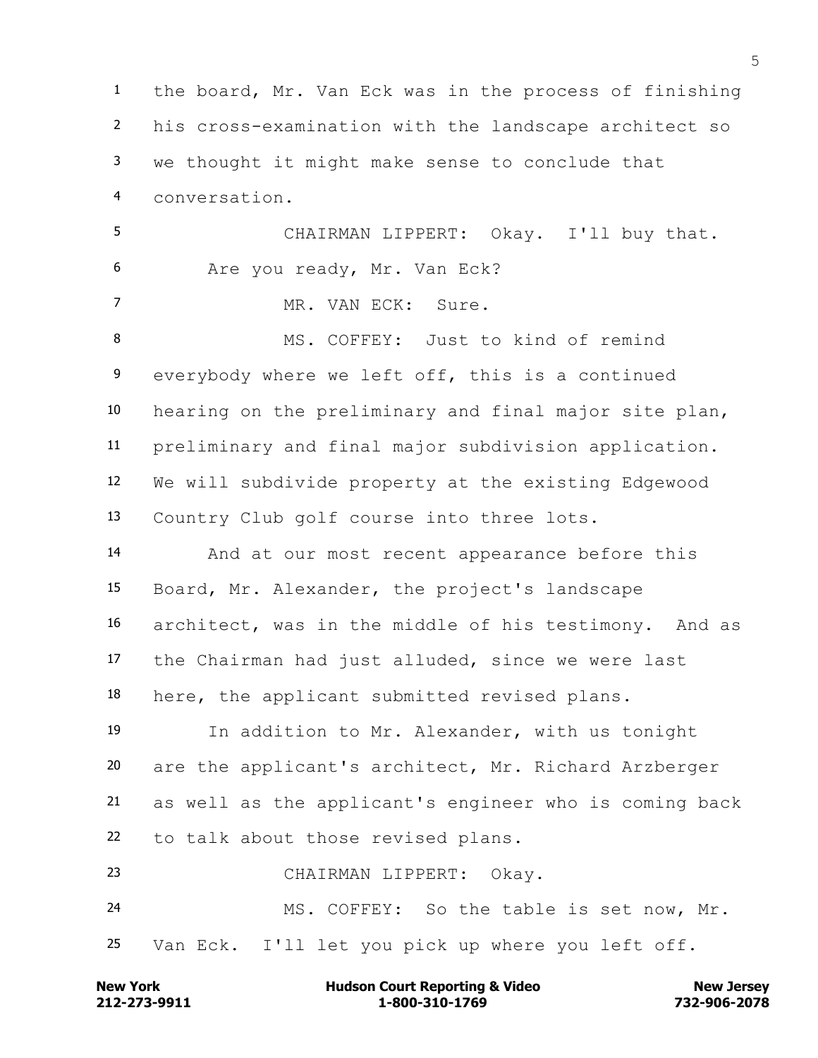1 the board, Mr. Van Eck was in the process of finishing
2 his cross-examination with the landscape architect so
3 we thought it might make sense to conclude that
4 conversation.

5 CHAIRMAN LIPPERT: Okay. I'll buy that.
6 Are you ready, Mr. Van Eck?

7 MR. VAN ECK: Sure.

8 MS. COFFEY: Just to kind of remind
9 everybody where we left off, this is a continued
10 hearing on the preliminary and final major site plan,
11 preliminary and final major subdivision application.
12 We will subdivide property at the existing Edgewood
13 Country Club golf course into three lots.

14 And at our most recent appearance before this
15 Board, Mr. Alexander, the project's landscape
16 architect, was in the middle of his testimony. And as
17 the Chairman had just alluded, since we were last
18 here, the applicant submitted revised plans.

19 In addition to Mr. Alexander, with us tonight
20 are the applicant's architect, Mr. Richard Arzberger
21 as well as the applicant's engineer who is coming back
22 to talk about those revised plans.

23 CHAIRMAN LIPPERT: Okay.

24 MS. COFFEY: So the table is set now, Mr.
25 Van Eck. I'll let you pick up where you left off.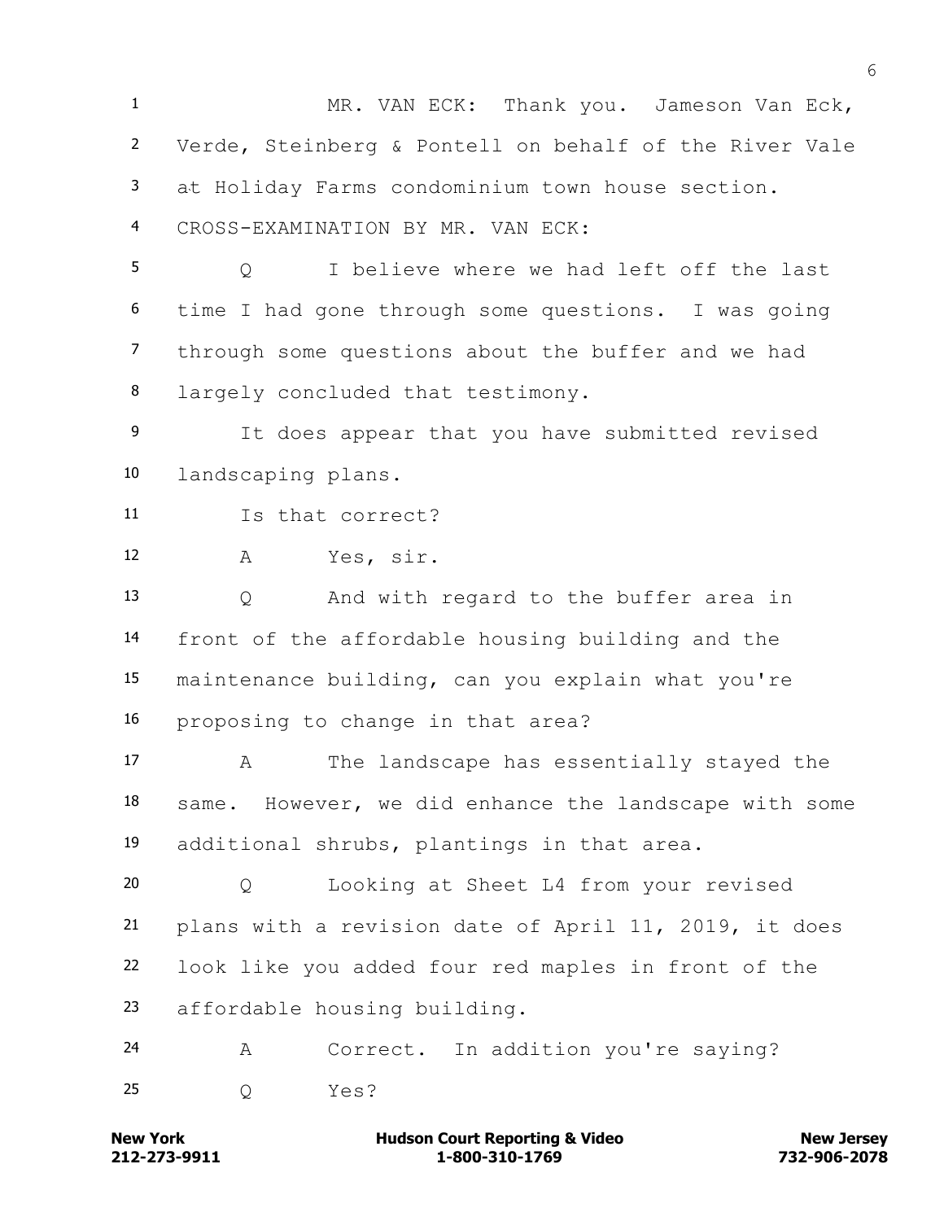MR. VAN ECK: Thank you. Jameson Van Eck, Verde, Steinberg & Pontell on behalf of the River Vale at Holiday Farms condominium town house section.

CROSS-EXAMINATION BY MR. VAN ECK:

Q I believe where we had left off the last time I had gone through some questions. I was going through some questions about the buffer and we had largely concluded that testimony.

It does appear that you have submitted revised landscaping plans.

Is that correct?

A Yes, sir.

Q And with regard to the buffer area in front of the affordable housing building and the maintenance building, can you explain what you're proposing to change in that area?

A The landscape has essentially stayed the same. However, we did enhance the landscape with some additional shrubs, plantings in that area.

Q Looking at Sheet L4 from your revised plans with a revision date of April 11, 2019, it does look like you added four red maples in front of the affordable housing building.

A Correct. In addition you're saying?

Q Yes?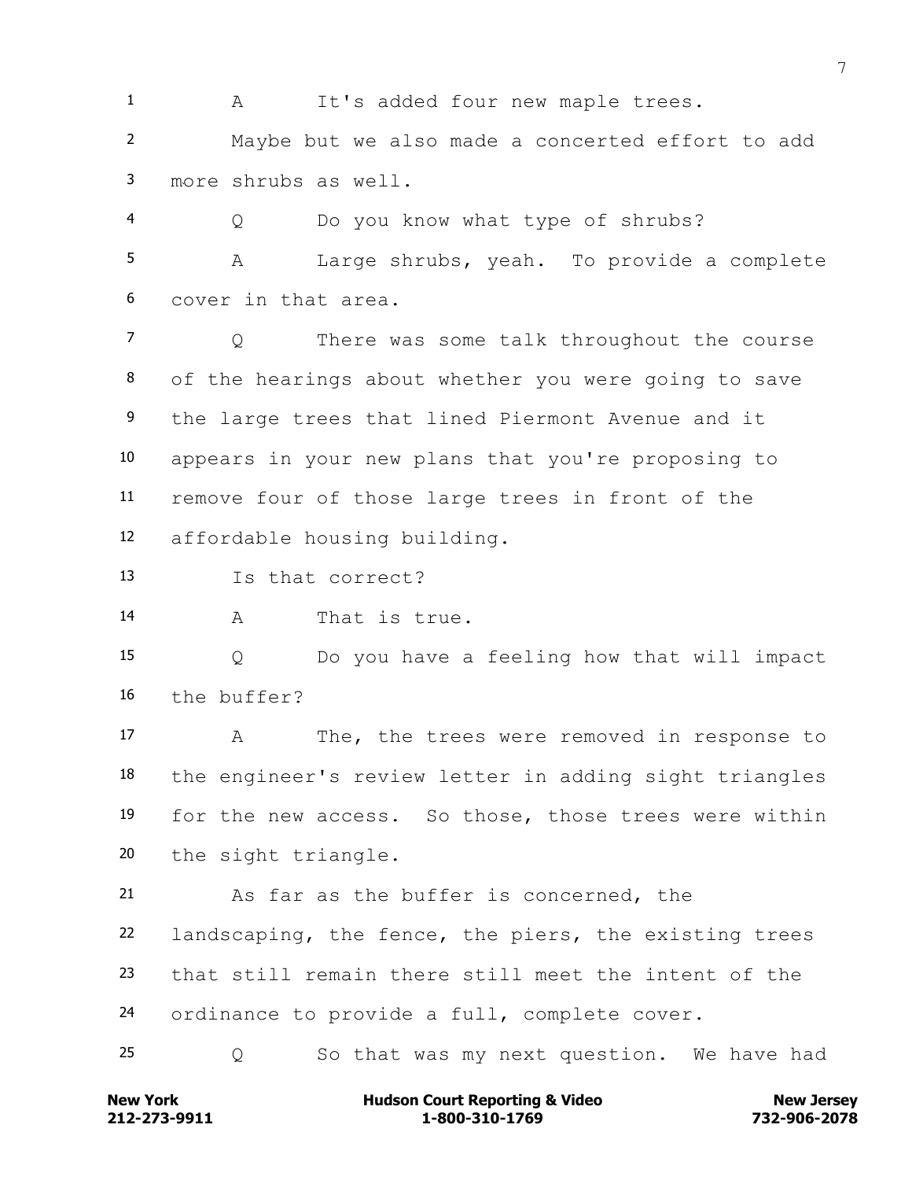1 A It's added four new maple trees.

2 Maybe but we also made a concerted effort to add

3 more shrubs as well.

4 Q Do you know what type of shrubs?

5 A Large shrubs, yeah. To provide a complete

6 cover in that area.

7 Q There was some talk throughout the course

8 of the hearings about whether you were going to save

9 the large trees that lined Piermont Avenue and it

10 appears in your new plans that you're proposing to

11 remove four of those large trees in front of the

12 affordable housing building.

13 Is that correct?

14 A That is true.

15 Q Do you have a feeling how that will impact

16 the buffer?

17 A The, the trees were removed in response to

18 the engineer's review letter in adding sight triangles

19 for the new access. So those, those trees were within

20 the sight triangle.

21 As far as the buffer is concerned, the

22 landscaping, the fence, the piers, the existing trees

23 that still remain there still meet the intent of the

24 ordinance to provide a full, complete cover.

25 Q So that was my next question. We have had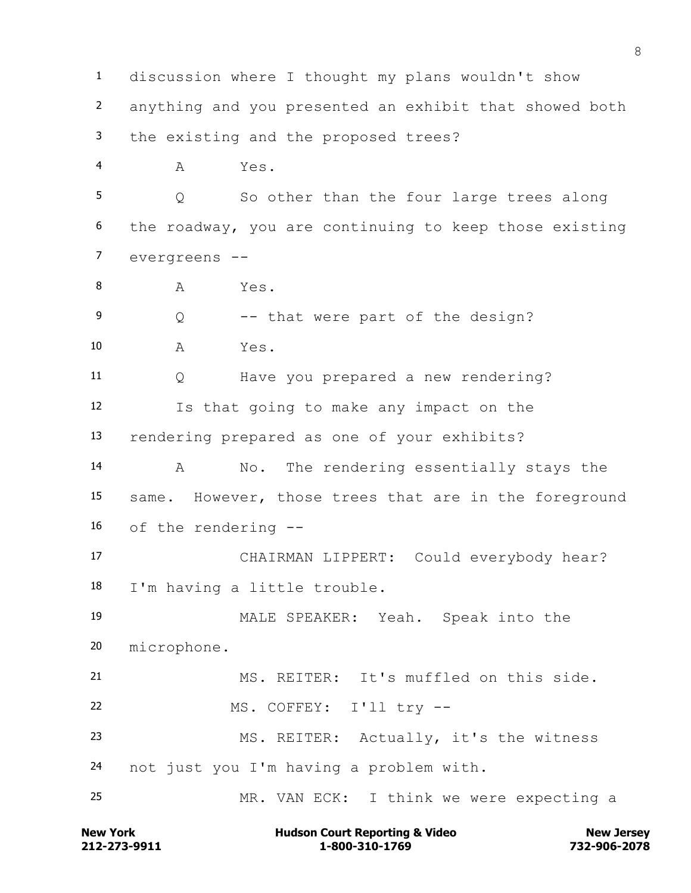discussion where I thought my plans wouldn't show anything and you presented an exhibit that showed both the existing and the proposed trees?

A Yes.

Q So other than the four large trees along the roadway, you are continuing to keep those existing evergreens --

A Yes.

Q -- that were part of the design?

A Yes.

Q Have you prepared a new rendering?

Is that going to make any impact on the rendering prepared as one of your exhibits?

A No. The rendering essentially stays the same. However, those trees that are in the foreground of the rendering --

CHAIRMAN LIPPERT: Could everybody hear? I'm having a little trouble.

MALE SPEAKER: Yeah. Speak into the microphone.

MS. REITER: It's muffled on this side.

MS. COFFEY: I'll try --

MS. REITER: Actually, it's the witness not just you I'm having a problem with.

MR. VAN ECK: I think we were expecting a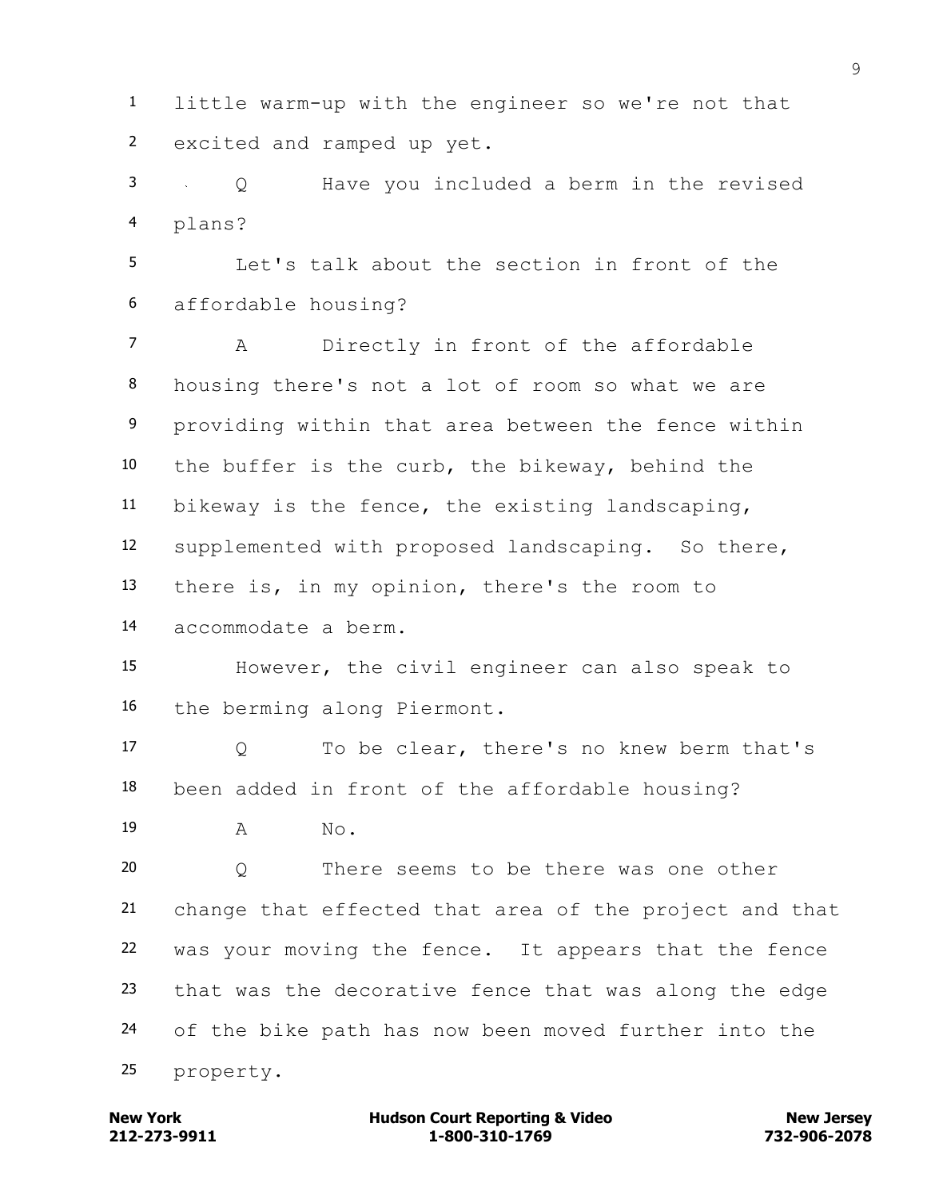1 little warm-up with the engineer so we're not that
2 excited and ramped up yet.

3 Q Have you included a berm in the revised
4 plans?

5 Let's talk about the section in front of the
6 affordable housing?

7 A Directly in front of the affordable
8 housing there's not a lot of room so what we are
9 providing within that area between the fence within
10 the buffer is the curb, the bikeway, behind the
11 bikeway is the fence, the existing landscaping,
12 supplemented with proposed landscaping. So there,
13 there is, in my opinion, there's the room to
14 accommodate a berm.

15 However, the civil engineer can also speak to
16 the berming along Piermont.

17 Q To be clear, there's no knew berm that's
18 been added in front of the affordable housing?

19 A No.

20 Q There seems to be there was one other
21 change that effected that area of the project and that
22 was your moving the fence. It appears that the fence
23 that was the decorative fence that was along the edge
24 of the bike path has now been moved further into the
25 property.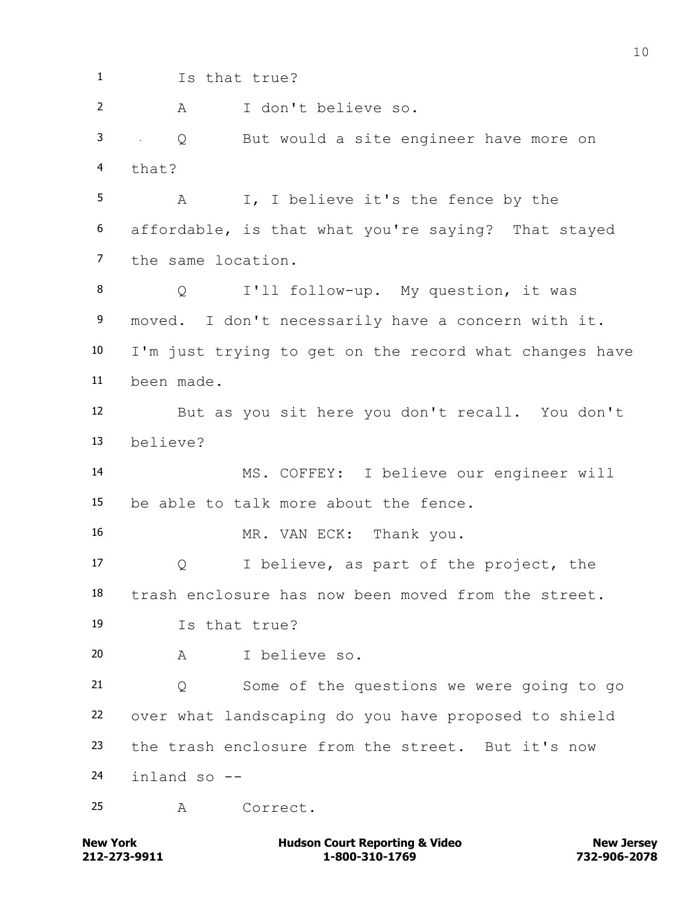1 Is that true?

2 A I don't believe so.

3 Q But would a site engineer have more on

4 that?

5 A I, I believe it's the fence by the

6 affordable, is that what you're saying? That stayed

7 the same location.

8 Q I'll follow-up. My question, it was

9 moved. I don't necessarily have a concern with it.

10 I'm just trying to get on the record what changes have

11 been made.

12 But as you sit here you don't recall. You don't

13 believe?

14 MS. COFFEY: I believe our engineer will

15 be able to talk more about the fence.

16 MR. VAN ECK: Thank you.

17 Q I believe, as part of the project, the

18 trash enclosure has now been moved from the street.

19 Is that true?

20 A I believe so.

21 Q Some of the questions we were going to go

22 over what landscaping do you have proposed to shield

23 the trash enclosure from the street. But it's now

24 inland so --

25 A Correct.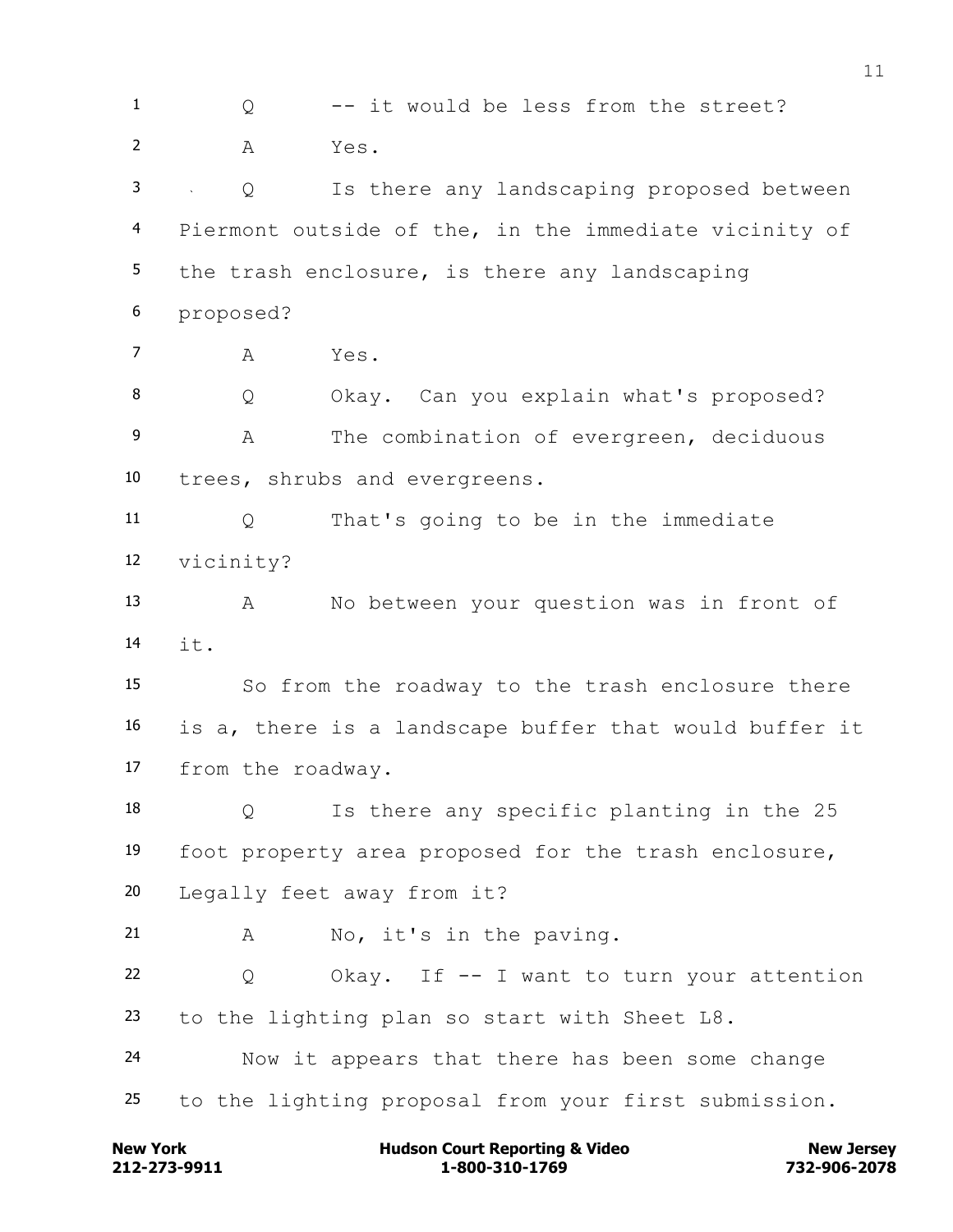Q -- it would be less from the street?

A Yes.

Q Is there any landscaping proposed between Piermont outside of the, in the immediate vicinity of the trash enclosure, is there any landscaping proposed?

A Yes.

Q Okay. Can you explain what's proposed?

A The combination of evergreen, deciduous trees, shrubs and evergreens.

Q That's going to be in the immediate vicinity?

A No between your question was in front of it.

So from the roadway to the trash enclosure there is a, there is a landscape buffer that would buffer it from the roadway.

Q Is there any specific planting in the 25 foot property area proposed for the trash enclosure, Legally feet away from it?

A No, it's in the paving.

Q Okay. If -- I want to turn your attention to the lighting plan so start with Sheet L8.

Now it appears that there has been some change to the lighting proposal from your first submission.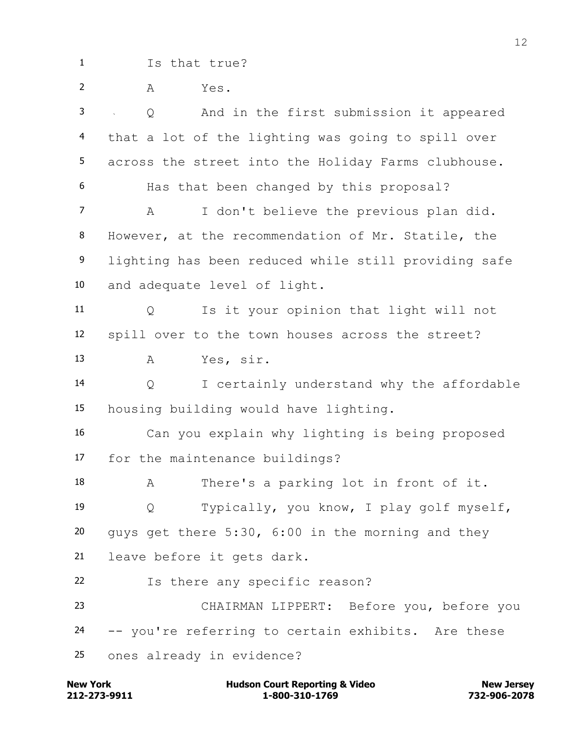1 Is that true?

2 A Yes.

3 Q And in the first submission it appeared

4 that a lot of the lighting was going to spill over

5 across the street into the Holiday Farms clubhouse.

6 Has that been changed by this proposal?

7 A I don't believe the previous plan did.

8 However, at the recommendation of Mr. Statile, the

9 lighting has been reduced while still providing safe

10 and adequate level of light.

11 Q Is it your opinion that light will not

12 spill over to the town houses across the street?

13 A Yes, sir.

14 Q I certainly understand why the affordable

15 housing building would have lighting.

16 Can you explain why lighting is being proposed

17 for the maintenance buildings?

18 A There's a parking lot in front of it.

19 Q Typically, you know, I play golf myself,

20 guys get there 5:30, 6:00 in the morning and they

21 leave before it gets dark.

22 Is there any specific reason?

23 CHAIRMAN LIPPERT: Before you, before you

24 -- you're referring to certain exhibits. Are these

25 ones already in evidence?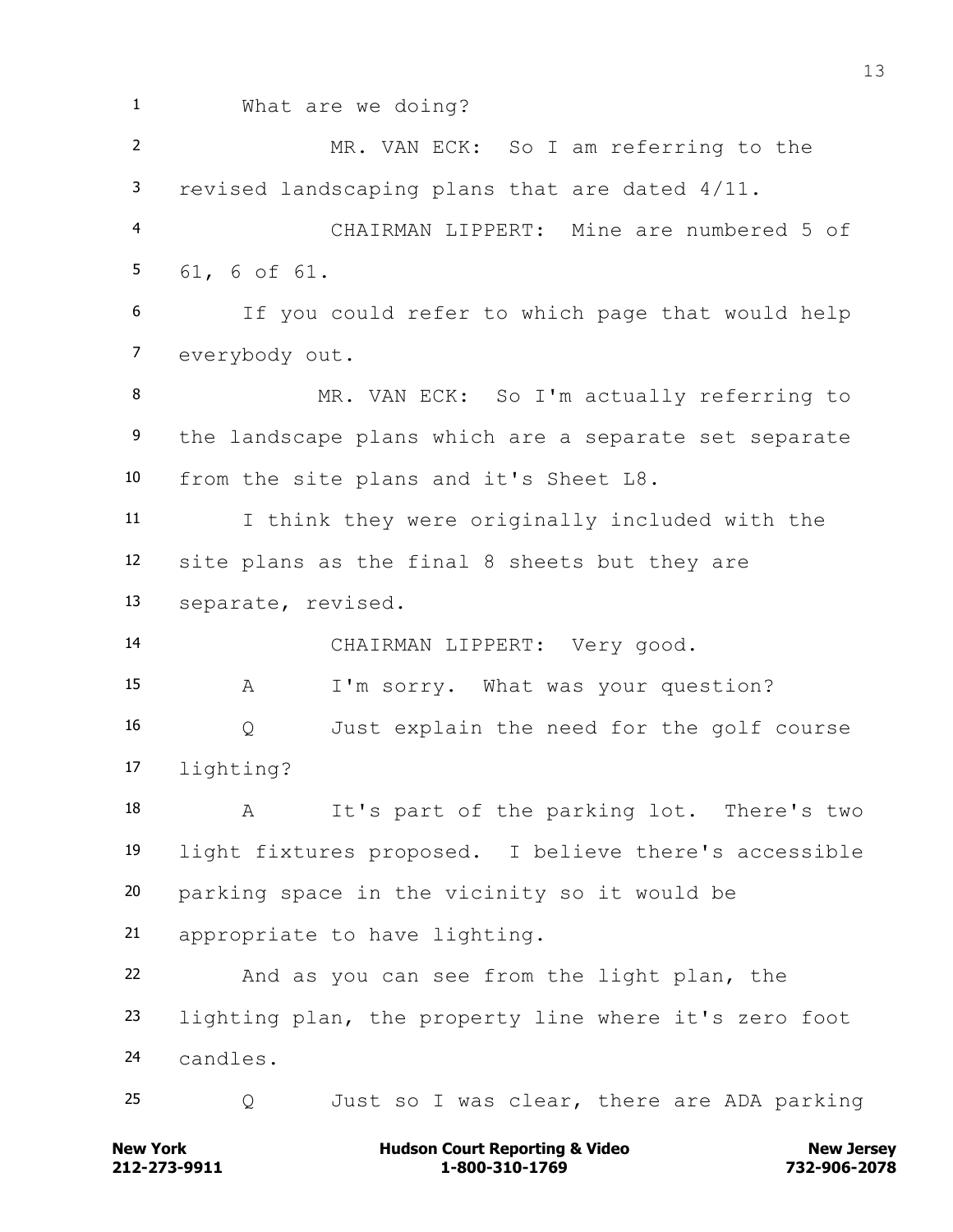What are we doing?

MR. VAN ECK: So I am referring to the revised landscaping plans that are dated 4/11.

CHAIRMAN LIPPERT: Mine are numbered 5 of 61, 6 of 61.

If you could refer to which page that would help everybody out.

MR. VAN ECK: So I'm actually referring to the landscape plans which are a separate set separate from the site plans and it's Sheet L8.

I think they were originally included with the site plans as the final 8 sheets but they are separate, revised.

CHAIRMAN LIPPERT: Very good.

A I'm sorry. What was your question?

Q Just explain the need for the golf course lighting?

A It's part of the parking lot. There's two light fixtures proposed. I believe there's accessible parking space in the vicinity so it would be appropriate to have lighting.

And as you can see from the light plan, the lighting plan, the property line where it's zero foot candles.

Q Just so I was clear, there are ADA parking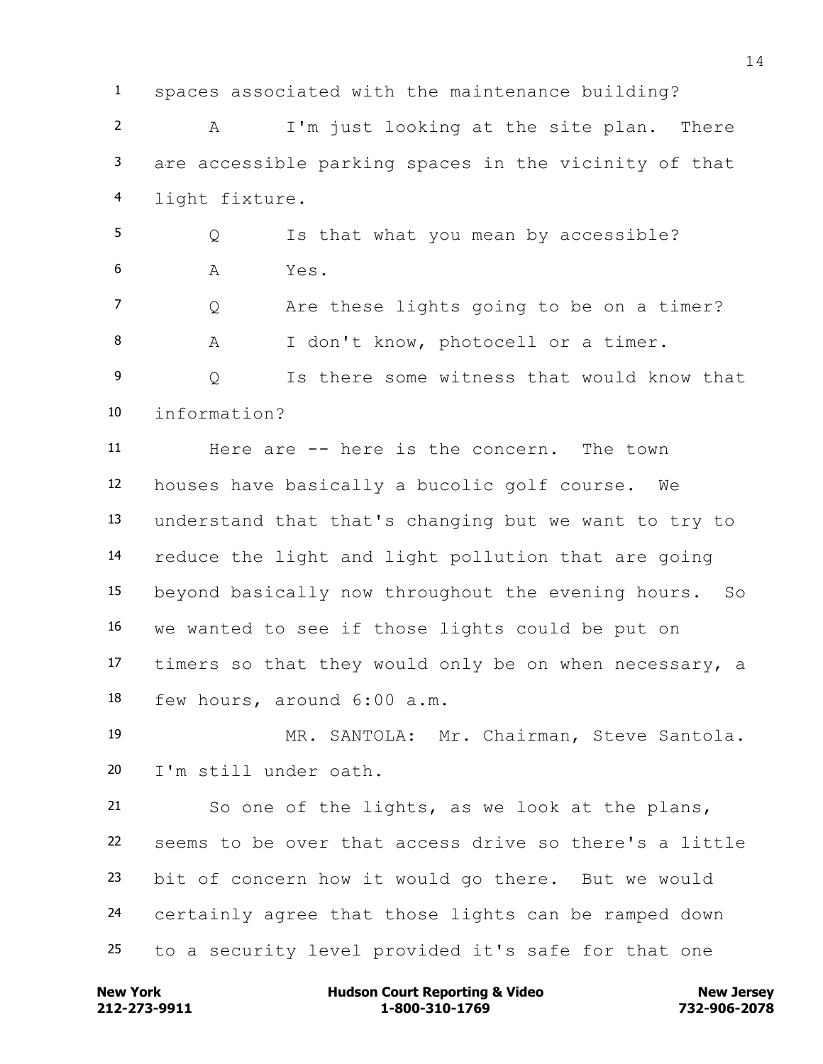1 spaces associated with the maintenance building?

2 A I'm just looking at the site plan. There

3 are accessible parking spaces in the vicinity of that

4 light fixture.

5 Q Is that what you mean by accessible?

6 A Yes.

7 Q Are these lights going to be on a timer?

8 A I don't know, photocell or a timer.

9 Q Is there some witness that would know that

10 information?

11 Here are -- here is the concern. The town

12 houses have basically a bucolic golf course. We

13 understand that that's changing but we want to try to

14 reduce the light and light pollution that are going

15 beyond basically now throughout the evening hours. So

16 we wanted to see if those lights could be put on

17 timers so that they would only be on when necessary, a

18 few hours, around 6:00 a.m.

19 MR. SANTOLA: Mr. Chairman, Steve Santola.

20 I'm still under oath.

21 So one of the lights, as we look at the plans,

22 seems to be over that access drive so there's a little

23 bit of concern how it would go there. But we would

24 certainly agree that those lights can be ramped down

25 to a security level provided it's safe for that one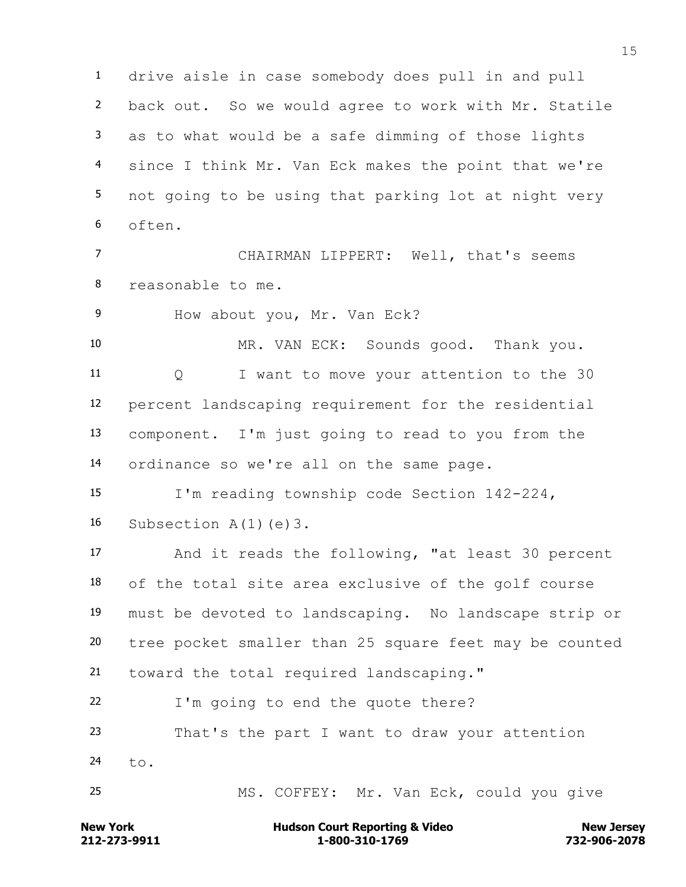drive aisle in case somebody does pull in and pull back out. So we would agree to work with Mr. Statile as to what would be a safe dimming of those lights since I think Mr. Van Eck makes the point that we're not going to be using that parking lot at night very often.

CHAIRMAN LIPPERT: Well, that's seems reasonable to me.

How about you, Mr. Van Eck?

MR. VAN ECK: Sounds good. Thank you.

Q I want to move your attention to the 30 percent landscaping requirement for the residential component. I'm just going to read to you from the ordinance so we're all on the same page.

I'm reading township code Section 142-224, Subsection A(1)(e)3.

And it reads the following, "at least 30 percent of the total site area exclusive of the golf course must be devoted to landscaping. No landscape strip or tree pocket smaller than 25 square feet may be counted toward the total required landscaping."

I'm going to end the quote there?

That's the part I want to draw your attention to.

MS. COFFEY: Mr. Van Eck, could you give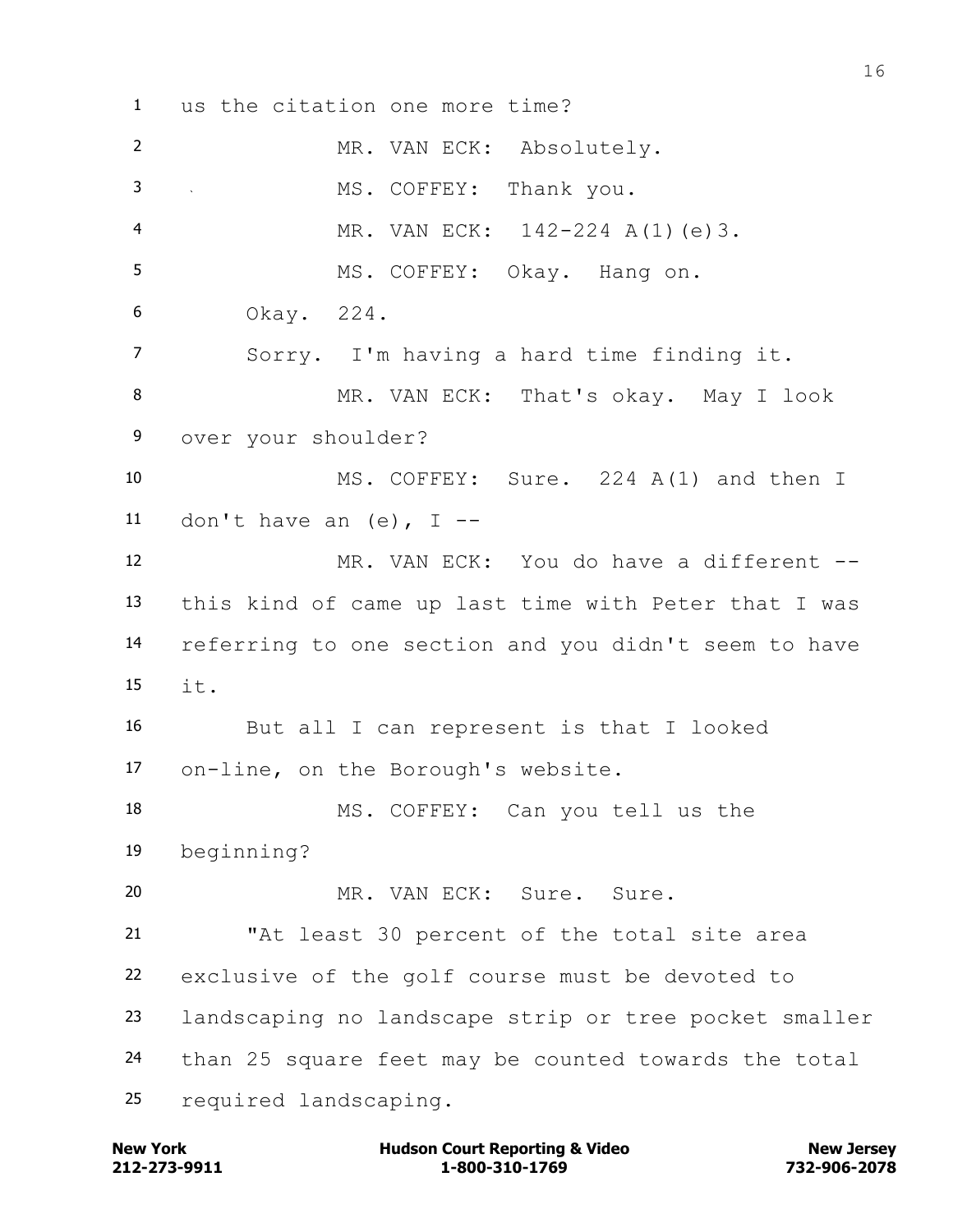1 us the citation one more time?

2 MR. VAN ECK: Absolutely.

3 MS. COFFEY: Thank you.

4 MR. VAN ECK: 142-224 A(1)(e)3.

5 MS. COFFEY: Okay. Hang on.

6 Okay. 224.

7 Sorry. I'm having a hard time finding it.

8 MR. VAN ECK: That's okay. May I look

9 over your shoulder?

10 MS. COFFEY: Sure. 224 A(1) and then I

11 don't have an (e), I --

12 MR. VAN ECK: You do have a different --

13 this kind of came up last time with Peter that I was

14 referring to one section and you didn't seem to have

15 it.

16 But all I can represent is that I looked

17 on-line, on the Borough's website.

18 MS. COFFEY: Can you tell us the

19 beginning?

20 MR. VAN ECK: Sure. Sure.

21 "At least 30 percent of the total site area

22 exclusive of the golf course must be devoted to

23 landscaping no landscape strip or tree pocket smaller

24 than 25 square feet may be counted towards the total

25 required landscaping.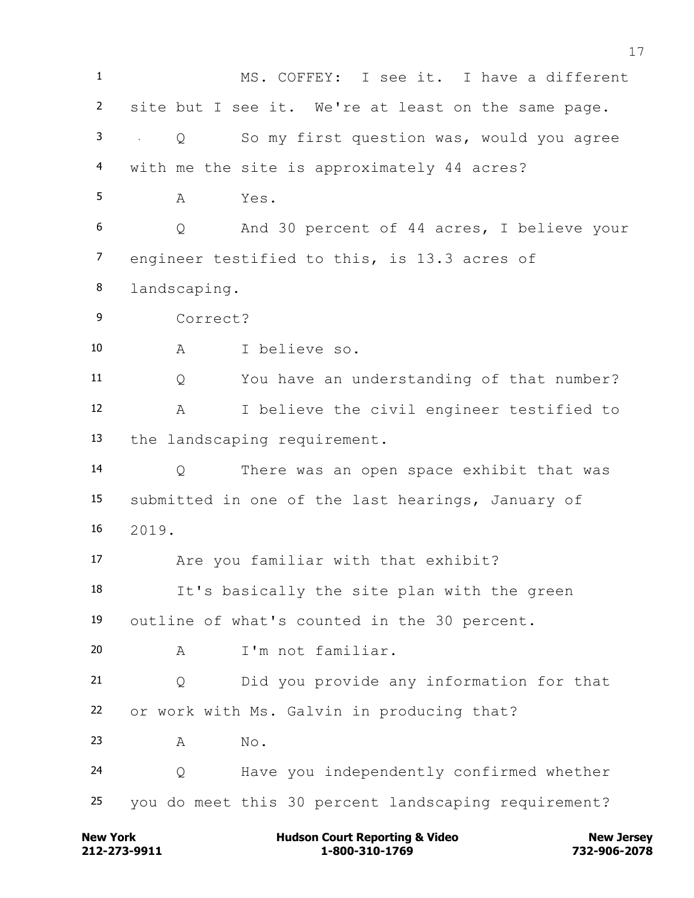MS. COFFEY: I see it. I have a different site but I see it. We're at least on the same page.

Q So my first question was, would you agree with me the site is approximately 44 acres?

A Yes.

Q And 30 percent of 44 acres, I believe your engineer testified to this, is 13.3 acres of landscaping.

Correct?

A I believe so.

Q You have an understanding of that number?

A I believe the civil engineer testified to the landscaping requirement.

Q There was an open space exhibit that was submitted in one of the last hearings, January of 2019.

Are you familiar with that exhibit?

It's basically the site plan with the green outline of what's counted in the 30 percent.

A I'm not familiar.

Q Did you provide any information for that or work with Ms. Galvin in producing that?

A No.

Q Have you independently confirmed whether you do meet this 30 percent landscaping requirement?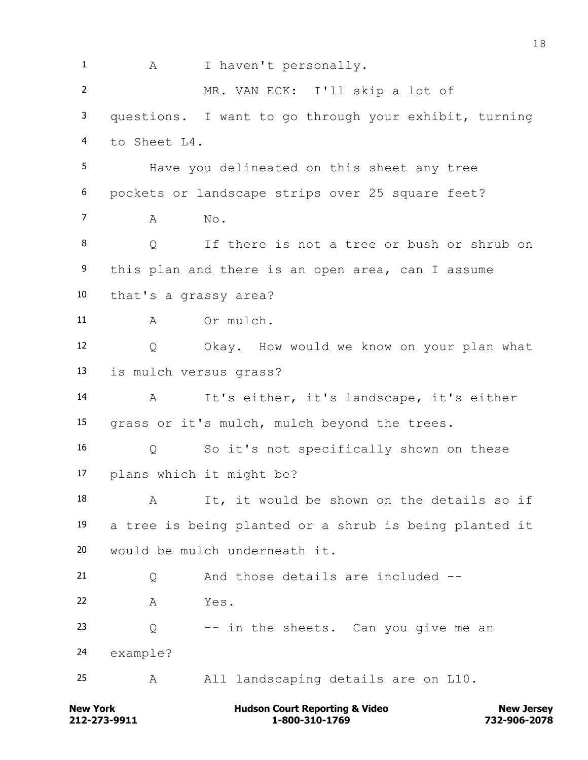A I haven't personally.

MR. VAN ECK: I'll skip a lot of questions. I want to go through your exhibit, turning to Sheet L4.

Have you delineated on this sheet any tree pockets or landscape strips over 25 square feet?

A No.

Q If there is not a tree or bush or shrub on this plan and there is an open area, can I assume that's a grassy area?

A Or mulch.

Q Okay. How would we know on your plan what is mulch versus grass?

A It's either, it's landscape, it's either grass or it's mulch, mulch beyond the trees.

Q So it's not specifically shown on these plans which it might be?

A It, it would be shown on the details so if a tree is being planted or a shrub is being planted it would be mulch underneath it.

Q And those details are included --

A Yes.

Q -- in the sheets. Can you give me an example?

A All landscaping details are on L10.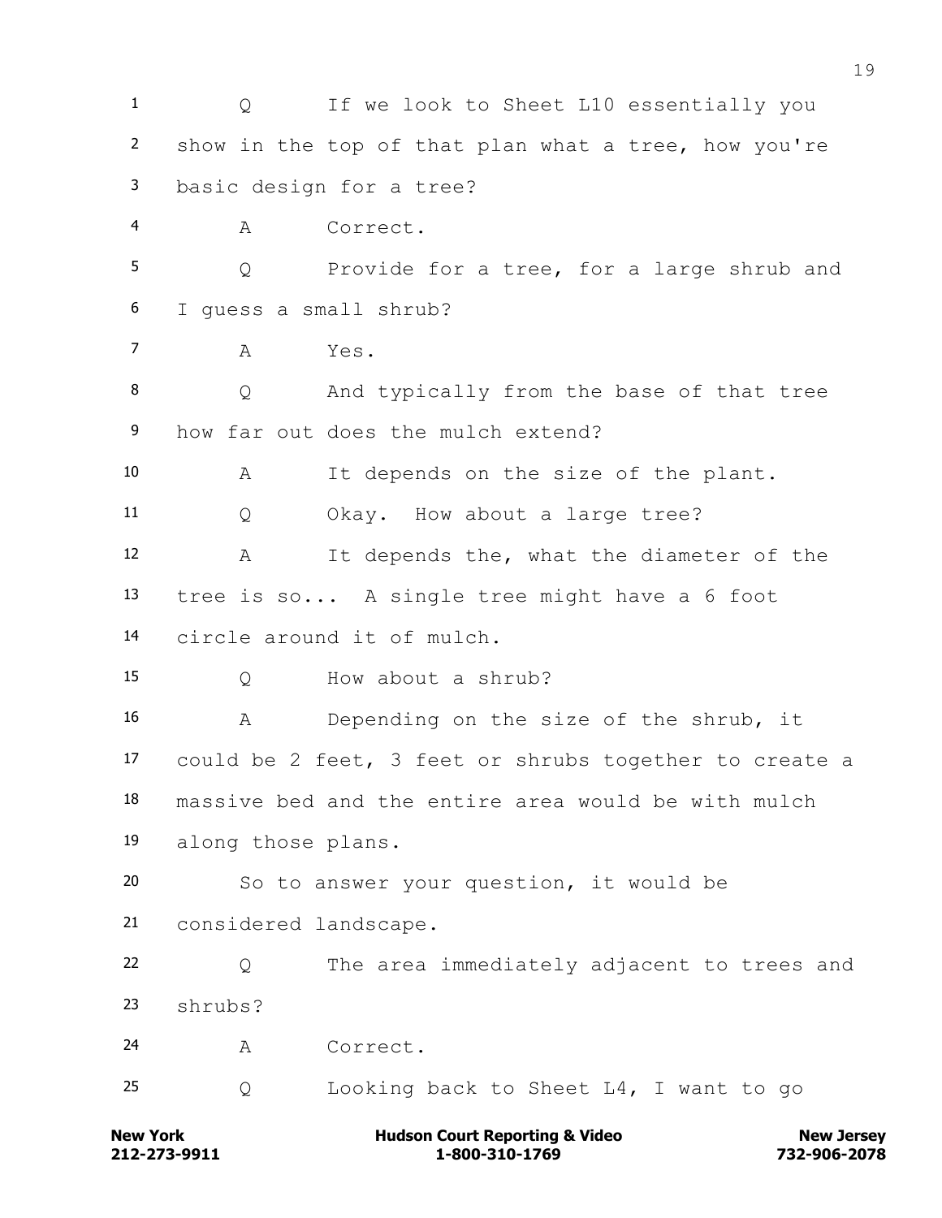1 Q If we look to Sheet L10 essentially you
2 show in the top of that plan what a tree, how you're
3 basic design for a tree?
4 A Correct.
5 Q Provide for a tree, for a large shrub and
6 I guess a small shrub?
7 A Yes.
8 Q And typically from the base of that tree
9 how far out does the mulch extend?
10 A It depends on the size of the plant.
11 Q Okay. How about a large tree?
12 A It depends the, what the diameter of the
13 tree is so... A single tree might have a 6 foot
14 circle around it of mulch.
15 Q How about a shrub?
16 A Depending on the size of the shrub, it
17 could be 2 feet, 3 feet or shrubs together to create a
18 massive bed and the entire area would be with mulch
19 along those plans.
20 So to answer your question, it would be
21 considered landscape.
22 Q The area immediately adjacent to trees and
23 shrubs?
24 A Correct.
25 Q Looking back to Sheet L4, I want to go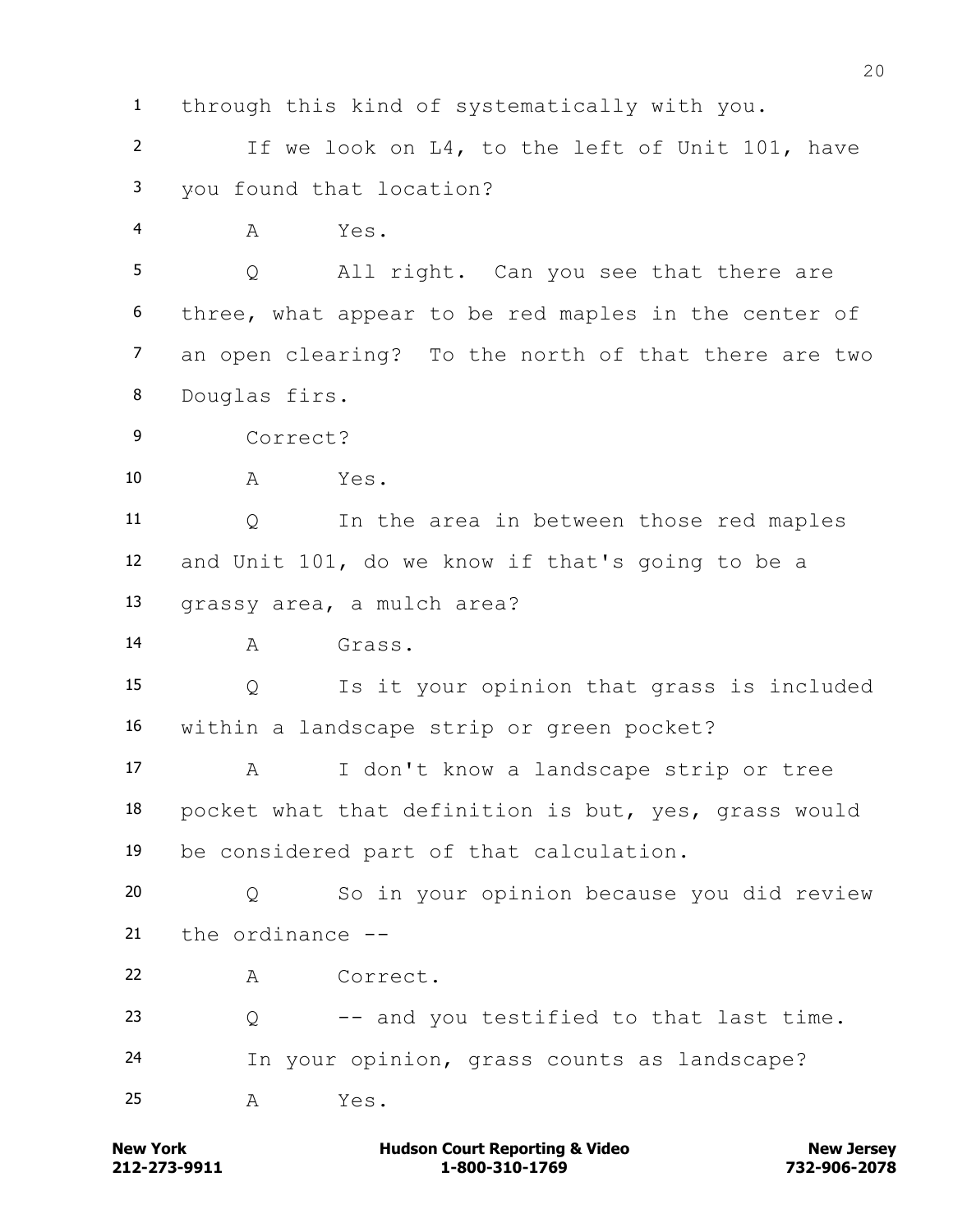1 through this kind of systematically with you.

2 If we look on L4, to the left of Unit 101, have

3 you found that location?

4 A Yes.

5 Q All right. Can you see that there are

6 three, what appear to be red maples in the center of

7 an open clearing? To the north of that there are two

8 Douglas firs.

9 Correct?

10 A Yes.

11 Q In the area in between those red maples

12 and Unit 101, do we know if that's going to be a

13 grassy area, a mulch area?

14 A Grass.

15 Q Is it your opinion that grass is included

16 within a landscape strip or green pocket?

17 A I don't know a landscape strip or tree

18 pocket what that definition is but, yes, grass would

19 be considered part of that calculation.

20 Q So in your opinion because you did review

21 the ordinance --

22 A Correct.

23 Q -- and you testified to that last time.

24 In your opinion, grass counts as landscape?

25 A Yes.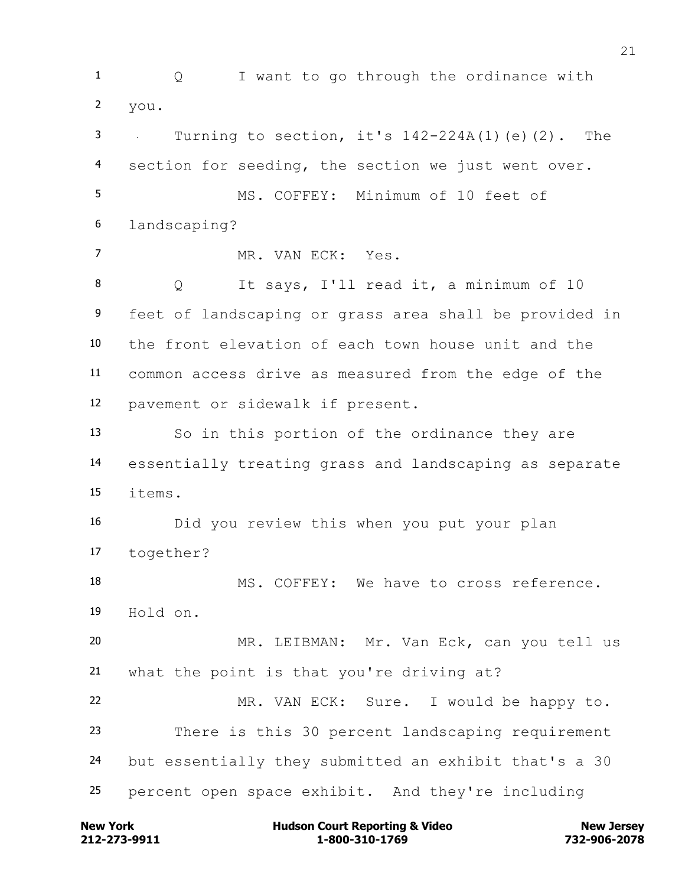Q I want to go through the ordinance with you.

Turning to section, it's 142-224A(1)(e)(2). The section for seeding, the section we just went over.

MS. COFFEY: Minimum of 10 feet of landscaping?

MR. VAN ECK: Yes.

Q It says, I'll read it, a minimum of 10 feet of landscaping or grass area shall be provided in the front elevation of each town house unit and the common access drive as measured from the edge of the pavement or sidewalk if present.

So in this portion of the ordinance they are essentially treating grass and landscaping as separate items.

Did you review this when you put your plan together?

MS. COFFEY: We have to cross reference. Hold on.

MR. LEIBMAN: Mr. Van Eck, can you tell us what the point is that you're driving at?

MR. VAN ECK: Sure. I would be happy to.

There is this 30 percent landscaping requirement but essentially they submitted an exhibit that's a 30 percent open space exhibit. And they're including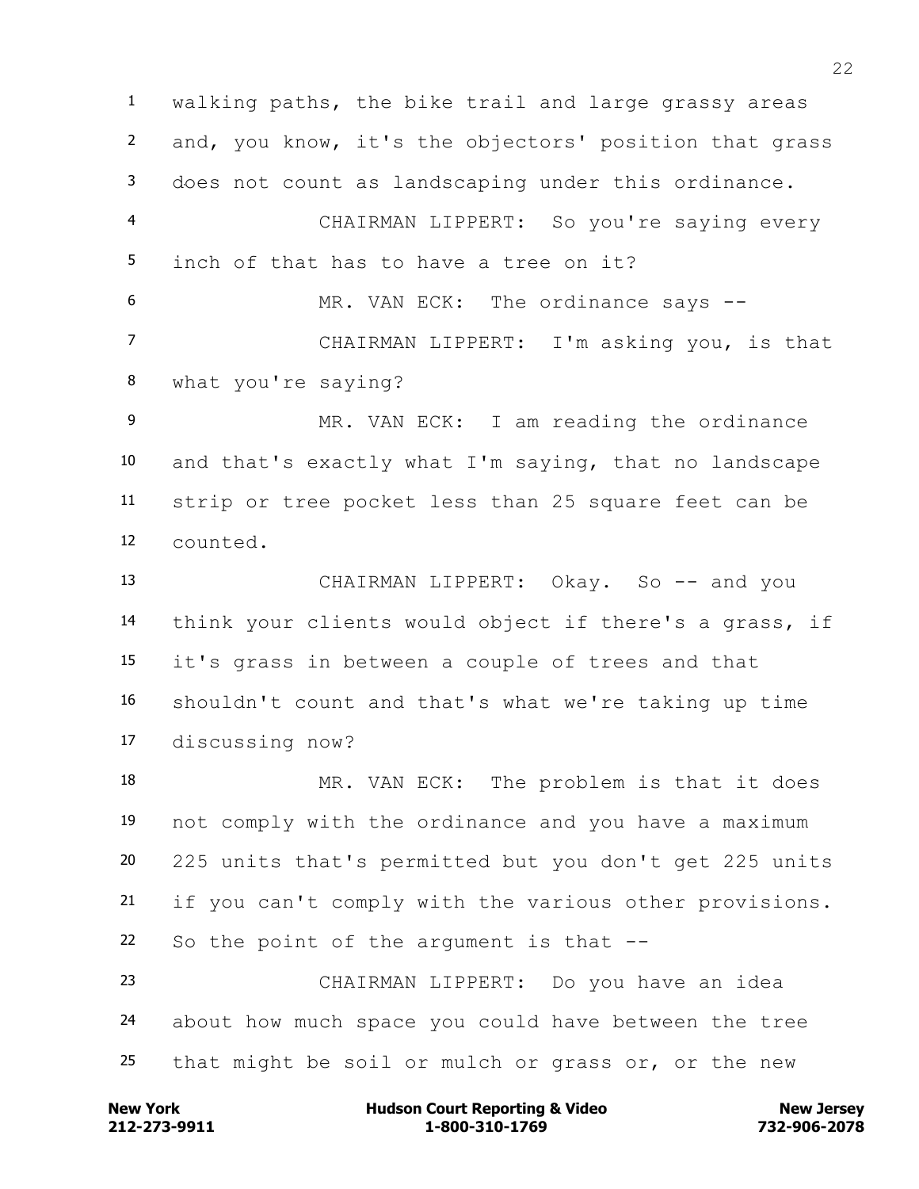walking paths, the bike trail and large grassy areas and, you know, it's the objectors' position that grass does not count as landscaping under this ordinance.

CHAIRMAN LIPPERT: So you're saying every inch of that has to have a tree on it?

MR. VAN ECK: The ordinance says --

CHAIRMAN LIPPERT: I'm asking you, is that what you're saying?

MR. VAN ECK: I am reading the ordinance and that's exactly what I'm saying, that no landscape strip or tree pocket less than 25 square feet can be counted.

CHAIRMAN LIPPERT: Okay. So -- and you think your clients would object if there's a grass, if it's grass in between a couple of trees and that shouldn't count and that's what we're taking up time discussing now?

MR. VAN ECK: The problem is that it does not comply with the ordinance and you have a maximum 225 units that's permitted but you don't get 225 units if you can't comply with the various other provisions. So the point of the argument is that --

CHAIRMAN LIPPERT: Do you have an idea about how much space you could have between the tree that might be soil or mulch or grass or, or the new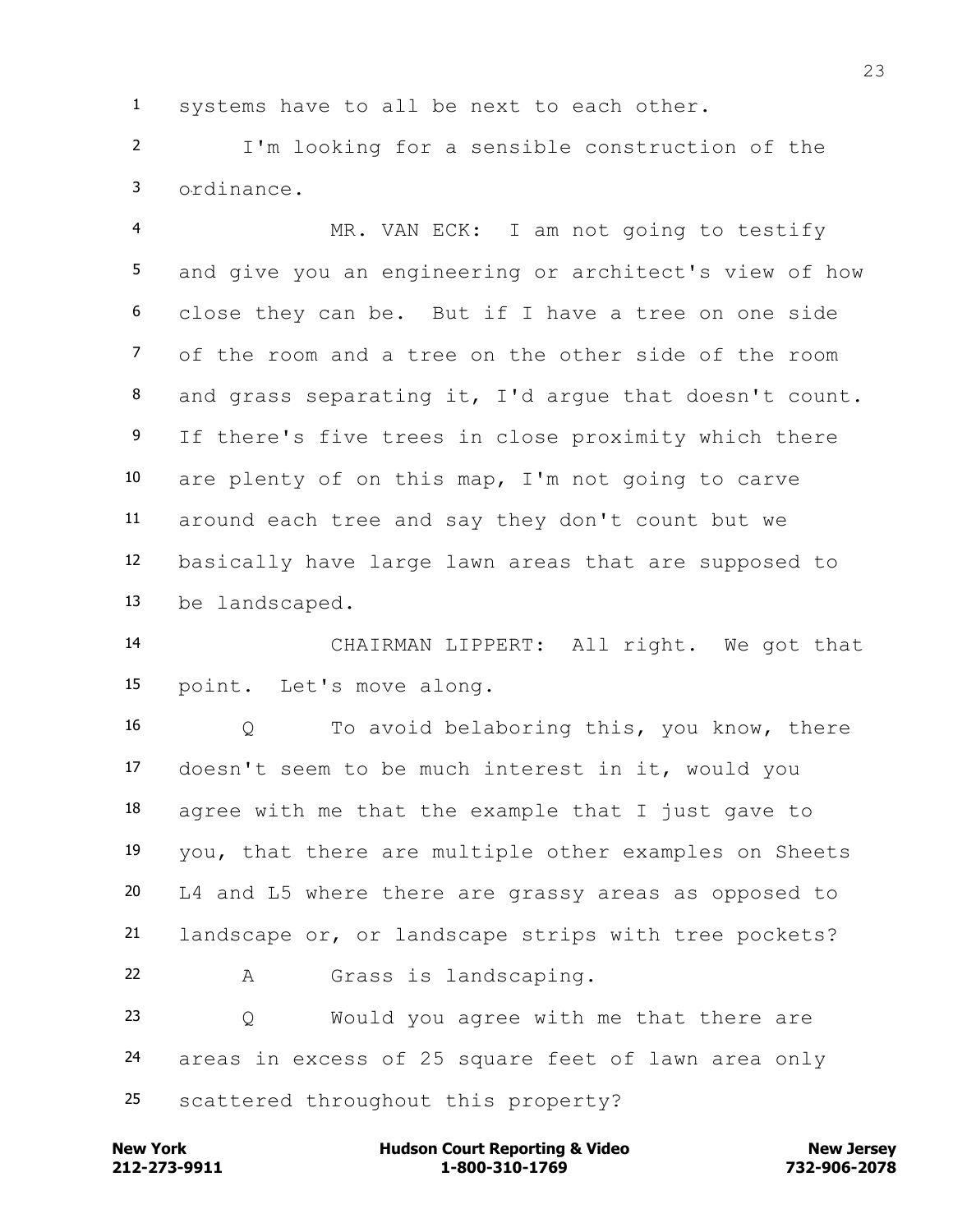1 systems have to all be next to each other.

2 I'm looking for a sensible construction of the

3 ordinance.

4 MR. VAN ECK: I am not going to testify

5 and give you an engineering or architect's view of how

6 close they can be. But if I have a tree on one side

7 of the room and a tree on the other side of the room

8 and grass separating it, I'd argue that doesn't count.

9 If there's five trees in close proximity which there

10 are plenty of on this map, I'm not going to carve

11 around each tree and say they don't count but we

12 basically have large lawn areas that are supposed to

13 be landscaped.

14 CHAIRMAN LIPPERT: All right. We got that

15 point. Let's move along.

16 Q To avoid belaboring this, you know, there

17 doesn't seem to be much interest in it, would you

18 agree with me that the example that I just gave to

19 you, that there are multiple other examples on Sheets

20 L4 and L5 where there are grassy areas as opposed to

21 landscape or, or landscape strips with tree pockets?

22 A Grass is landscaping.

23 Q Would you agree with me that there are

24 areas in excess of 25 square feet of lawn area only

25 scattered throughout this property?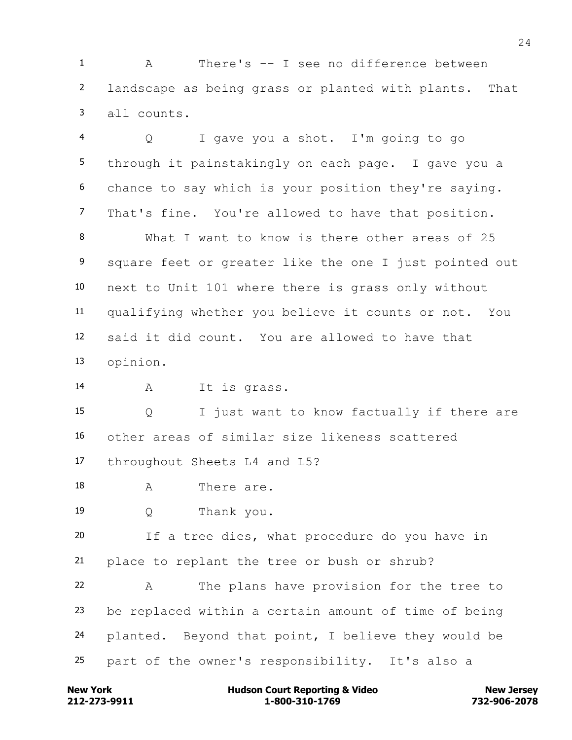1 A There's -- I see no difference between
2 landscape as being grass or planted with plants. That
3 all counts.

4 Q I gave you a shot. I'm going to go
5 through it painstakingly on each page. I gave you a
6 chance to say which is your position they're saying.
7 That's fine. You're allowed to have that position.

8 What I want to know is there other areas of 25
9 square feet or greater like the one I just pointed out
10 next to Unit 101 where there is grass only without
11 qualifying whether you believe it counts or not. You
12 said it did count. You are allowed to have that
13 opinion.

14 A It is grass.

15 Q I just want to know factually if there are
16 other areas of similar size likeness scattered
17 throughout Sheets L4 and L5?

18 A There are.

19 Q Thank you.

20 If a tree dies, what procedure do you have in
21 place to replant the tree or bush or shrub?

22 A The plans have provision for the tree to
23 be replaced within a certain amount of time of being
24 planted. Beyond that point, I believe they would be
25 part of the owner's responsibility. It's also a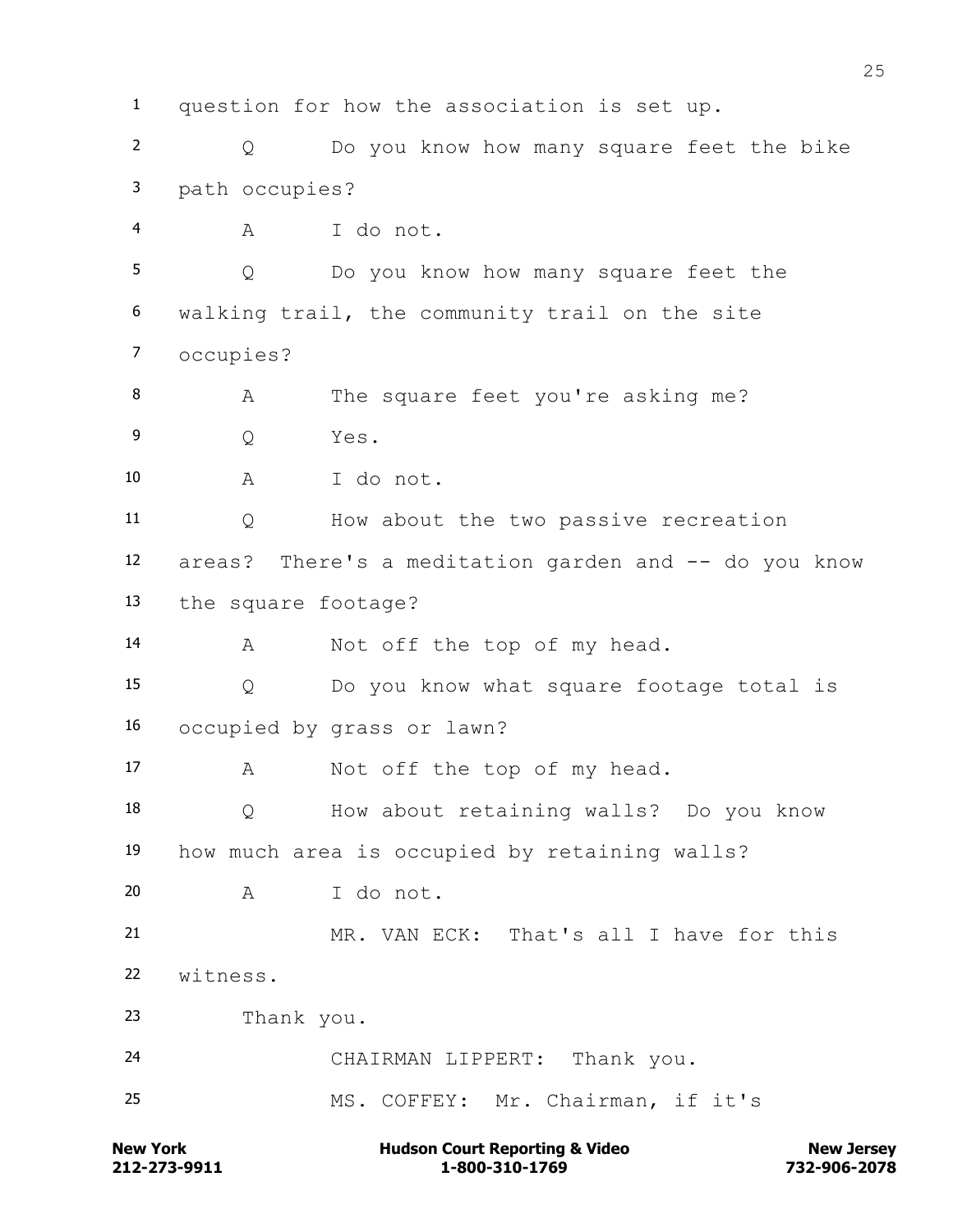1 question for how the association is set up.

2 Q Do you know how many square feet the bike

3 path occupies?

4 A I do not.

5 Q Do you know how many square feet the

6 walking trail, the community trail on the site

7 occupies?

8 A The square feet you're asking me?

9 Q Yes.

10 A I do not.

11 Q How about the two passive recreation

12 areas? There's a meditation garden and -- do you know

13 the square footage?

14 A Not off the top of my head.

15 Q Do you know what square footage total is

16 occupied by grass or lawn?

17 A Not off the top of my head.

18 Q How about retaining walls? Do you know

19 how much area is occupied by retaining walls?

20 A I do not.

21 MR. VAN ECK: That's all I have for this

22 witness.

23 Thank you.

24 CHAIRMAN LIPPERT: Thank you.

25 MS. COFFEY: Mr. Chairman, if it's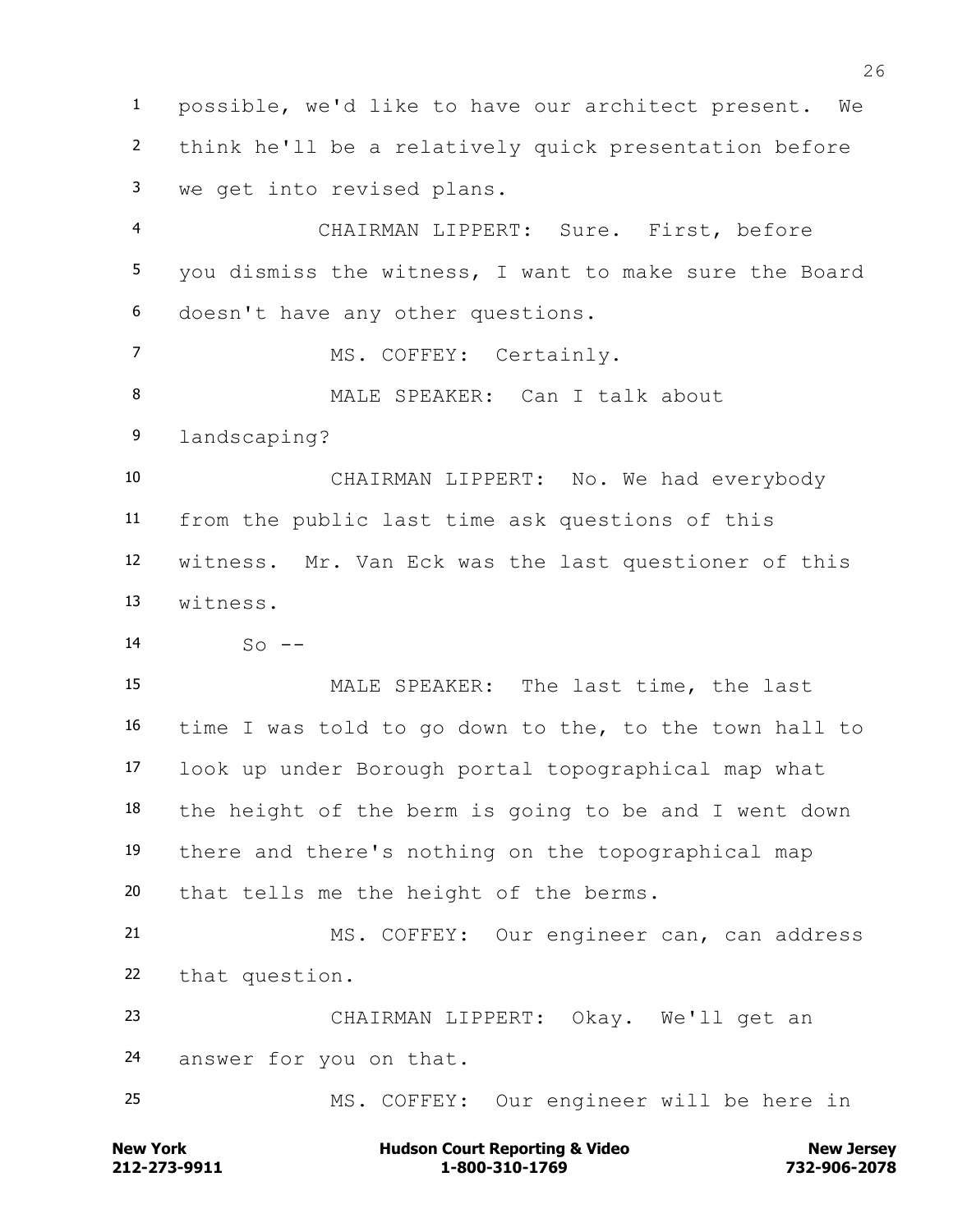possible, we'd like to have our architect present. We think he'll be a relatively quick presentation before we get into revised plans.

CHAIRMAN LIPPERT: Sure. First, before you dismiss the witness, I want to make sure the Board doesn't have any other questions.

MS. COFFEY: Certainly.

MALE SPEAKER: Can I talk about landscaping?

CHAIRMAN LIPPERT: No. We had everybody from the public last time ask questions of this witness. Mr. Van Eck was the last questioner of this witness.

So --

MALE SPEAKER: The last time, the last time I was told to go down to the, to the town hall to look up under Borough portal topographical map what the height of the berm is going to be and I went down there and there's nothing on the topographical map that tells me the height of the berms.

MS. COFFEY: Our engineer can, can address that question.

CHAIRMAN LIPPERT: Okay. We'll get an answer for you on that.

MS. COFFEY: Our engineer will be here in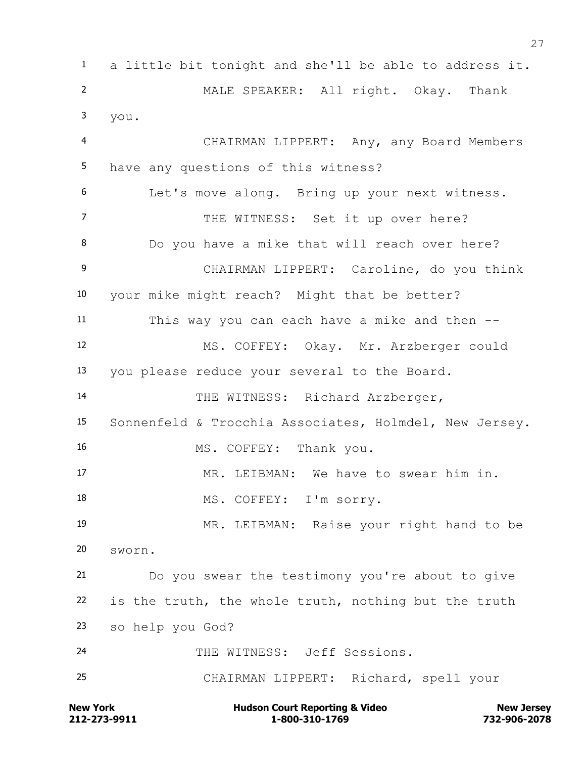1 a little bit tonight and she'll be able to address it.

2 MALE SPEAKER: All right. Okay. Thank

3 you.

4 CHAIRMAN LIPPERT: Any, any Board Members

5 have any questions of this witness?

6 Let's move along. Bring up your next witness.

7 THE WITNESS: Set it up over here?

8 Do you have a mike that will reach over here?

9 CHAIRMAN LIPPERT: Caroline, do you think

10 your mike might reach? Might that be better?

11 This way you can each have a mike and then --

12 MS. COFFEY: Okay. Mr. Arzberger could

13 you please reduce your several to the Board.

14 THE WITNESS: Richard Arzberger,

15 Sonnenfeld & Trocchia Associates, Holmdel, New Jersey.

16 MS. COFFEY: Thank you.

17 MR. LEIBMAN: We have to swear him in.

18 MS. COFFEY: I'm sorry.

19 MR. LEIBMAN: Raise your right hand to be

20 sworn.

21 Do you swear the testimony you're about to give

22 is the truth, the whole truth, nothing but the truth

23 so help you God?

24 THE WITNESS: Jeff Sessions.

25 CHAIRMAN LIPPERT: Richard, spell your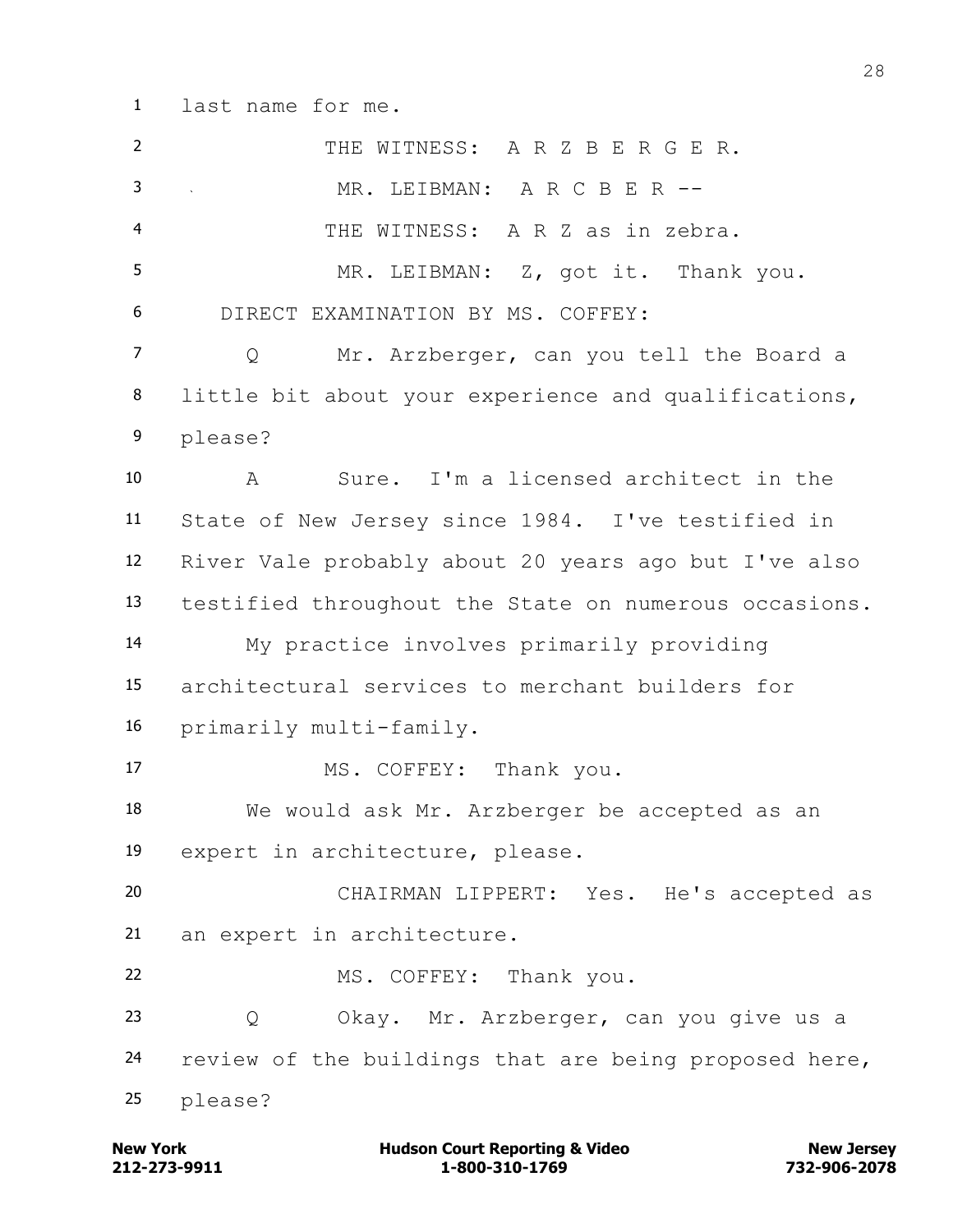last name for me.

THE WITNESS: A R Z B E R G E R.

MR. LEIBMAN: A R C B E R --

THE WITNESS: A R Z as in zebra.

MR. LEIBMAN: Z, got it. Thank you.

DIRECT EXAMINATION BY MS. COFFEY:

Q Mr. Arzberger, can you tell the Board a little bit about your experience and qualifications, please?

A Sure. I'm a licensed architect in the State of New Jersey since 1984. I've testified in River Vale probably about 20 years ago but I've also testified throughout the State on numerous occasions.

My practice involves primarily providing architectural services to merchant builders for primarily multi-family.

MS. COFFEY: Thank you.

We would ask Mr. Arzberger be accepted as an expert in architecture, please.

CHAIRMAN LIPPERT: Yes. He's accepted as an expert in architecture.

MS. COFFEY: Thank you.

Q Okay. Mr. Arzberger, can you give us a review of the buildings that are being proposed here, please?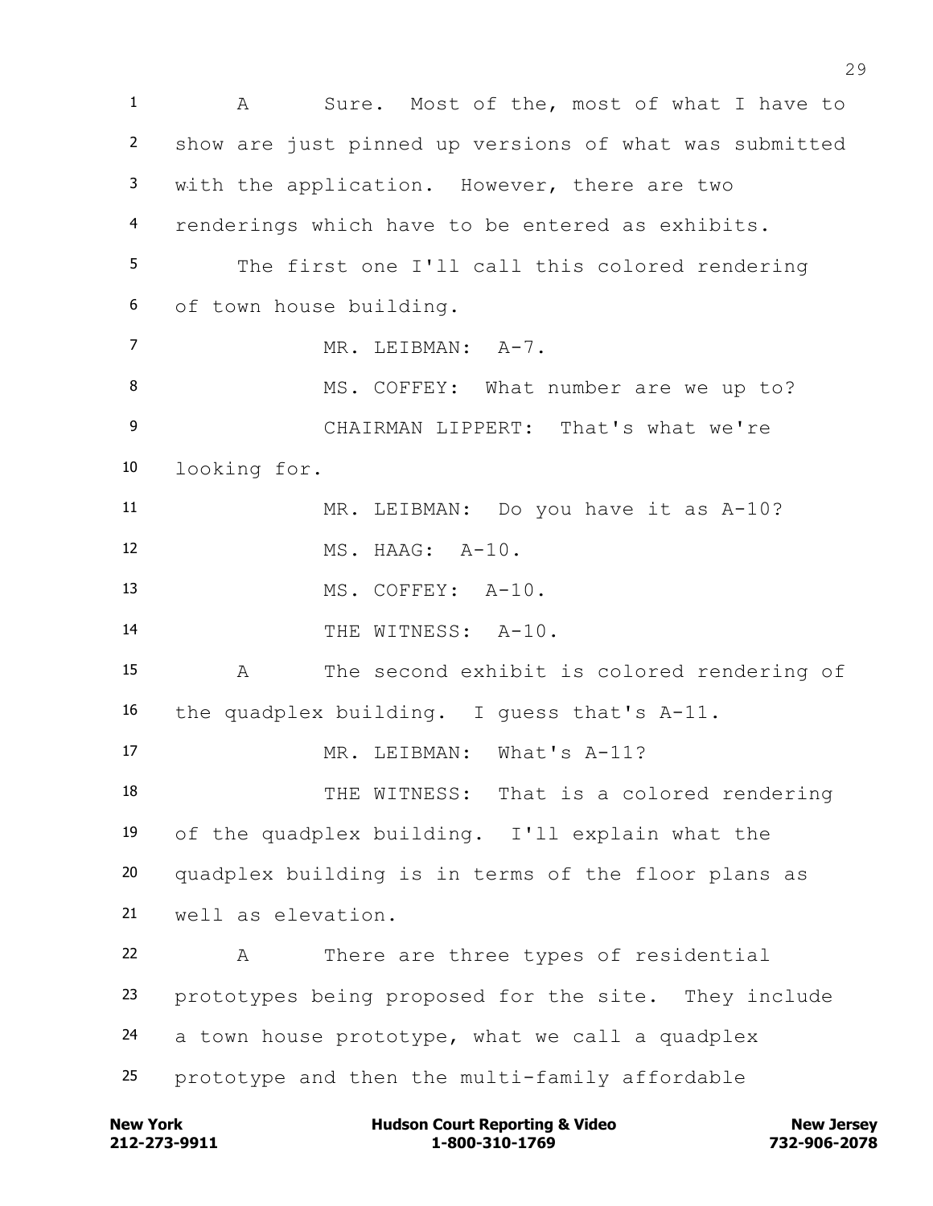A Sure. Most of the, most of what I have to show are just pinned up versions of what was submitted with the application. However, there are two renderings which have to be entered as exhibits.

The first one I'll call this colored rendering of town house building.

MR. LEIBMAN: A-7.

MS. COFFEY: What number are we up to?

CHAIRMAN LIPPERT: That's what we're looking for.

MR. LEIBMAN: Do you have it as A-10?

MS. HAAG: A-10.

MS. COFFEY: A-10.

THE WITNESS: A-10.

A The second exhibit is colored rendering of the quadplex building. I guess that's A-11.

MR. LEIBMAN: What's A-11?

THE WITNESS: That is a colored rendering of the quadplex building. I'll explain what the quadplex building is in terms of the floor plans as well as elevation.

A There are three types of residential prototypes being proposed for the site. They include a town house prototype, what we call a quadplex prototype and then the multi-family affordable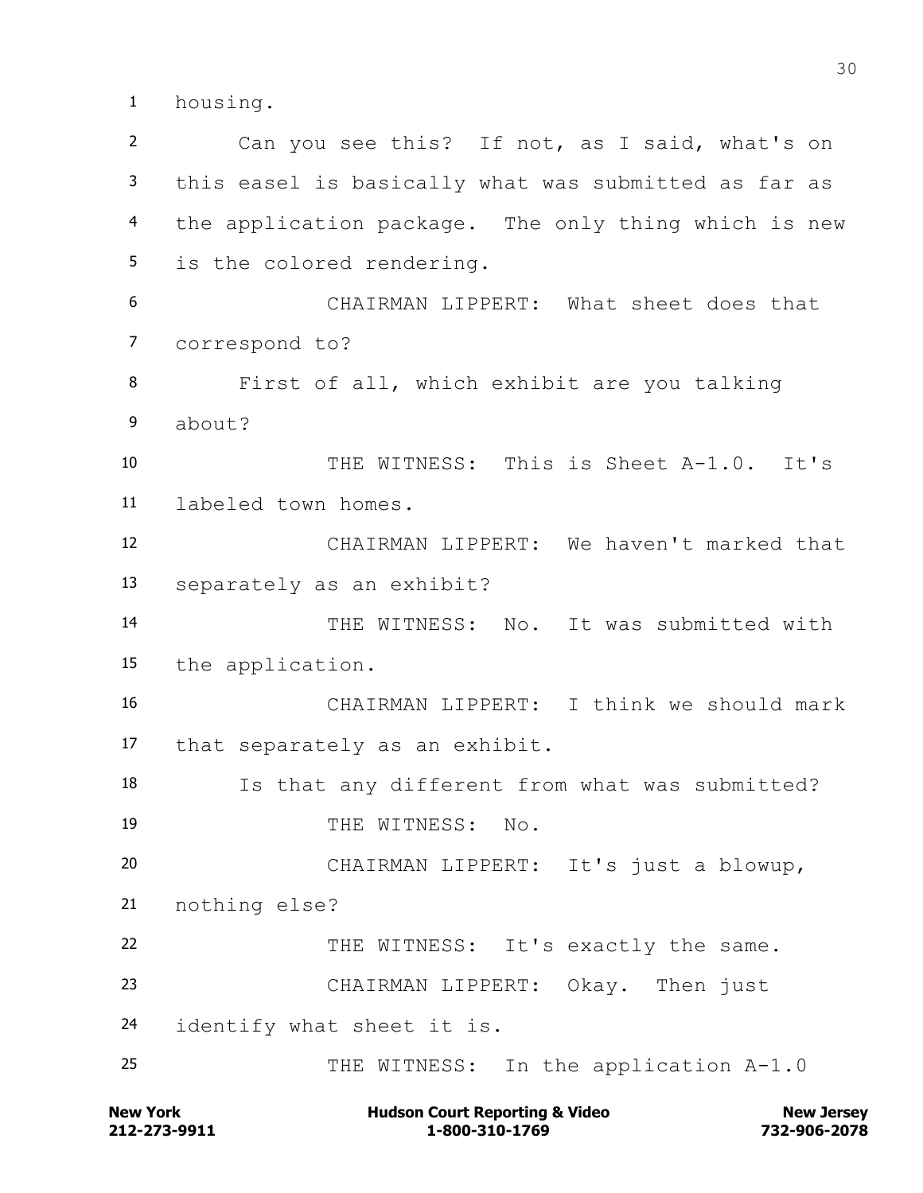1 housing.

2 Can you see this? If not, as I said, what's on

3 this easel is basically what was submitted as far as

4 the application package. The only thing which is new

5 is the colored rendering.

6 CHAIRMAN LIPPERT: What sheet does that

7 correspond to?

8 First of all, which exhibit are you talking

9 about?

10 THE WITNESS: This is Sheet A-1.0. It's

11 labeled town homes.

12 CHAIRMAN LIPPERT: We haven't marked that

13 separately as an exhibit?

14 THE WITNESS: No. It was submitted with

15 the application.

16 CHAIRMAN LIPPERT: I think we should mark

17 that separately as an exhibit.

18 Is that any different from what was submitted?

19 THE WITNESS: No.

20 CHAIRMAN LIPPERT: It's just a blowup,

21 nothing else?

22 THE WITNESS: It's exactly the same.

23 CHAIRMAN LIPPERT: Okay. Then just

24 identify what sheet it is.

25 THE WITNESS: In the application A-1.0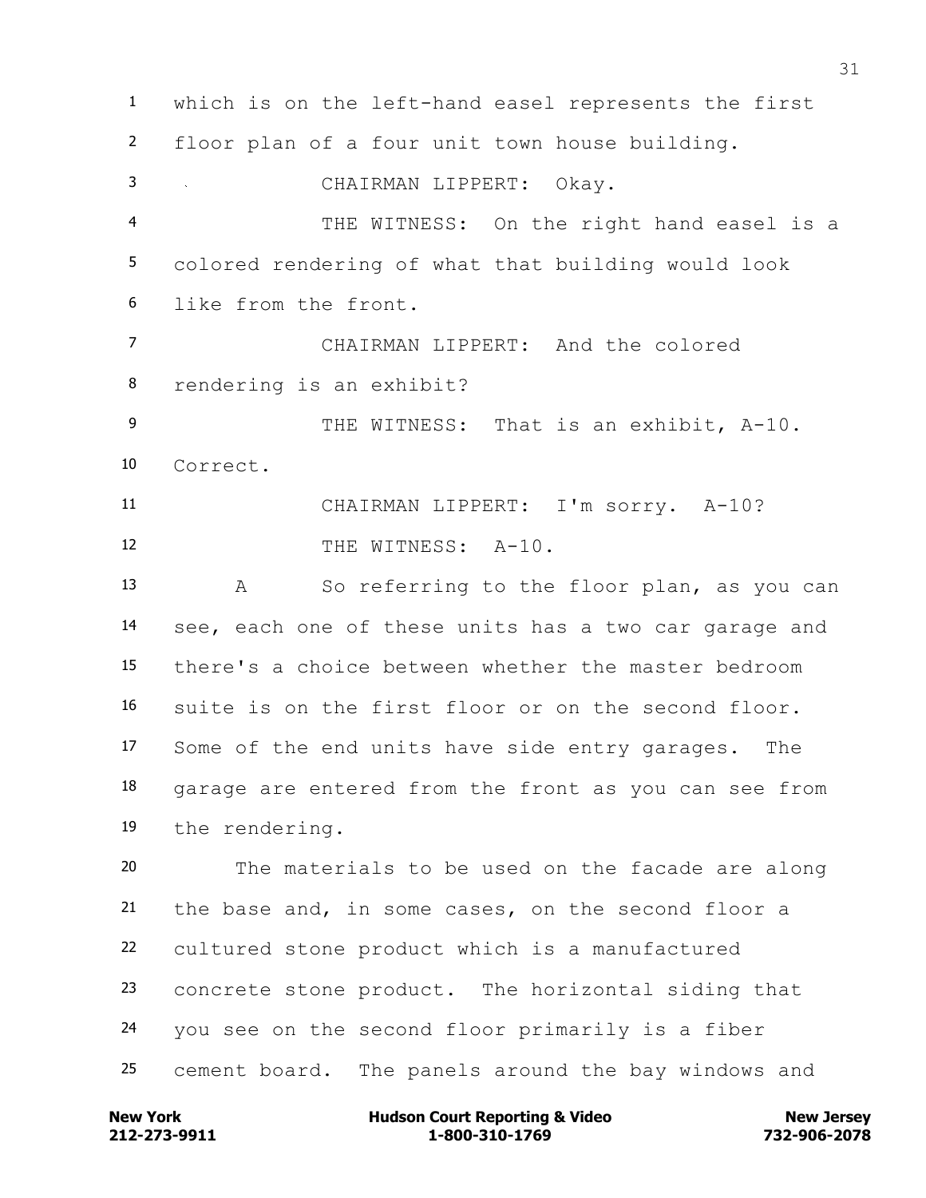which is on the left-hand easel represents the first floor plan of a four unit town house building.

CHAIRMAN LIPPERT: Okay.

THE WITNESS: On the right hand easel is a colored rendering of what that building would look like from the front.

CHAIRMAN LIPPERT: And the colored rendering is an exhibit?

THE WITNESS: That is an exhibit, A-10. Correct.

CHAIRMAN LIPPERT: I'm sorry. A-10?

THE WITNESS: A-10.

A So referring to the floor plan, as you can see, each one of these units has a two car garage and there's a choice between whether the master bedroom suite is on the first floor or on the second floor. Some of the end units have side entry garages. The garage are entered from the front as you can see from the rendering.

The materials to be used on the facade are along the base and, in some cases, on the second floor a cultured stone product which is a manufactured concrete stone product. The horizontal siding that you see on the second floor primarily is a fiber cement board. The panels around the bay windows and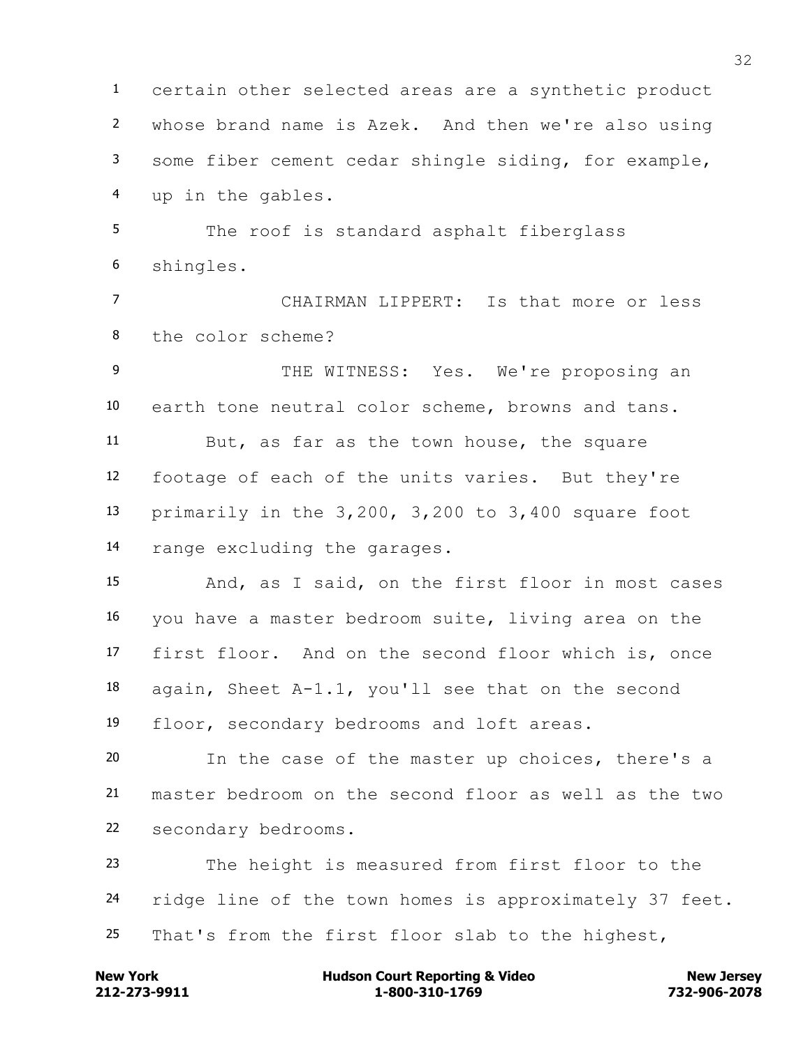certain other selected areas are a synthetic product whose brand name is Azek. And then we're also using some fiber cement cedar shingle siding, for example, up in the gables.

The roof is standard asphalt fiberglass shingles.

CHAIRMAN LIPPERT: Is that more or less the color scheme?

THE WITNESS: Yes. We're proposing an earth tone neutral color scheme, browns and tans.

But, as far as the town house, the square footage of each of the units varies. But they're primarily in the 3,200, 3,200 to 3,400 square foot range excluding the garages.

And, as I said, on the first floor in most cases you have a master bedroom suite, living area on the first floor. And on the second floor which is, once again, Sheet A-1.1, you'll see that on the second floor, secondary bedrooms and loft areas.

In the case of the master up choices, there's a master bedroom on the second floor as well as the two secondary bedrooms.

The height is measured from first floor to the ridge line of the town homes is approximately 37 feet. That's from the first floor slab to the highest,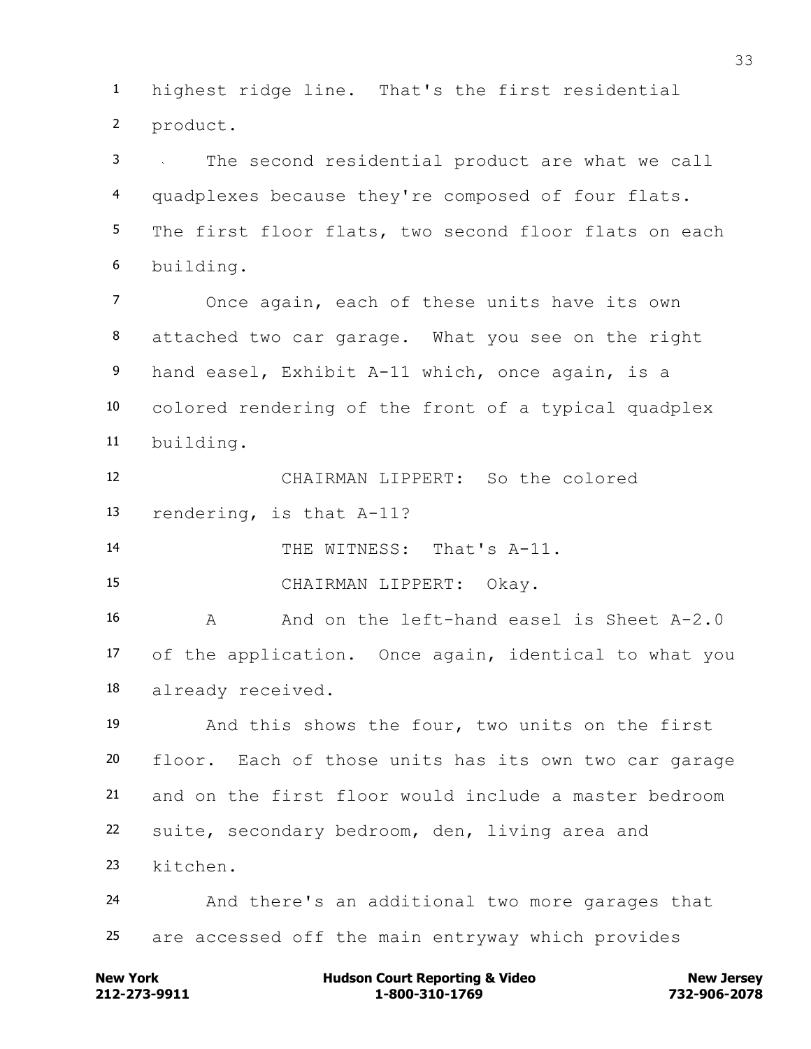highest ridge line. That's the first residential product.

The second residential product are what we call quadplexes because they're composed of four flats. The first floor flats, two second floor flats on each building.

Once again, each of these units have its own attached two car garage. What you see on the right hand easel, Exhibit A-11 which, once again, is a colored rendering of the front of a typical quadplex building.

CHAIRMAN LIPPERT: So the colored rendering, is that A-11?

THE WITNESS: That's A-11.

CHAIRMAN LIPPERT: Okay.

A And on the left-hand easel is Sheet A-2.0 of the application. Once again, identical to what you already received.

And this shows the four, two units on the first floor. Each of those units has its own two car garage and on the first floor would include a master bedroom suite, secondary bedroom, den, living area and kitchen.

And there's an additional two more garages that are accessed off the main entryway which provides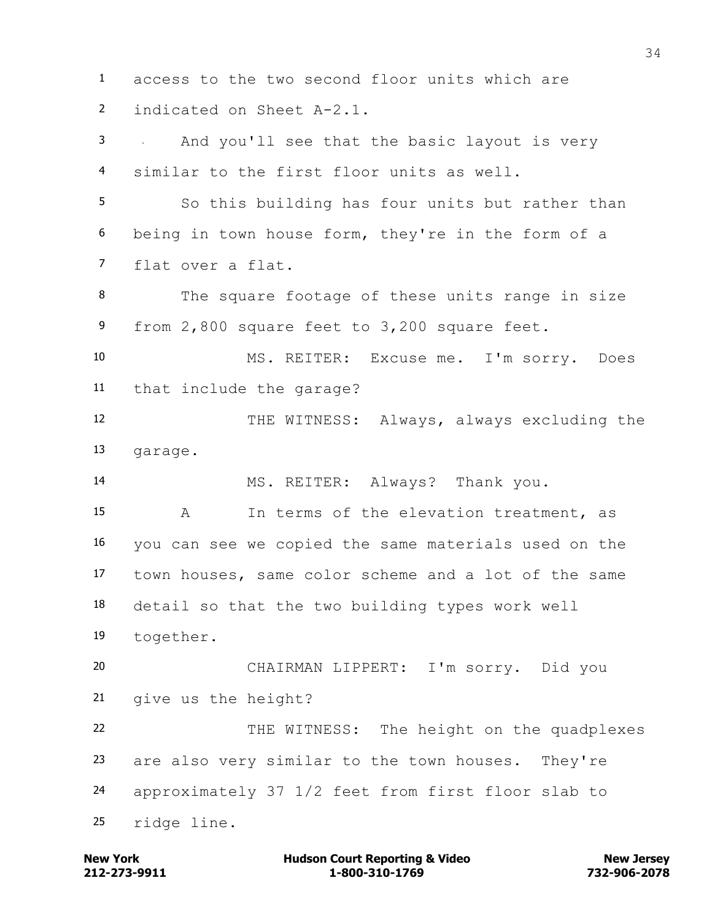access to the two second floor units which are indicated on Sheet A-2.1.

And you'll see that the basic layout is very similar to the first floor units as well.

So this building has four units but rather than being in town house form, they're in the form of a flat over a flat.

The square footage of these units range in size from 2,800 square feet to 3,200 square feet.

MS. REITER: Excuse me. I'm sorry. Does that include the garage?

THE WITNESS: Always, always excluding the garage.

MS. REITER: Always? Thank you.

A In terms of the elevation treatment, as you can see we copied the same materials used on the town houses, same color scheme and a lot of the same detail so that the two building types work well together.

CHAIRMAN LIPPERT: I'm sorry. Did you give us the height?

THE WITNESS: The height on the quadplexes are also very similar to the town houses. They're approximately 37 1/2 feet from first floor slab to ridge line.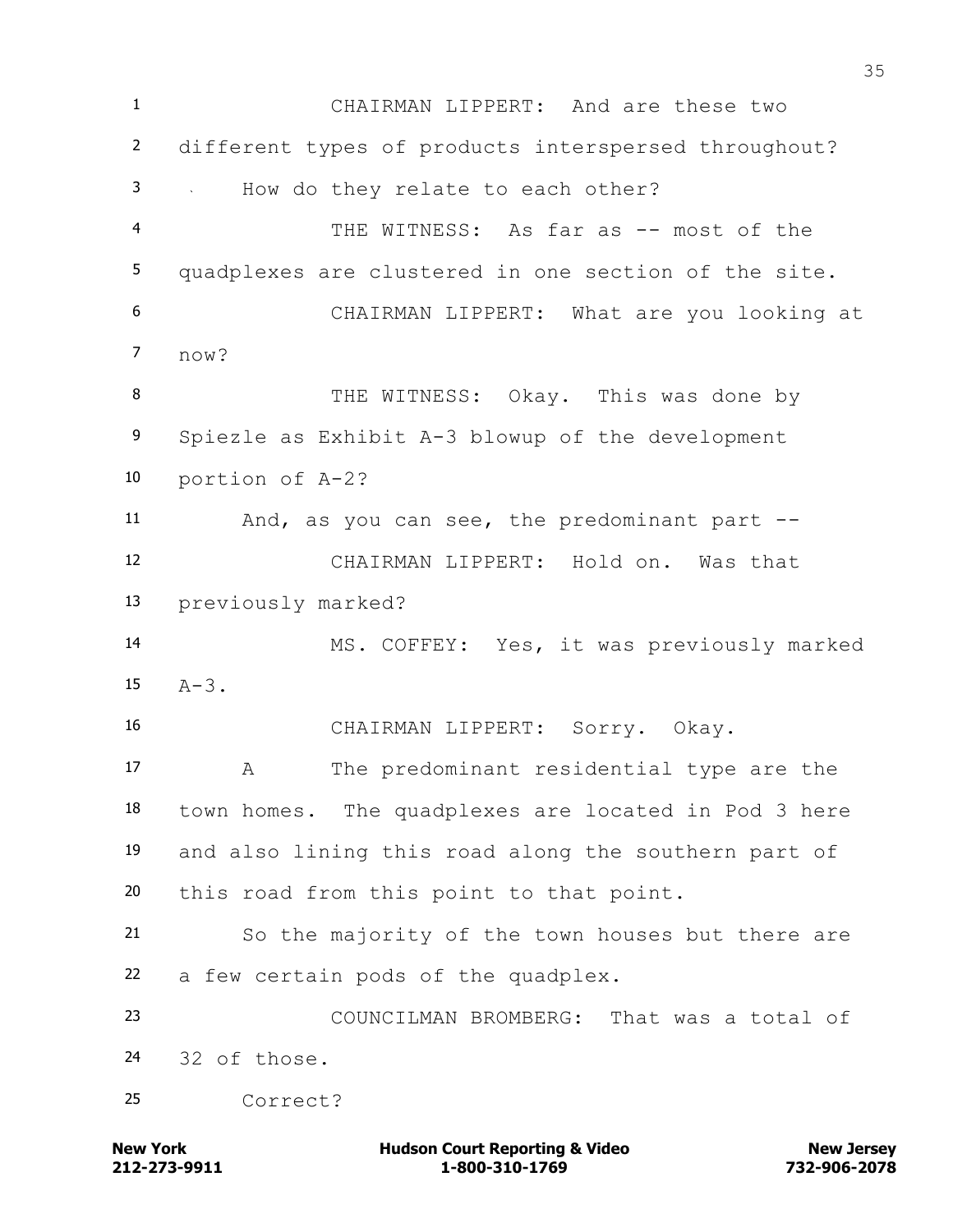CHAIRMAN LIPPERT: And are these two different types of products interspersed throughout?

How do they relate to each other?

THE WITNESS: As far as -- most of the quadplexes are clustered in one section of the site.

CHAIRMAN LIPPERT: What are you looking at now?

THE WITNESS: Okay. This was done by Spiezle as Exhibit A-3 blowup of the development portion of A-2?

And, as you can see, the predominant part --

CHAIRMAN LIPPERT: Hold on. Was that previously marked?

MS. COFFEY: Yes, it was previously marked A-3.

CHAIRMAN LIPPERT: Sorry. Okay.

A The predominant residential type are the town homes. The quadplexes are located in Pod 3 here and also lining this road along the southern part of this road from this point to that point.

So the majority of the town houses but there are a few certain pods of the quadplex.

COUNCILMAN BROMBERG: That was a total of 32 of those.

Correct?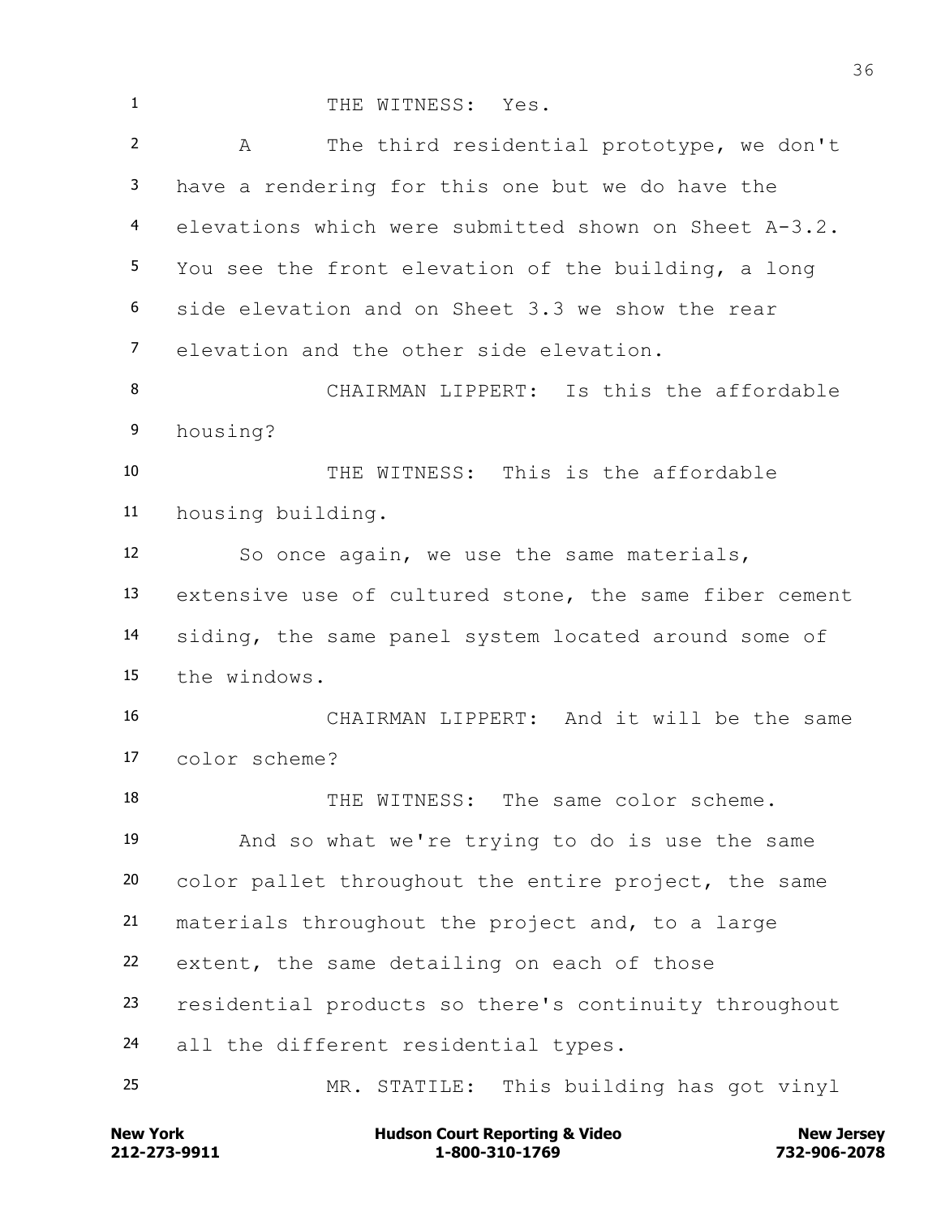1 THE WITNESS: Yes.

2 A The third residential prototype, we don't
3 have a rendering for this one but we do have the
4 elevations which were submitted shown on Sheet A-3.2.
5 You see the front elevation of the building, a long
6 side elevation and on Sheet 3.3 we show the rear
7 elevation and the other side elevation.

8 CHAIRMAN LIPPERT: Is this the affordable
9 housing?

10 THE WITNESS: This is the affordable
11 housing building.

12 So once again, we use the same materials,
13 extensive use of cultured stone, the same fiber cement
14 siding, the same panel system located around some of
15 the windows.

16 CHAIRMAN LIPPERT: And it will be the same
17 color scheme?

18 THE WITNESS: The same color scheme.

19 And so what we're trying to do is use the same
20 color pallet throughout the entire project, the same
21 materials throughout the project and, to a large
22 extent, the same detailing on each of those
23 residential products so there's continuity throughout
24 all the different residential types.

25 MR. STATILE: This building has got vinyl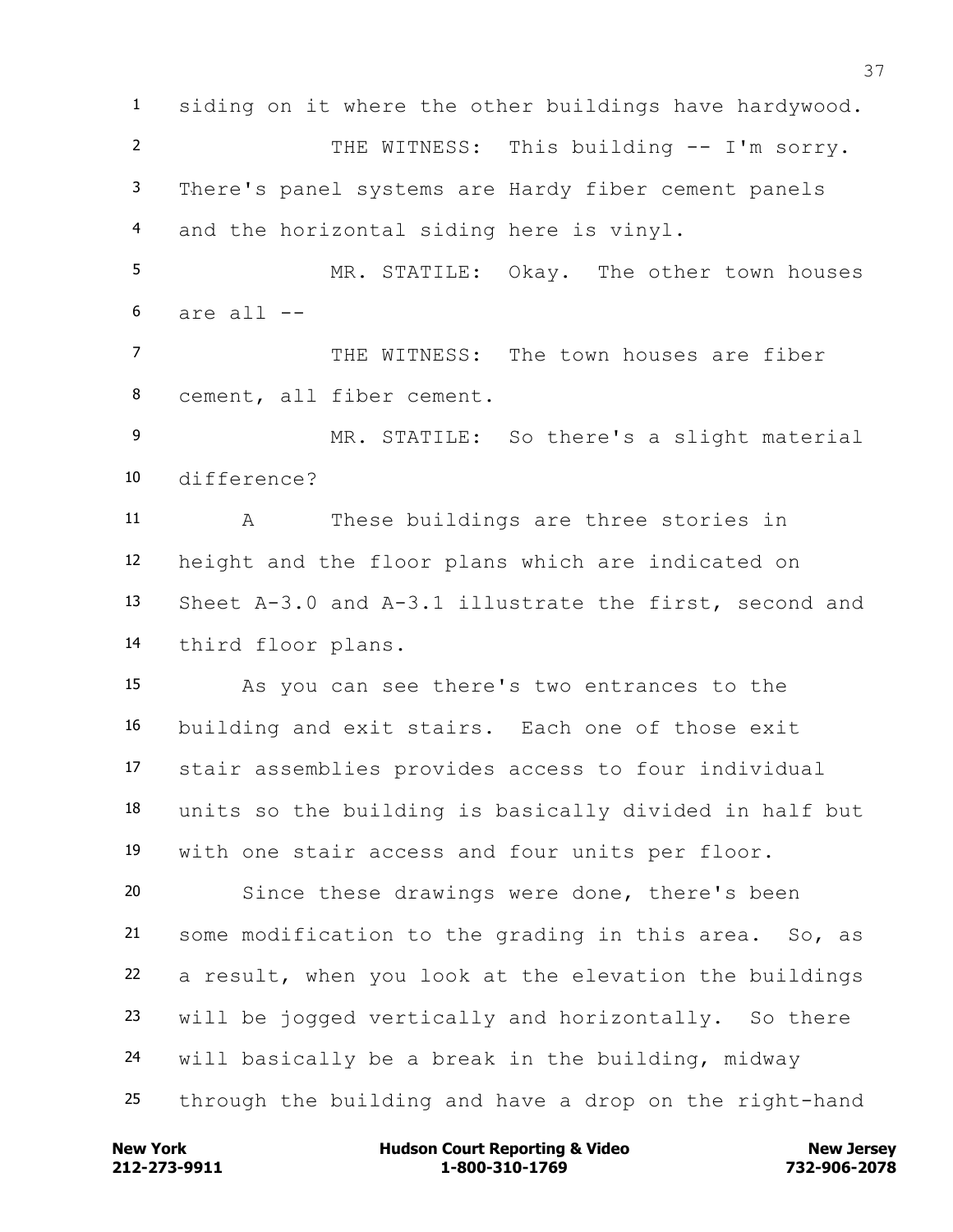1 siding on it where the other buildings have hardywood.

2 THE WITNESS: This building -- I'm sorry.

3 There's panel systems are Hardy fiber cement panels

4 and the horizontal siding here is vinyl.

5 MR. STATILE: Okay. The other town houses

6 are all --

7 THE WITNESS: The town houses are fiber

8 cement, all fiber cement.

9 MR. STATILE: So there's a slight material

10 difference?

11 A These buildings are three stories in

12 height and the floor plans which are indicated on

13 Sheet A-3.0 and A-3.1 illustrate the first, second and

14 third floor plans.

15 As you can see there's two entrances to the

16 building and exit stairs. Each one of those exit

17 stair assemblies provides access to four individual

18 units so the building is basically divided in half but

19 with one stair access and four units per floor.

20 Since these drawings were done, there's been

21 some modification to the grading in this area. So, as

22 a result, when you look at the elevation the buildings

23 will be jogged vertically and horizontally. So there

24 will basically be a break in the building, midway

25 through the building and have a drop on the right-hand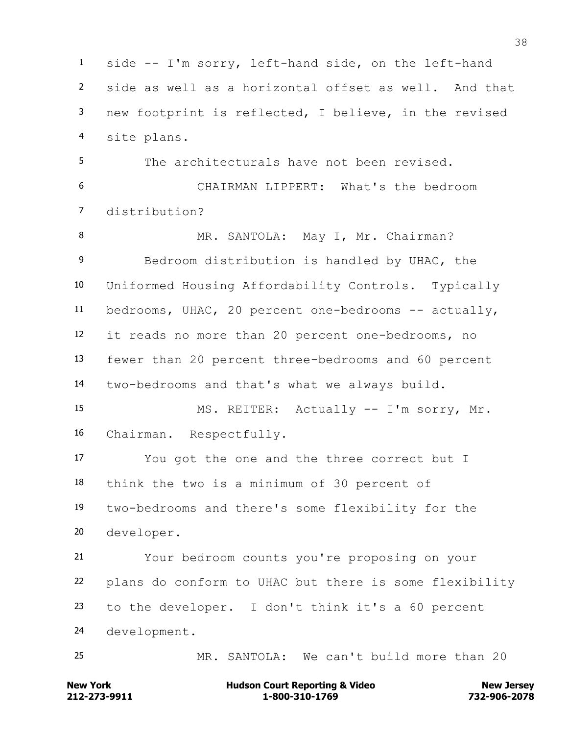side -- I'm sorry, left-hand side, on the left-hand side as well as a horizontal offset as well. And that new footprint is reflected, I believe, in the revised site plans.

The architecturals have not been revised.

CHAIRMAN LIPPERT: What's the bedroom distribution?

MR. SANTOLA: May I, Mr. Chairman?

Bedroom distribution is handled by UHAC, the Uniformed Housing Affordability Controls. Typically bedrooms, UHAC, 20 percent one-bedrooms -- actually, it reads no more than 20 percent one-bedrooms, no fewer than 20 percent three-bedrooms and 60 percent two-bedrooms and that's what we always build.

MS. REITER: Actually -- I'm sorry, Mr. Chairman. Respectfully.

You got the one and the three correct but I think the two is a minimum of 30 percent of two-bedrooms and there's some flexibility for the developer.

Your bedroom counts you're proposing on your plans do conform to UHAC but there is some flexibility to the developer. I don't think it's a 60 percent development.

MR. SANTOLA: We can't build more than 20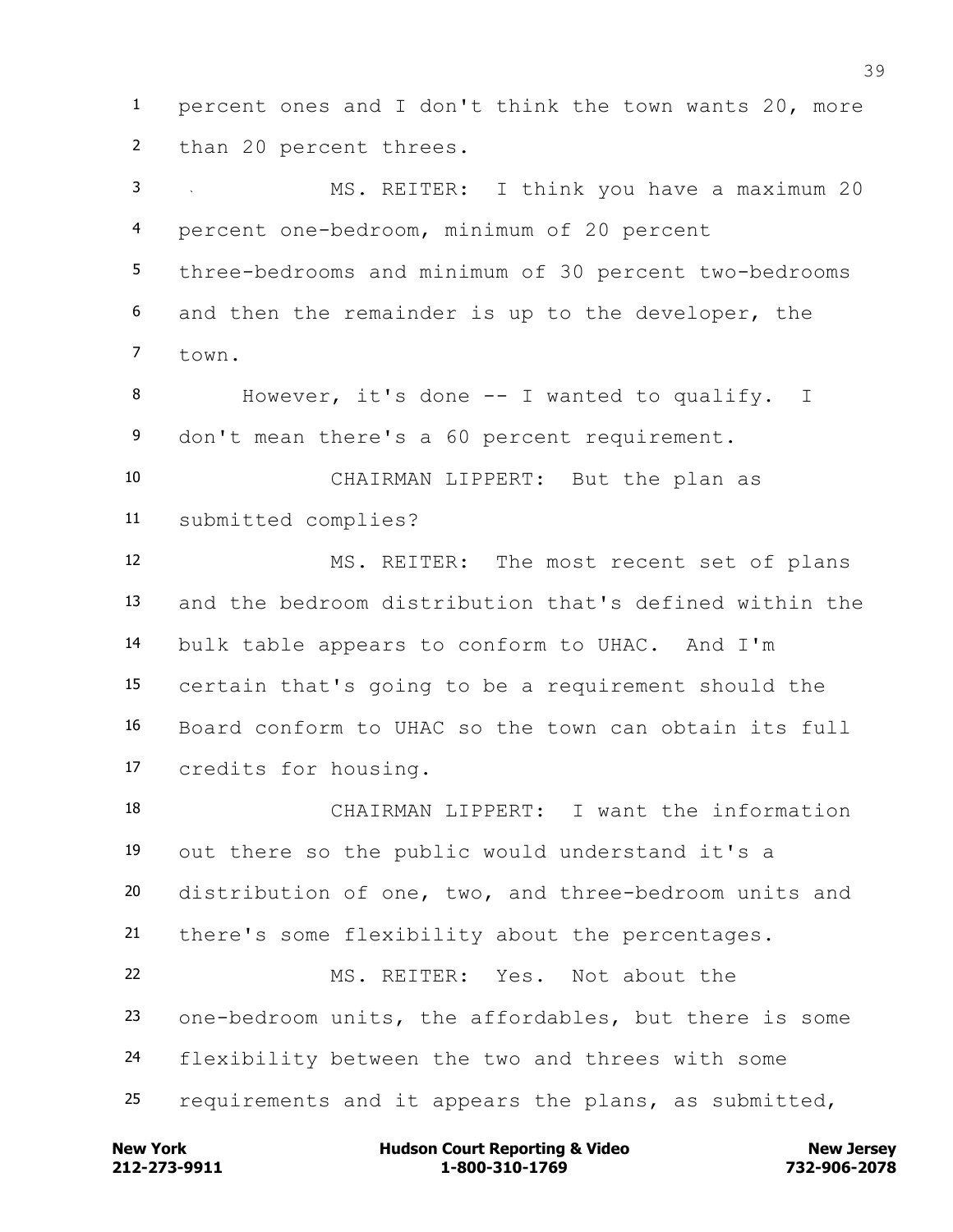percent ones and I don't think the town wants 20, more than 20 percent threes.

MS. REITER: I think you have a maximum 20 percent one-bedroom, minimum of 20 percent three-bedrooms and minimum of 30 percent two-bedrooms and then the remainder is up to the developer, the town.

However, it's done -- I wanted to qualify. I don't mean there's a 60 percent requirement.

CHAIRMAN LIPPERT: But the plan as submitted complies?

MS. REITER: The most recent set of plans and the bedroom distribution that's defined within the bulk table appears to conform to UHAC. And I'm certain that's going to be a requirement should the Board conform to UHAC so the town can obtain its full credits for housing.

CHAIRMAN LIPPERT: I want the information out there so the public would understand it's a distribution of one, two, and three-bedroom units and there's some flexibility about the percentages.

MS. REITER: Yes. Not about the one-bedroom units, the affordables, but there is some flexibility between the two and threes with some requirements and it appears the plans, as submitted,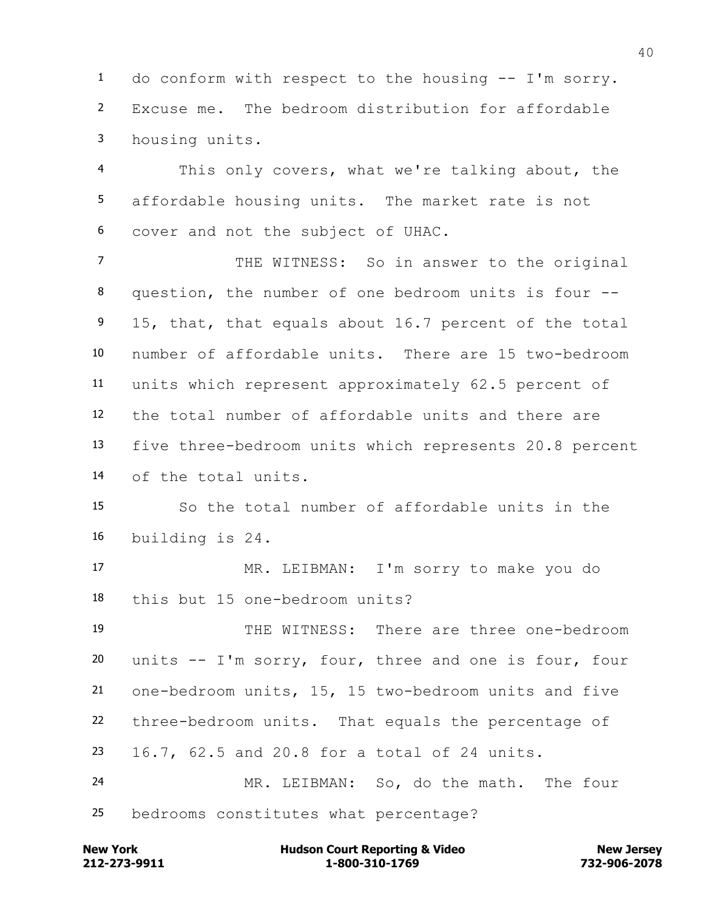do conform with respect to the housing -- I'm sorry. Excuse me. The bedroom distribution for affordable housing units.

This only covers, what we're talking about, the affordable housing units. The market rate is not cover and not the subject of UHAC.

THE WITNESS: So in answer to the original question, the number of one bedroom units is four -- 15, that, that equals about 16.7 percent of the total number of affordable units. There are 15 two-bedroom units which represent approximately 62.5 percent of the total number of affordable units and there are five three-bedroom units which represents 20.8 percent of the total units.

So the total number of affordable units in the building is 24.

MR. LEIBMAN: I'm sorry to make you do this but 15 one-bedroom units?

THE WITNESS: There are three one-bedroom units -- I'm sorry, four, three and one is four, four one-bedroom units, 15, 15 two-bedroom units and five three-bedroom units. That equals the percentage of 16.7, 62.5 and 20.8 for a total of 24 units.

MR. LEIBMAN: So, do the math. The four bedrooms constitutes what percentage?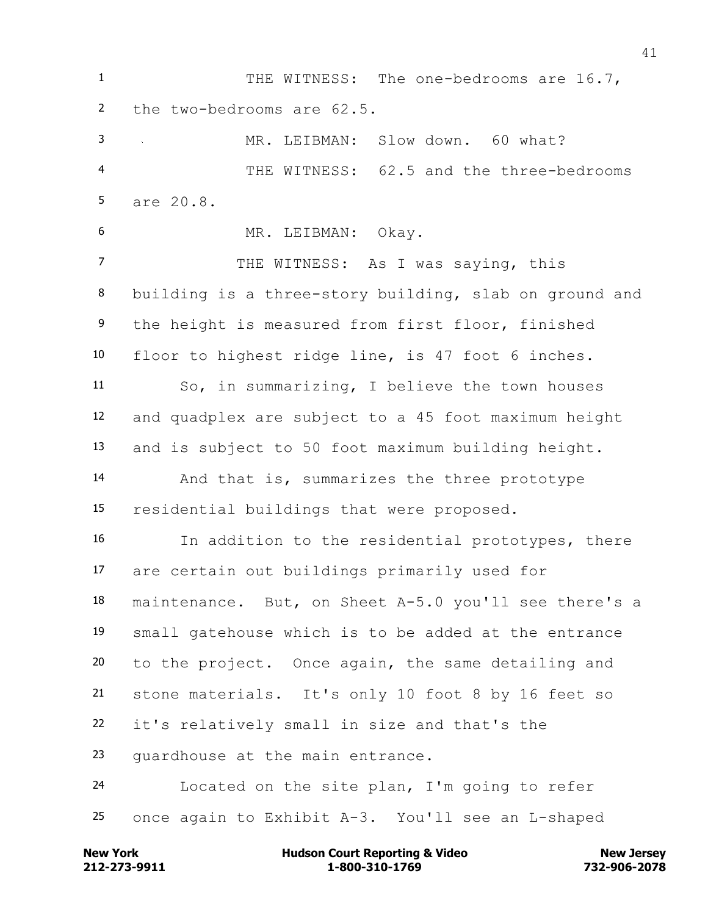1 THE WITNESS: The one-bedrooms are 16.7,
2 the two-bedrooms are 62.5.
3 MR. LEIBMAN: Slow down. 60 what?
4 THE WITNESS: 62.5 and the three-bedrooms
5 are 20.8.
6 MR. LEIBMAN: Okay.
7 THE WITNESS: As I was saying, this
8 building is a three-story building, slab on ground and
9 the height is measured from first floor, finished
10 floor to highest ridge line, is 47 foot 6 inches.
11 So, in summarizing, I believe the town houses
12 and quadplex are subject to a 45 foot maximum height
13 and is subject to 50 foot maximum building height.
14 And that is, summarizes the three prototype
15 residential buildings that were proposed.
16 In addition to the residential prototypes, there
17 are certain out buildings primarily used for
18 maintenance. But, on Sheet A-5.0 you'll see there's a
19 small gatehouse which is to be added at the entrance
20 to the project. Once again, the same detailing and
21 stone materials. It's only 10 foot 8 by 16 feet so
22 it's relatively small in size and that's the
23 guardhouse at the main entrance.
24 Located on the site plan, I'm going to refer
25 once again to Exhibit A-3. You'll see an L-shaped

New York | Hudson Court Reporting & Video | New Jersey
212-273-9911 | 1-800-310-1769 | 732-906-2078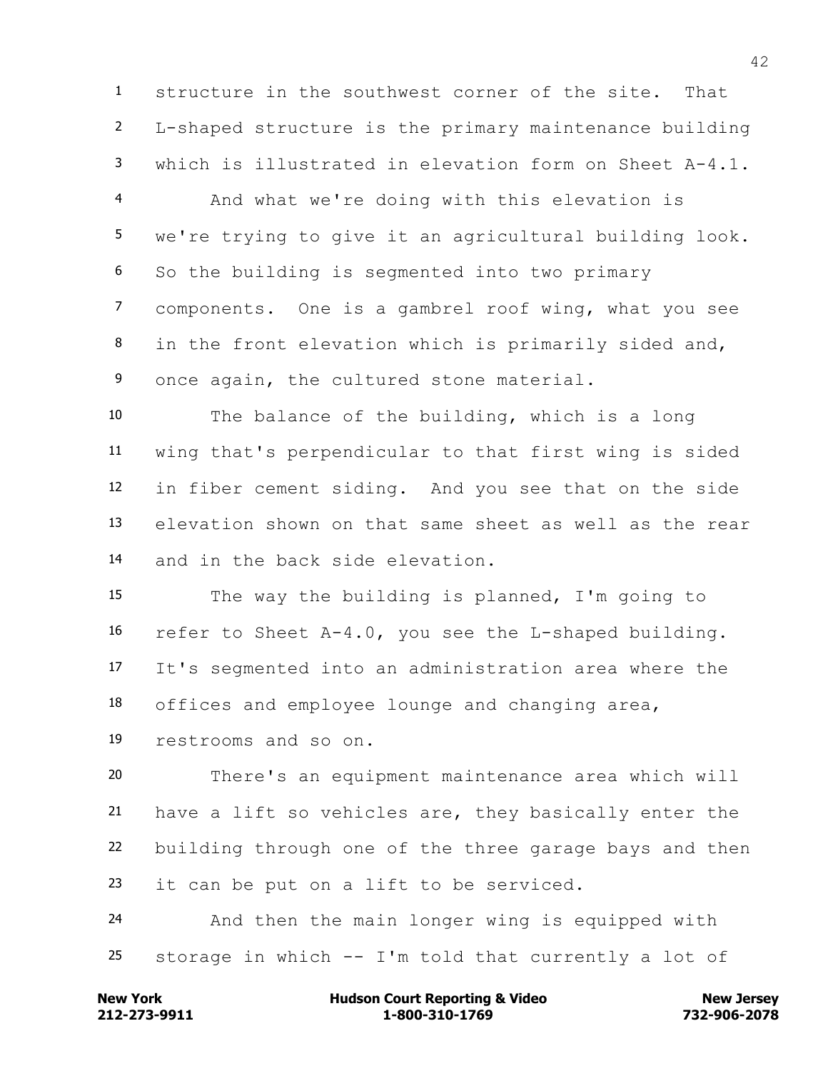structure in the southwest corner of the site. That L-shaped structure is the primary maintenance building which is illustrated in elevation form on Sheet A-4.1.

And what we're doing with this elevation is we're trying to give it an agricultural building look. So the building is segmented into two primary components. One is a gambrel roof wing, what you see in the front elevation which is primarily sided and, once again, the cultured stone material.

The balance of the building, which is a long wing that's perpendicular to that first wing is sided in fiber cement siding. And you see that on the side elevation shown on that same sheet as well as the rear and in the back side elevation.

The way the building is planned, I'm going to refer to Sheet A-4.0, you see the L-shaped building. It's segmented into an administration area where the offices and employee lounge and changing area, restrooms and so on.

There's an equipment maintenance area which will have a lift so vehicles are, they basically enter the building through one of the three garage bays and then it can be put on a lift to be serviced.

And then the main longer wing is equipped with storage in which -- I'm told that currently a lot of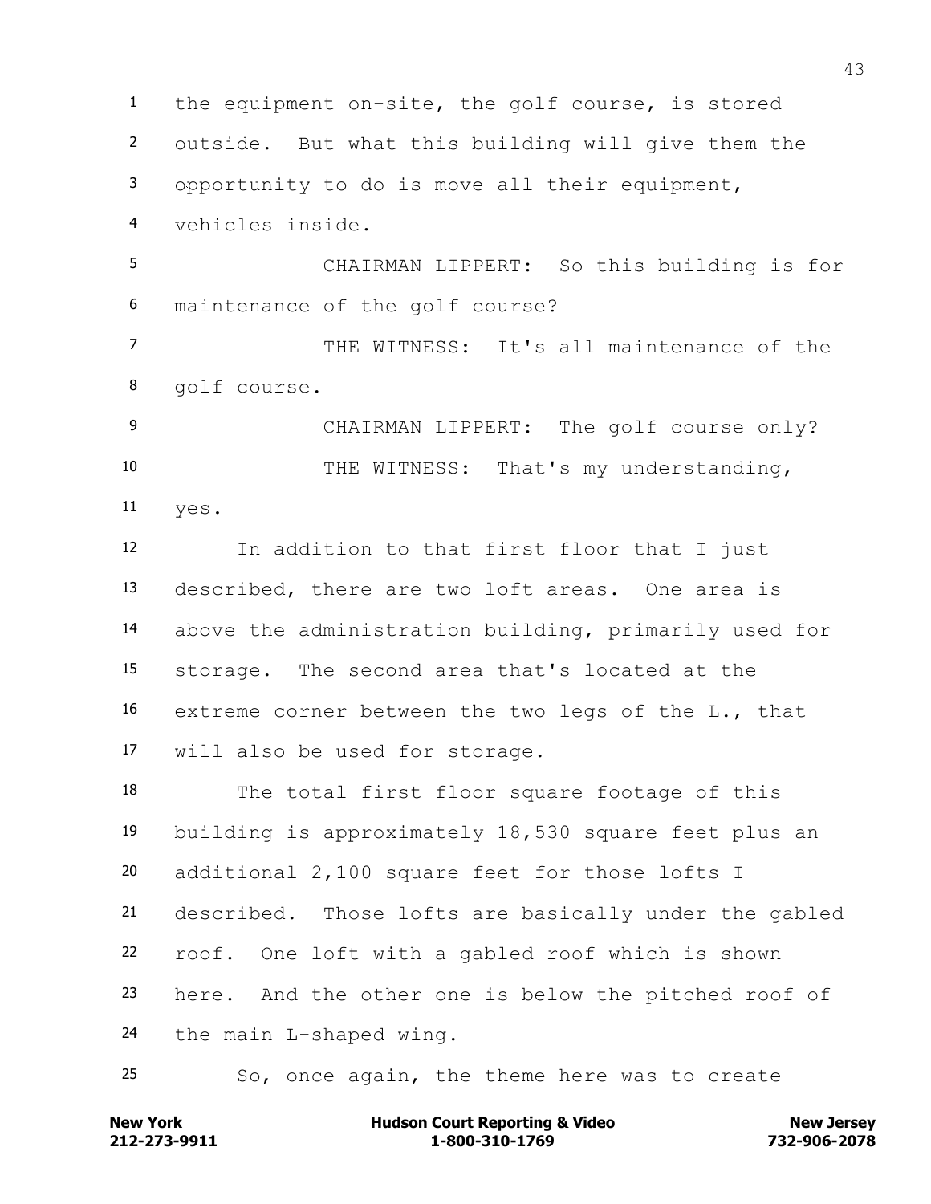the equipment on-site, the golf course, is stored outside. But what this building will give them the opportunity to do is move all their equipment, vehicles inside.

CHAIRMAN LIPPERT: So this building is for maintenance of the golf course?

THE WITNESS: It's all maintenance of the golf course.

CHAIRMAN LIPPERT: The golf course only?

THE WITNESS: That's my understanding, yes.

In addition to that first floor that I just described, there are two loft areas. One area is above the administration building, primarily used for storage. The second area that's located at the extreme corner between the two legs of the L., that will also be used for storage.

The total first floor square footage of this building is approximately 18,530 square feet plus an additional 2,100 square feet for those lofts I described. Those lofts are basically under the gabled roof. One loft with a gabled roof which is shown here. And the other one is below the pitched roof of the main L-shaped wing.

So, once again, the theme here was to create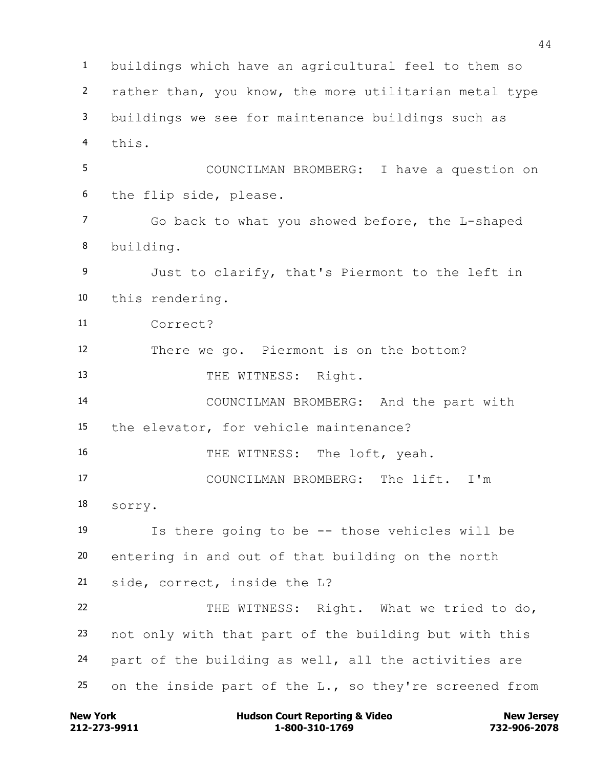buildings which have an agricultural feel to them so rather than, you know, the more utilitarian metal type buildings we see for maintenance buildings such as this.

COUNCILMAN BROMBERG: I have a question on the flip side, please.

Go back to what you showed before, the L-shaped building.

Just to clarify, that's Piermont to the left in this rendering.

Correct?

There we go. Piermont is on the bottom?

THE WITNESS: Right.

COUNCILMAN BROMBERG: And the part with the elevator, for vehicle maintenance?

THE WITNESS: The loft, yeah.

COUNCILMAN BROMBERG: The lift. I'm sorry.

Is there going to be -- those vehicles will be entering in and out of that building on the north side, correct, inside the L?

THE WITNESS: Right. What we tried to do, not only with that part of the building but with this part of the building as well, all the activities are on the inside part of the L., so they're screened from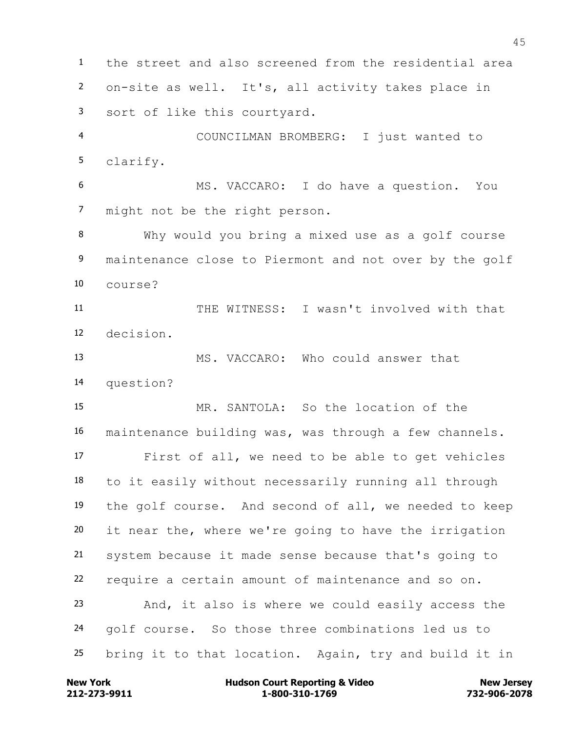the street and also screened from the residential area on-site as well. It's, all activity takes place in sort of like this courtyard.

COUNCILMAN BROMBERG: I just wanted to clarify.

MS. VACCARO: I do have a question. You might not be the right person.

Why would you bring a mixed use as a golf course maintenance close to Piermont and not over by the golf course?

THE WITNESS: I wasn't involved with that decision.

MS. VACCARO: Who could answer that question?

MR. SANTOLA: So the location of the maintenance building was, was through a few channels.

First of all, we need to be able to get vehicles to it easily without necessarily running all through the golf course. And second of all, we needed to keep it near the, where we're going to have the irrigation system because it made sense because that's going to require a certain amount of maintenance and so on.

And, it also is where we could easily access the golf course. So those three combinations led us to bring it to that location. Again, try and build it in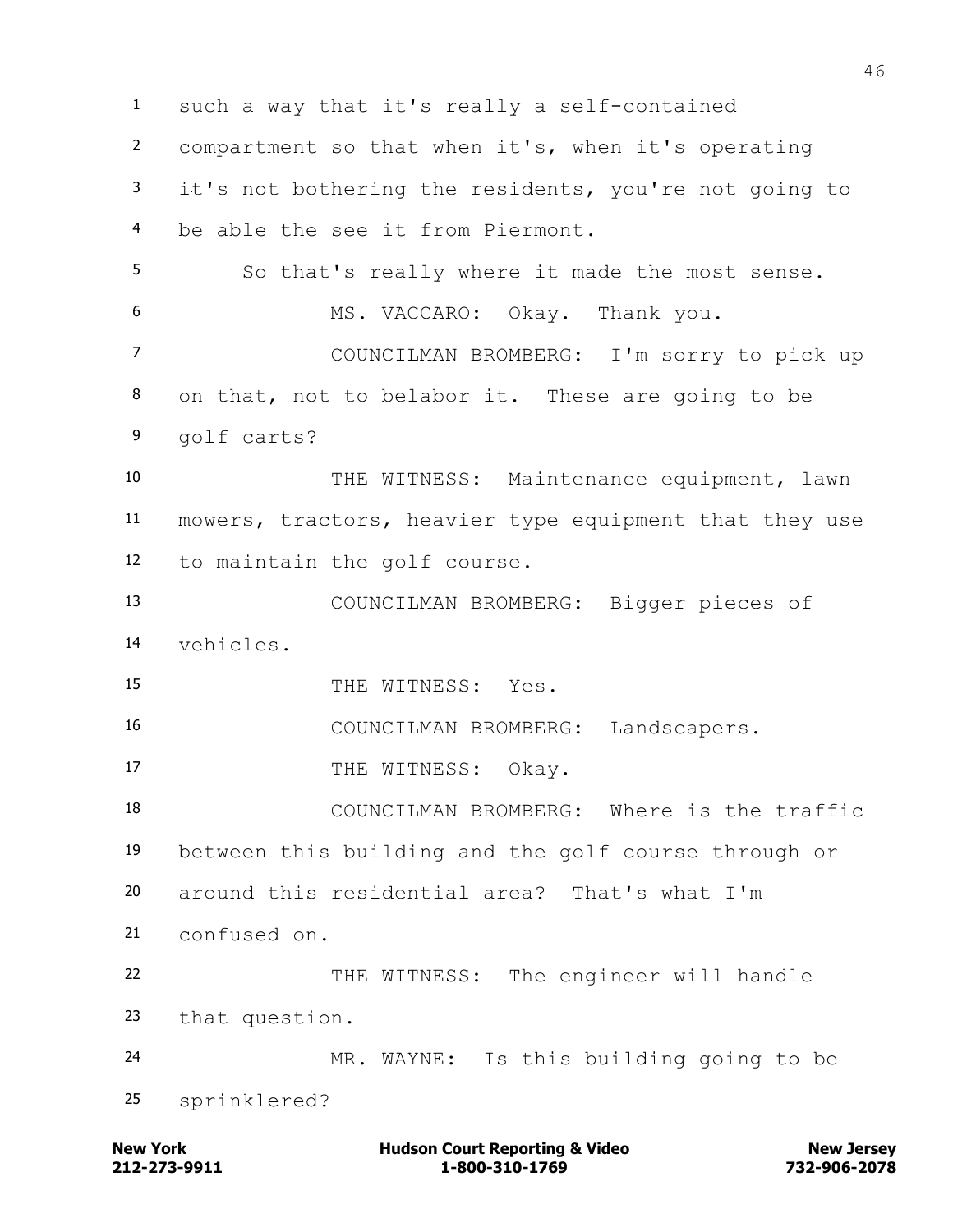such a way that it's really a self-contained compartment so that when it's, when it's operating it's not bothering the residents, you're not going to be able the see it from Piermont.

So that's really where it made the most sense.

MS. VACCARO: Okay. Thank you.

COUNCILMAN BROMBERG: I'm sorry to pick up on that, not to belabor it. These are going to be golf carts?

THE WITNESS: Maintenance equipment, lawn mowers, tractors, heavier type equipment that they use to maintain the golf course.

COUNCILMAN BROMBERG: Bigger pieces of vehicles.

THE WITNESS: Yes.

COUNCILMAN BROMBERG: Landscapers.

THE WITNESS: Okay.

COUNCILMAN BROMBERG: Where is the traffic between this building and the golf course through or around this residential area? That's what I'm confused on.

THE WITNESS: The engineer will handle that question.

MR. WAYNE: Is this building going to be sprinklered?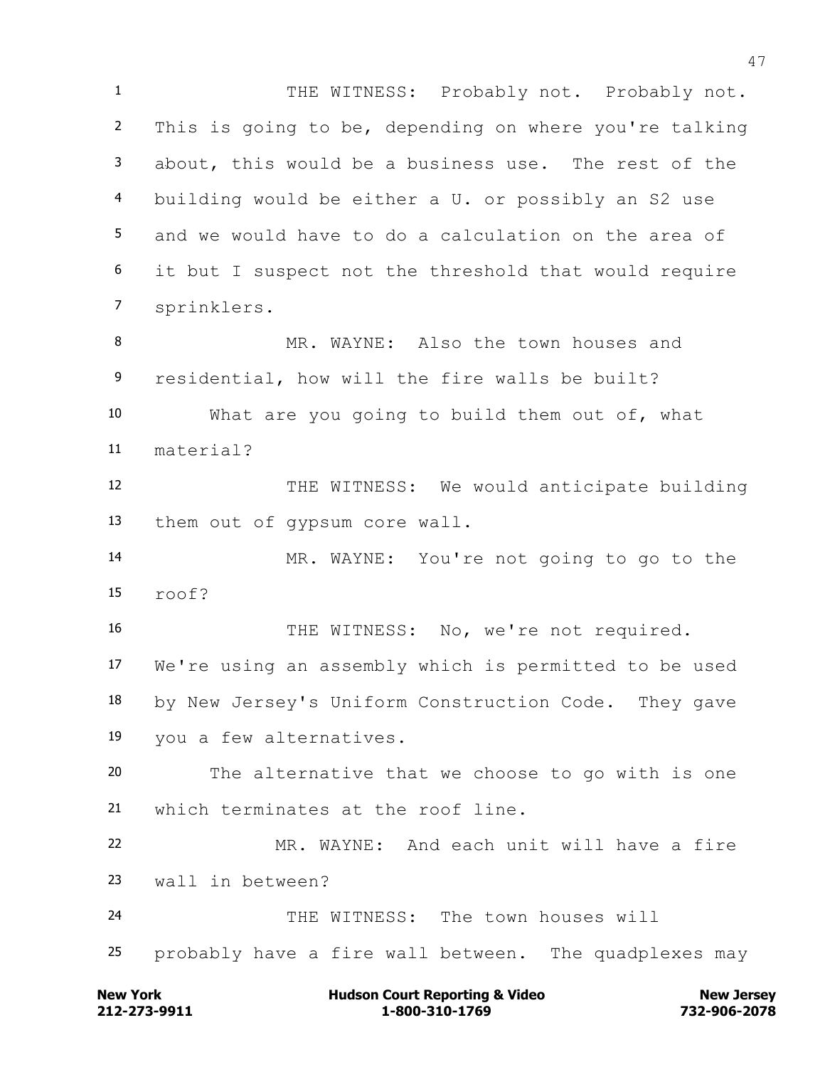THE WITNESS: Probably not. Probably not. This is going to be, depending on where you're talking about, this would be a business use. The rest of the building would be either a U. or possibly an S2 use and we would have to do a calculation on the area of it but I suspect not the threshold that would require sprinklers.

MR. WAYNE: Also the town houses and residential, how will the fire walls be built?

What are you going to build them out of, what material?

THE WITNESS: We would anticipate building them out of gypsum core wall.

MR. WAYNE: You're not going to go to the roof?

THE WITNESS: No, we're not required. We're using an assembly which is permitted to be used by New Jersey's Uniform Construction Code. They gave you a few alternatives.

The alternative that we choose to go with is one which terminates at the roof line.

MR. WAYNE: And each unit will have a fire wall in between?

THE WITNESS: The town houses will probably have a fire wall between. The quadplexes may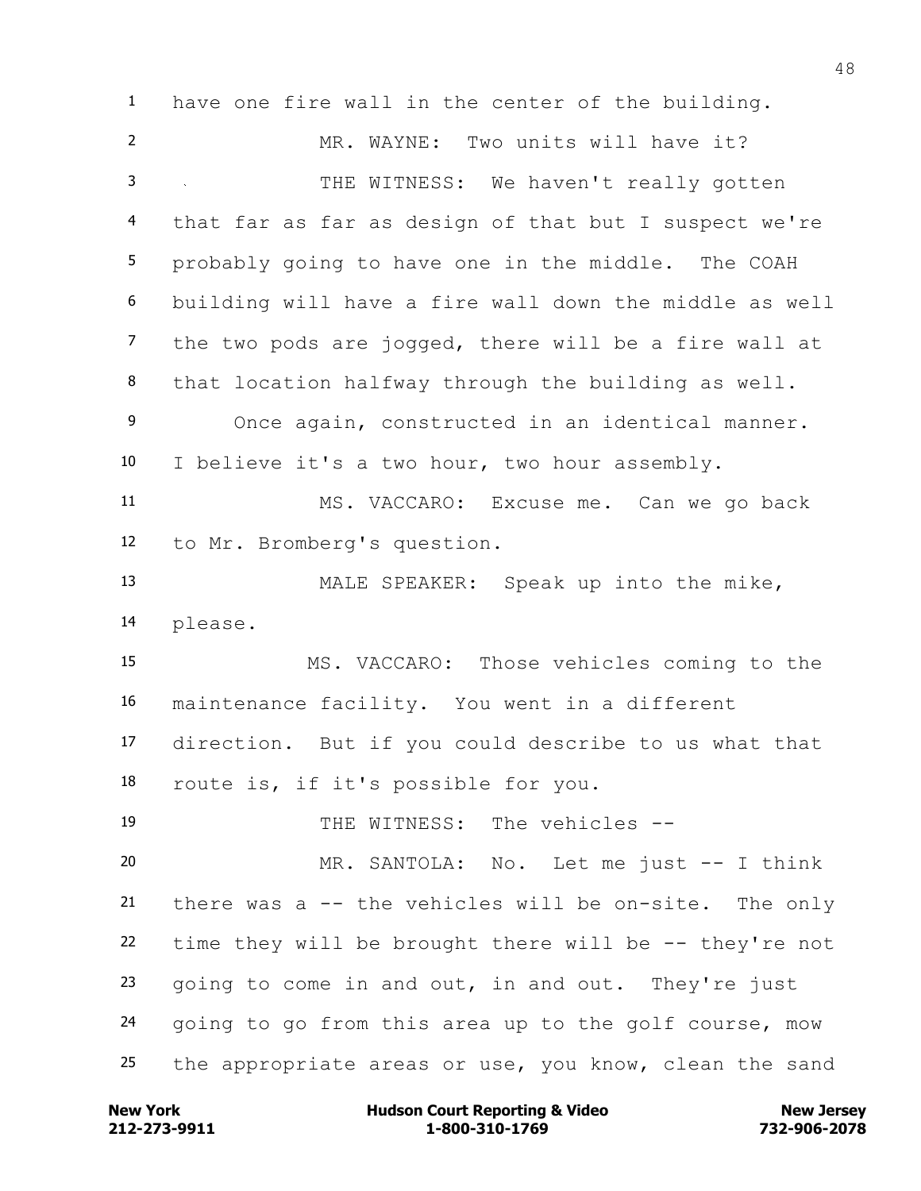1 have one fire wall in the center of the building.

2 MR. WAYNE: Two units will have it?

3 THE WITNESS: We haven't really gotten

4 that far as far as design of that but I suspect we're

5 probably going to have one in the middle. The COAH

6 building will have a fire wall down the middle as well

7 the two pods are jogged, there will be a fire wall at

8 that location halfway through the building as well.

9 Once again, constructed in an identical manner.

10 I believe it's a two hour, two hour assembly.

11 MS. VACCARO: Excuse me. Can we go back

12 to Mr. Bromberg's question.

13 MALE SPEAKER: Speak up into the mike,

14 please.

15 MS. VACCARO: Those vehicles coming to the

16 maintenance facility. You went in a different

17 direction. But if you could describe to us what that

18 route is, if it's possible for you.

19 THE WITNESS: The vehicles --

20 MR. SANTOLA: No. Let me just -- I think

21 there was a -- the vehicles will be on-site. The only

22 time they will be brought there will be -- they're not

23 going to come in and out, in and out. They're just

24 going to go from this area up to the golf course, mow

25 the appropriate areas or use, you know, clean the sand

New York | Hudson Court Reporting & Video | New Jersey
212-273-9911 | 1-800-310-1769 | 732-906-2078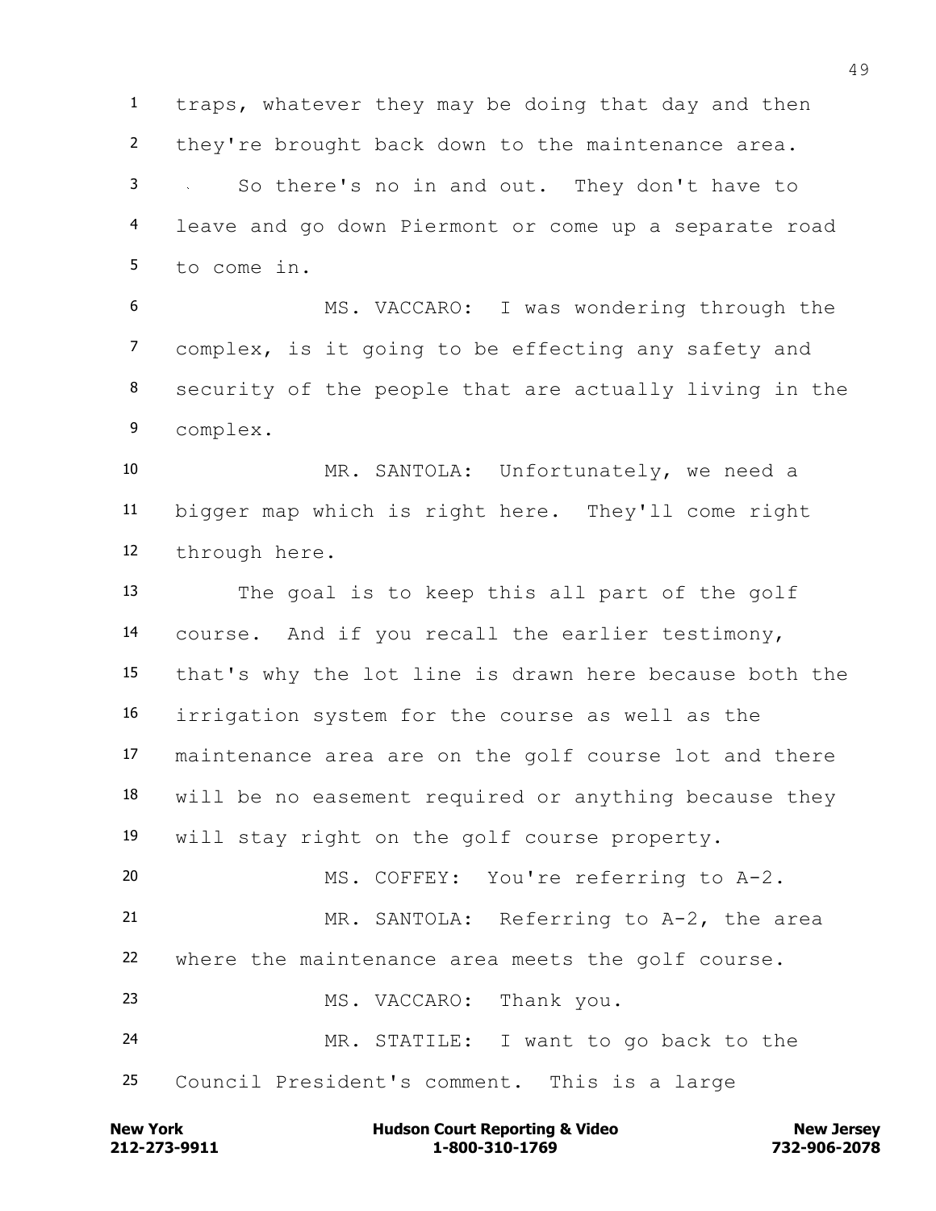traps, whatever they may be doing that day and then they're brought back down to the maintenance area.

So there's no in and out. They don't have to leave and go down Piermont or come up a separate road to come in.

MS. VACCARO: I was wondering through the complex, is it going to be effecting any safety and security of the people that are actually living in the complex.

MR. SANTOLA: Unfortunately, we need a bigger map which is right here. They'll come right through here.

The goal is to keep this all part of the golf course. And if you recall the earlier testimony, that's why the lot line is drawn here because both the irrigation system for the course as well as the maintenance area are on the golf course lot and there will be no easement required or anything because they will stay right on the golf course property.

MS. COFFEY: You're referring to A-2.

MR. SANTOLA: Referring to A-2, the area where the maintenance area meets the golf course.

MS. VACCARO: Thank you.

MR. STATILE: I want to go back to the Council President's comment. This is a large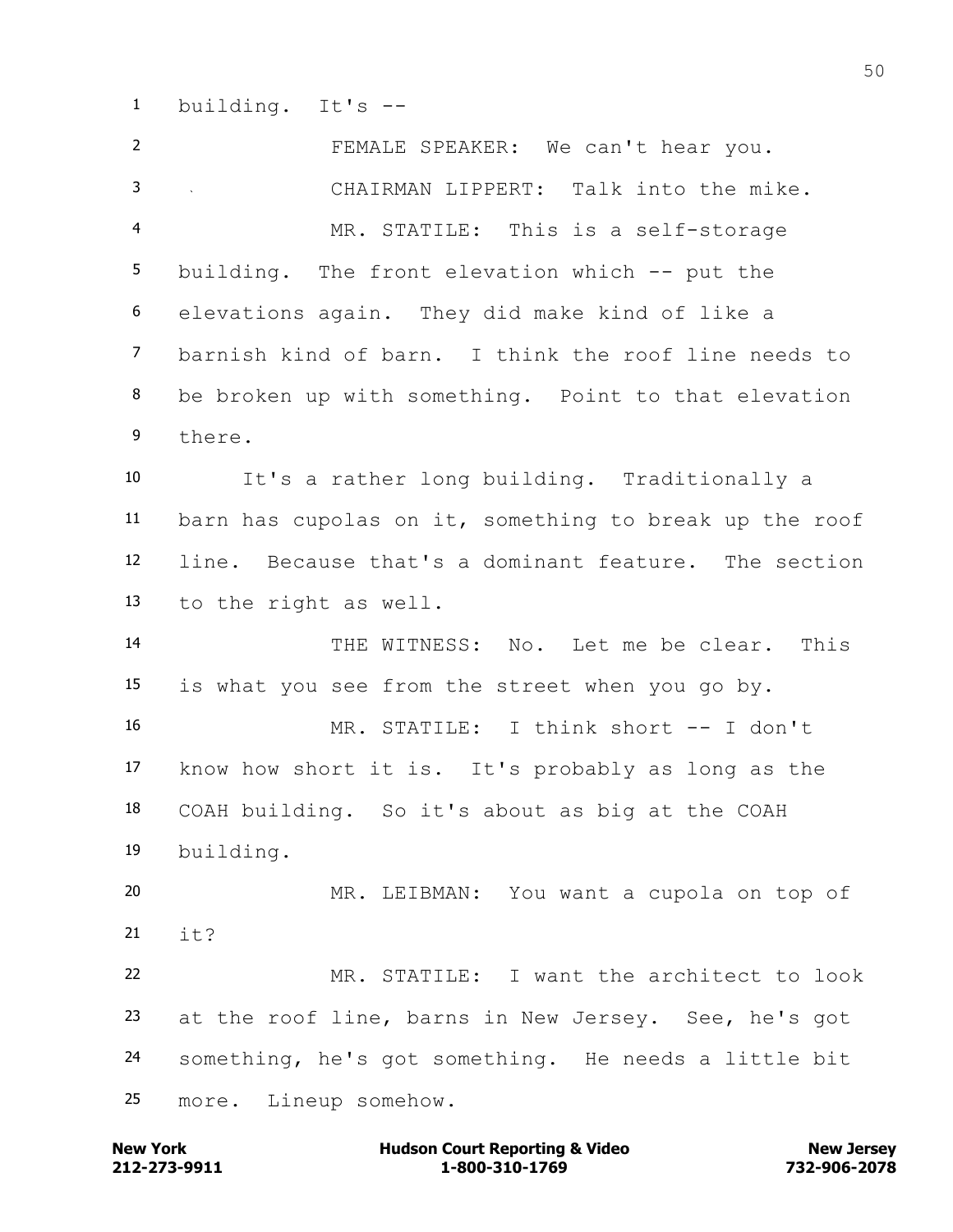1 building. It's --

2 FEMALE SPEAKER: We can't hear you.

3 CHAIRMAN LIPPERT: Talk into the mike.

4 MR. STATILE: This is a self-storage

5 building. The front elevation which -- put the

6 elevations again. They did make kind of like a

7 barnish kind of barn. I think the roof line needs to

8 be broken up with something. Point to that elevation

9 there.

10 It's a rather long building. Traditionally a

11 barn has cupolas on it, something to break up the roof

12 line. Because that's a dominant feature. The section

13 to the right as well.

14 THE WITNESS: No. Let me be clear. This

15 is what you see from the street when you go by.

16 MR. STATILE: I think short -- I don't

17 know how short it is. It's probably as long as the

18 COAH building. So it's about as big at the COAH

19 building.

20 MR. LEIBMAN: You want a cupola on top of

21 it?

22 MR. STATILE: I want the architect to look

23 at the roof line, barns in New Jersey. See, he's got

24 something, he's got something. He needs a little bit

25 more. Lineup somehow.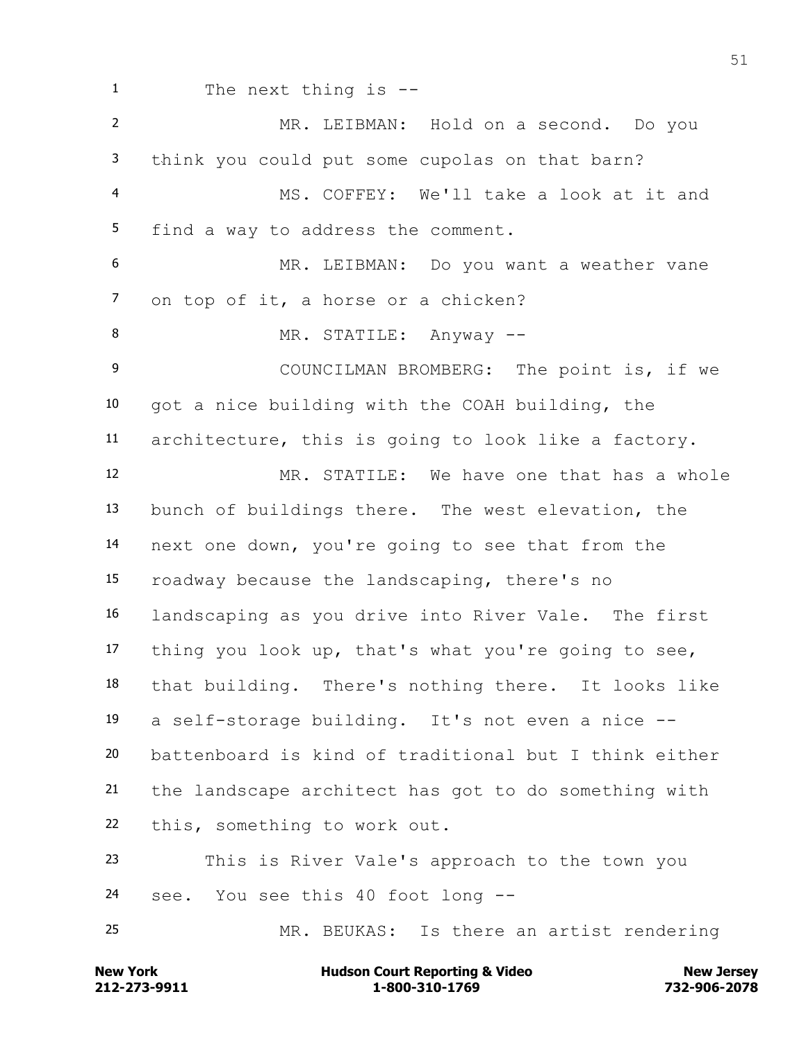The next thing is --

MR. LEIBMAN: Hold on a second. Do you think you could put some cupolas on that barn?

MS. COFFEY: We'll take a look at it and find a way to address the comment.

MR. LEIBMAN: Do you want a weather vane on top of it, a horse or a chicken?

MR. STATILE: Anyway --

COUNCILMAN BROMBERG: The point is, if we got a nice building with the COAH building, the architecture, this is going to look like a factory.

MR. STATILE: We have one that has a whole bunch of buildings there. The west elevation, the next one down, you're going to see that from the roadway because the landscaping, there's no landscaping as you drive into River Vale. The first thing you look up, that's what you're going to see, that building. There's nothing there. It looks like a self-storage building. It's not even a nice -- battenboard is kind of traditional but I think either the landscape architect has got to do something with this, something to work out.

This is River Vale's approach to the town you see. You see this 40 foot long --

MR. BEUKAS: Is there an artist rendering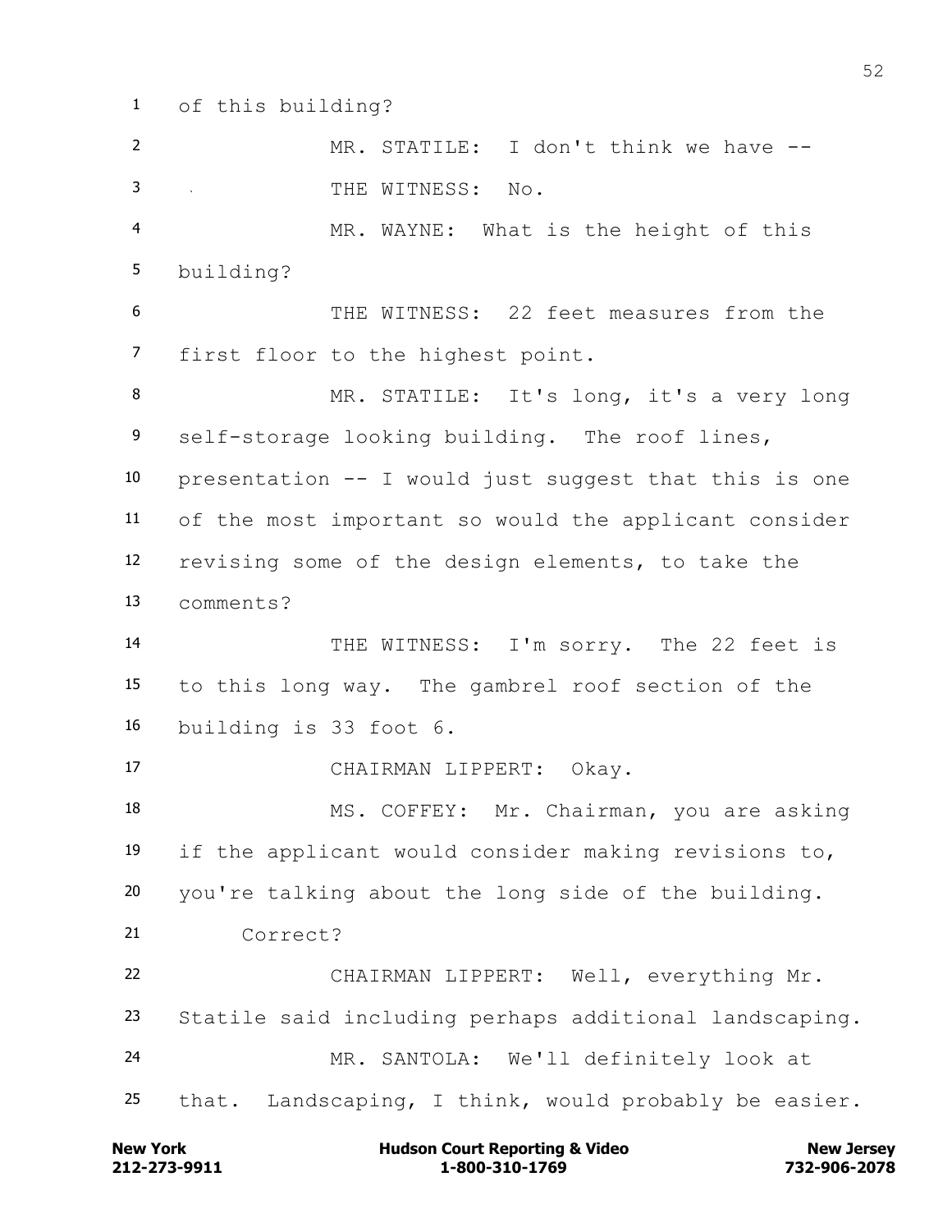1 of this building?

2 MR. STATILE: I don't think we have --

3 THE WITNESS: No.

4 MR. WAYNE: What is the height of this

5 building?

6 THE WITNESS: 22 feet measures from the

7 first floor to the highest point.

8 MR. STATILE: It's long, it's a very long

9 self-storage looking building. The roof lines,

10 presentation -- I would just suggest that this is one

11 of the most important so would the applicant consider

12 revising some of the design elements, to take the

13 comments?

14 THE WITNESS: I'm sorry. The 22 feet is

15 to this long way. The gambrel roof section of the

16 building is 33 foot 6.

17 CHAIRMAN LIPPERT: Okay.

18 MS. COFFEY: Mr. Chairman, you are asking

19 if the applicant would consider making revisions to,

20 you're talking about the long side of the building.

21 Correct?

22 CHAIRMAN LIPPERT: Well, everything Mr.

23 Statile said including perhaps additional landscaping.

24 MR. SANTOLA: We'll definitely look at

25 that. Landscaping, I think, would probably be easier.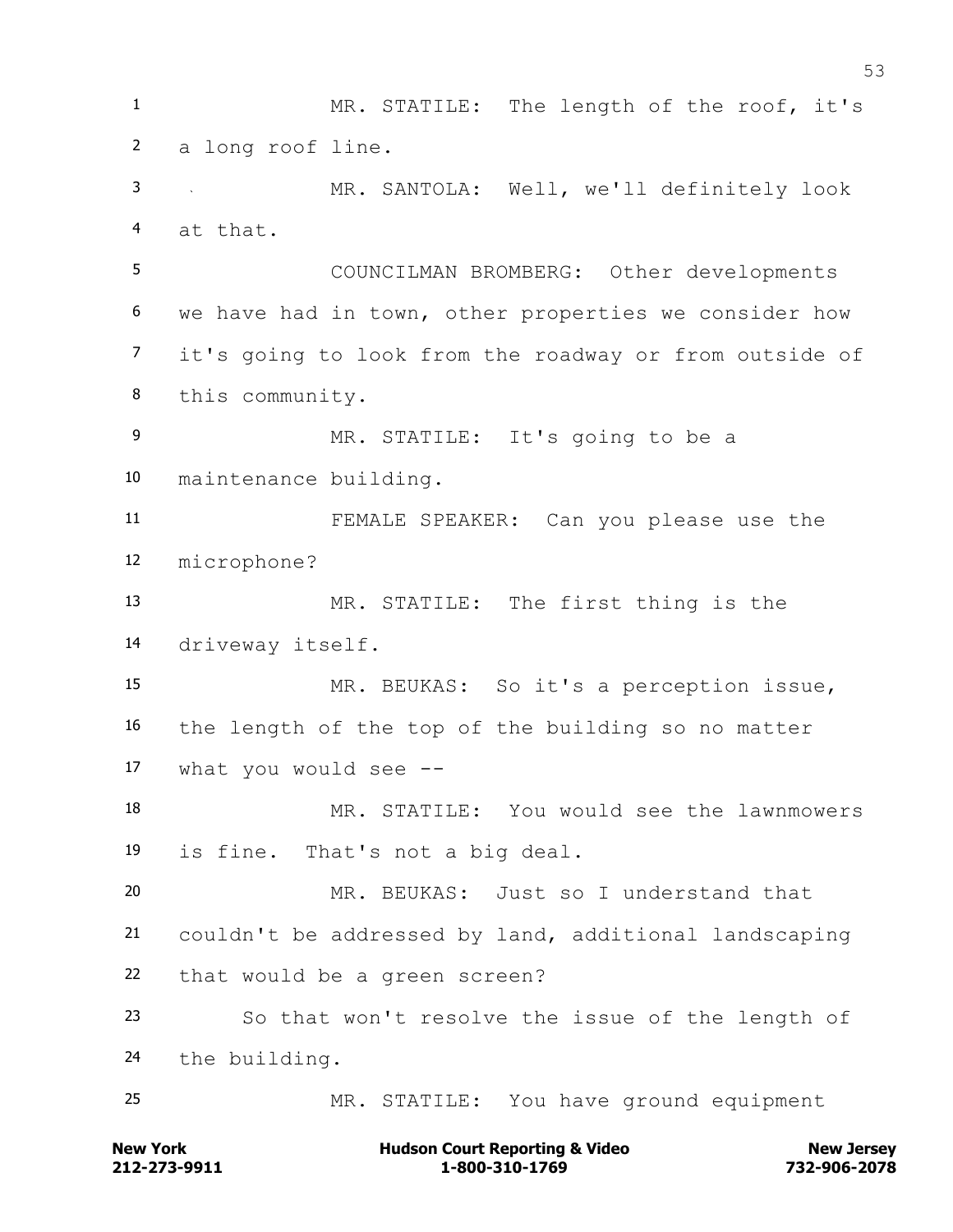MR. STATILE: The length of the roof, it's a long roof line.

MR. SANTOLA: Well, we'll definitely look at that.

COUNCILMAN BROMBERG: Other developments we have had in town, other properties we consider how it's going to look from the roadway or from outside of this community.

MR. STATILE: It's going to be a maintenance building.

FEMALE SPEAKER: Can you please use the microphone?

MR. STATILE: The first thing is the driveway itself.

MR. BEUKAS: So it's a perception issue, the length of the top of the building so no matter what you would see --

MR. STATILE: You would see the lawnmowers is fine. That's not a big deal.

MR. BEUKAS: Just so I understand that couldn't be addressed by land, additional landscaping that would be a green screen?

So that won't resolve the issue of the length of the building.

MR. STATILE: You have ground equipment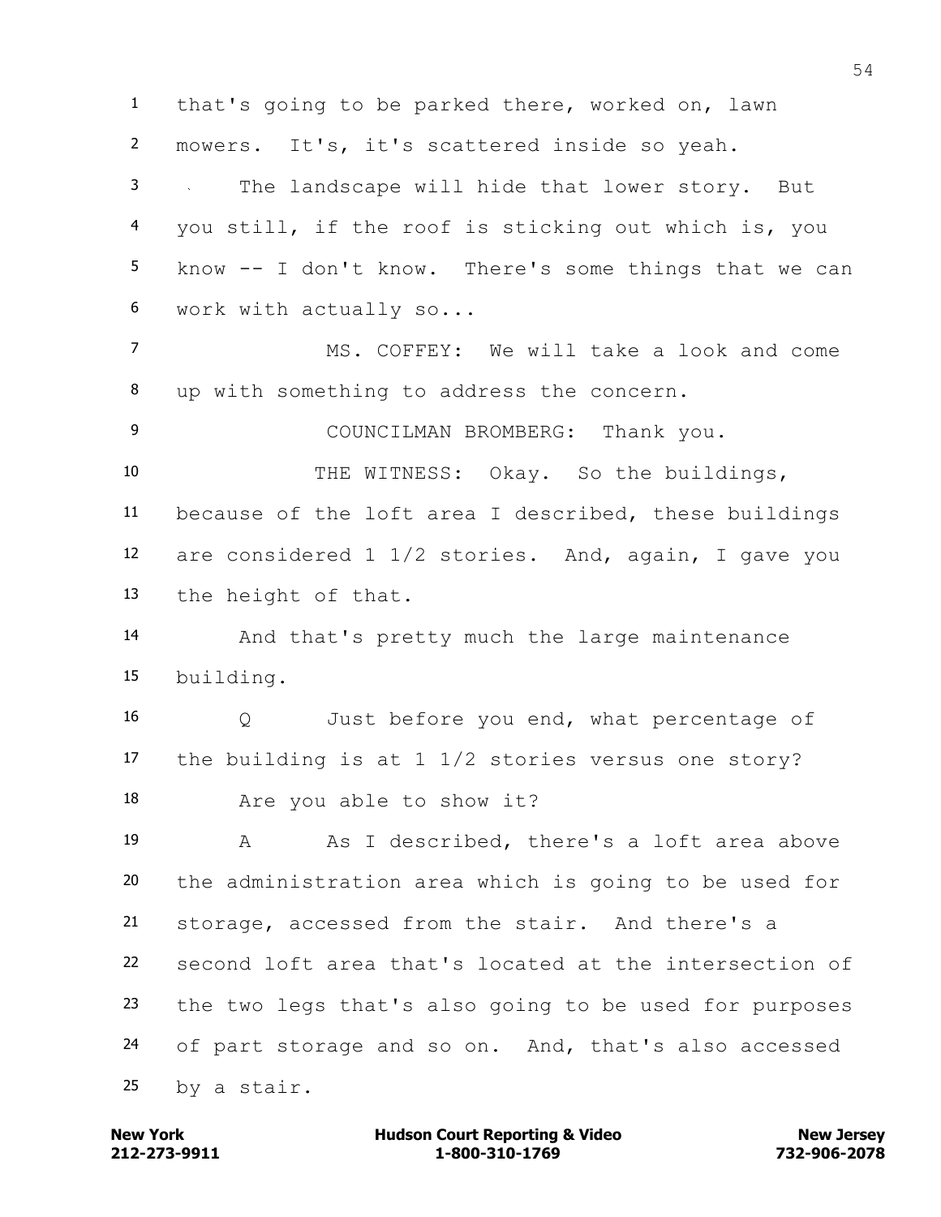that's going to be parked there, worked on, lawn mowers. It's, it's scattered inside so yeah.

The landscape will hide that lower story. But you still, if the roof is sticking out which is, you know -- I don't know. There's some things that we can work with actually so...

MS. COFFEY: We will take a look and come up with something to address the concern.

COUNCILMAN BROMBERG: Thank you.

THE WITNESS: Okay. So the buildings, because of the loft area I described, these buildings are considered 1 1/2 stories. And, again, I gave you the height of that.

And that's pretty much the large maintenance building.

Q Just before you end, what percentage of the building is at 1 1/2 stories versus one story?

Are you able to show it?

A As I described, there's a loft area above the administration area which is going to be used for storage, accessed from the stair. And there's a second loft area that's located at the intersection of the two legs that's also going to be used for purposes of part storage and so on. And, that's also accessed by a stair.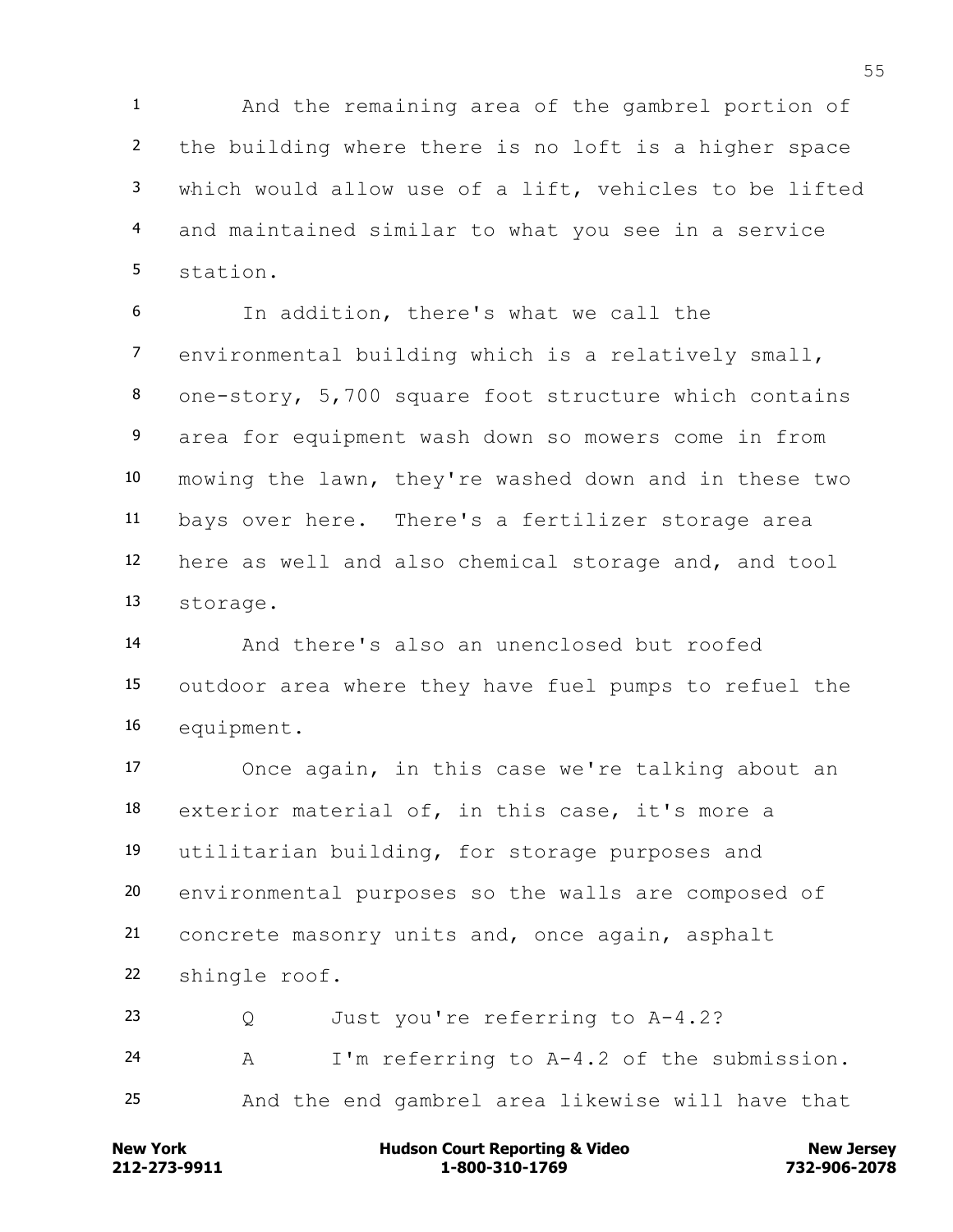1 And the remaining area of the gambrel portion of
2 the building where there is no loft is a higher space
3 which would allow use of a lift, vehicles to be lifted
4 and maintained similar to what you see in a service
5 station.

6 In addition, there's what we call the
7 environmental building which is a relatively small,
8 one-story, 5,700 square foot structure which contains
9 area for equipment wash down so mowers come in from
10 mowing the lawn, they're washed down and in these two
11 bays over here. There's a fertilizer storage area
12 here as well and also chemical storage and, and tool
13 storage.

14 And there's also an unenclosed but roofed
15 outdoor area where they have fuel pumps to refuel the
16 equipment.

17 Once again, in this case we're talking about an
18 exterior material of, in this case, it's more a
19 utilitarian building, for storage purposes and
20 environmental purposes so the walls are composed of
21 concrete masonry units and, once again, asphalt
22 shingle roof.

23 Q Just you're referring to A-4.2?

24 A I'm referring to A-4.2 of the submission.

25 And the end gambrel area likewise will have that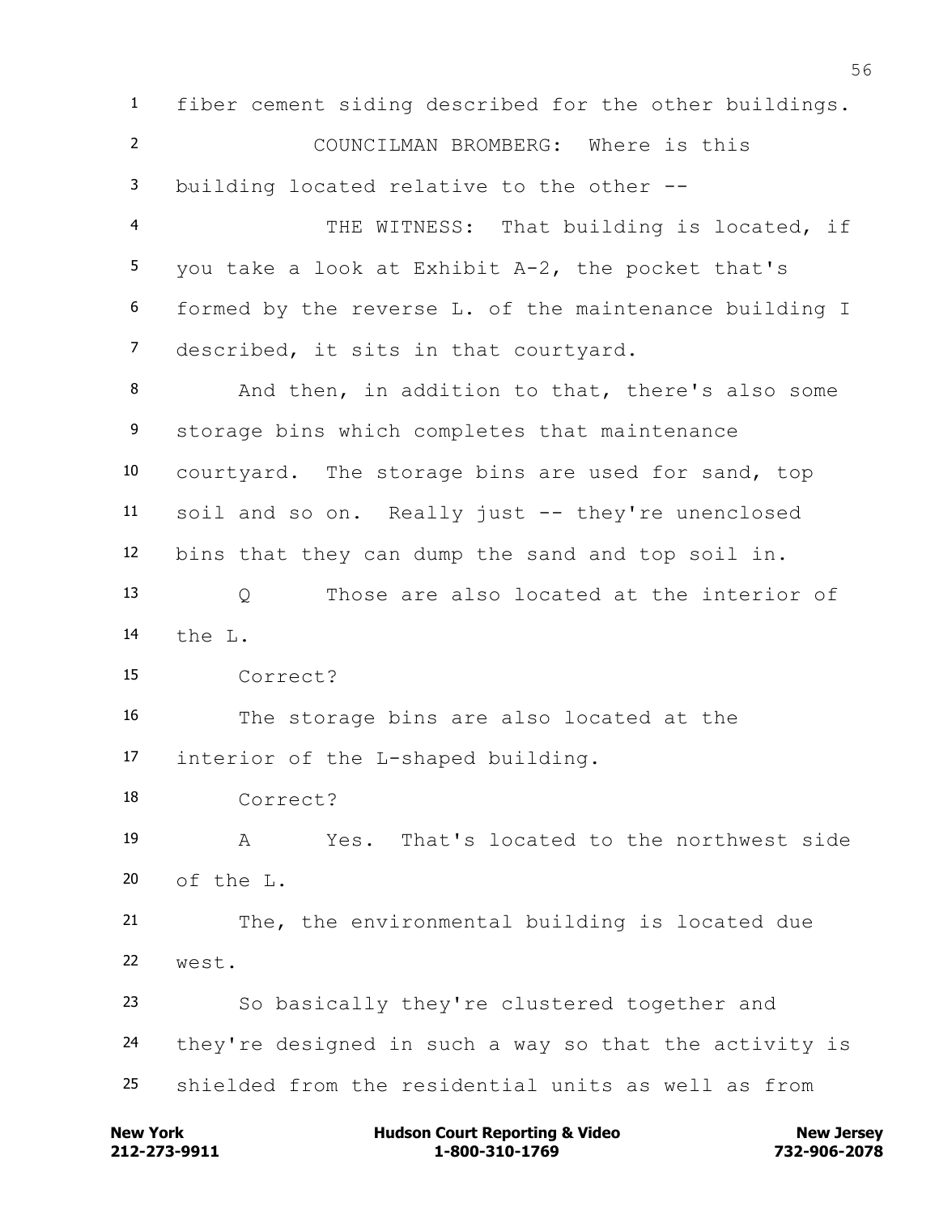fiber cement siding described for the other buildings.

COUNCILMAN BROMBERG: Where is this building located relative to the other --

THE WITNESS: That building is located, if you take a look at Exhibit A-2, the pocket that's formed by the reverse L. of the maintenance building I described, it sits in that courtyard.

And then, in addition to that, there's also some storage bins which completes that maintenance courtyard. The storage bins are used for sand, top soil and so on. Really just -- they're unenclosed bins that they can dump the sand and top soil in.

Q Those are also located at the interior of the L.

Correct?

The storage bins are also located at the interior of the L-shaped building.

Correct?

A Yes. That's located to the northwest side of the L.

The, the environmental building is located due west.

So basically they're clustered together and they're designed in such a way so that the activity is shielded from the residential units as well as from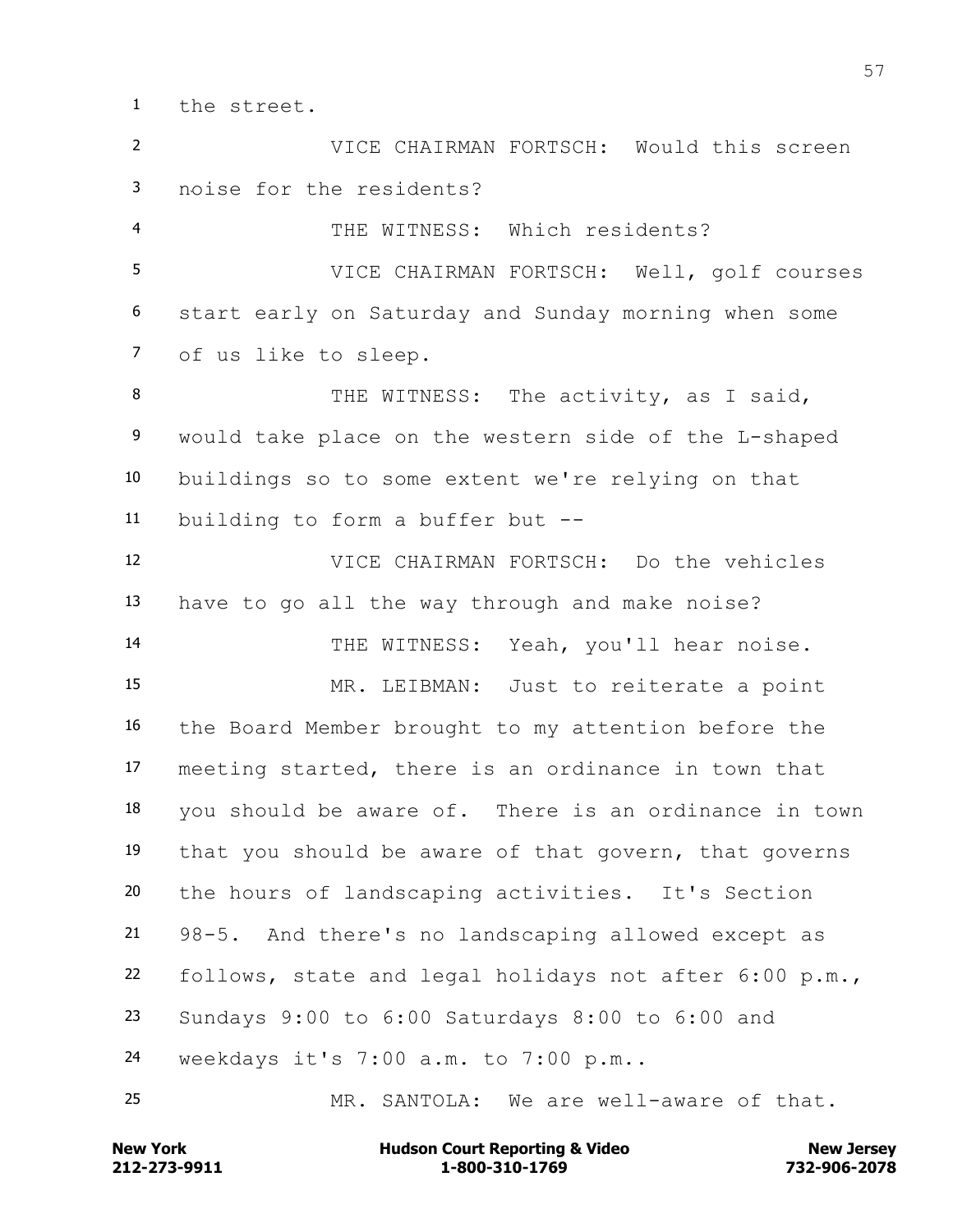the street.

VICE CHAIRMAN FORTSCH: Would this screen noise for the residents?

THE WITNESS: Which residents?

VICE CHAIRMAN FORTSCH: Well, golf courses start early on Saturday and Sunday morning when some of us like to sleep.

THE WITNESS: The activity, as I said, would take place on the western side of the L-shaped buildings so to some extent we're relying on that building to form a buffer but --

VICE CHAIRMAN FORTSCH: Do the vehicles have to go all the way through and make noise?

THE WITNESS: Yeah, you'll hear noise.

MR. LEIBMAN: Just to reiterate a point the Board Member brought to my attention before the meeting started, there is an ordinance in town that you should be aware of. There is an ordinance in town that you should be aware of that govern, that governs the hours of landscaping activities. It's Section 98-5. And there's no landscaping allowed except as follows, state and legal holidays not after 6:00 p.m., Sundays 9:00 to 6:00 Saturdays 8:00 to 6:00 and weekdays it's 7:00 a.m. to 7:00 p.m..

MR. SANTOLA: We are well-aware of that.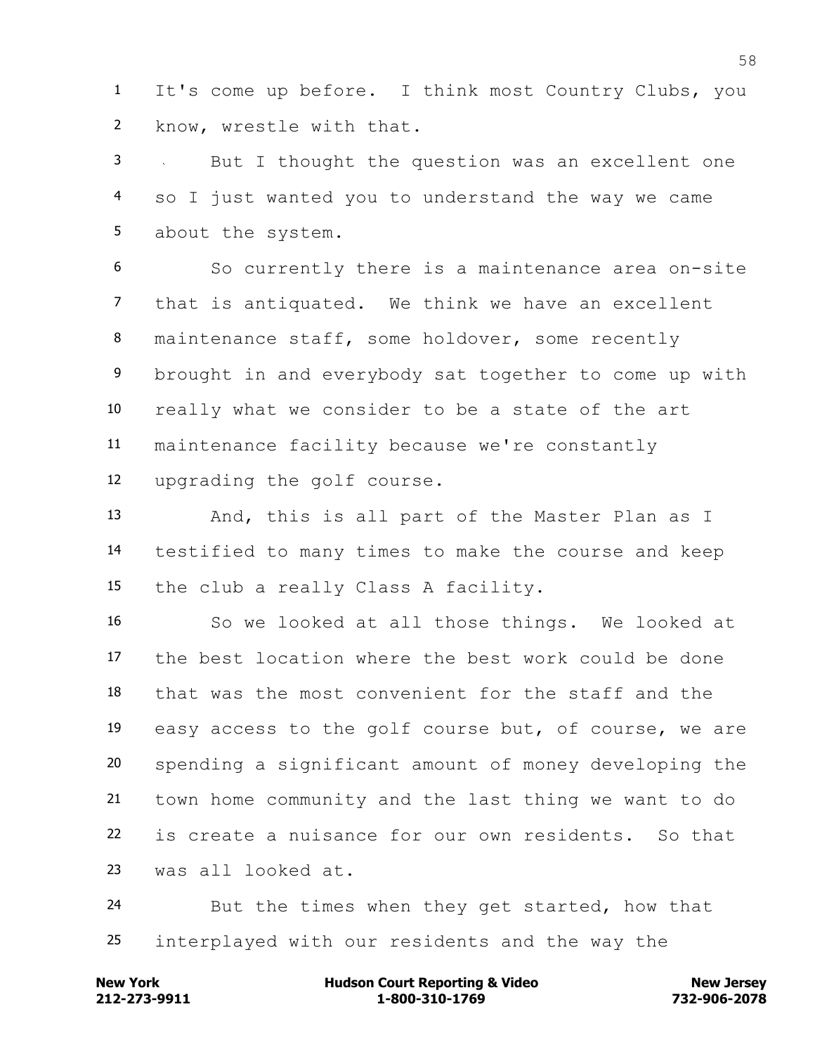It's come up before. I think most Country Clubs, you know, wrestle with that.

But I thought the question was an excellent one so I just wanted you to understand the way we came about the system.

So currently there is a maintenance area on-site that is antiquated. We think we have an excellent maintenance staff, some holdover, some recently brought in and everybody sat together to come up with really what we consider to be a state of the art maintenance facility because we're constantly upgrading the golf course.

And, this is all part of the Master Plan as I testified to many times to make the course and keep the club a really Class A facility.

So we looked at all those things. We looked at the best location where the best work could be done that was the most convenient for the staff and the easy access to the golf course but, of course, we are spending a significant amount of money developing the town home community and the last thing we want to do is create a nuisance for our own residents. So that was all looked at.

But the times when they get started, how that interplayed with our residents and the way the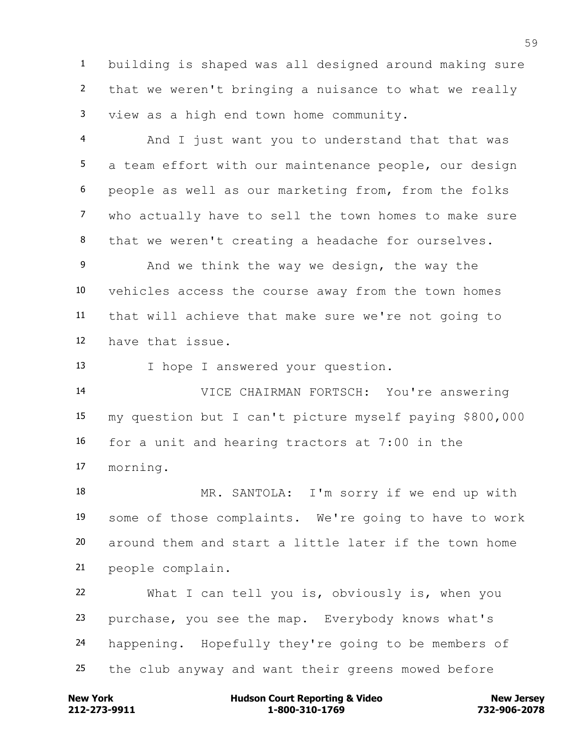building is shaped was all designed around making sure that we weren't bringing a nuisance to what we really view as a high end town home community.

And I just want you to understand that that was a team effort with our maintenance people, our design people as well as our marketing from, from the folks who actually have to sell the town homes to make sure that we weren't creating a headache for ourselves.

And we think the way we design, the way the vehicles access the course away from the town homes that will achieve that make sure we're not going to have that issue.

I hope I answered your question.

VICE CHAIRMAN FORTSCH: You're answering my question but I can't picture myself paying $800,000 for a unit and hearing tractors at 7:00 in the morning.

MR. SANTOLA: I'm sorry if we end up with some of those complaints. We're going to have to work around them and start a little later if the town home people complain.

What I can tell you is, obviously is, when you purchase, you see the map. Everybody knows what's happening. Hopefully they're going to be members of the club anyway and want their greens mowed before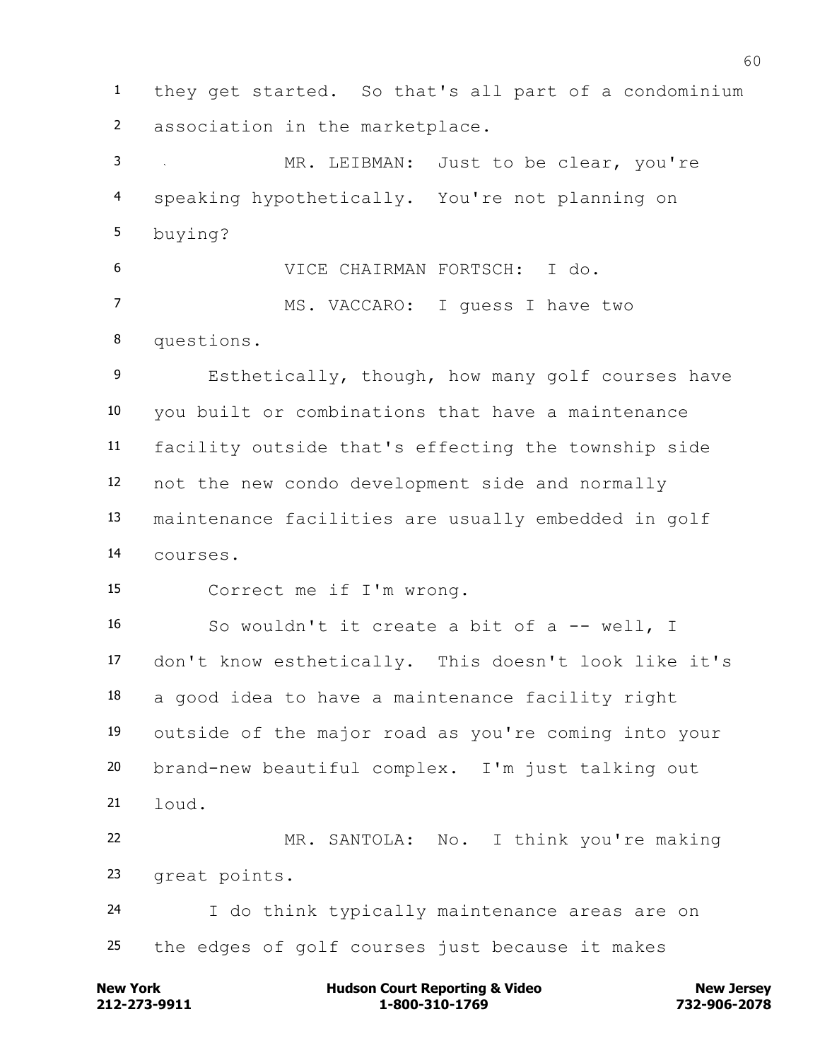they get started. So that's all part of a condominium association in the marketplace.

MR. LEIBMAN: Just to be clear, you're speaking hypothetically. You're not planning on buying?

VICE CHAIRMAN FORTSCH: I do.

MS. VACCARO: I guess I have two questions.

Esthetically, though, how many golf courses have you built or combinations that have a maintenance facility outside that's effecting the township side not the new condo development side and normally maintenance facilities are usually embedded in golf courses.

Correct me if I'm wrong.

So wouldn't it create a bit of a -- well, I don't know esthetically. This doesn't look like it's a good idea to have a maintenance facility right outside of the major road as you're coming into your brand-new beautiful complex. I'm just talking out loud.

MR. SANTOLA: No. I think you're making great points.

I do think typically maintenance areas are on the edges of golf courses just because it makes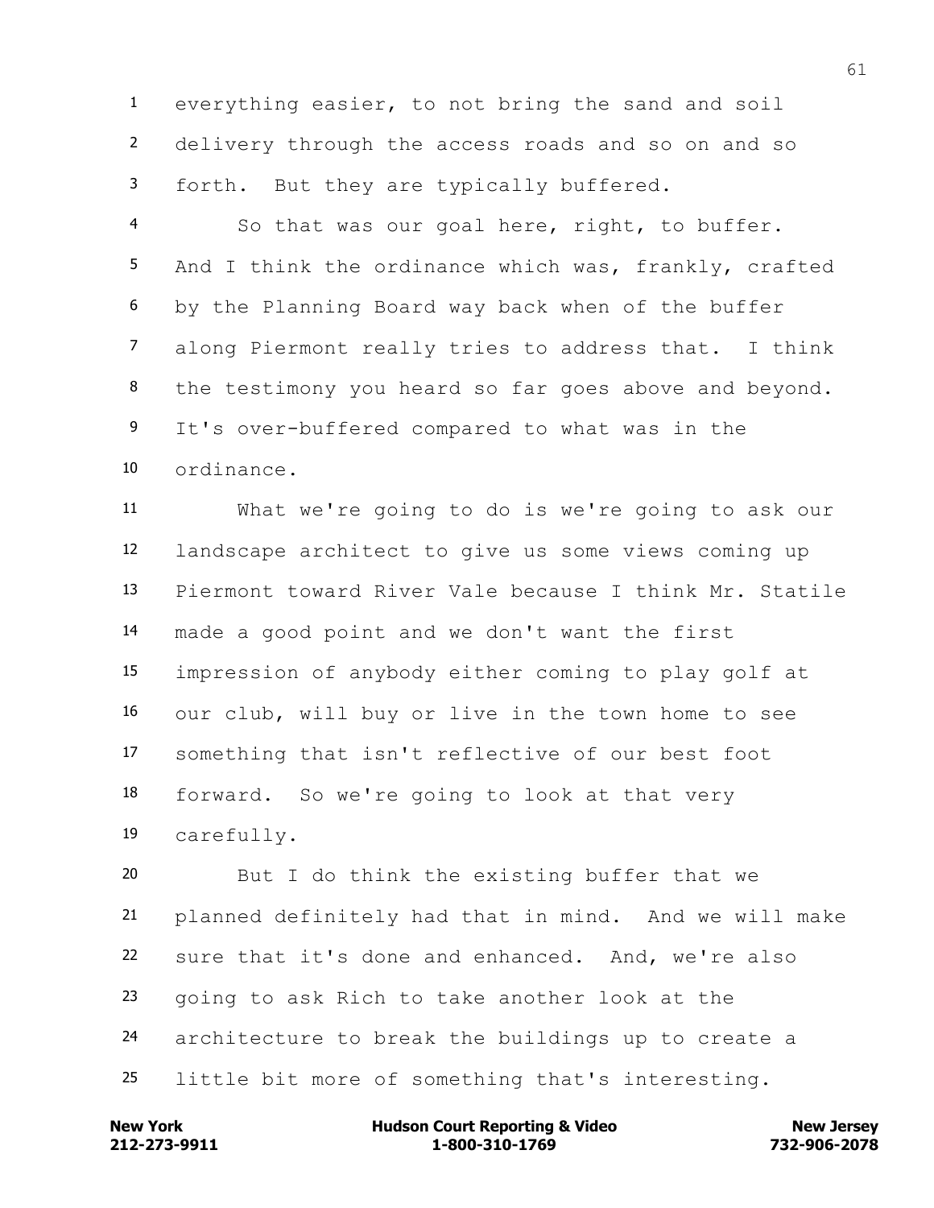everything easier, to not bring the sand and soil delivery through the access roads and so on and so forth. But they are typically buffered.

So that was our goal here, right, to buffer. And I think the ordinance which was, frankly, crafted by the Planning Board way back when of the buffer along Piermont really tries to address that. I think the testimony you heard so far goes above and beyond. It's over-buffered compared to what was in the ordinance.

What we're going to do is we're going to ask our landscape architect to give us some views coming up Piermont toward River Vale because I think Mr. Statile made a good point and we don't want the first impression of anybody either coming to play golf at our club, will buy or live in the town home to see something that isn't reflective of our best foot forward. So we're going to look at that very carefully.

But I do think the existing buffer that we planned definitely had that in mind. And we will make sure that it's done and enhanced. And, we're also going to ask Rich to take another look at the architecture to break the buildings up to create a little bit more of something that's interesting.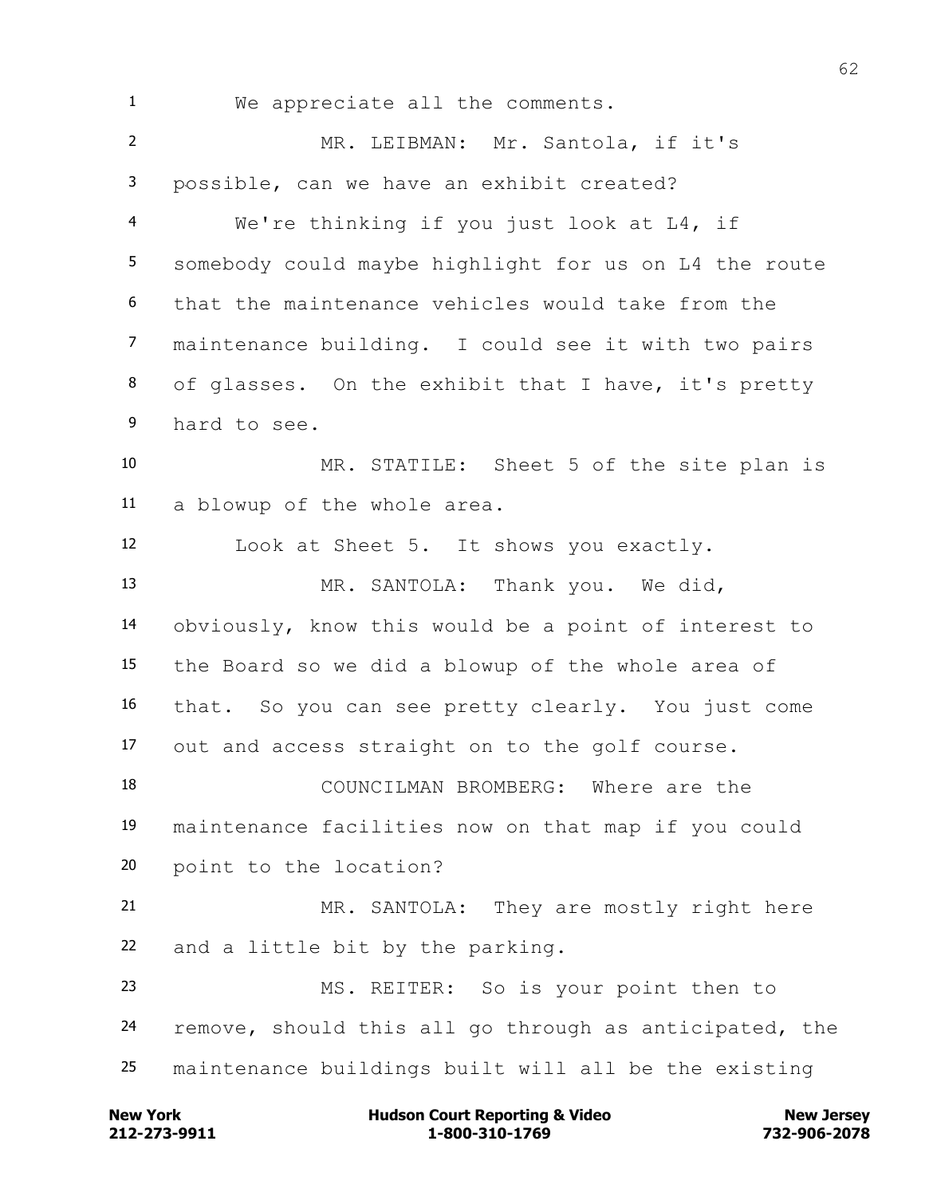We appreciate all the comments.

MR. LEIBMAN: Mr. Santola, if it's possible, can we have an exhibit created?

We're thinking if you just look at L4, if somebody could maybe highlight for us on L4 the route that the maintenance vehicles would take from the maintenance building. I could see it with two pairs of glasses. On the exhibit that I have, it's pretty hard to see.

MR. STATILE: Sheet 5 of the site plan is a blowup of the whole area.

Look at Sheet 5. It shows you exactly.

MR. SANTOLA: Thank you. We did, obviously, know this would be a point of interest to the Board so we did a blowup of the whole area of that. So you can see pretty clearly. You just come out and access straight on to the golf course.

COUNCILMAN BROMBERG: Where are the maintenance facilities now on that map if you could point to the location?

MR. SANTOLA: They are mostly right here and a little bit by the parking.

MS. REITER: So is your point then to remove, should this all go through as anticipated, the maintenance buildings built will all be the existing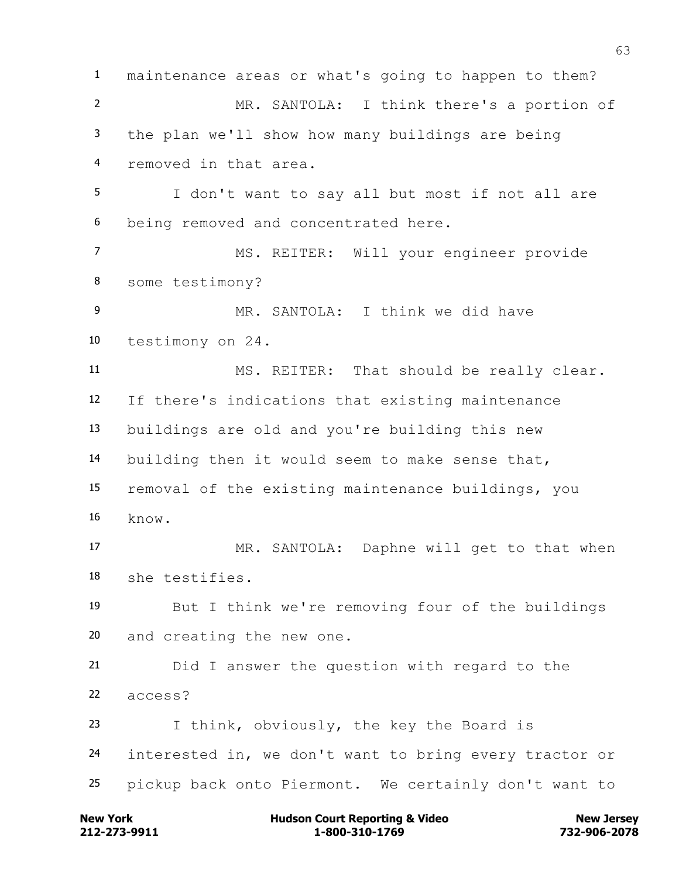maintenance areas or what's going to happen to them?

MR. SANTOLA: I think there's a portion of the plan we'll show how many buildings are being removed in that area.

I don't want to say all but most if not all are being removed and concentrated here.

MS. REITER: Will your engineer provide some testimony?

MR. SANTOLA: I think we did have testimony on 24.

MS. REITER: That should be really clear. If there's indications that existing maintenance buildings are old and you're building this new building then it would seem to make sense that, removal of the existing maintenance buildings, you know.

MR. SANTOLA: Daphne will get to that when she testifies.

But I think we're removing four of the buildings and creating the new one.

Did I answer the question with regard to the access?

I think, obviously, the key the Board is interested in, we don't want to bring every tractor or pickup back onto Piermont. We certainly don't want to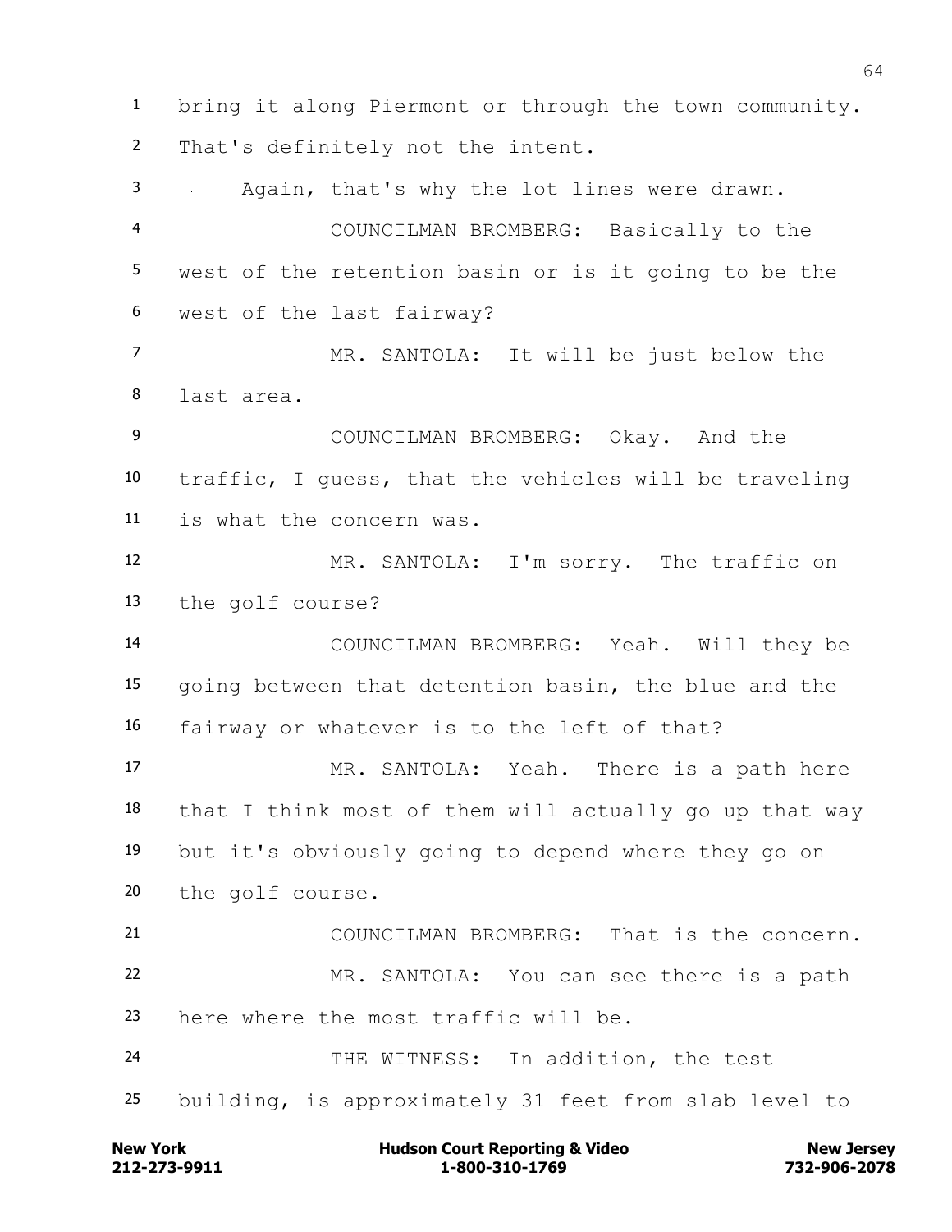bring it along Piermont or through the town community. That's definitely not the intent.

Again, that's why the lot lines were drawn.

COUNCILMAN BROMBERG: Basically to the west of the retention basin or is it going to be the west of the last fairway?

MR. SANTOLA: It will be just below the last area.

COUNCILMAN BROMBERG: Okay. And the traffic, I guess, that the vehicles will be traveling is what the concern was.

MR. SANTOLA: I'm sorry. The traffic on the golf course?

COUNCILMAN BROMBERG: Yeah. Will they be going between that detention basin, the blue and the fairway or whatever is to the left of that?

MR. SANTOLA: Yeah. There is a path here that I think most of them will actually go up that way but it's obviously going to depend where they go on the golf course.

COUNCILMAN BROMBERG: That is the concern.

MR. SANTOLA: You can see there is a path here where the most traffic will be.

THE WITNESS: In addition, the test building, is approximately 31 feet from slab level to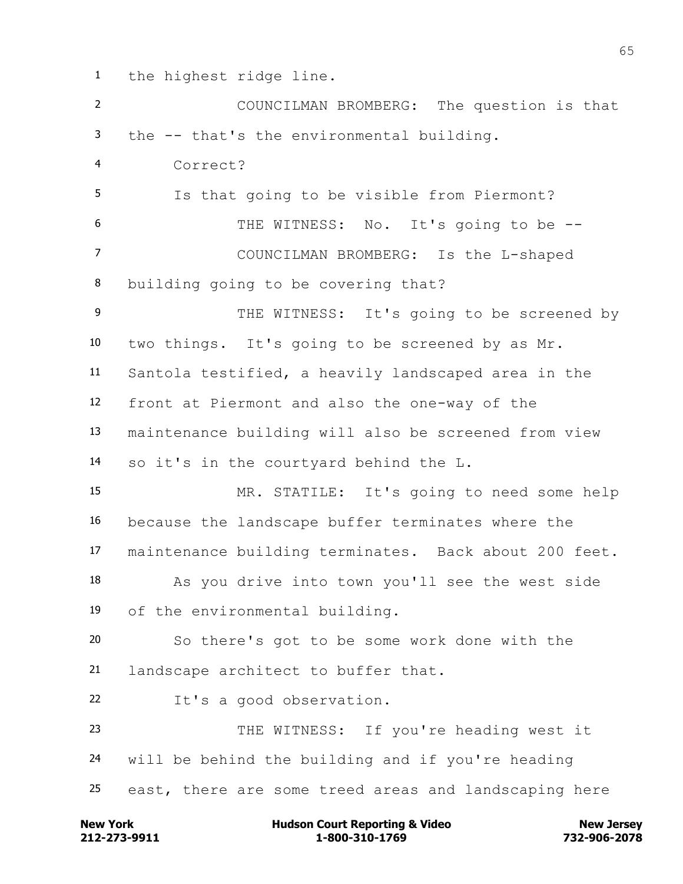1 the highest ridge line.

2 COUNCILMAN BROMBERG: The question is that

3 the -- that's the environmental building.

4 Correct?

5 Is that going to be visible from Piermont?

6 THE WITNESS: No. It's going to be --

7 COUNCILMAN BROMBERG: Is the L-shaped

8 building going to be covering that?

9 THE WITNESS: It's going to be screened by

10 two things. It's going to be screened by as Mr.

11 Santola testified, a heavily landscaped area in the

12 front at Piermont and also the one-way of the

13 maintenance building will also be screened from view

14 so it's in the courtyard behind the L.

15 MR. STATILE: It's going to need some help

16 because the landscape buffer terminates where the

17 maintenance building terminates. Back about 200 feet.

18 As you drive into town you'll see the west side

19 of the environmental building.

20 So there's got to be some work done with the

21 landscape architect to buffer that.

22 It's a good observation.

23 THE WITNESS: If you're heading west it

24 will be behind the building and if you're heading

25 east, there are some treed areas and landscaping here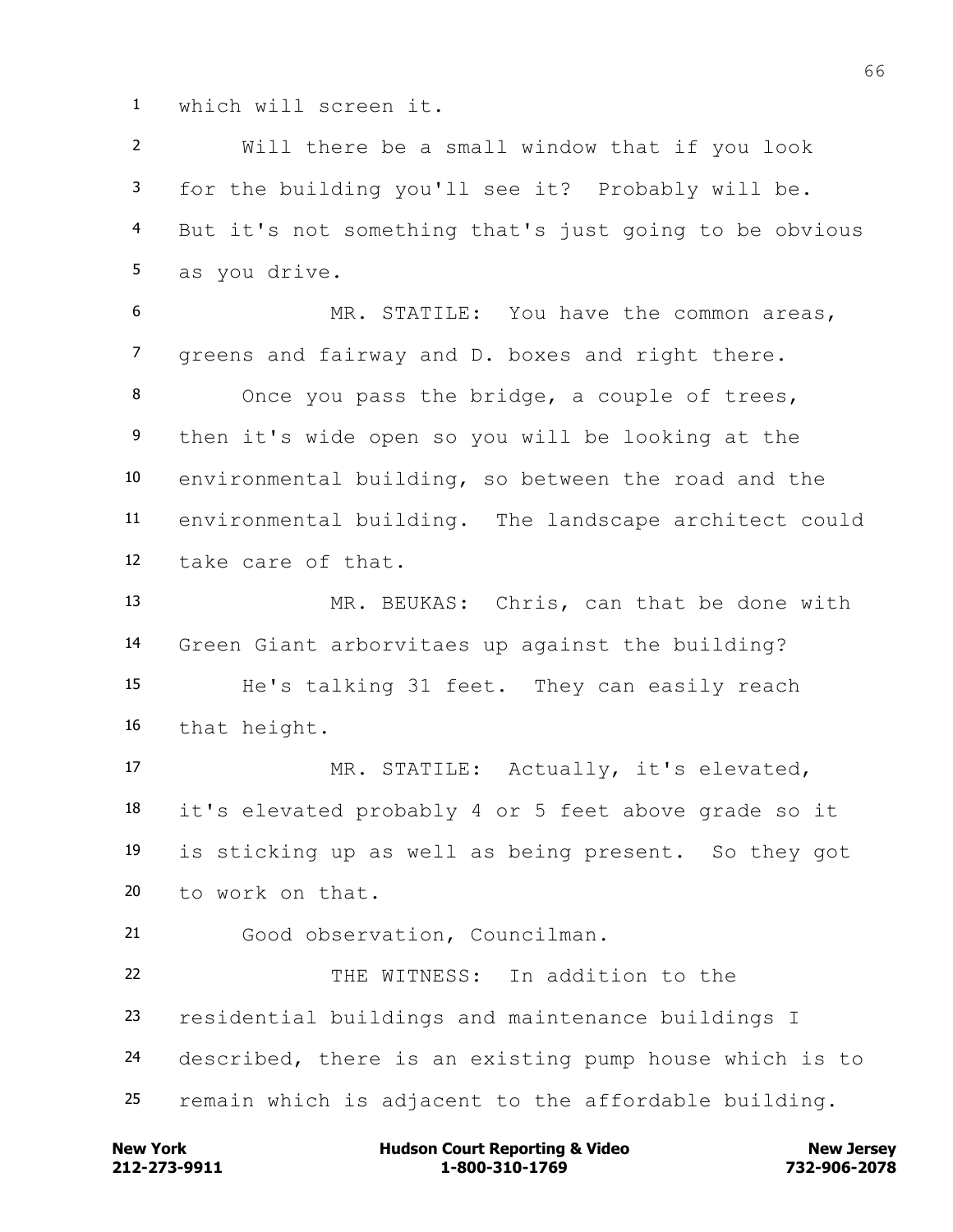1 which will screen it.

2 Will there be a small window that if you look
3 for the building you'll see it? Probably will be.
4 But it's not something that's just going to be obvious
5 as you drive.

6 MR. STATILE: You have the common areas,
7 greens and fairway and D. boxes and right there.

8 Once you pass the bridge, a couple of trees,
9 then it's wide open so you will be looking at the
10 environmental building, so between the road and the
11 environmental building. The landscape architect could
12 take care of that.

13 MR. BEUKAS: Chris, can that be done with
14 Green Giant arborvitaes up against the building?

15 He's talking 31 feet. They can easily reach
16 that height.

17 MR. STATILE: Actually, it's elevated,
18 it's elevated probably 4 or 5 feet above grade so it
19 is sticking up as well as being present. So they got
20 to work on that.

21 Good observation, Councilman.

22 THE WITNESS: In addition to the
23 residential buildings and maintenance buildings I
24 described, there is an existing pump house which is to
25 remain which is adjacent to the affordable building.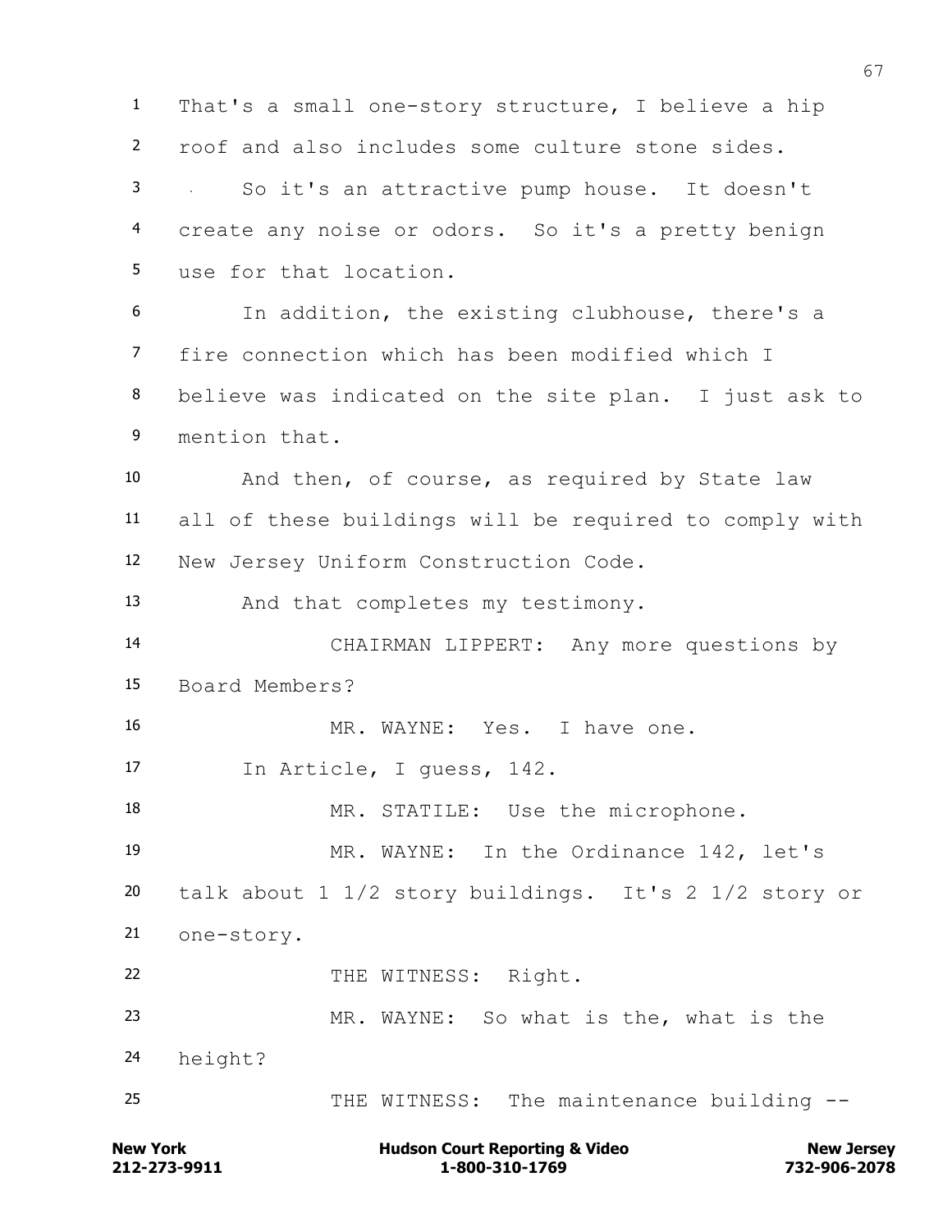1 That's a small one-story structure, I believe a hip
2 roof and also includes some culture stone sides.
3 So it's an attractive pump house. It doesn't
4 create any noise or odors. So it's a pretty benign
5 use for that location.
6 In addition, the existing clubhouse, there's a
7 fire connection which has been modified which I
8 believe was indicated on the site plan. I just ask to
9 mention that.
10 And then, of course, as required by State law
11 all of these buildings will be required to comply with
12 New Jersey Uniform Construction Code.
13 And that completes my testimony.
14 CHAIRMAN LIPPERT: Any more questions by
15 Board Members?
16 MR. WAYNE: Yes. I have one.
17 In Article, I guess, 142.
18 MR. STATILE: Use the microphone.
19 MR. WAYNE: In the Ordinance 142, let's
20 talk about 1 1/2 story buildings. It's 2 1/2 story or
21 one-story.
22 THE WITNESS: Right.
23 MR. WAYNE: So what is the, what is the
24 height?
25 THE WITNESS: The maintenance building --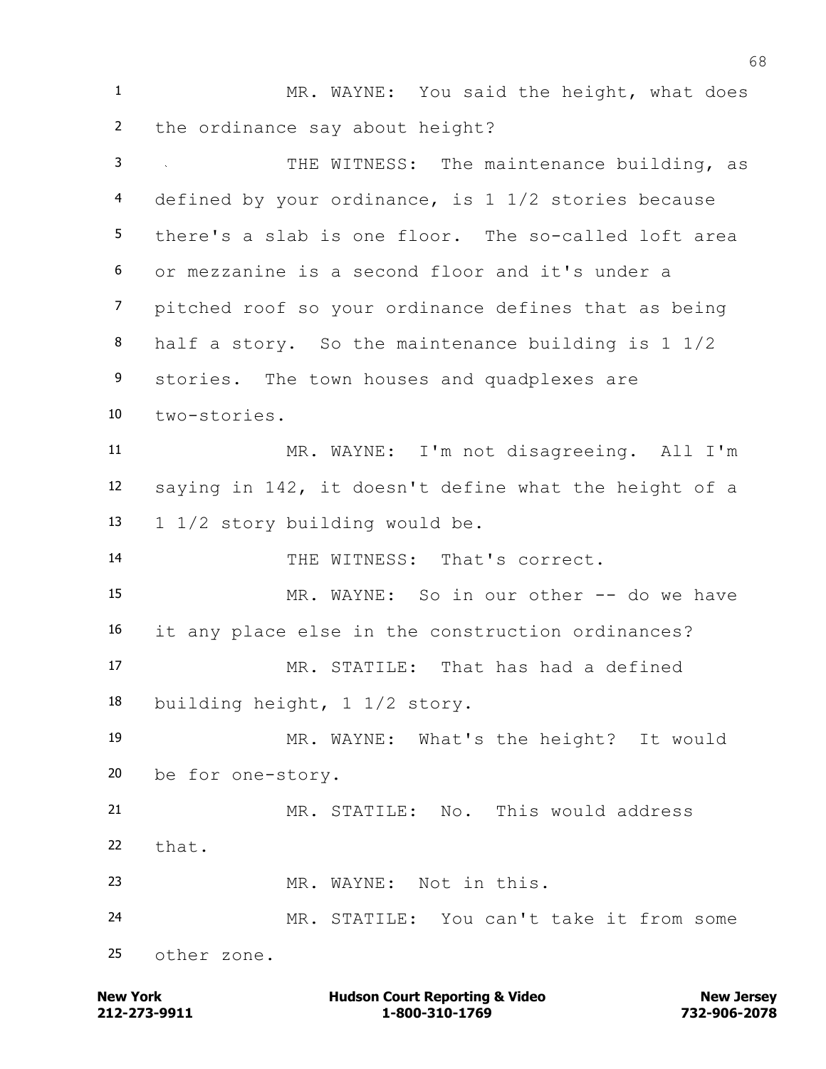MR. WAYNE: You said the height, what does the ordinance say about height?

THE WITNESS: The maintenance building, as defined by your ordinance, is 1 1/2 stories because there's a slab is one floor. The so-called loft area or mezzanine is a second floor and it's under a pitched roof so your ordinance defines that as being half a story. So the maintenance building is 1 1/2 stories. The town houses and quadplexes are two-stories.

MR. WAYNE: I'm not disagreeing. All I'm saying in 142, it doesn't define what the height of a 1 1/2 story building would be.

THE WITNESS: That's correct.

MR. WAYNE: So in our other -- do we have it any place else in the construction ordinances?

MR. STATILE: That has had a defined building height, 1 1/2 story.

MR. WAYNE: What's the height? It would be for one-story.

MR. STATILE: No. This would address that.

MR. WAYNE: Not in this.

MR. STATILE: You can't take it from some other zone.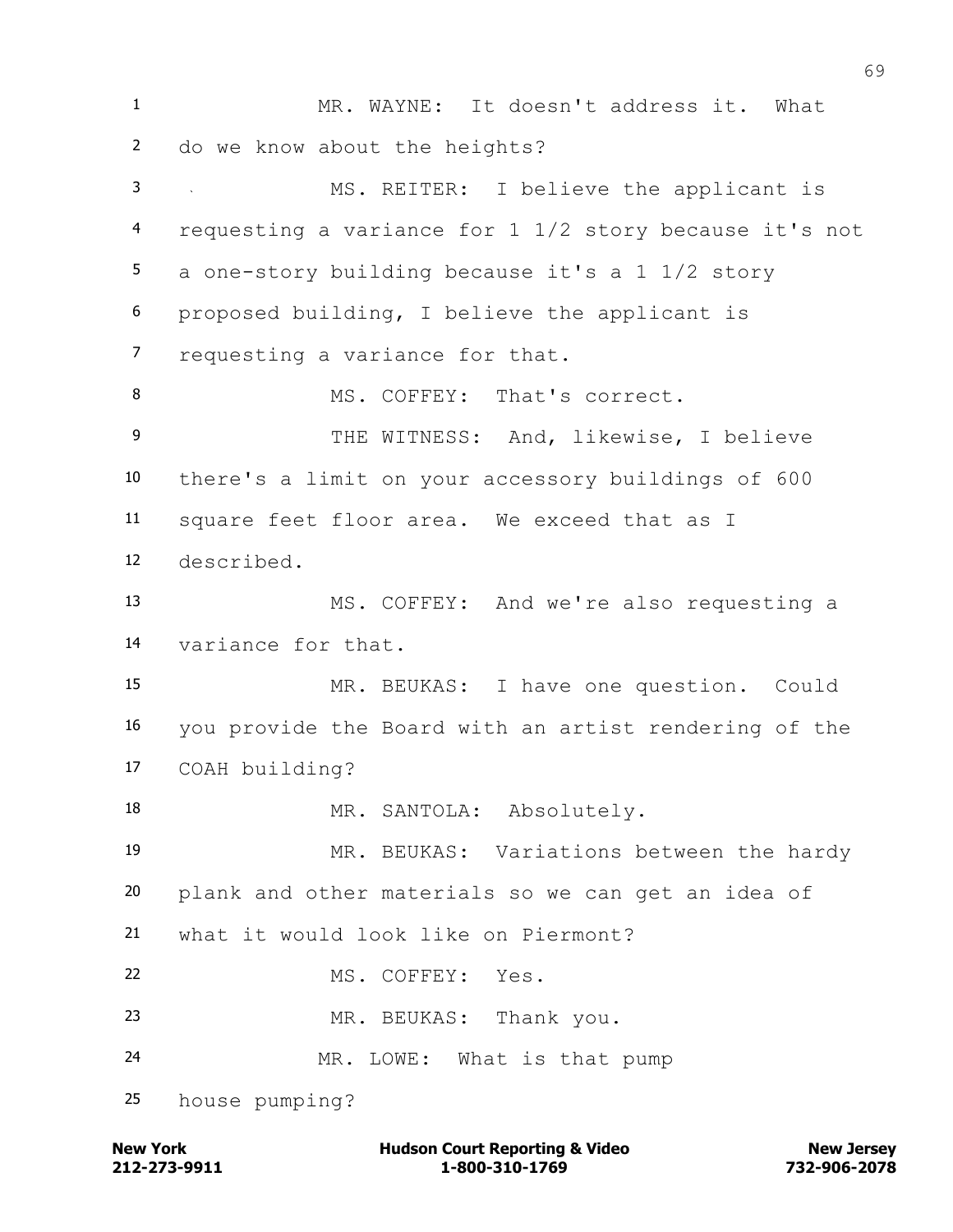MR. WAYNE: It doesn't address it. What do we know about the heights?

MS. REITER: I believe the applicant is requesting a variance for 1 1/2 story because it's not a one-story building because it's a 1 1/2 story proposed building, I believe the applicant is requesting a variance for that.

MS. COFFEY: That's correct.

THE WITNESS: And, likewise, I believe there's a limit on your accessory buildings of 600 square feet floor area. We exceed that as I described.

MS. COFFEY: And we're also requesting a variance for that.

MR. BEUKAS: I have one question. Could you provide the Board with an artist rendering of the COAH building?

MR. SANTOLA: Absolutely.

MR. BEUKAS: Variations between the hardy plank and other materials so we can get an idea of what it would look like on Piermont?

MS. COFFEY: Yes.

MR. BEUKAS: Thank you.

MR. LOWE: What is that pump house pumping?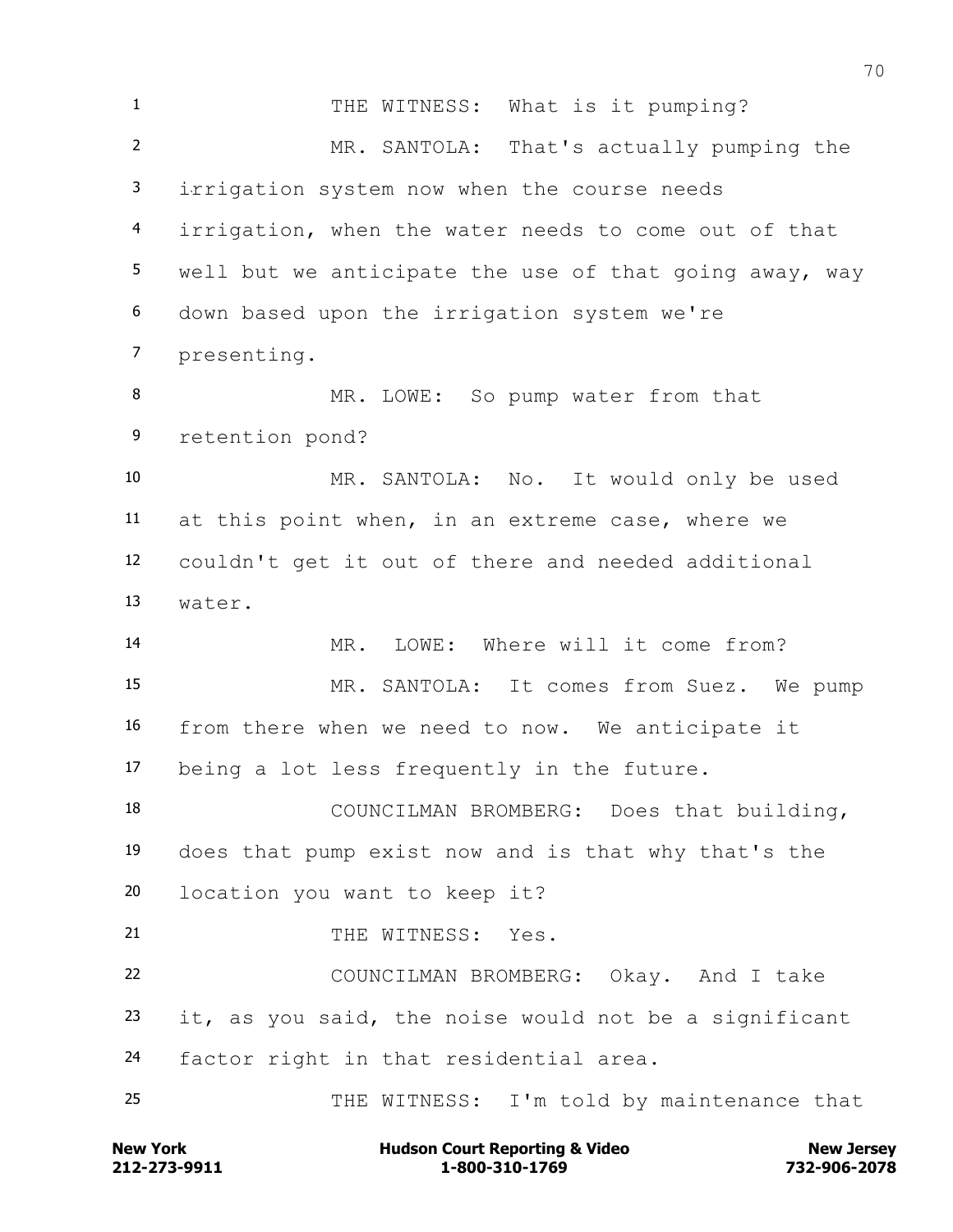THE WITNESS: What is it pumping?

MR. SANTOLA: That's actually pumping the irrigation system now when the course needs irrigation, when the water needs to come out of that well but we anticipate the use of that going away, way down based upon the irrigation system we're presenting.

MR. LOWE: So pump water from that retention pond?

MR. SANTOLA: No. It would only be used at this point when, in an extreme case, where we couldn't get it out of there and needed additional water.

MR. LOWE: Where will it come from?

MR. SANTOLA: It comes from Suez. We pump from there when we need to now. We anticipate it being a lot less frequently in the future.

COUNCILMAN BROMBERG: Does that building, does that pump exist now and is that why that's the location you want to keep it?

THE WITNESS: Yes.

COUNCILMAN BROMBERG: Okay. And I take it, as you said, the noise would not be a significant factor right in that residential area.

THE WITNESS: I'm told by maintenance that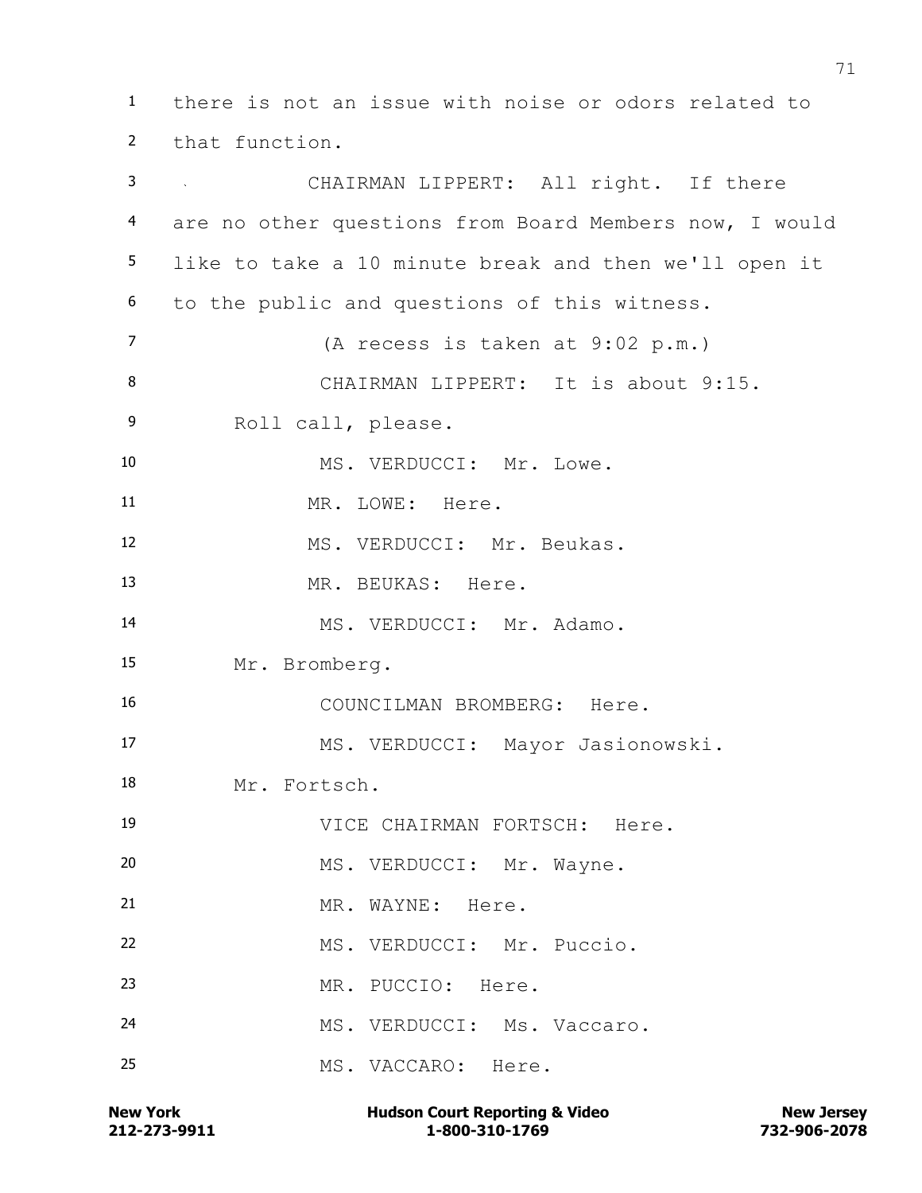there is not an issue with noise or odors related to that function.

CHAIRMAN LIPPERT: All right. If there are no other questions from Board Members now, I would like to take a 10 minute break and then we'll open it to the public and questions of this witness.

(A recess is taken at 9:02 p.m.)

CHAIRMAN LIPPERT: It is about 9:15. Roll call, please.

MS. VERDUCCI: Mr. Lowe.

MR. LOWE: Here.

MS. VERDUCCI: Mr. Beukas.

MR. BEUKAS: Here.

MS. VERDUCCI: Mr. Adamo. Mr. Bromberg.

COUNCILMAN BROMBERG: Here.

MS. VERDUCCI: Mayor Jasionowski. Mr. Fortsch.

VICE CHAIRMAN FORTSCH: Here.

MS. VERDUCCI: Mr. Wayne.

MR. WAYNE: Here.

MS. VERDUCCI: Mr. Puccio.

MR. PUCCIO: Here.

MS. VERDUCCI: Ms. Vaccaro.

MS. VACCARO: Here.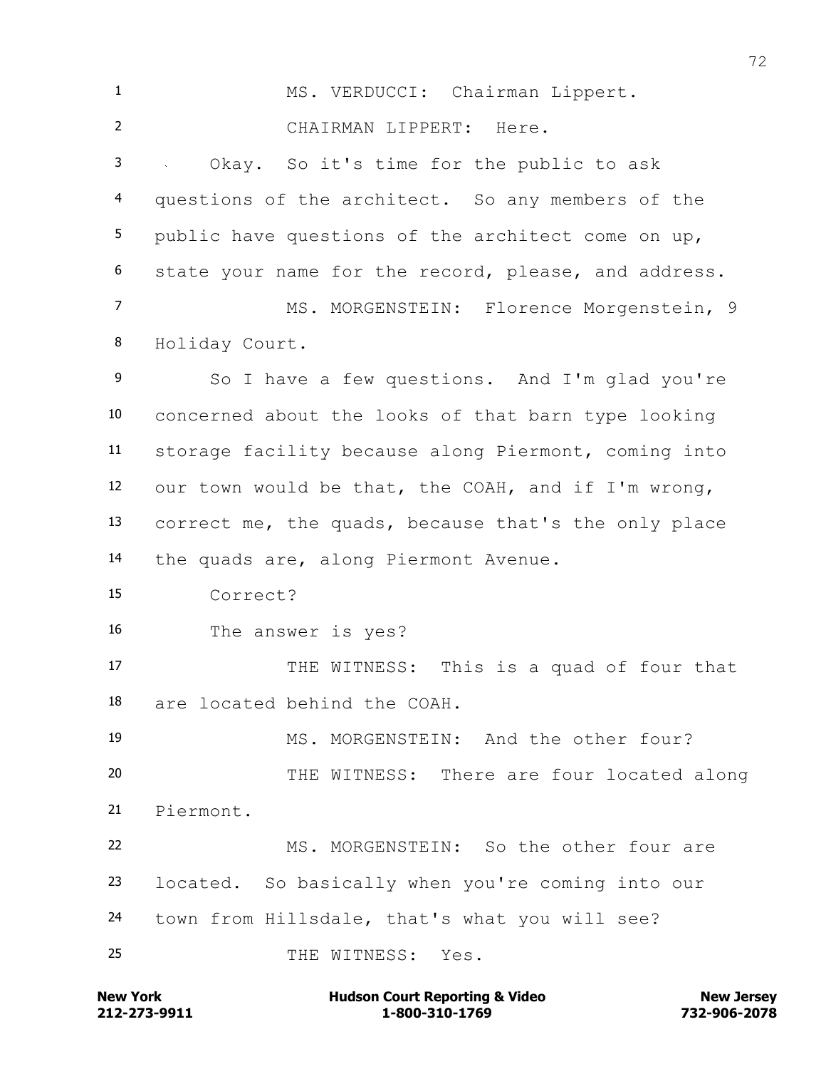MS. VERDUCCI: Chairman Lippert.

CHAIRMAN LIPPERT: Here.

Okay. So it's time for the public to ask questions of the architect. So any members of the public have questions of the architect come on up, state your name for the record, please, and address.

MS. MORGENSTEIN: Florence Morgenstein, 9 Holiday Court.

So I have a few questions. And I'm glad you're concerned about the looks of that barn type looking storage facility because along Piermont, coming into our town would be that, the COAH, and if I'm wrong, correct me, the quads, because that's the only place the quads are, along Piermont Avenue.

Correct?

The answer is yes?

THE WITNESS: This is a quad of four that are located behind the COAH.

MS. MORGENSTEIN: And the other four?

THE WITNESS: There are four located along Piermont.

MS. MORGENSTEIN: So the other four are located. So basically when you're coming into our town from Hillsdale, that's what you will see?

THE WITNESS: Yes.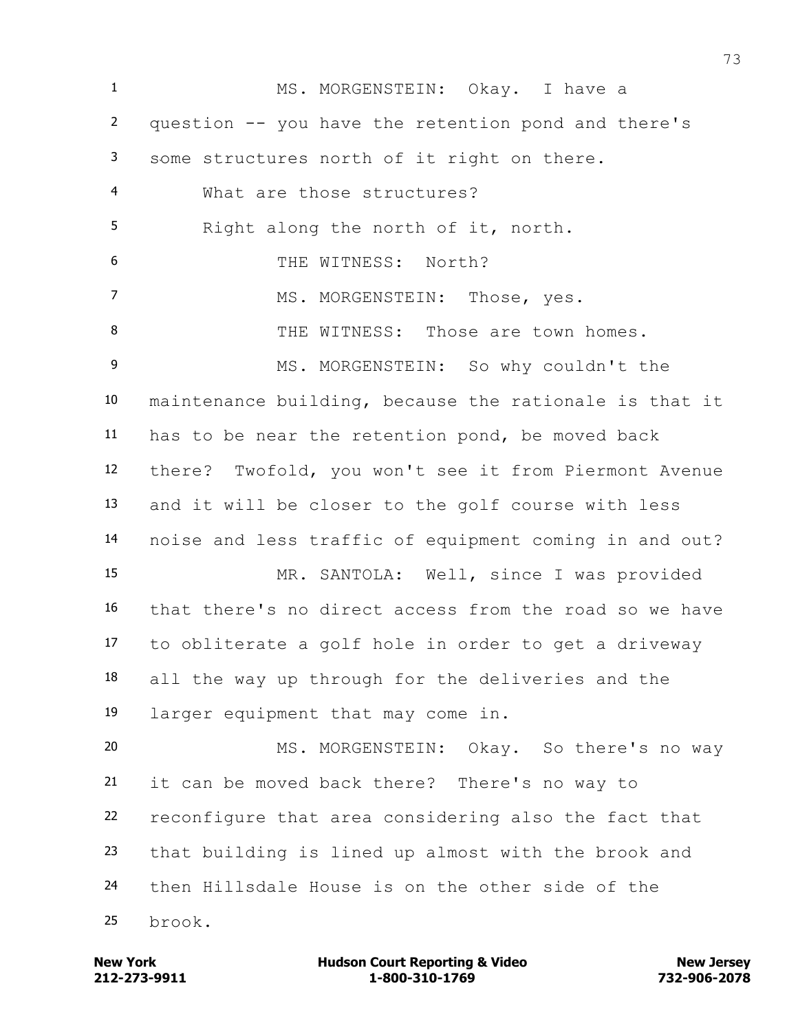MS. MORGENSTEIN: Okay. I have a question -- you have the retention pond and there's some structures north of it right on there.

What are those structures?

Right along the north of it, north.

THE WITNESS: North?

MS. MORGENSTEIN: Those, yes.

THE WITNESS: Those are town homes.

MS. MORGENSTEIN: So why couldn't the maintenance building, because the rationale is that it has to be near the retention pond, be moved back there? Twofold, you won't see it from Piermont Avenue and it will be closer to the golf course with less noise and less traffic of equipment coming in and out?

MR. SANTOLA: Well, since I was provided that there's no direct access from the road so we have to obliterate a golf hole in order to get a driveway all the way up through for the deliveries and the larger equipment that may come in.

MS. MORGENSTEIN: Okay. So there's no way it can be moved back there? There's no way to reconfigure that area considering also the fact that that building is lined up almost with the brook and then Hillsdale House is on the other side of the brook.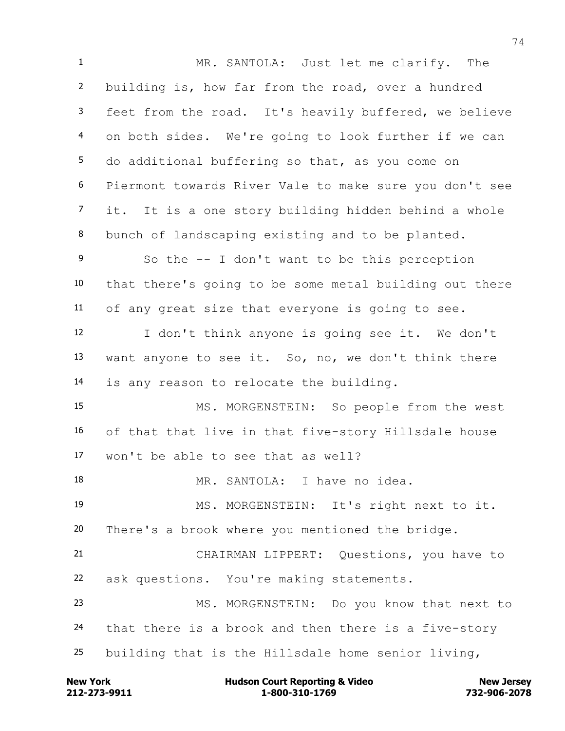MR. SANTOLA: Just let me clarify. The building is, how far from the road, over a hundred feet from the road. It's heavily buffered, we believe on both sides. We're going to look further if we can do additional buffering so that, as you come on Piermont towards River Vale to make sure you don't see it. It is a one story building hidden behind a whole bunch of landscaping existing and to be planted.

So the -- I don't want to be this perception that there's going to be some metal building out there of any great size that everyone is going to see.

I don't think anyone is going see it. We don't want anyone to see it. So, no, we don't think there is any reason to relocate the building.

MS. MORGENSTEIN: So people from the west of that that live in that five-story Hillsdale house won't be able to see that as well?

MR. SANTOLA: I have no idea.

MS. MORGENSTEIN: It's right next to it. There's a brook where you mentioned the bridge.

CHAIRMAN LIPPERT: Questions, you have to ask questions. You're making statements.

MS. MORGENSTEIN: Do you know that next to that there is a brook and then there is a five-story building that is the Hillsdale home senior living,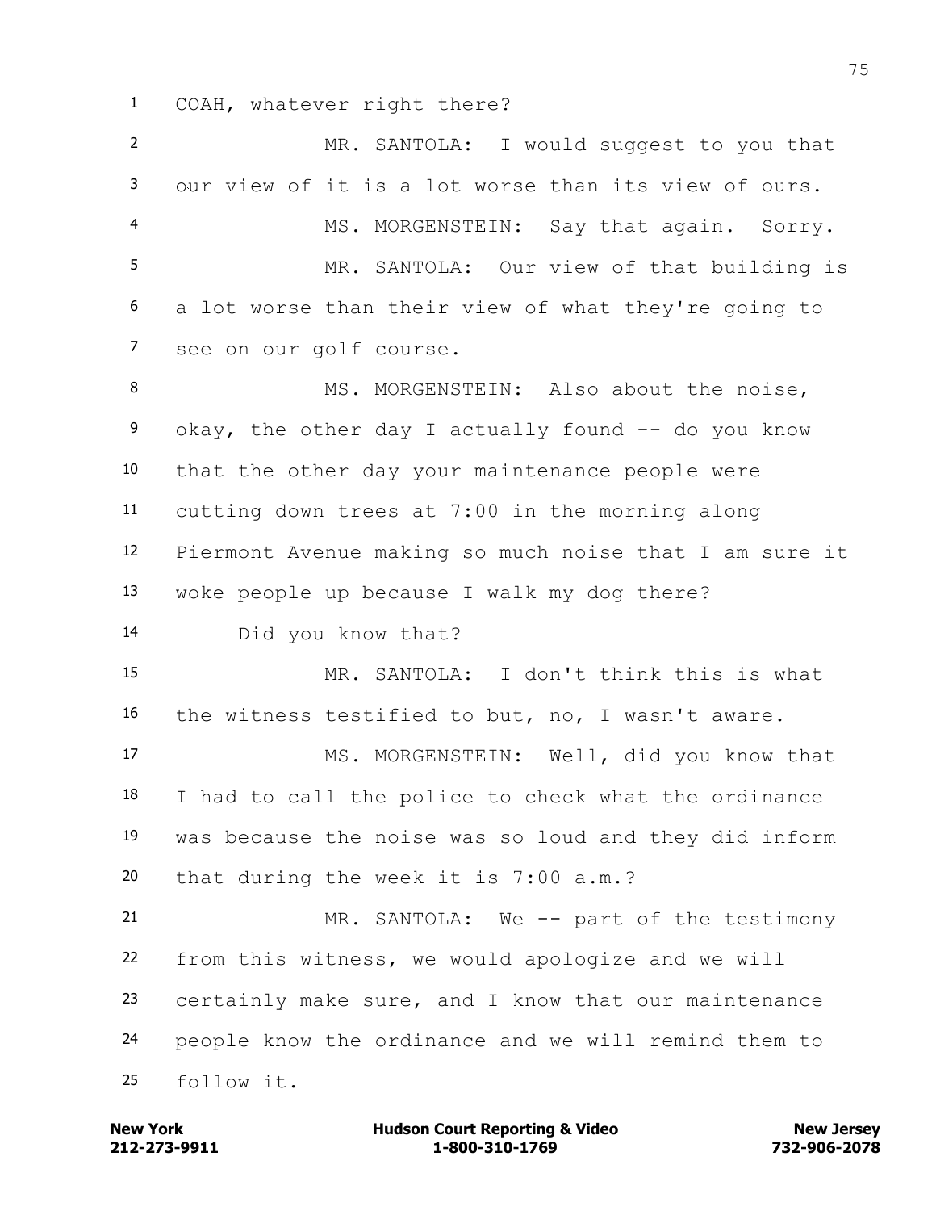COAH, whatever right there?

MR. SANTOLA: I would suggest to you that our view of it is a lot worse than its view of ours.

MS. MORGENSTEIN: Say that again. Sorry.

MR. SANTOLA: Our view of that building is a lot worse than their view of what they're going to see on our golf course.

MS. MORGENSTEIN: Also about the noise, okay, the other day I actually found -- do you know that the other day your maintenance people were cutting down trees at 7:00 in the morning along Piermont Avenue making so much noise that I am sure it woke people up because I walk my dog there?

Did you know that?

MR. SANTOLA: I don't think this is what the witness testified to but, no, I wasn't aware.

MS. MORGENSTEIN: Well, did you know that I had to call the police to check what the ordinance was because the noise was so loud and they did inform that during the week it is 7:00 a.m.?

MR. SANTOLA: We -- part of the testimony from this witness, we would apologize and we will certainly make sure, and I know that our maintenance people know the ordinance and we will remind them to follow it.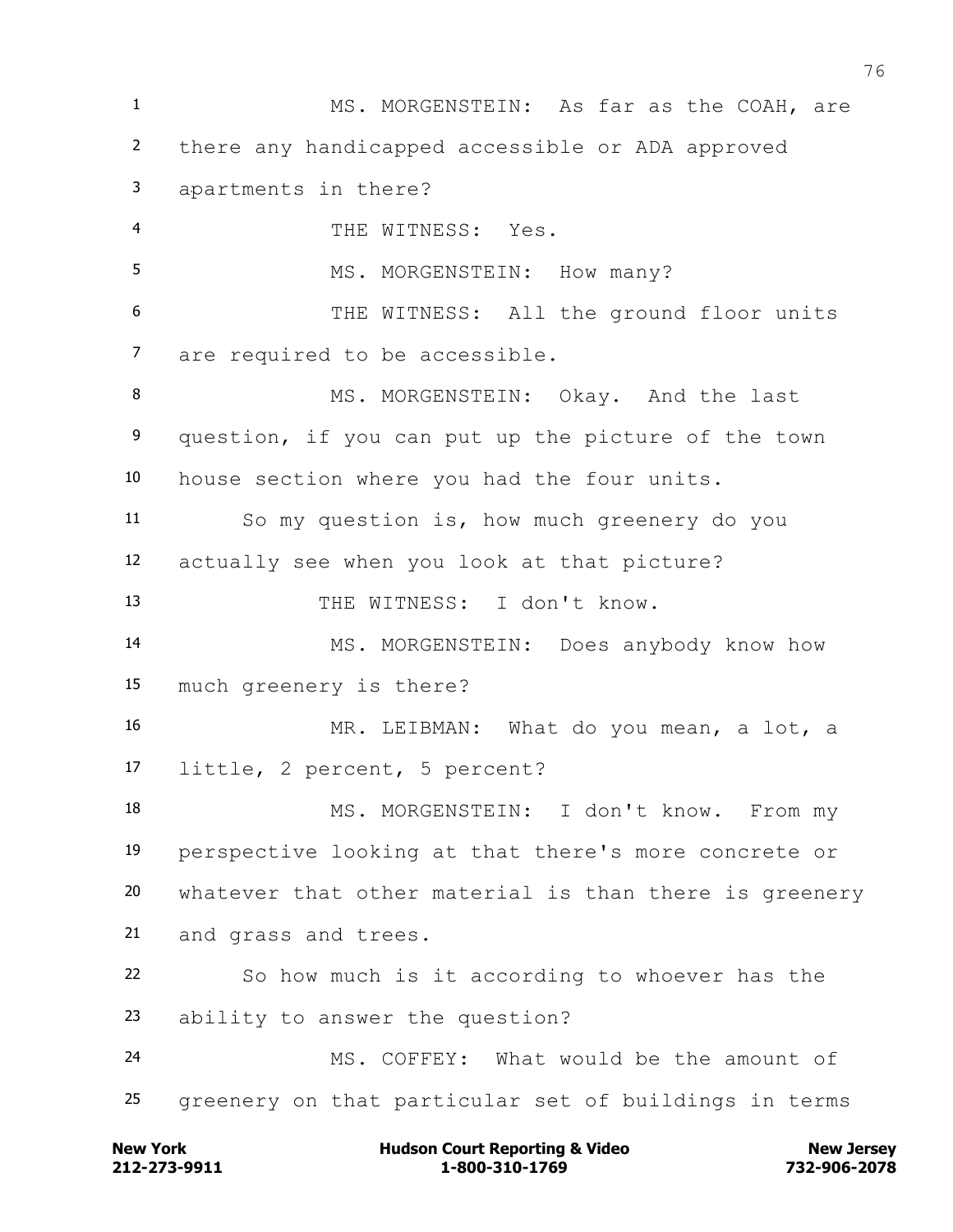MS. MORGENSTEIN: As far as the COAH, are there any handicapped accessible or ADA approved apartments in there?

THE WITNESS: Yes.

MS. MORGENSTEIN: How many?

THE WITNESS: All the ground floor units are required to be accessible.

MS. MORGENSTEIN: Okay. And the last question, if you can put up the picture of the town house section where you had the four units.

So my question is, how much greenery do you actually see when you look at that picture?

THE WITNESS: I don't know.

MS. MORGENSTEIN: Does anybody know how much greenery is there?

MR. LEIBMAN: What do you mean, a lot, a little, 2 percent, 5 percent?

MS. MORGENSTEIN: I don't know. From my perspective looking at that there's more concrete or whatever that other material is than there is greenery and grass and trees.

So how much is it according to whoever has the ability to answer the question?

MS. COFFEY: What would be the amount of greenery on that particular set of buildings in terms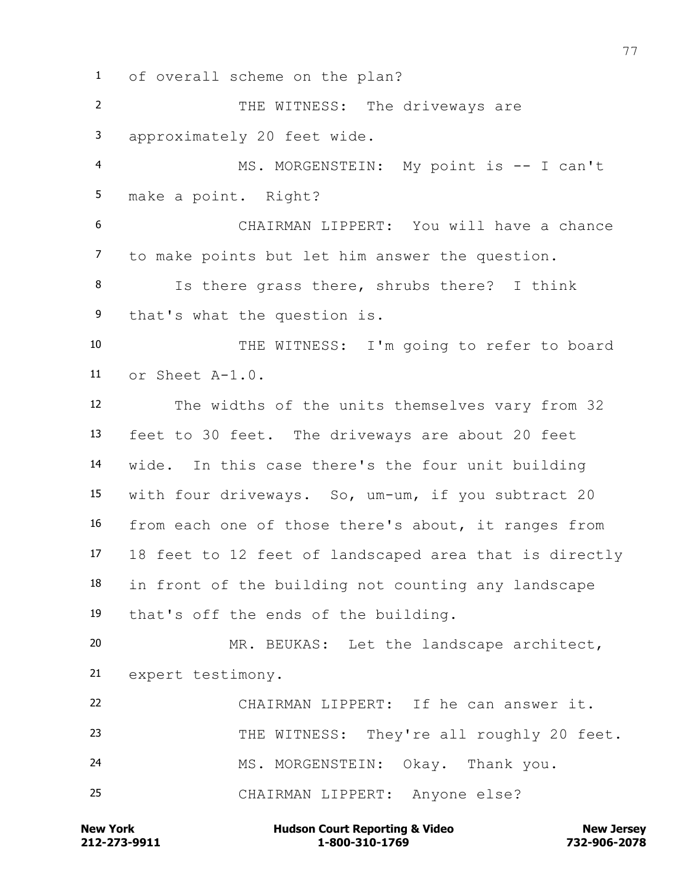1 of overall scheme on the plan?

2 THE WITNESS: The driveways are

3 approximately 20 feet wide.

4 MS. MORGENSTEIN: My point is -- I can't

5 make a point. Right?

6 CHAIRMAN LIPPERT: You will have a chance

7 to make points but let him answer the question.

8 Is there grass there, shrubs there? I think

9 that's what the question is.

10 THE WITNESS: I'm going to refer to board

11 or Sheet A-1.0.

12 The widths of the units themselves vary from 32

13 feet to 30 feet. The driveways are about 20 feet

14 wide. In this case there's the four unit building

15 with four driveways. So, um-um, if you subtract 20

16 from each one of those there's about, it ranges from

17 18 feet to 12 feet of landscaped area that is directly

18 in front of the building not counting any landscape

19 that's off the ends of the building.

20 MR. BEUKAS: Let the landscape architect,

21 expert testimony.

22 CHAIRMAN LIPPERT: If he can answer it.

23 THE WITNESS: They're all roughly 20 feet.

24 MS. MORGENSTEIN: Okay. Thank you.

25 CHAIRMAN LIPPERT: Anyone else?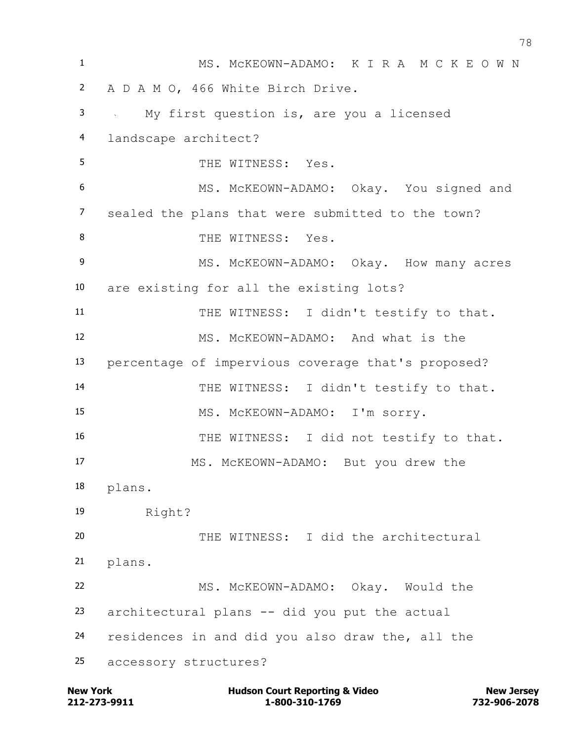MS. McKEOWN-ADAMO: K I R A M C K E O W N A D A M O, 466 White Birch Drive.

My first question is, are you a licensed landscape architect?

THE WITNESS: Yes.

MS. McKEOWN-ADAMO: Okay. You signed and sealed the plans that were submitted to the town?

THE WITNESS: Yes.

MS. McKEOWN-ADAMO: Okay. How many acres are existing for all the existing lots?

THE WITNESS: I didn't testify to that.

MS. McKEOWN-ADAMO: And what is the percentage of impervious coverage that's proposed?

THE WITNESS: I didn't testify to that.

MS. McKEOWN-ADAMO: I'm sorry.

THE WITNESS: I did not testify to that.

MS. McKEOWN-ADAMO: But you drew the plans.

Right?

THE WITNESS: I did the architectural plans.

MS. McKEOWN-ADAMO: Okay. Would the architectural plans -- did you put the actual residences in and did you also draw the, all the accessory structures?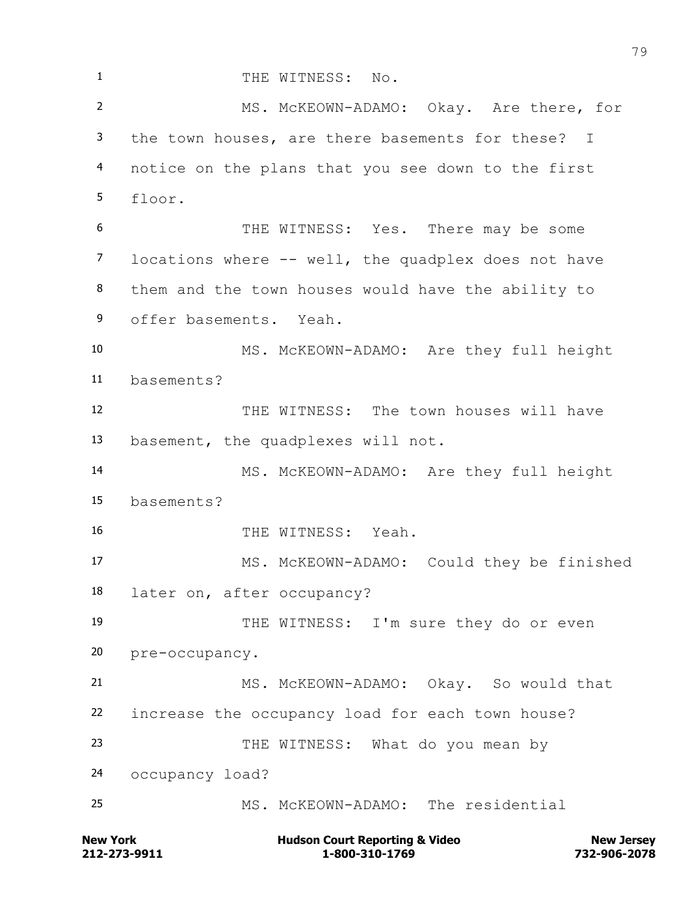1 THE WITNESS: No.

2 MS. McKEOWN-ADAMO: Okay. Are there, for
3 the town houses, are there basements for these? I
4 notice on the plans that you see down to the first
5 floor.

6 THE WITNESS: Yes. There may be some
7 locations where -- well, the quadplex does not have
8 them and the town houses would have the ability to
9 offer basements. Yeah.

10 MS. McKEOWN-ADAMO: Are they full height
11 basements?

12 THE WITNESS: The town houses will have
13 basement, the quadplexes will not.

14 MS. McKEOWN-ADAMO: Are they full height
15 basements?

16 THE WITNESS: Yeah.

17 MS. McKEOWN-ADAMO: Could they be finished
18 later on, after occupancy?

19 THE WITNESS: I'm sure they do or even
20 pre-occupancy.

21 MS. McKEOWN-ADAMO: Okay. So would that
22 increase the occupancy load for each town house?

23 THE WITNESS: What do you mean by
24 occupancy load?

25 MS. McKEOWN-ADAMO: The residential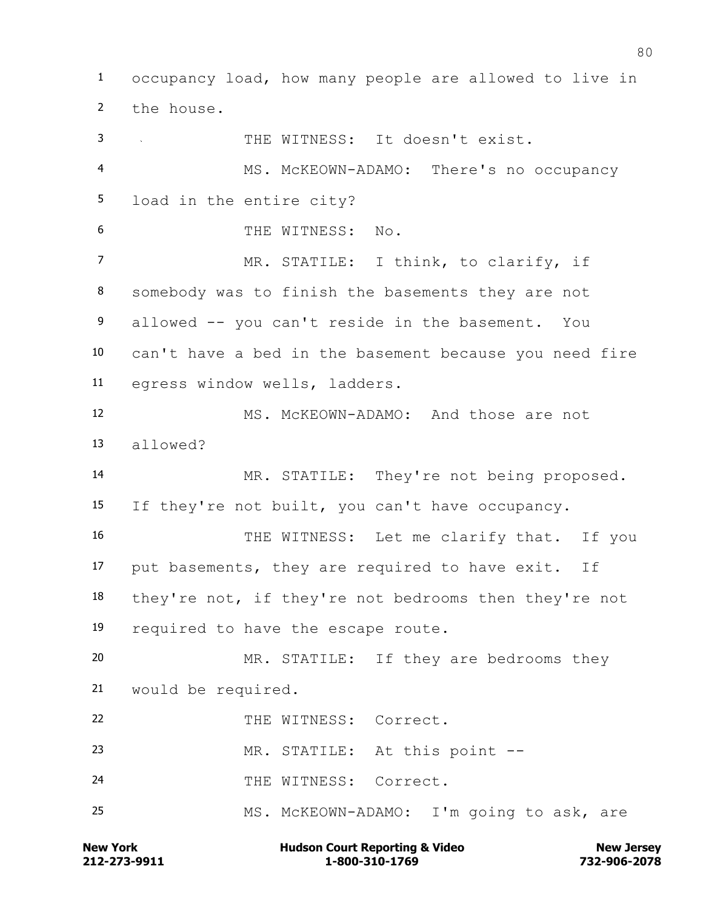occupancy load, how many people are allowed to live in the house.

THE WITNESS: It doesn't exist.

MS. McKEOWN-ADAMO: There's no occupancy load in the entire city?

THE WITNESS: No.

MR. STATILE: I think, to clarify, if somebody was to finish the basements they are not allowed -- you can't reside in the basement. You can't have a bed in the basement because you need fire egress window wells, ladders.

MS. McKEOWN-ADAMO: And those are not allowed?

MR. STATILE: They're not being proposed. If they're not built, you can't have occupancy.

THE WITNESS: Let me clarify that. If you put basements, they are required to have exit. If they're not, if they're not bedrooms then they're not required to have the escape route.

MR. STATILE: If they are bedrooms they would be required.

THE WITNESS: Correct.

MR. STATILE: At this point --

THE WITNESS: Correct.

MS. McKEOWN-ADAMO: I'm going to ask, are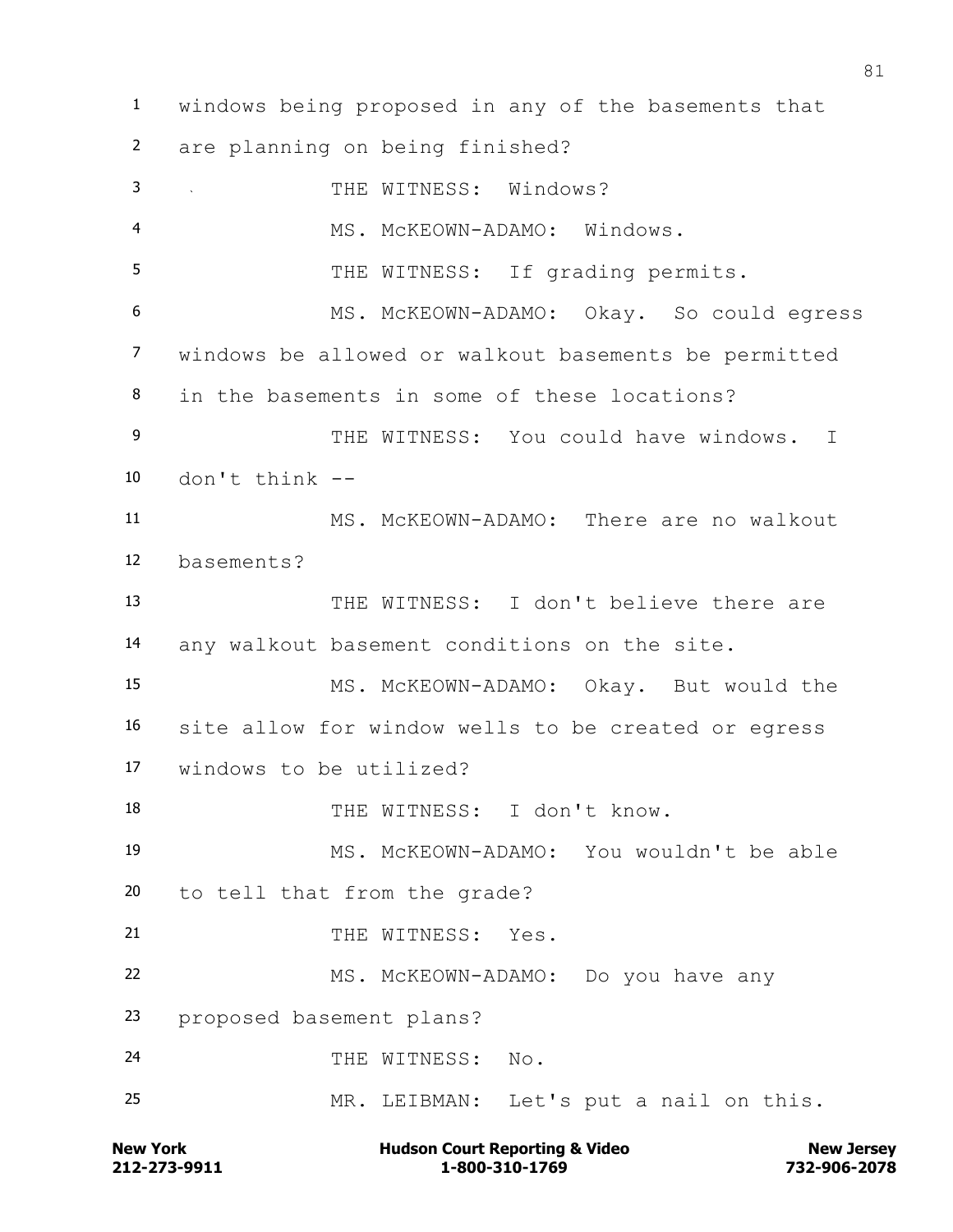windows being proposed in any of the basements that are planning on being finished?

THE WITNESS: Windows?

MS. McKEOWN-ADAMO: Windows.

THE WITNESS: If grading permits.

MS. McKEOWN-ADAMO: Okay. So could egress windows be allowed or walkout basements be permitted in the basements in some of these locations?

THE WITNESS: You could have windows. I don't think --

MS. McKEOWN-ADAMO: There are no walkout basements?

THE WITNESS: I don't believe there are any walkout basement conditions on the site.

MS. McKEOWN-ADAMO: Okay. But would the site allow for window wells to be created or egress windows to be utilized?

THE WITNESS: I don't know.

MS. McKEOWN-ADAMO: You wouldn't be able to tell that from the grade?

THE WITNESS: Yes.

MS. McKEOWN-ADAMO: Do you have any proposed basement plans?

THE WITNESS: No.

MR. LEIBMAN: Let's put a nail on this.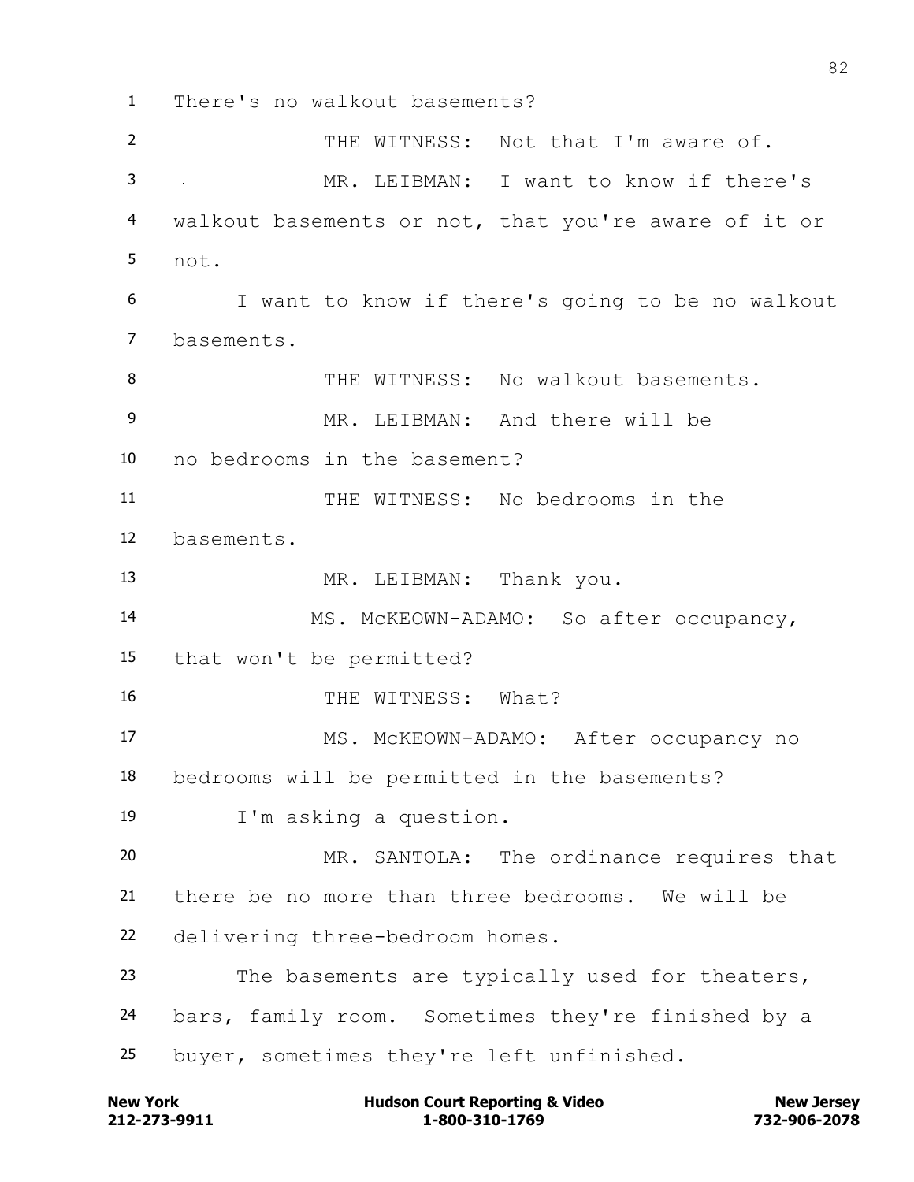There's no walkout basements?

THE WITNESS: Not that I'm aware of.

MR. LEIBMAN: I want to know if there's walkout basements or not, that you're aware of it or not.

I want to know if there's going to be no walkout basements.

THE WITNESS: No walkout basements.

MR. LEIBMAN: And there will be no bedrooms in the basement?

THE WITNESS: No bedrooms in the basements.

MR. LEIBMAN: Thank you.

MS. McKEOWN-ADAMO: So after occupancy, that won't be permitted?

THE WITNESS: What?

MS. McKEOWN-ADAMO: After occupancy no bedrooms will be permitted in the basements?

I'm asking a question.

MR. SANTOLA: The ordinance requires that there be no more than three bedrooms. We will be delivering three-bedroom homes.

The basements are typically used for theaters, bars, family room. Sometimes they're finished by a buyer, sometimes they're left unfinished.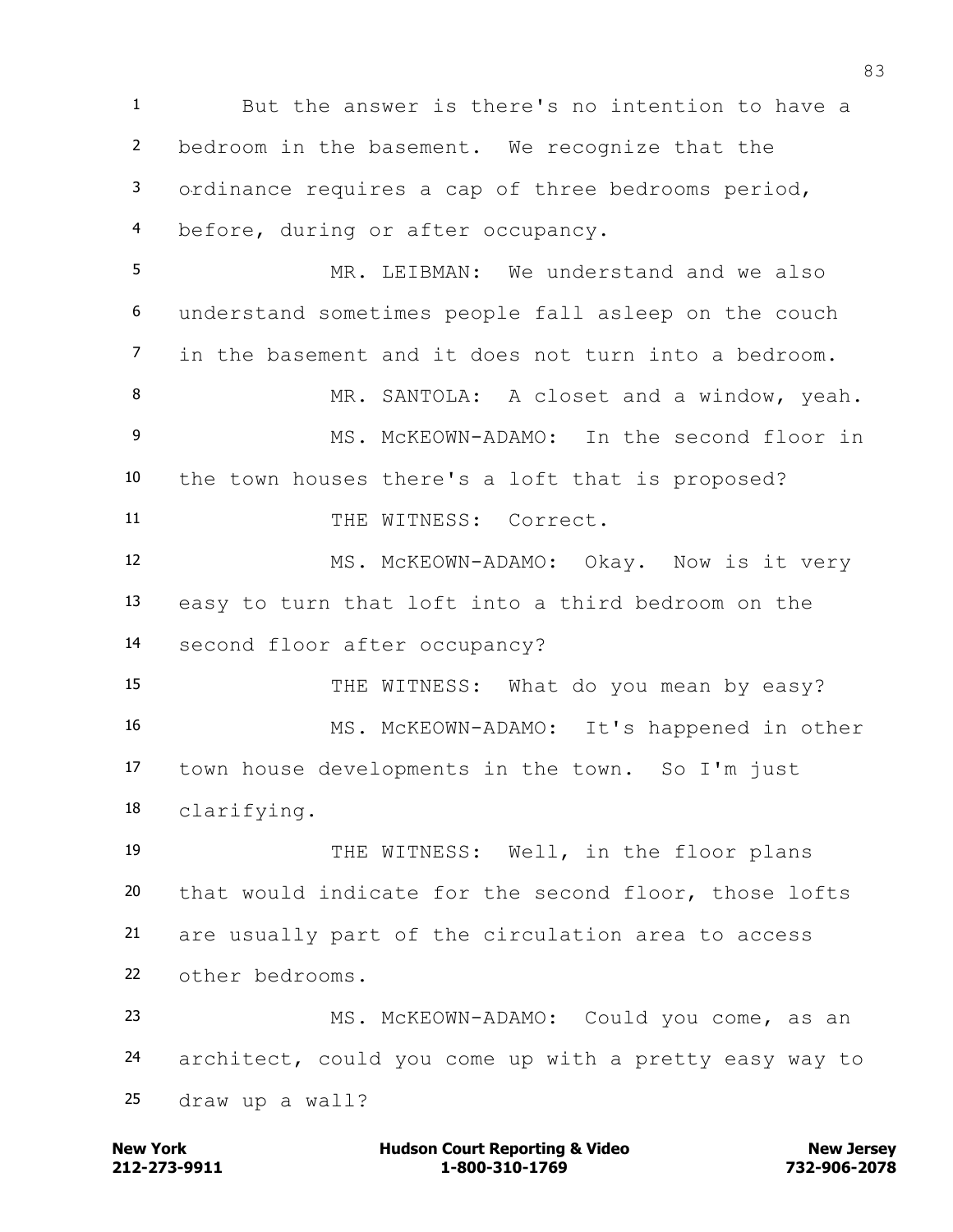But the answer is there's no intention to have a bedroom in the basement. We recognize that the ordinance requires a cap of three bedrooms period, before, during or after occupancy.

MR. LEIBMAN: We understand and we also understand sometimes people fall asleep on the couch in the basement and it does not turn into a bedroom.

MR. SANTOLA: A closet and a window, yeah.

MS. McKEOWN-ADAMO: In the second floor in the town houses there's a loft that is proposed?

THE WITNESS: Correct.

MS. McKEOWN-ADAMO: Okay. Now is it very easy to turn that loft into a third bedroom on the second floor after occupancy?

THE WITNESS: What do you mean by easy?

MS. McKEOWN-ADAMO: It's happened in other town house developments in the town. So I'm just clarifying.

THE WITNESS: Well, in the floor plans that would indicate for the second floor, those lofts are usually part of the circulation area to access other bedrooms.

MS. McKEOWN-ADAMO: Could you come, as an architect, could you come up with a pretty easy way to draw up a wall?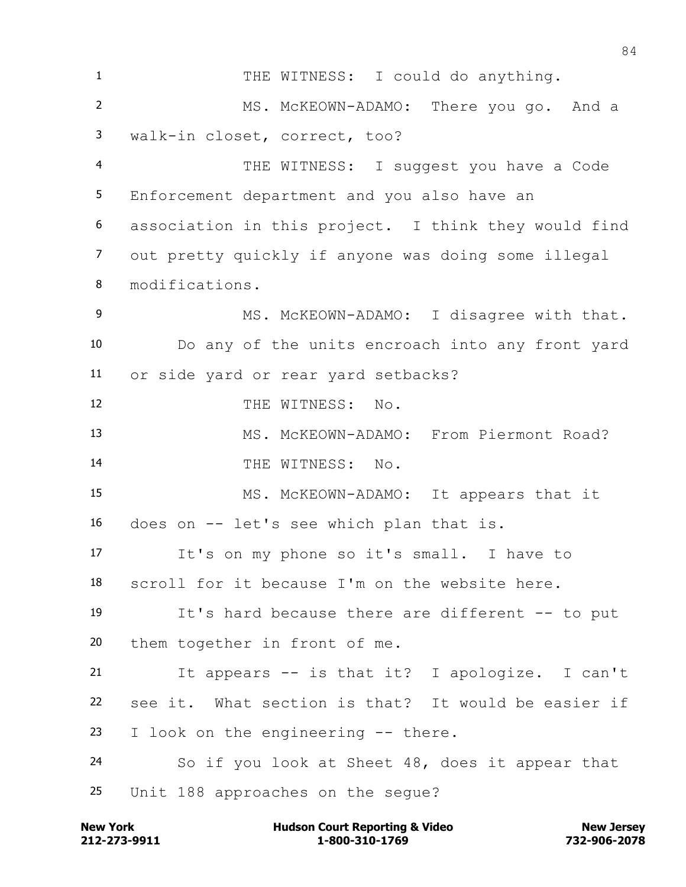THE WITNESS: I could do anything.

MS. McKEOWN-ADAMO: There you go. And a walk-in closet, correct, too?

THE WITNESS: I suggest you have a Code Enforcement department and you also have an association in this project. I think they would find out pretty quickly if anyone was doing some illegal modifications.

MS. McKEOWN-ADAMO: I disagree with that.

Do any of the units encroach into any front yard or side yard or rear yard setbacks?

THE WITNESS: No.

MS. McKEOWN-ADAMO: From Piermont Road?

THE WITNESS: No.

MS. McKEOWN-ADAMO: It appears that it does on -- let's see which plan that is.

It's on my phone so it's small. I have to scroll for it because I'm on the website here.

It's hard because there are different -- to put them together in front of me.

It appears -- is that it? I apologize. I can't see it. What section is that? It would be easier if I look on the engineering -- there.

So if you look at Sheet 48, does it appear that Unit 188 approaches on the segue?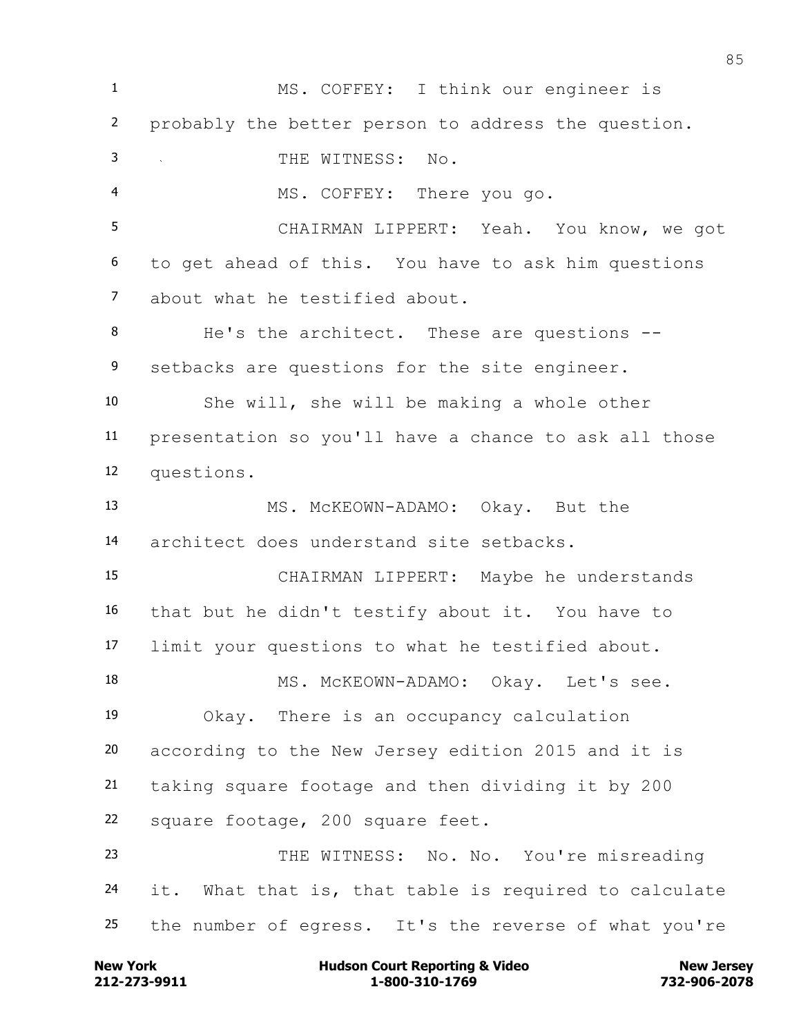MS. COFFEY: I think our engineer is probably the better person to address the question.

THE WITNESS: No.

MS. COFFEY: There you go.

CHAIRMAN LIPPERT: Yeah. You know, we got to get ahead of this. You have to ask him questions about what he testified about.

He's the architect. These are questions -- setbacks are questions for the site engineer.

She will, she will be making a whole other presentation so you'll have a chance to ask all those questions.

MS. McKEOWN-ADAMO: Okay. But the architect does understand site setbacks.

CHAIRMAN LIPPERT: Maybe he understands that but he didn't testify about it. You have to limit your questions to what he testified about.

MS. McKEOWN-ADAMO: Okay. Let's see.

Okay. There is an occupancy calculation according to the New Jersey edition 2015 and it is taking square footage and then dividing it by 200 square footage, 200 square feet.

THE WITNESS: No. No. You're misreading it. What that is, that table is required to calculate the number of egress. It's the reverse of what you're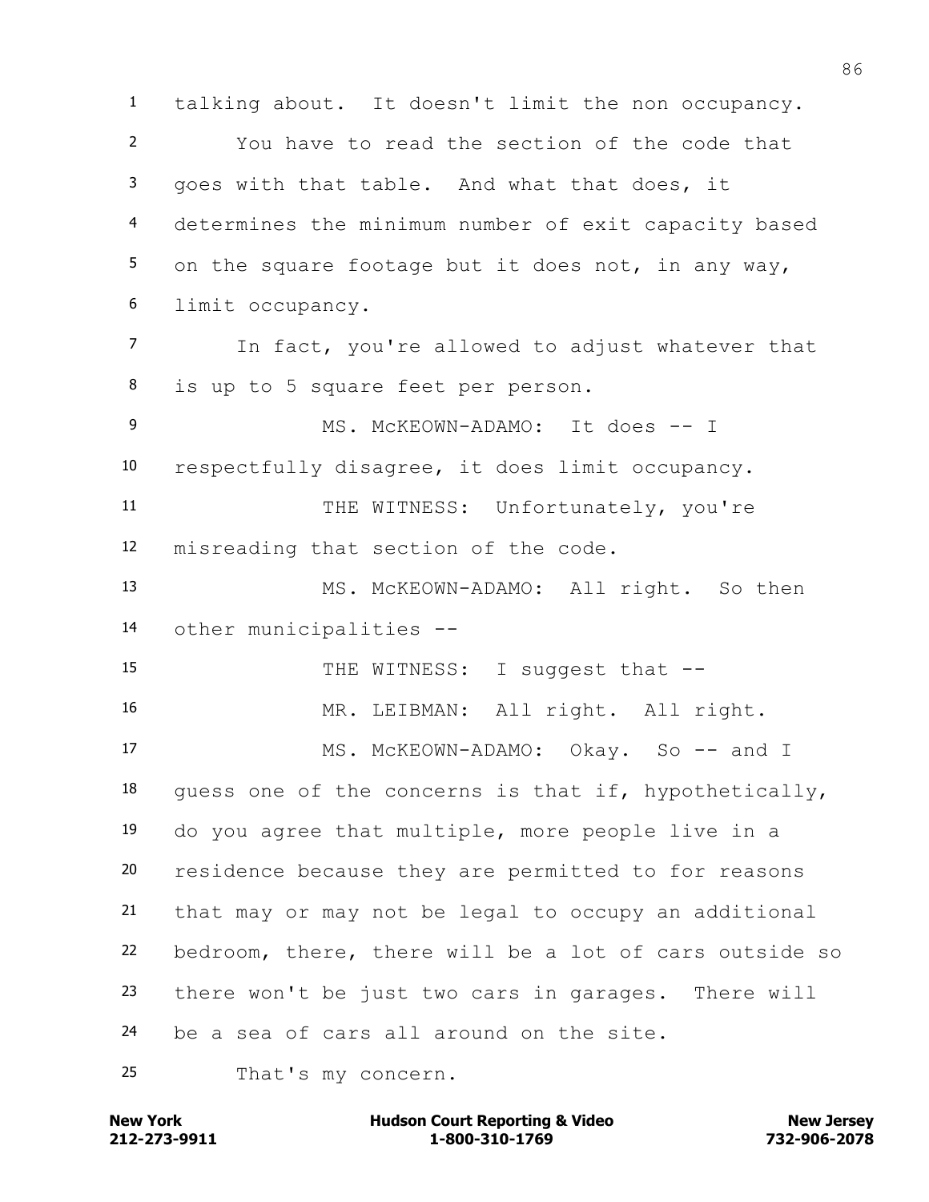talking about. It doesn't limit the non occupancy.

You have to read the section of the code that goes with that table. And what that does, it determines the minimum number of exit capacity based on the square footage but it does not, in any way, limit occupancy.

In fact, you're allowed to adjust whatever that is up to 5 square feet per person.

MS. McKEOWN-ADAMO: It does -- I respectfully disagree, it does limit occupancy.

THE WITNESS: Unfortunately, you're misreading that section of the code.

MS. McKEOWN-ADAMO: All right. So then other municipalities --

THE WITNESS: I suggest that --

MR. LEIBMAN: All right. All right.

MS. McKEOWN-ADAMO: Okay. So -- and I guess one of the concerns is that if, hypothetically, do you agree that multiple, more people live in a residence because they are permitted to for reasons that may or may not be legal to occupy an additional bedroom, there, there will be a lot of cars outside so there won't be just two cars in garages. There will be a sea of cars all around on the site.

That's my concern.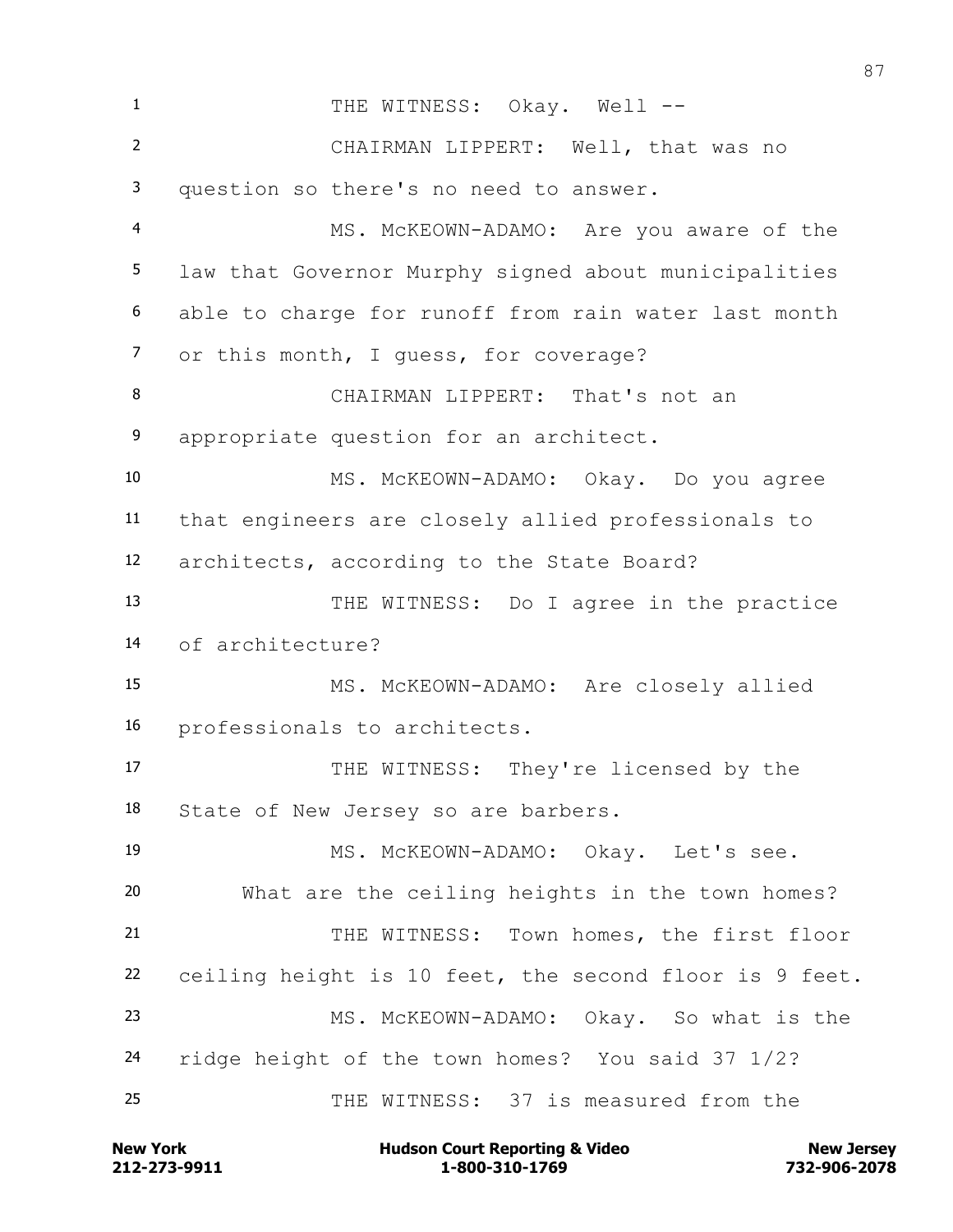THE WITNESS: Okay. Well --

CHAIRMAN LIPPERT: Well, that was no question so there's no need to answer.

MS. McKEOWN-ADAMO: Are you aware of the law that Governor Murphy signed about municipalities able to charge for runoff from rain water last month or this month, I guess, for coverage?

CHAIRMAN LIPPERT: That's not an appropriate question for an architect.

MS. McKEOWN-ADAMO: Okay. Do you agree that engineers are closely allied professionals to architects, according to the State Board?

THE WITNESS: Do I agree in the practice of architecture?

MS. McKEOWN-ADAMO: Are closely allied professionals to architects.

THE WITNESS: They're licensed by the State of New Jersey so are barbers.

MS. McKEOWN-ADAMO: Okay. Let's see.

What are the ceiling heights in the town homes?

THE WITNESS: Town homes, the first floor ceiling height is 10 feet, the second floor is 9 feet.

MS. McKEOWN-ADAMO: Okay. So what is the ridge height of the town homes? You said 37 1/2?

THE WITNESS: 37 is measured from the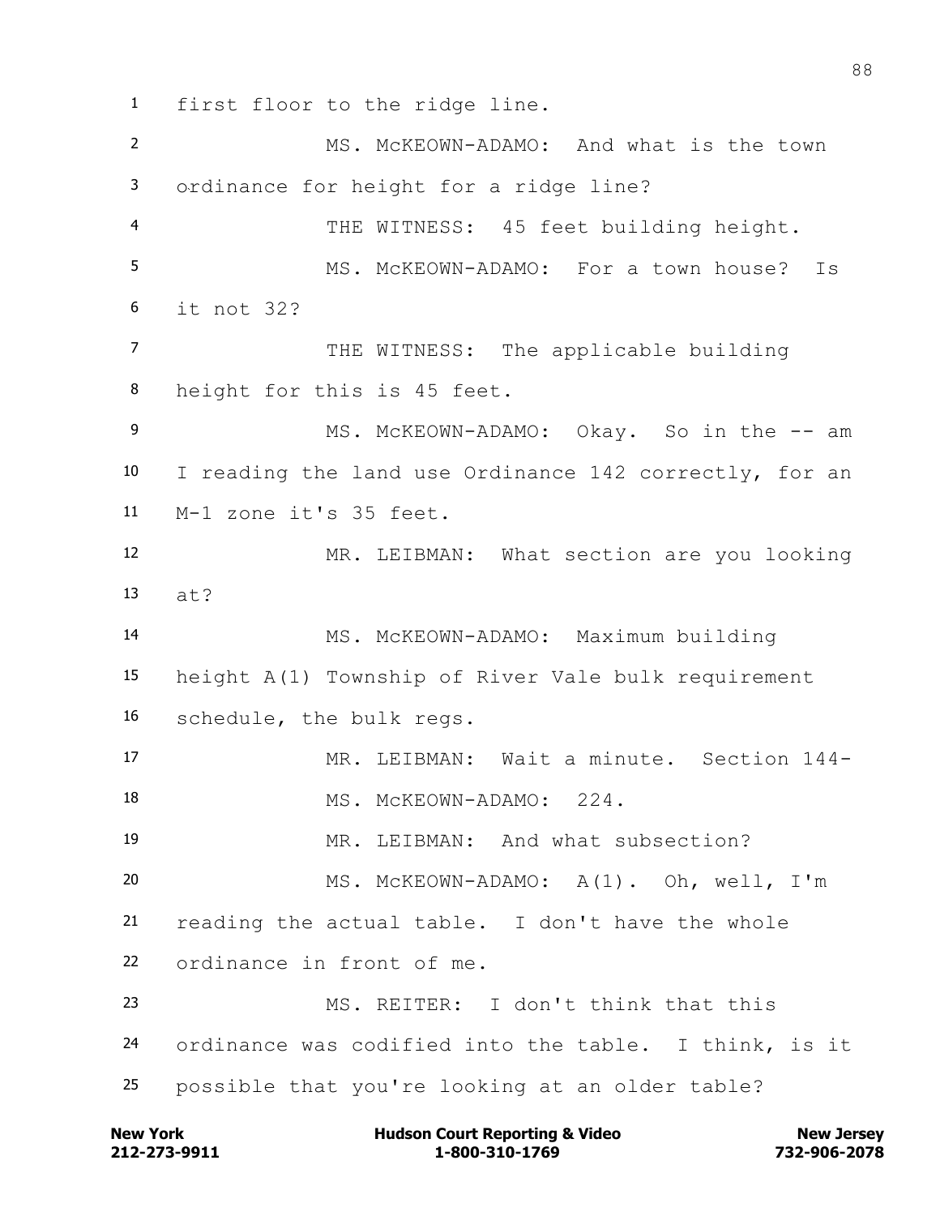first floor to the ridge line.

MS. McKEOWN-ADAMO: And what is the town ordinance for height for a ridge line?

THE WITNESS: 45 feet building height.

MS. McKEOWN-ADAMO: For a town house? Is it not 32?

THE WITNESS: The applicable building height for this is 45 feet.

MS. McKEOWN-ADAMO: Okay. So in the -- am I reading the land use Ordinance 142 correctly, for an M-1 zone it's 35 feet.

MR. LEIBMAN: What section are you looking at?

MS. McKEOWN-ADAMO: Maximum building height A(1) Township of River Vale bulk requirement schedule, the bulk regs.

MR. LEIBMAN: Wait a minute. Section 144-

MS. McKEOWN-ADAMO: 224.

MR. LEIBMAN: And what subsection?

MS. McKEOWN-ADAMO: A(1). Oh, well, I'm reading the actual table. I don't have the whole ordinance in front of me.

MS. REITER: I don't think that this ordinance was codified into the table. I think, is it possible that you're looking at an older table?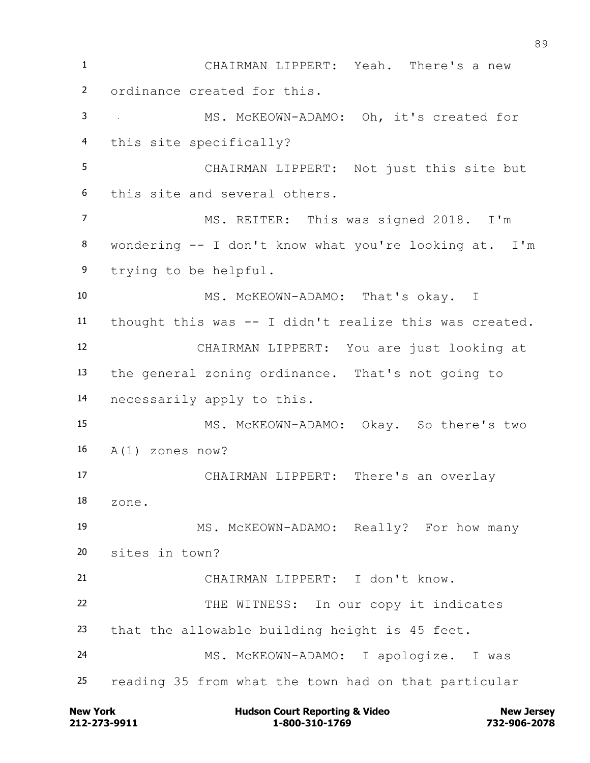1 CHAIRMAN LIPPERT: Yeah. There's a new
2 ordinance created for this.
3 MS. McKEOWN-ADAMO: Oh, it's created for
4 this site specifically?
5 CHAIRMAN LIPPERT: Not just this site but
6 this site and several others.
7 MS. REITER: This was signed 2018. I'm
8 wondering -- I don't know what you're looking at. I'm
9 trying to be helpful.
10 MS. McKEOWN-ADAMO: That's okay. I
11 thought this was -- I didn't realize this was created.
12 CHAIRMAN LIPPERT: You are just looking at
13 the general zoning ordinance. That's not going to
14 necessarily apply to this.
15 MS. McKEOWN-ADAMO: Okay. So there's two
16 A(1) zones now?
17 CHAIRMAN LIPPERT: There's an overlay
18 zone.
19 MS. McKEOWN-ADAMO: Really? For how many
20 sites in town?
21 CHAIRMAN LIPPERT: I don't know.
22 THE WITNESS: In our copy it indicates
23 that the allowable building height is 45 feet.
24 MS. McKEOWN-ADAMO: I apologize. I was
25 reading 35 from what the town had on that particular

New York 212-273-9911 | Hudson Court Reporting & Video 1-800-310-1769 | New Jersey 732-906-2078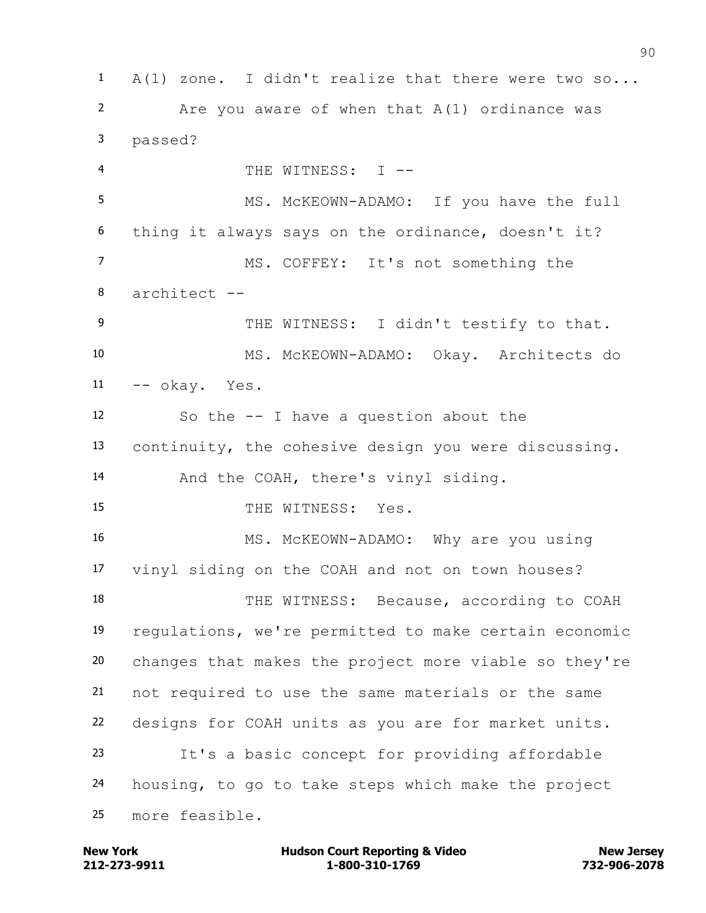1 A(1) zone. I didn't realize that there were two so...

2 Are you aware of when that A(1) ordinance was

3 passed?

4 THE WITNESS: I --

5 MS. McKEOWN-ADAMO: If you have the full

6 thing it always says on the ordinance, doesn't it?

7 MS. COFFEY: It's not something the

8 architect --

9 THE WITNESS: I didn't testify to that.

10 MS. McKEOWN-ADAMO: Okay. Architects do

11 -- okay. Yes.

12 So the -- I have a question about the

13 continuity, the cohesive design you were discussing.

14 And the COAH, there's vinyl siding.

15 THE WITNESS: Yes.

16 MS. McKEOWN-ADAMO: Why are you using

17 vinyl siding on the COAH and not on town houses?

18 THE WITNESS: Because, according to COAH

19 regulations, we're permitted to make certain economic

20 changes that makes the project more viable so they're

21 not required to use the same materials or the same

22 designs for COAH units as you are for market units.

23 It's a basic concept for providing affordable

24 housing, to go to take steps which make the project

25 more feasible.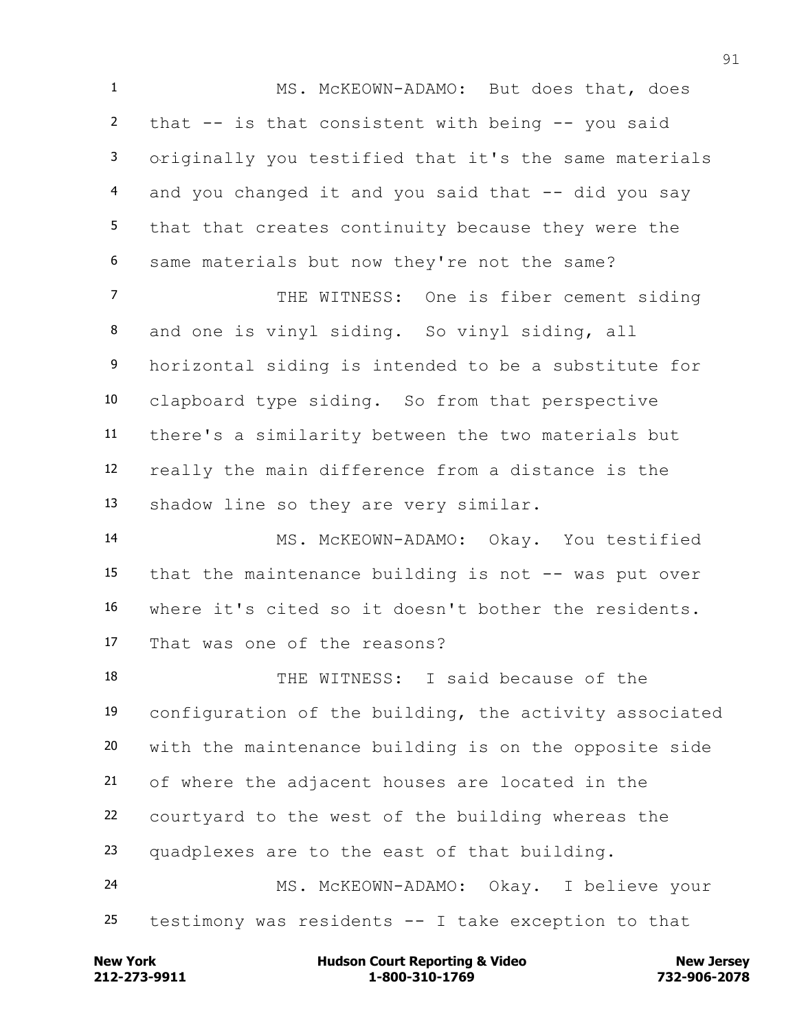MS. McKEOWN-ADAMO: But does that, does that -- is that consistent with being -- you said originally you testified that it's the same materials and you changed it and you said that -- did you say that that creates continuity because they were the same materials but now they're not the same?

THE WITNESS: One is fiber cement siding and one is vinyl siding. So vinyl siding, all horizontal siding is intended to be a substitute for clapboard type siding. So from that perspective there's a similarity between the two materials but really the main difference from a distance is the shadow line so they are very similar.

MS. McKEOWN-ADAMO: Okay. You testified that the maintenance building is not -- was put over where it's cited so it doesn't bother the residents. That was one of the reasons?

THE WITNESS: I said because of the configuration of the building, the activity associated with the maintenance building is on the opposite side of where the adjacent houses are located in the courtyard to the west of the building whereas the quadplexes are to the east of that building.

MS. McKEOWN-ADAMO: Okay. I believe your testimony was residents -- I take exception to that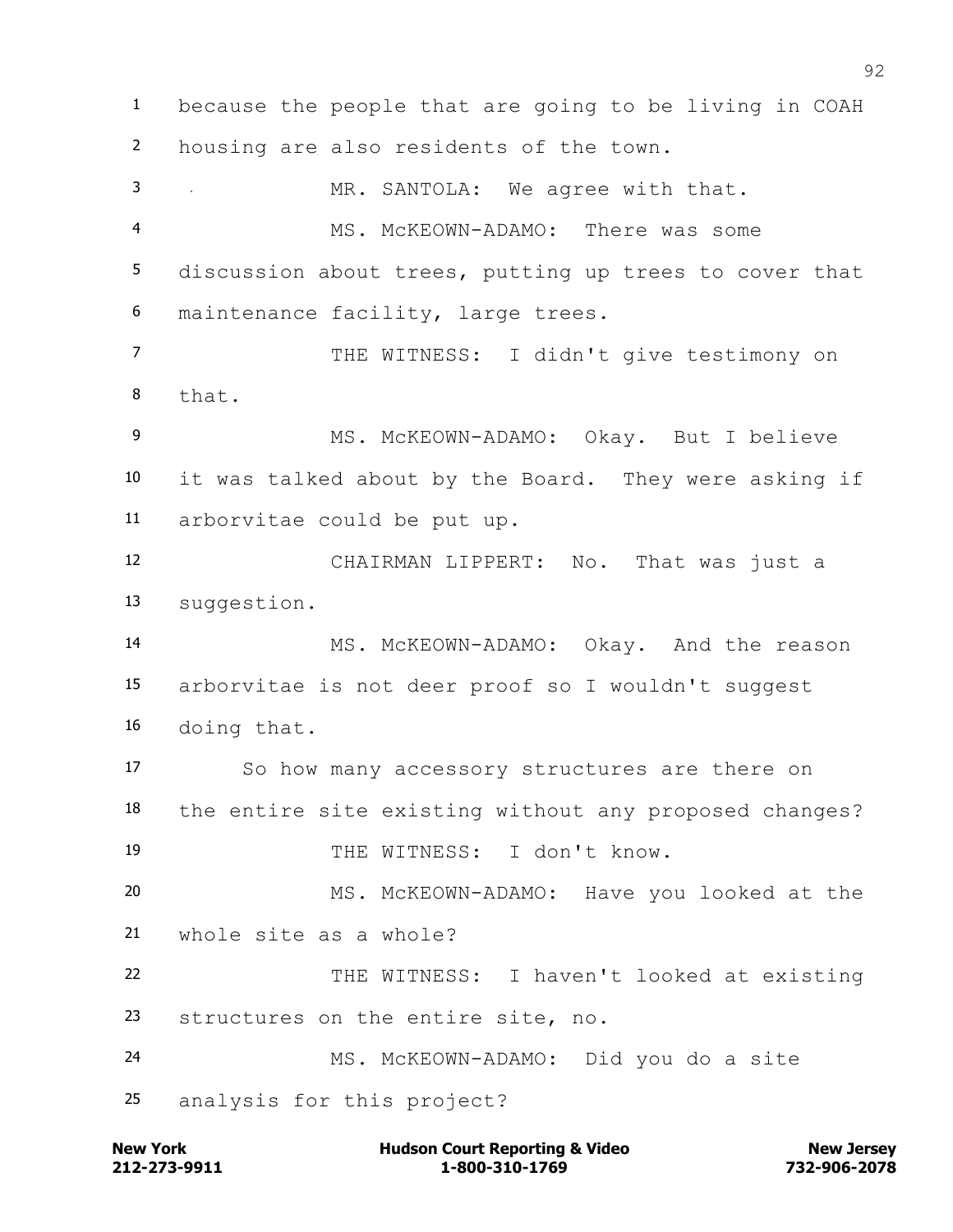because the people that are going to be living in COAH housing are also residents of the town.

MR. SANTOLA: We agree with that.

MS. McKEOWN-ADAMO: There was some discussion about trees, putting up trees to cover that maintenance facility, large trees.

THE WITNESS: I didn't give testimony on that.

MS. McKEOWN-ADAMO: Okay. But I believe it was talked about by the Board. They were asking if arborvitae could be put up.

CHAIRMAN LIPPERT: No. That was just a suggestion.

MS. McKEOWN-ADAMO: Okay. And the reason arborvitae is not deer proof so I wouldn't suggest doing that.

So how many accessory structures are there on the entire site existing without any proposed changes?

THE WITNESS: I don't know.

MS. McKEOWN-ADAMO: Have you looked at the whole site as a whole?

THE WITNESS: I haven't looked at existing structures on the entire site, no.

MS. McKEOWN-ADAMO: Did you do a site analysis for this project?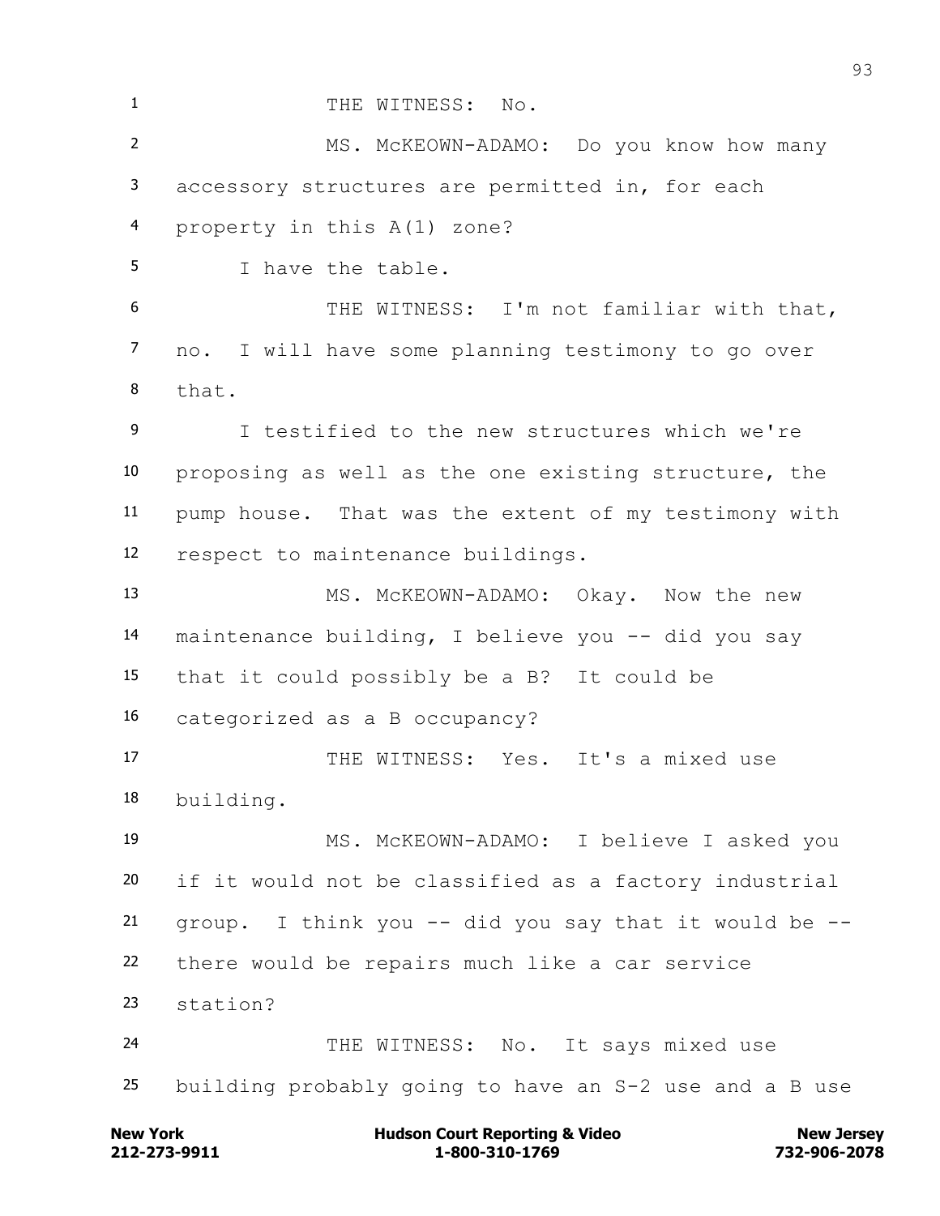THE WITNESS: No.

MS. McKEOWN-ADAMO: Do you know how many accessory structures are permitted in, for each property in this A(1) zone?

I have the table.

THE WITNESS: I'm not familiar with that, no. I will have some planning testimony to go over that.

I testified to the new structures which we're proposing as well as the one existing structure, the pump house. That was the extent of my testimony with respect to maintenance buildings.

MS. McKEOWN-ADAMO: Okay. Now the new maintenance building, I believe you -- did you say that it could possibly be a B? It could be categorized as a B occupancy?

THE WITNESS: Yes. It's a mixed use building.

MS. McKEOWN-ADAMO: I believe I asked you if it would not be classified as a factory industrial group. I think you -- did you say that it would be -- there would be repairs much like a car service station?

THE WITNESS: No. It says mixed use building probably going to have an S-2 use and a B use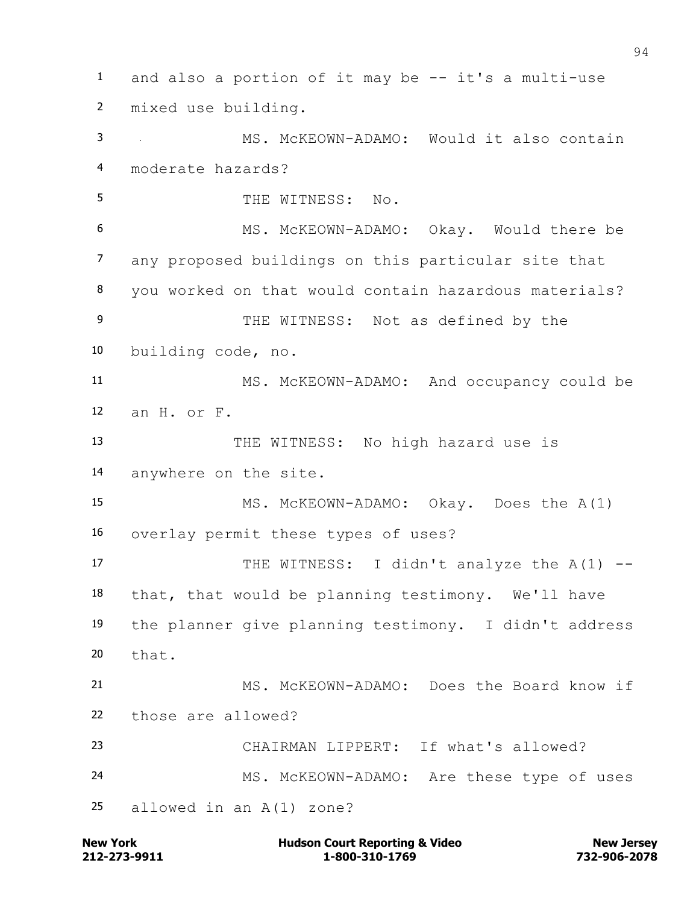and also a portion of it may be -- it's a multi-use mixed use building.

MS. McKEOWN-ADAMO: Would it also contain moderate hazards?

THE WITNESS: No.

MS. McKEOWN-ADAMO: Okay. Would there be any proposed buildings on this particular site that you worked on that would contain hazardous materials?

THE WITNESS: Not as defined by the building code, no.

MS. McKEOWN-ADAMO: And occupancy could be an H. or F.

THE WITNESS: No high hazard use is anywhere on the site.

MS. McKEOWN-ADAMO: Okay. Does the A(1) overlay permit these types of uses?

THE WITNESS: I didn't analyze the A(1) -- that, that would be planning testimony. We'll have the planner give planning testimony. I didn't address that.

MS. McKEOWN-ADAMO: Does the Board know if those are allowed?

CHAIRMAN LIPPERT: If what's allowed?

MS. McKEOWN-ADAMO: Are these type of uses allowed in an A(1) zone?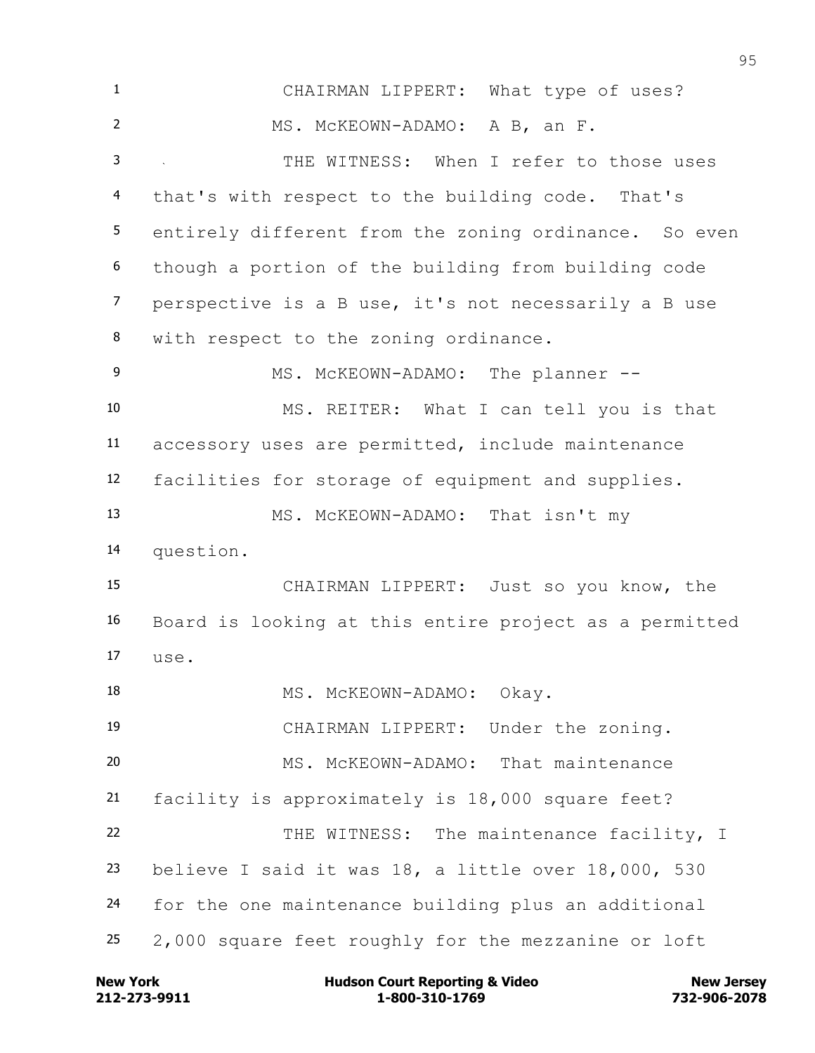CHAIRMAN LIPPERT: What type of uses?

MS. McKEOWN-ADAMO: A B, an F.

THE WITNESS: When I refer to those uses that's with respect to the building code. That's entirely different from the zoning ordinance. So even though a portion of the building from building code perspective is a B use, it's not necessarily a B use with respect to the zoning ordinance.

MS. McKEOWN-ADAMO: The planner --

MS. REITER: What I can tell you is that accessory uses are permitted, include maintenance facilities for storage of equipment and supplies.

MS. McKEOWN-ADAMO: That isn't my question.

CHAIRMAN LIPPERT: Just so you know, the Board is looking at this entire project as a permitted use.

MS. McKEOWN-ADAMO: Okay.

CHAIRMAN LIPPERT: Under the zoning.

MS. McKEOWN-ADAMO: That maintenance facility is approximately is 18,000 square feet?

THE WITNESS: The maintenance facility, I believe I said it was 18, a little over 18,000, 530 for the one maintenance building plus an additional 2,000 square feet roughly for the mezzanine or loft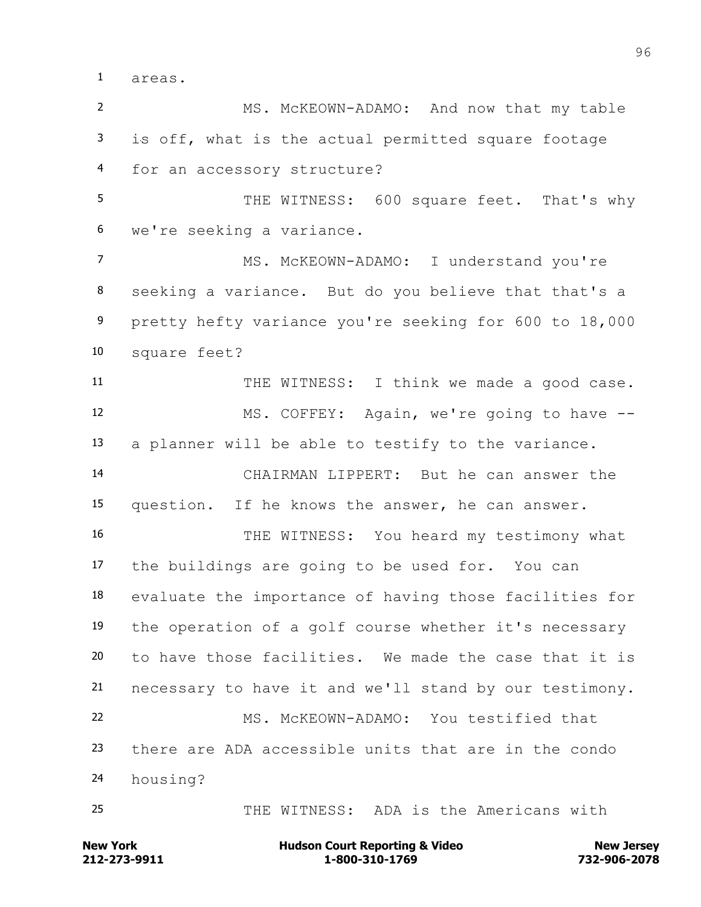areas.

MS. McKEOWN-ADAMO: And now that my table is off, what is the actual permitted square footage for an accessory structure?

THE WITNESS: 600 square feet. That's why we're seeking a variance.

MS. McKEOWN-ADAMO: I understand you're seeking a variance. But do you believe that that's a pretty hefty variance you're seeking for 600 to 18,000 square feet?

THE WITNESS: I think we made a good case.

MS. COFFEY: Again, we're going to have -- a planner will be able to testify to the variance.

CHAIRMAN LIPPERT: But he can answer the question. If he knows the answer, he can answer.

THE WITNESS: You heard my testimony what the buildings are going to be used for. You can evaluate the importance of having those facilities for the operation of a golf course whether it's necessary to have those facilities. We made the case that it is necessary to have it and we'll stand by our testimony.

MS. McKEOWN-ADAMO: You testified that there are ADA accessible units that are in the condo housing?

THE WITNESS: ADA is the Americans with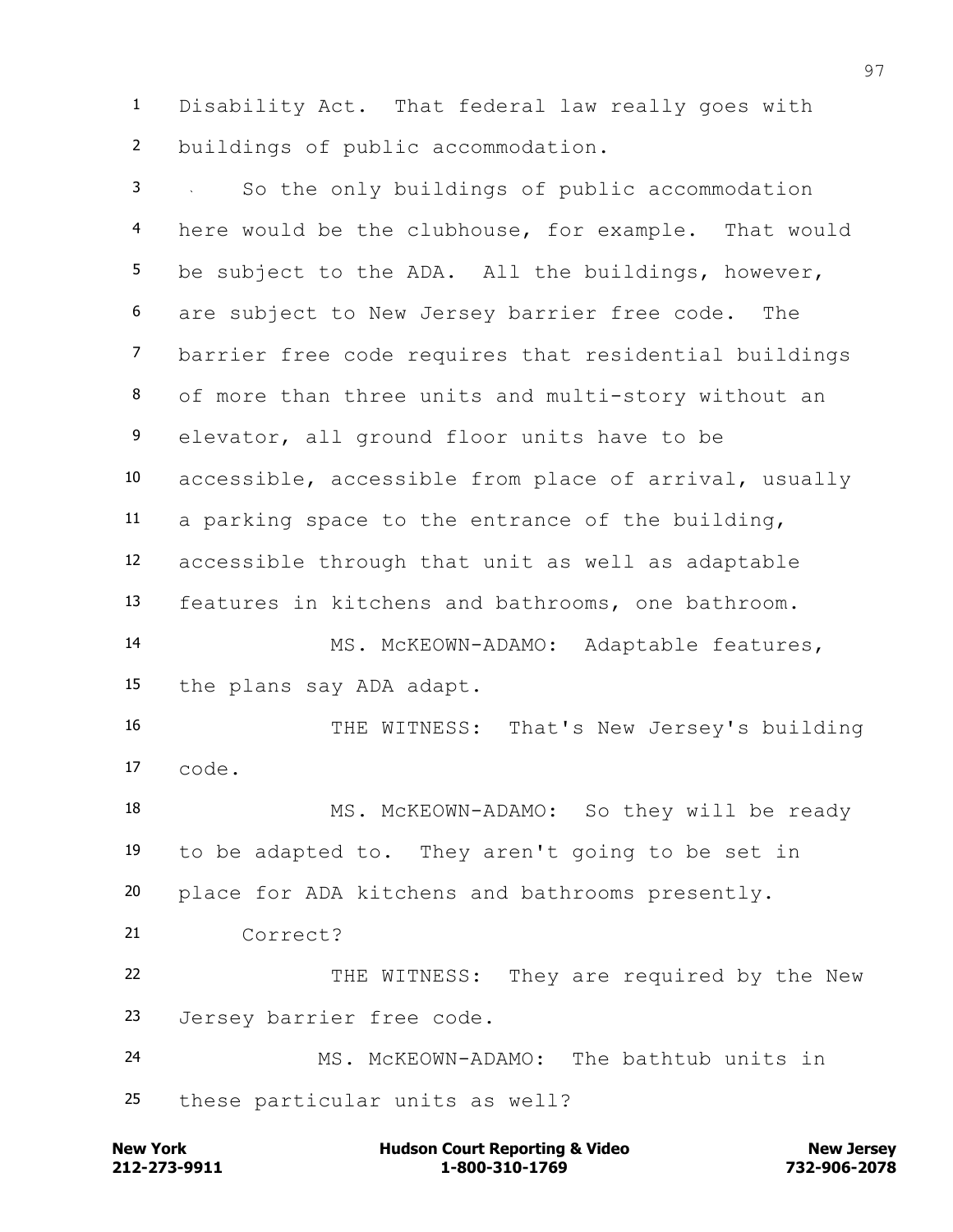1 Disability Act. That federal law really goes with
2 buildings of public accommodation.
3 So the only buildings of public accommodation
4 here would be the clubhouse, for example. That would
5 be subject to the ADA. All the buildings, however,
6 are subject to New Jersey barrier free code. The
7 barrier free code requires that residential buildings
8 of more than three units and multi-story without an
9 elevator, all ground floor units have to be
10 accessible, accessible from place of arrival, usually
11 a parking space to the entrance of the building,
12 accessible through that unit as well as adaptable
13 features in kitchens and bathrooms, one bathroom.
14 MS. McKEOWN-ADAMO: Adaptable features,
15 the plans say ADA adapt.
16 THE WITNESS: That's New Jersey's building
17 code.
18 MS. McKEOWN-ADAMO: So they will be ready
19 to be adapted to. They aren't going to be set in
20 place for ADA kitchens and bathrooms presently.
21 Correct?
22 THE WITNESS: They are required by the New
23 Jersey barrier free code.
24 MS. McKEOWN-ADAMO: The bathtub units in
25 these particular units as well?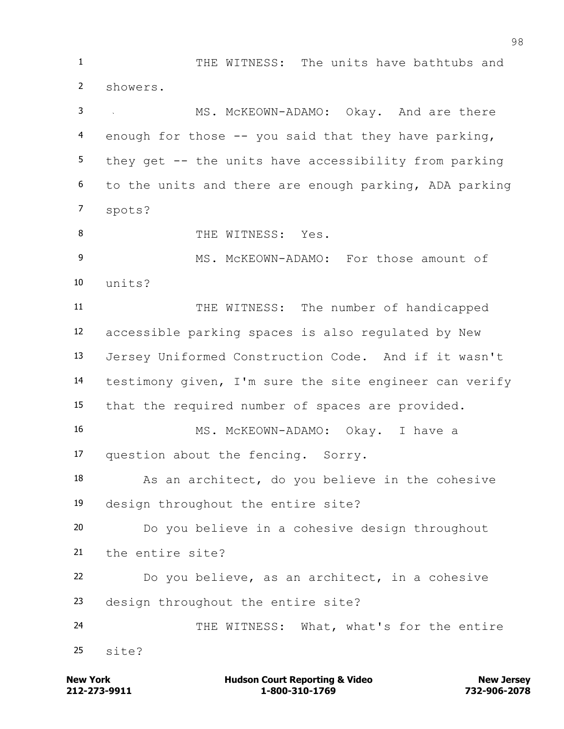THE WITNESS: The units have bathtubs and showers.

MS. McKEOWN-ADAMO: Okay. And are there enough for those -- you said that they have parking, they get -- the units have accessibility from parking to the units and there are enough parking, ADA parking spots?

THE WITNESS: Yes.

MS. McKEOWN-ADAMO: For those amount of units?

THE WITNESS: The number of handicapped accessible parking spaces is also regulated by New Jersey Uniformed Construction Code. And if it wasn't testimony given, I'm sure the site engineer can verify that the required number of spaces are provided.

MS. McKEOWN-ADAMO: Okay. I have a question about the fencing. Sorry.

As an architect, do you believe in the cohesive design throughout the entire site?

Do you believe in a cohesive design throughout the entire site?

Do you believe, as an architect, in a cohesive design throughout the entire site?

THE WITNESS: What, what's for the entire site?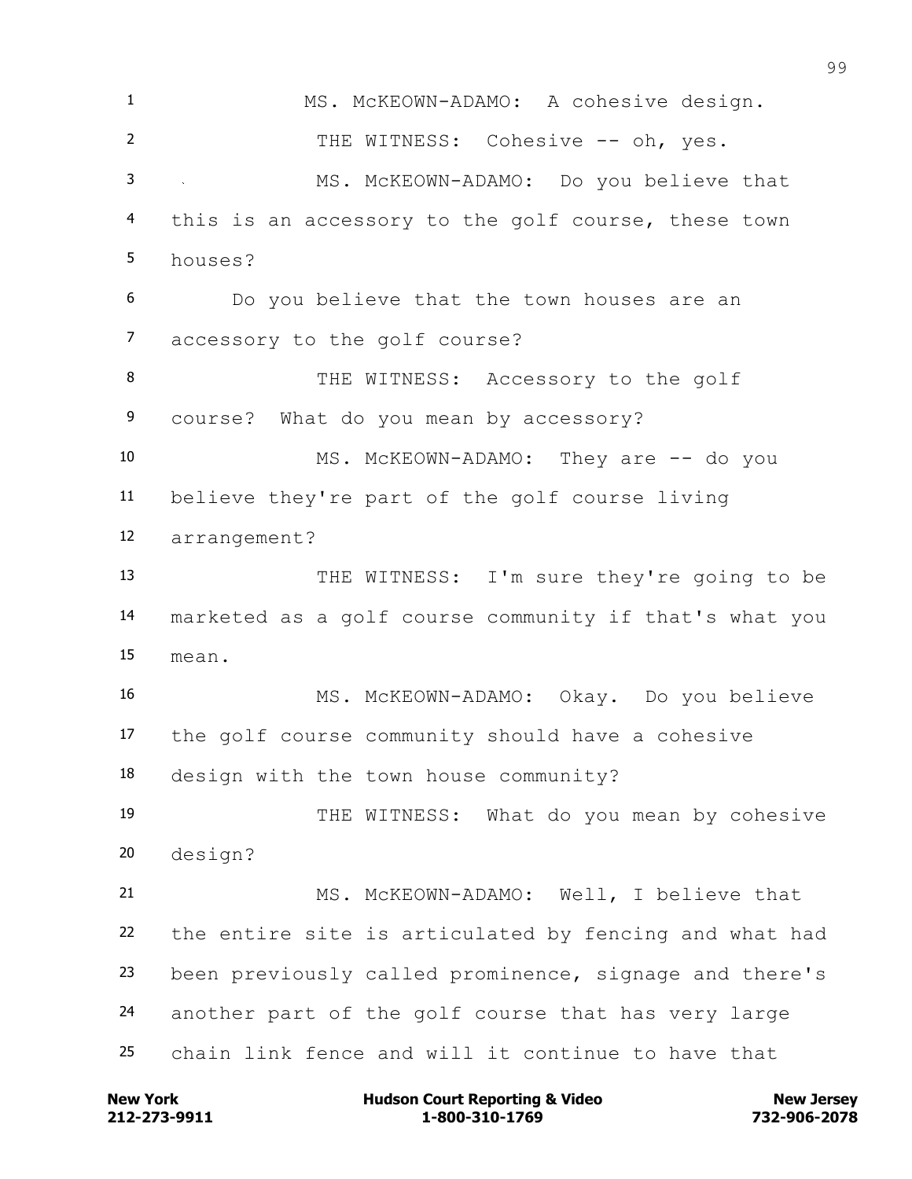MS. McKEOWN-ADAMO: A cohesive design.

THE WITNESS: Cohesive -- oh, yes.

MS. McKEOWN-ADAMO: Do you believe that this is an accessory to the golf course, these town houses?

Do you believe that the town houses are an accessory to the golf course?

THE WITNESS: Accessory to the golf course? What do you mean by accessory?

MS. McKEOWN-ADAMO: They are -- do you believe they're part of the golf course living arrangement?

THE WITNESS: I'm sure they're going to be marketed as a golf course community if that's what you mean.

MS. McKEOWN-ADAMO: Okay. Do you believe the golf course community should have a cohesive design with the town house community?

THE WITNESS: What do you mean by cohesive design?

MS. McKEOWN-ADAMO: Well, I believe that the entire site is articulated by fencing and what had been previously called prominence, signage and there's another part of the golf course that has very large chain link fence and will it continue to have that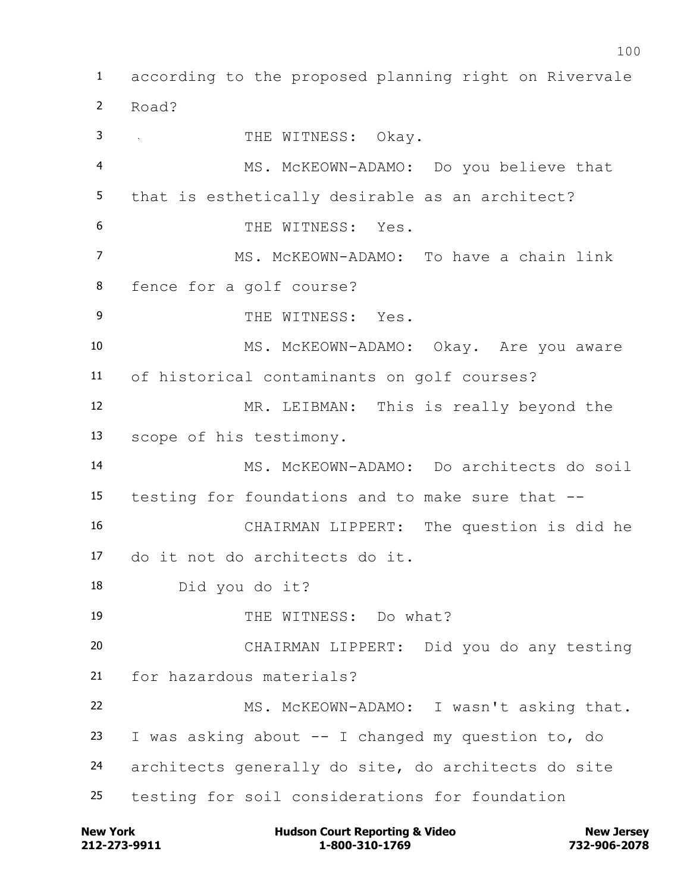according to the proposed planning right on Rivervale Road?

THE WITNESS: Okay.

MS. McKEOWN-ADAMO: Do you believe that that is esthetically desirable as an architect?

THE WITNESS: Yes.

MS. McKEOWN-ADAMO: To have a chain link fence for a golf course?

THE WITNESS: Yes.

MS. McKEOWN-ADAMO: Okay. Are you aware of historical contaminants on golf courses?

MR. LEIBMAN: This is really beyond the scope of his testimony.

MS. McKEOWN-ADAMO: Do architects do soil testing for foundations and to make sure that --

CHAIRMAN LIPPERT: The question is did he do it not do architects do it.

Did you do it?

THE WITNESS: Do what?

CHAIRMAN LIPPERT: Did you do any testing for hazardous materials?

MS. McKEOWN-ADAMO: I wasn't asking that. I was asking about -- I changed my question to, do architects generally do site, do architects do site testing for soil considerations for foundation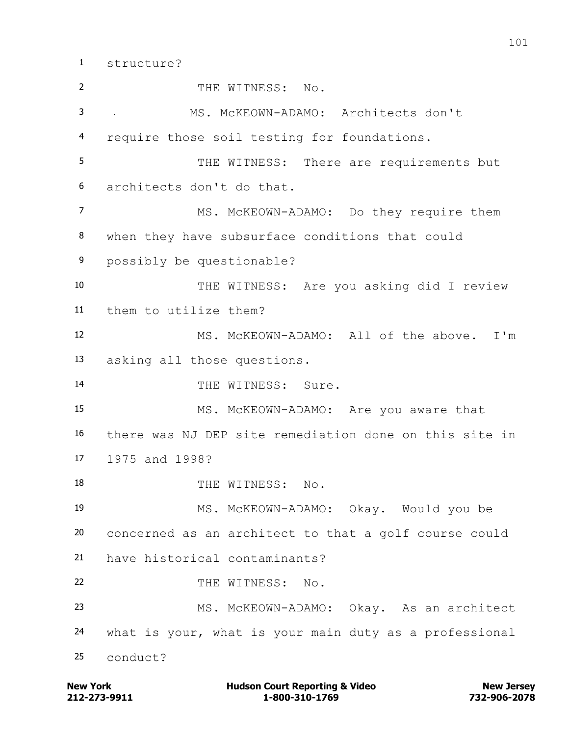structure?

THE WITNESS: No.

MS. McKEOWN-ADAMO: Architects don't require those soil testing for foundations.

THE WITNESS: There are requirements but architects don't do that.

MS. McKEOWN-ADAMO: Do they require them when they have subsurface conditions that could possibly be questionable?

THE WITNESS: Are you asking did I review them to utilize them?

MS. McKEOWN-ADAMO: All of the above. I'm asking all those questions.

THE WITNESS: Sure.

MS. McKEOWN-ADAMO: Are you aware that there was NJ DEP site remediation done on this site in 1975 and 1998?

THE WITNESS: No.

MS. McKEOWN-ADAMO: Okay. Would you be concerned as an architect to that a golf course could have historical contaminants?

THE WITNESS: No.

MS. McKEOWN-ADAMO: Okay. As an architect what is your, what is your main duty as a professional conduct?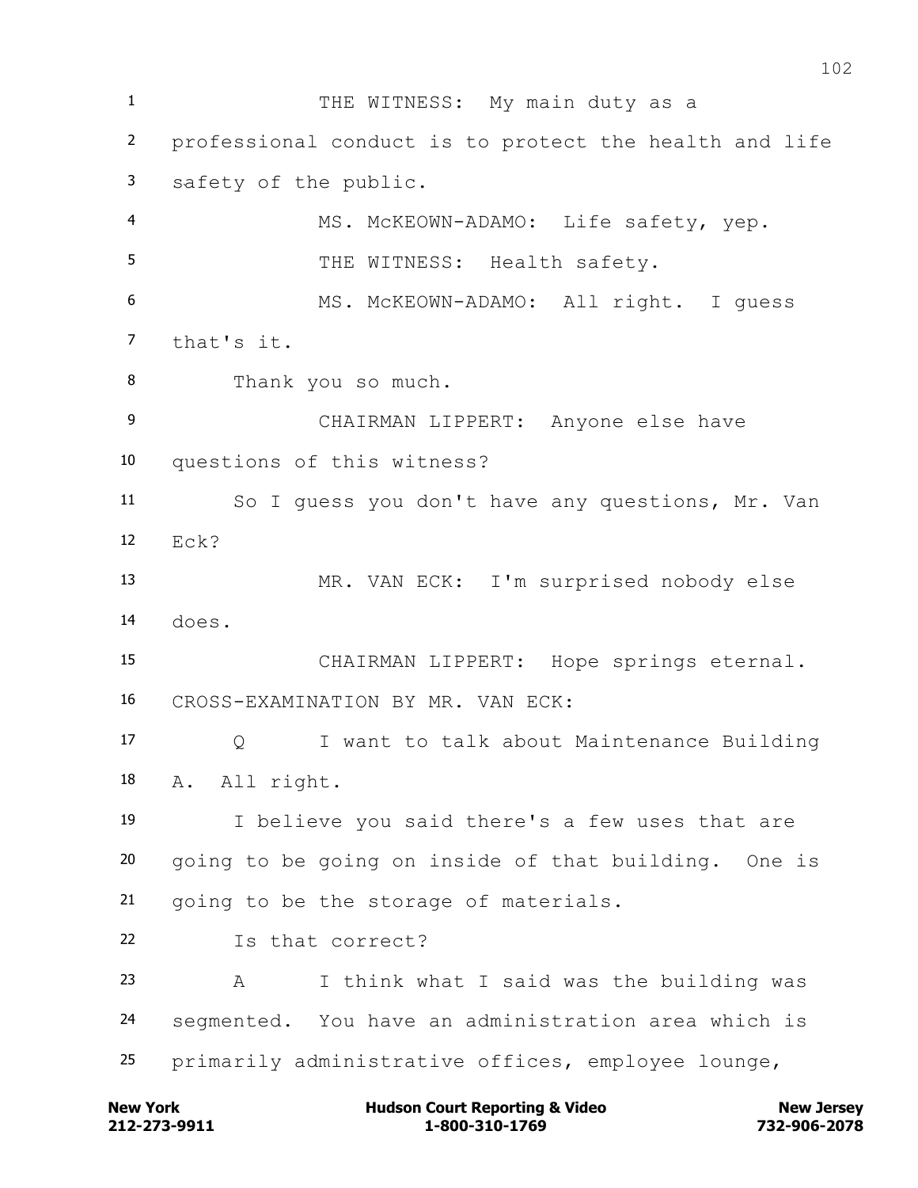THE WITNESS: My main duty as a professional conduct is to protect the health and life safety of the public.

MS. McKEOWN-ADAMO: Life safety, yep.

THE WITNESS: Health safety.

MS. McKEOWN-ADAMO: All right. I guess that's it.

Thank you so much.

CHAIRMAN LIPPERT: Anyone else have questions of this witness?

So I guess you don't have any questions, Mr. Van Eck?

MR. VAN ECK: I'm surprised nobody else does.

CHAIRMAN LIPPERT: Hope springs eternal.

CROSS-EXAMINATION BY MR. VAN ECK:

Q I want to talk about Maintenance Building A. All right.

I believe you said there's a few uses that are going to be going on inside of that building. One is going to be the storage of materials.

Is that correct?

A I think what I said was the building was segmented. You have an administration area which is primarily administrative offices, employee lounge,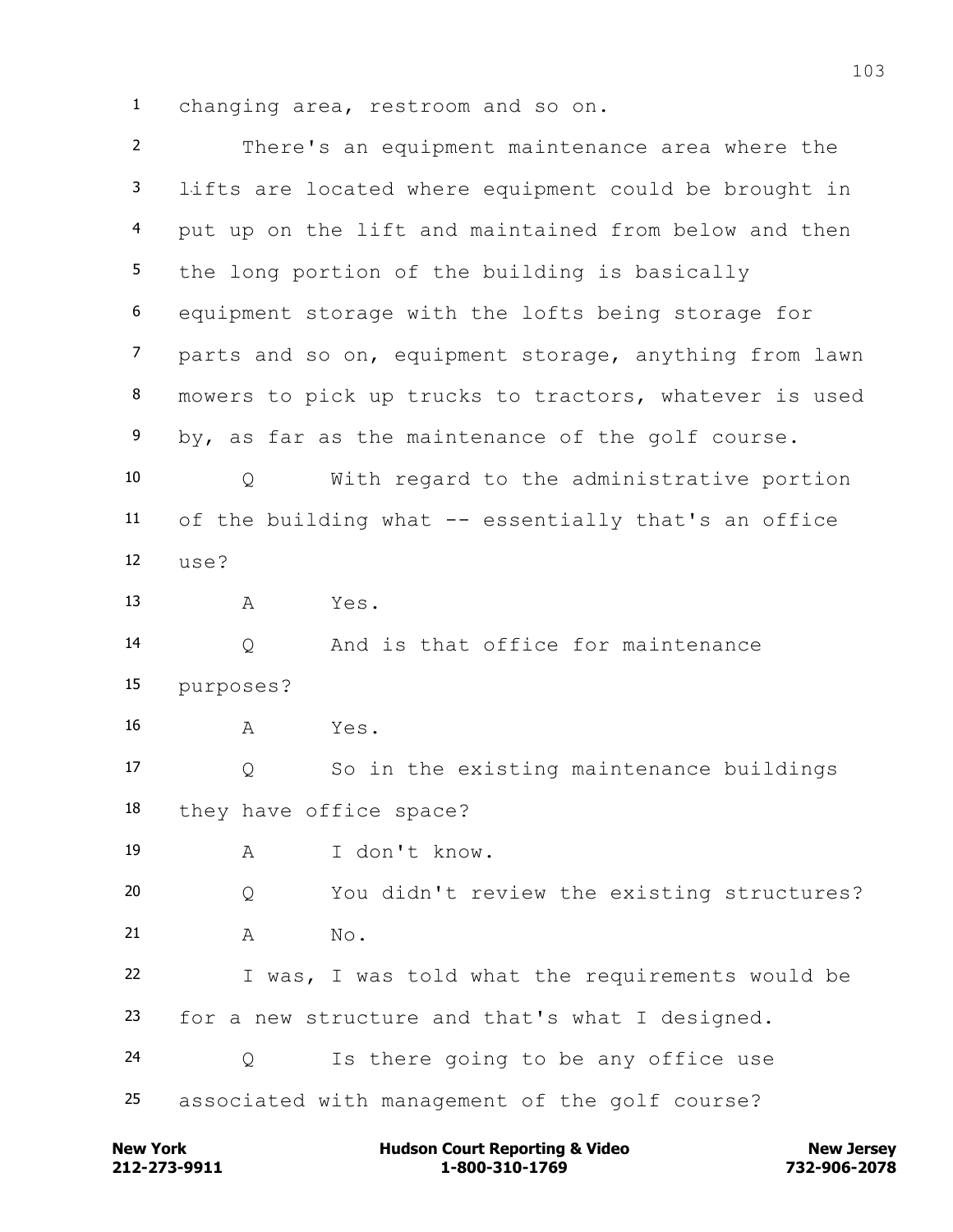changing area, restroom and so on.

There's an equipment maintenance area where the lifts are located where equipment could be brought in put up on the lift and maintained from below and then the long portion of the building is basically equipment storage with the lofts being storage for parts and so on, equipment storage, anything from lawn mowers to pick up trucks to tractors, whatever is used by, as far as the maintenance of the golf course.

Q With regard to the administrative portion of the building what -- essentially that's an office use?

A Yes.

Q And is that office for maintenance purposes?

A Yes.

Q So in the existing maintenance buildings they have office space?

A I don't know.

Q You didn't review the existing structures?

A No.

I was, I was told what the requirements would be for a new structure and that's what I designed.

Q Is there going to be any office use associated with management of the golf course?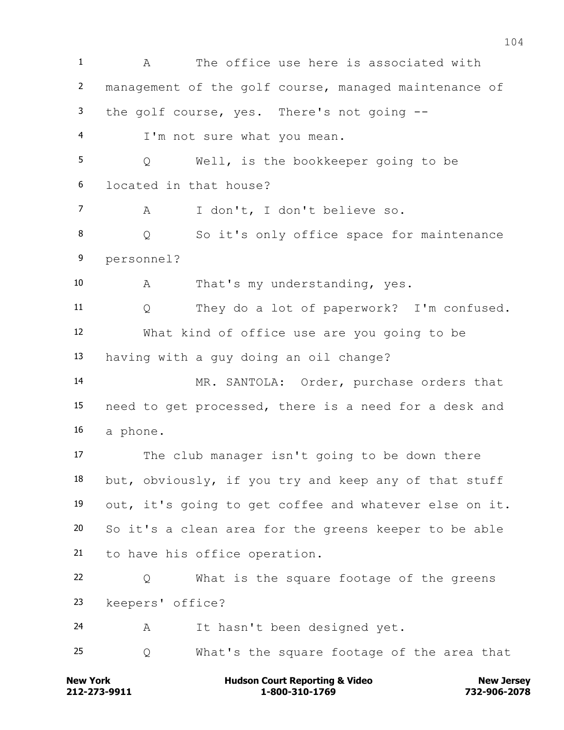1 A The office use here is associated with
2 management of the golf course, managed maintenance of
3 the golf course, yes. There's not going --
4 I'm not sure what you mean.
5 Q Well, is the bookkeeper going to be
6 located in that house?
7 A I don't, I don't believe so.
8 Q So it's only office space for maintenance
9 personnel?
10 A That's my understanding, yes.
11 Q They do a lot of paperwork? I'm confused.
12 What kind of office use are you going to be
13 having with a guy doing an oil change?
14 MR. SANTOLA: Order, purchase orders that
15 need to get processed, there is a need for a desk and
16 a phone.
17 The club manager isn't going to be down there
18 but, obviously, if you try and keep any of that stuff
19 out, it's going to get coffee and whatever else on it.
20 So it's a clean area for the greens keeper to be able
21 to have his office operation.
22 Q What is the square footage of the greens
23 keepers' office?
24 A It hasn't been designed yet.
25 Q What's the square footage of the area that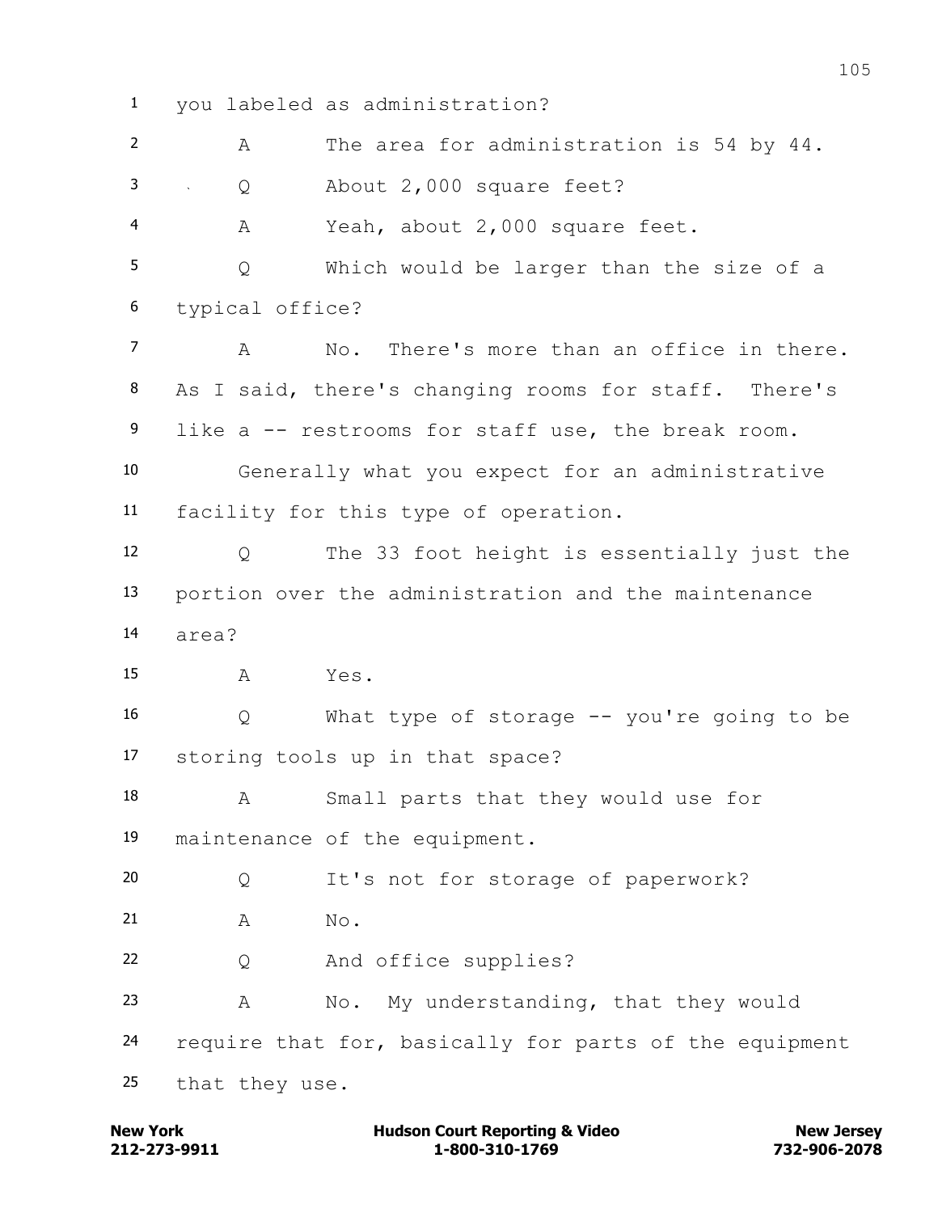you labeled as administration?

A The area for administration is 54 by 44.

Q About 2,000 square feet?

A Yeah, about 2,000 square feet.

Q Which would be larger than the size of a typical office?

A No. There's more than an office in there. As I said, there's changing rooms for staff. There's like a -- restrooms for staff use, the break room.

Generally what you expect for an administrative facility for this type of operation.

Q The 33 foot height is essentially just the portion over the administration and the maintenance area?

A Yes.

Q What type of storage -- you're going to be storing tools up in that space?

A Small parts that they would use for maintenance of the equipment.

Q It's not for storage of paperwork?

A No.

Q And office supplies?

A No. My understanding, that they would require that for, basically for parts of the equipment that they use.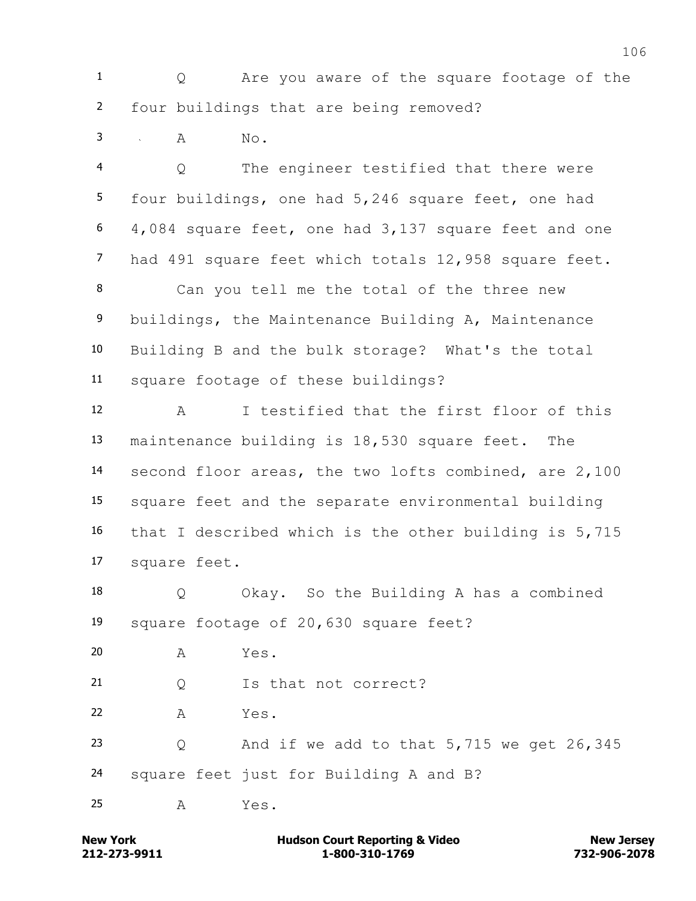Q Are you aware of the square footage of the four buildings that are being removed?

A No.

Q The engineer testified that there were four buildings, one had 5,246 square feet, one had 4,084 square feet, one had 3,137 square feet and one had 491 square feet which totals 12,958 square feet.

Can you tell me the total of the three new buildings, the Maintenance Building A, Maintenance Building B and the bulk storage? What's the total square footage of these buildings?

A I testified that the first floor of this maintenance building is 18,530 square feet. The second floor areas, the two lofts combined, are 2,100 square feet and the separate environmental building that I described which is the other building is 5,715 square feet.

Q Okay. So the Building A has a combined square footage of 20,630 square feet?

A Yes.

Q Is that not correct?

A Yes.

Q And if we add to that 5,715 we get 26,345 square feet just for Building A and B?

A Yes.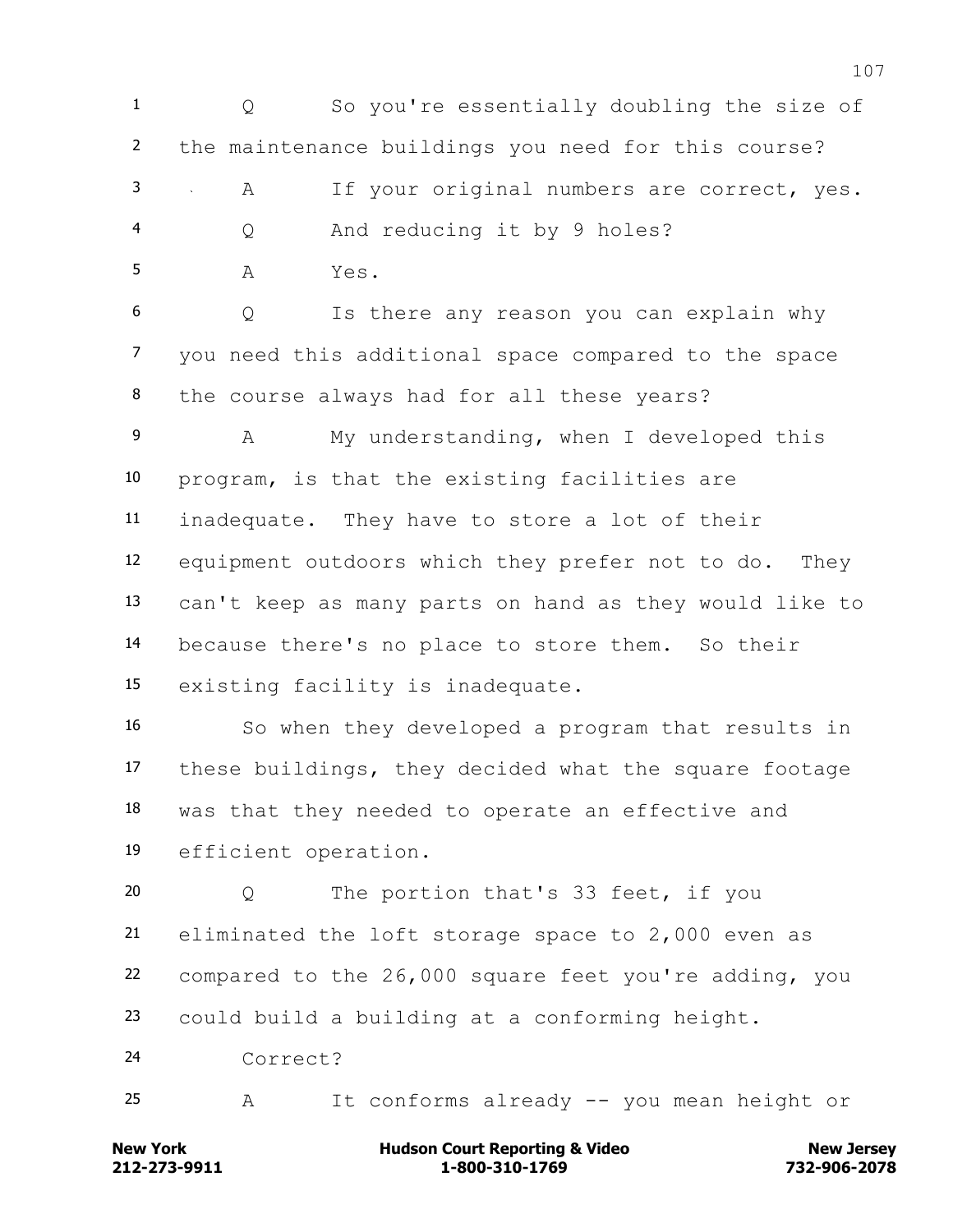1 Q So you're essentially doubling the size of
2 the maintenance buildings you need for this course?
3 A If your original numbers are correct, yes.
4 Q And reducing it by 9 holes?
5 A Yes.
6 Q Is there any reason you can explain why
7 you need this additional space compared to the space
8 the course always had for all these years?
9 A My understanding, when I developed this
10 program, is that the existing facilities are
11 inadequate. They have to store a lot of their
12 equipment outdoors which they prefer not to do. They
13 can't keep as many parts on hand as they would like to
14 because there's no place to store them. So their
15 existing facility is inadequate.
16 So when they developed a program that results in
17 these buildings, they decided what the square footage
18 was that they needed to operate an effective and
19 efficient operation.
20 Q The portion that's 33 feet, if you
21 eliminated the loft storage space to 2,000 even as
22 compared to the 26,000 square feet you're adding, you
23 could build a building at a conforming height.
24 Correct?
25 A It conforms already -- you mean height or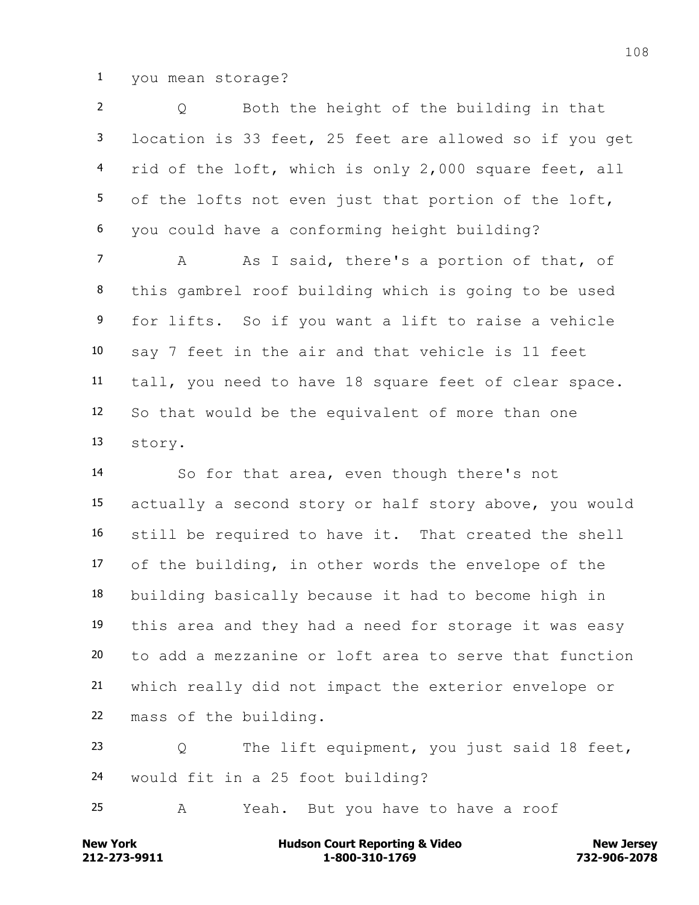1 you mean storage?

2 Q Both the height of the building in that
3 location is 33 feet, 25 feet are allowed so if you get
4 rid of the loft, which is only 2,000 square feet, all
5 of the lofts not even just that portion of the loft,
6 you could have a conforming height building?

7 A As I said, there's a portion of that, of
8 this gambrel roof building which is going to be used
9 for lifts. So if you want a lift to raise a vehicle
10 say 7 feet in the air and that vehicle is 11 feet
11 tall, you need to have 18 square feet of clear space.
12 So that would be the equivalent of more than one
13 story.

14 So for that area, even though there's not
15 actually a second story or half story above, you would
16 still be required to have it. That created the shell
17 of the building, in other words the envelope of the
18 building basically because it had to become high in
19 this area and they had a need for storage it was easy
20 to add a mezzanine or loft area to serve that function
21 which really did not impact the exterior envelope or
22 mass of the building.

23 Q The lift equipment, you just said 18 feet,
24 would fit in a 25 foot building?

25 A Yeah. But you have to have a roof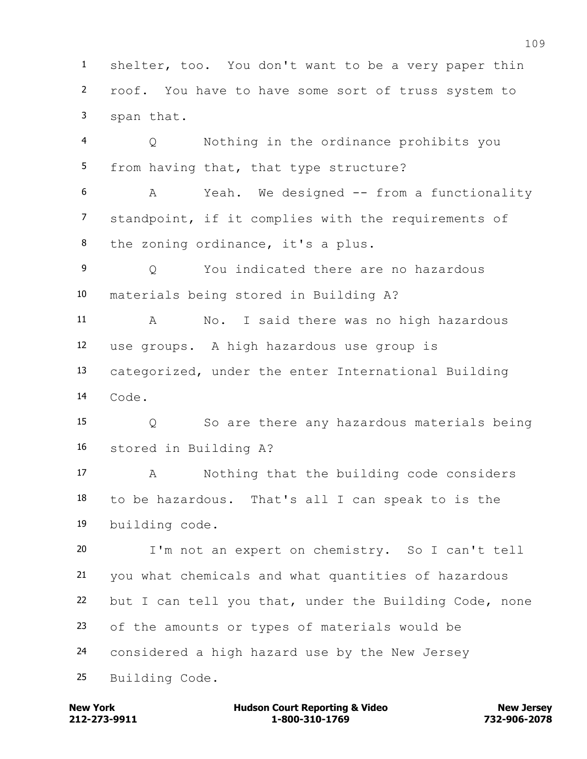1 shelter, too. You don't want to be a very paper thin
2 roof. You have to have some sort of truss system to
3 span that.

4 Q Nothing in the ordinance prohibits you
5 from having that, that type structure?

6 A Yeah. We designed -- from a functionality
7 standpoint, if it complies with the requirements of
8 the zoning ordinance, it's a plus.

9 Q You indicated there are no hazardous
10 materials being stored in Building A?

11 A No. I said there was no high hazardous
12 use groups. A high hazardous use group is
13 categorized, under the enter International Building
14 Code.

15 Q So are there any hazardous materials being
16 stored in Building A?

17 A Nothing that the building code considers
18 to be hazardous. That's all I can speak to is the
19 building code.

20 I'm not an expert on chemistry. So I can't tell
21 you what chemicals and what quantities of hazardous
22 but I can tell you that, under the Building Code, none
23 of the amounts or types of materials would be
24 considered a high hazard use by the New Jersey
25 Building Code.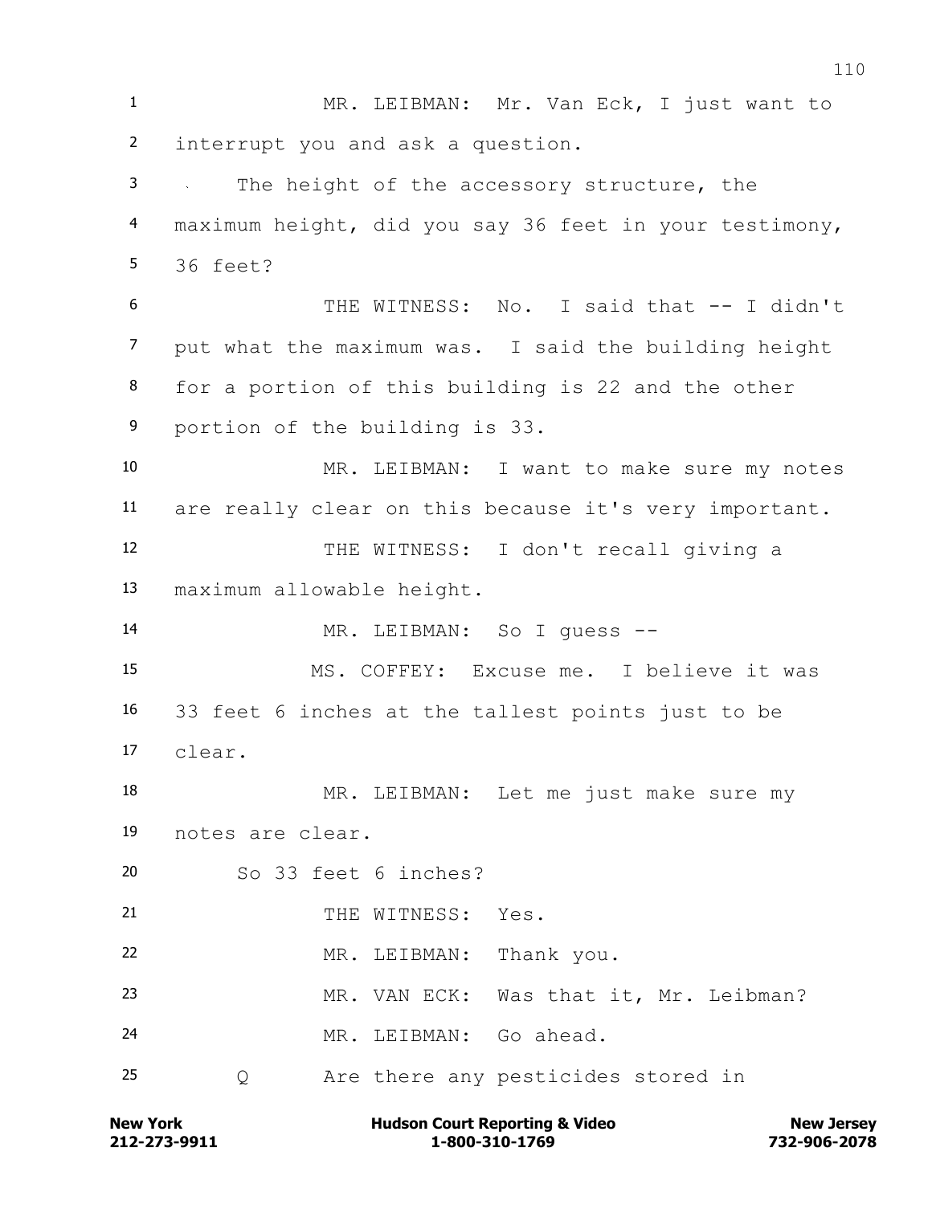MR. LEIBMAN: Mr. Van Eck, I just want to interrupt you and ask a question.

The height of the accessory structure, the maximum height, did you say 36 feet in your testimony, 36 feet?

THE WITNESS: No. I said that -- I didn't put what the maximum was. I said the building height for a portion of this building is 22 and the other portion of the building is 33.

MR. LEIBMAN: I want to make sure my notes are really clear on this because it's very important.

THE WITNESS: I don't recall giving a maximum allowable height.

MR. LEIBMAN: So I guess --

MS. COFFEY: Excuse me. I believe it was 33 feet 6 inches at the tallest points just to be clear.

MR. LEIBMAN: Let me just make sure my notes are clear.

So 33 feet 6 inches?

THE WITNESS: Yes.

MR. LEIBMAN: Thank you.

MR. VAN ECK: Was that it, Mr. Leibman?

MR. LEIBMAN: Go ahead.

Q Are there any pesticides stored in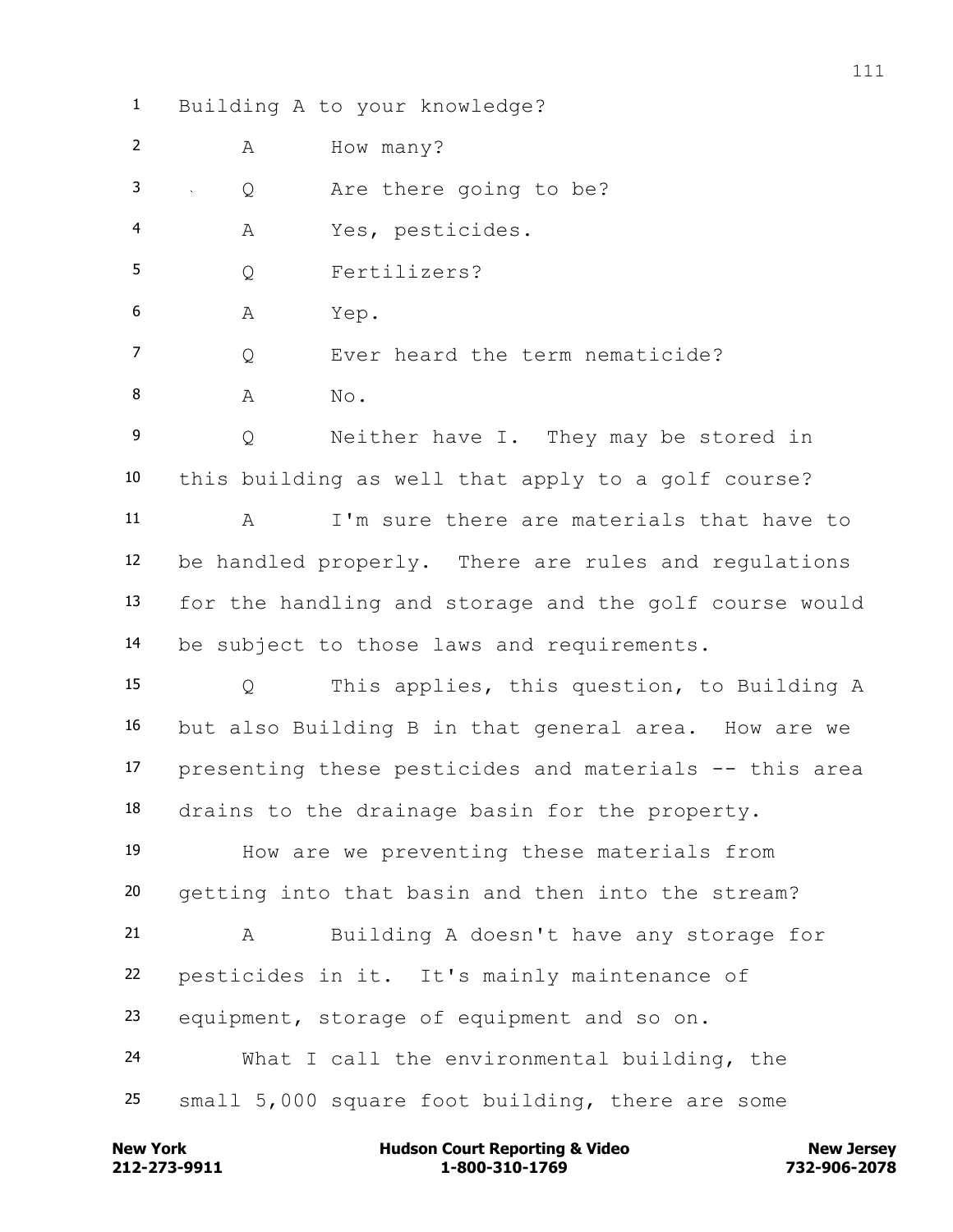1 Building A to your knowledge?

2 A How many?

3 Q Are there going to be?

4 A Yes, pesticides.

5 Q Fertilizers?

6 A Yep.

7 Q Ever heard the term nematicide?

8 A No.

9 Q Neither have I. They may be stored in

10 this building as well that apply to a golf course?

11 A I'm sure there are materials that have to

12 be handled properly. There are rules and regulations

13 for the handling and storage and the golf course would

14 be subject to those laws and requirements.

15 Q This applies, this question, to Building A

16 but also Building B in that general area. How are we

17 presenting these pesticides and materials -- this area

18 drains to the drainage basin for the property.

19 How are we preventing these materials from

20 getting into that basin and then into the stream?

21 A Building A doesn't have any storage for

22 pesticides in it. It's mainly maintenance of

23 equipment, storage of equipment and so on.

24 What I call the environmental building, the

25 small 5,000 square foot building, there are some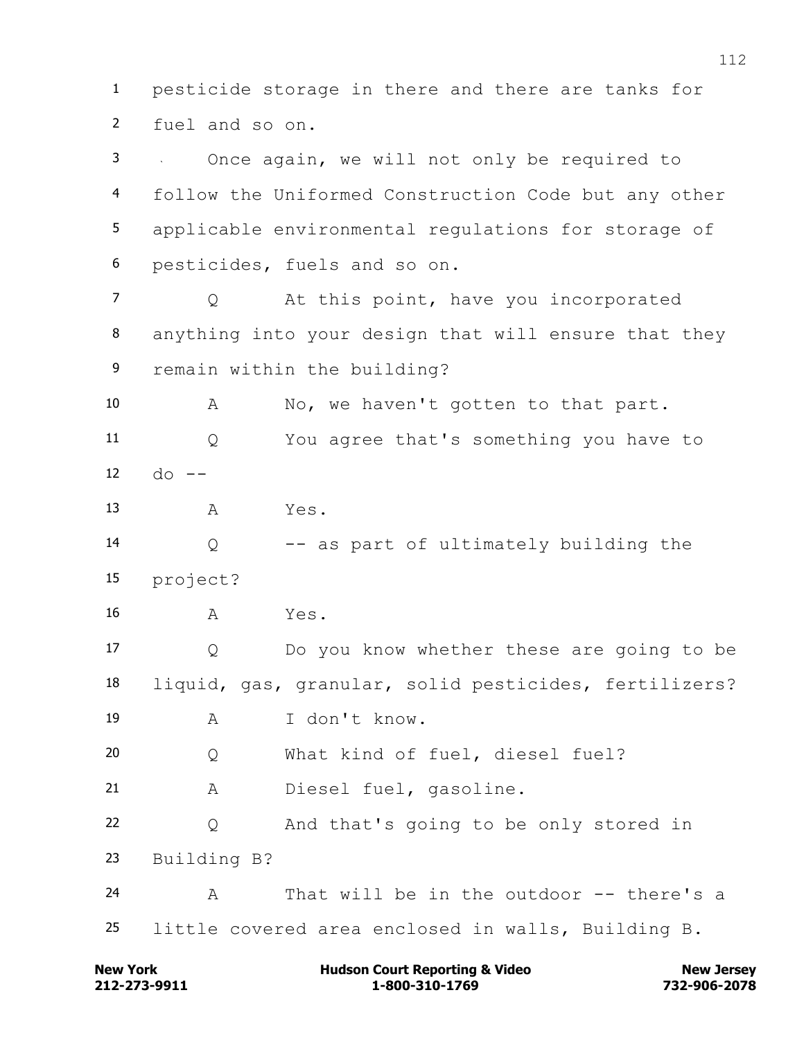1 pesticide storage in there and there are tanks for
2 fuel and so on.

3 Once again, we will not only be required to
4 follow the Uniformed Construction Code but any other
5 applicable environmental regulations for storage of
6 pesticides, fuels and so on.

7 Q At this point, have you incorporated
8 anything into your design that will ensure that they
9 remain within the building?

10 A No, we haven't gotten to that part.

11 Q You agree that's something you have to
12 do --

13 A Yes.

14 Q -- as part of ultimately building the
15 project?

16 A Yes.

17 Q Do you know whether these are going to be
18 liquid, gas, granular, solid pesticides, fertilizers?

19 A I don't know.

20 Q What kind of fuel, diesel fuel?

21 A Diesel fuel, gasoline.

22 Q And that's going to be only stored in
23 Building B?

24 A That will be in the outdoor -- there's a
25 little covered area enclosed in walls, Building B.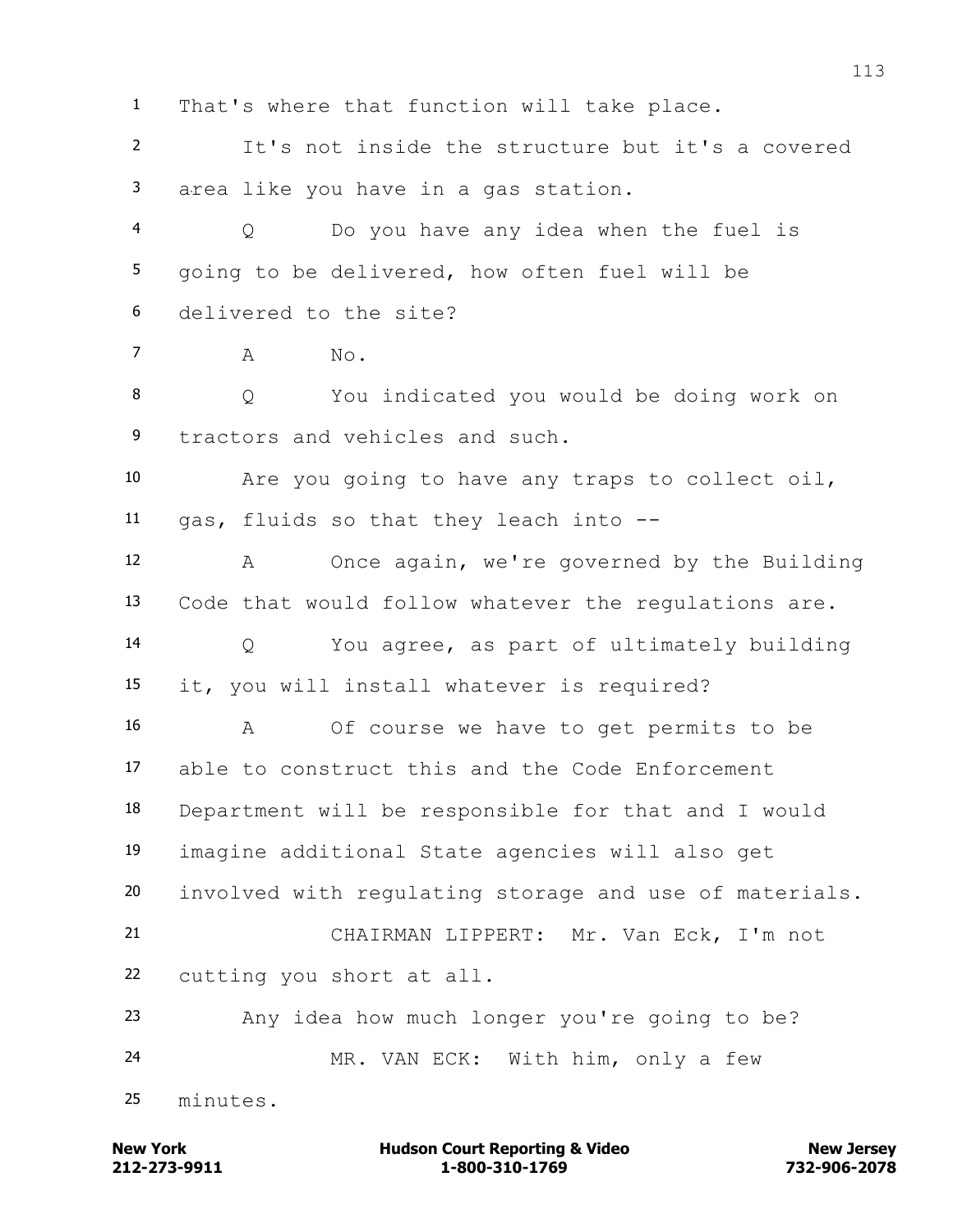1 That's where that function will take place.

2 It's not inside the structure but it's a covered

3 area like you have in a gas station.

4 Q Do you have any idea when the fuel is

5 going to be delivered, how often fuel will be

6 delivered to the site?

7 A No.

8 Q You indicated you would be doing work on

9 tractors and vehicles and such.

10 Are you going to have any traps to collect oil,

11 gas, fluids so that they leach into --

12 A Once again, we're governed by the Building

13 Code that would follow whatever the regulations are.

14 Q You agree, as part of ultimately building

15 it, you will install whatever is required?

16 A Of course we have to get permits to be

17 able to construct this and the Code Enforcement

18 Department will be responsible for that and I would

19 imagine additional State agencies will also get

20 involved with regulating storage and use of materials.

21 CHAIRMAN LIPPERT: Mr. Van Eck, I'm not

22 cutting you short at all.

23 Any idea how much longer you're going to be?

24 MR. VAN ECK: With him, only a few

25 minutes.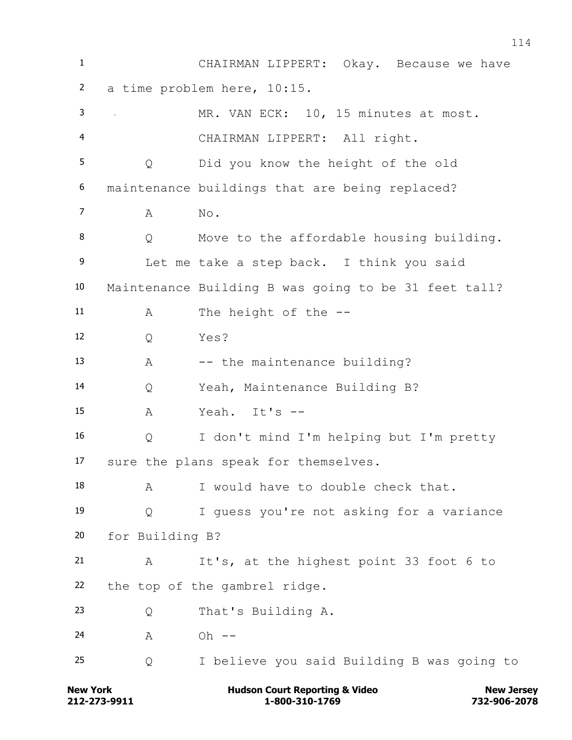CHAIRMAN LIPPERT: Okay. Because we have a time problem here, 10:15.

MR. VAN ECK: 10, 15 minutes at most.

CHAIRMAN LIPPERT: All right.

Q Did you know the height of the old maintenance buildings that are being replaced?

A No.

Q Move to the affordable housing building.

Let me take a step back. I think you said Maintenance Building B was going to be 31 feet tall?

A The height of the --

Q Yes?

A -- the maintenance building?

Q Yeah, Maintenance Building B?

A Yeah. It's --

Q I don't mind I'm helping but I'm pretty sure the plans speak for themselves.

A I would have to double check that.

Q I guess you're not asking for a variance for Building B?

A It's, at the highest point 33 foot 6 to the top of the gambrel ridge.

Q That's Building A.

A Oh --

Q I believe you said Building B was going to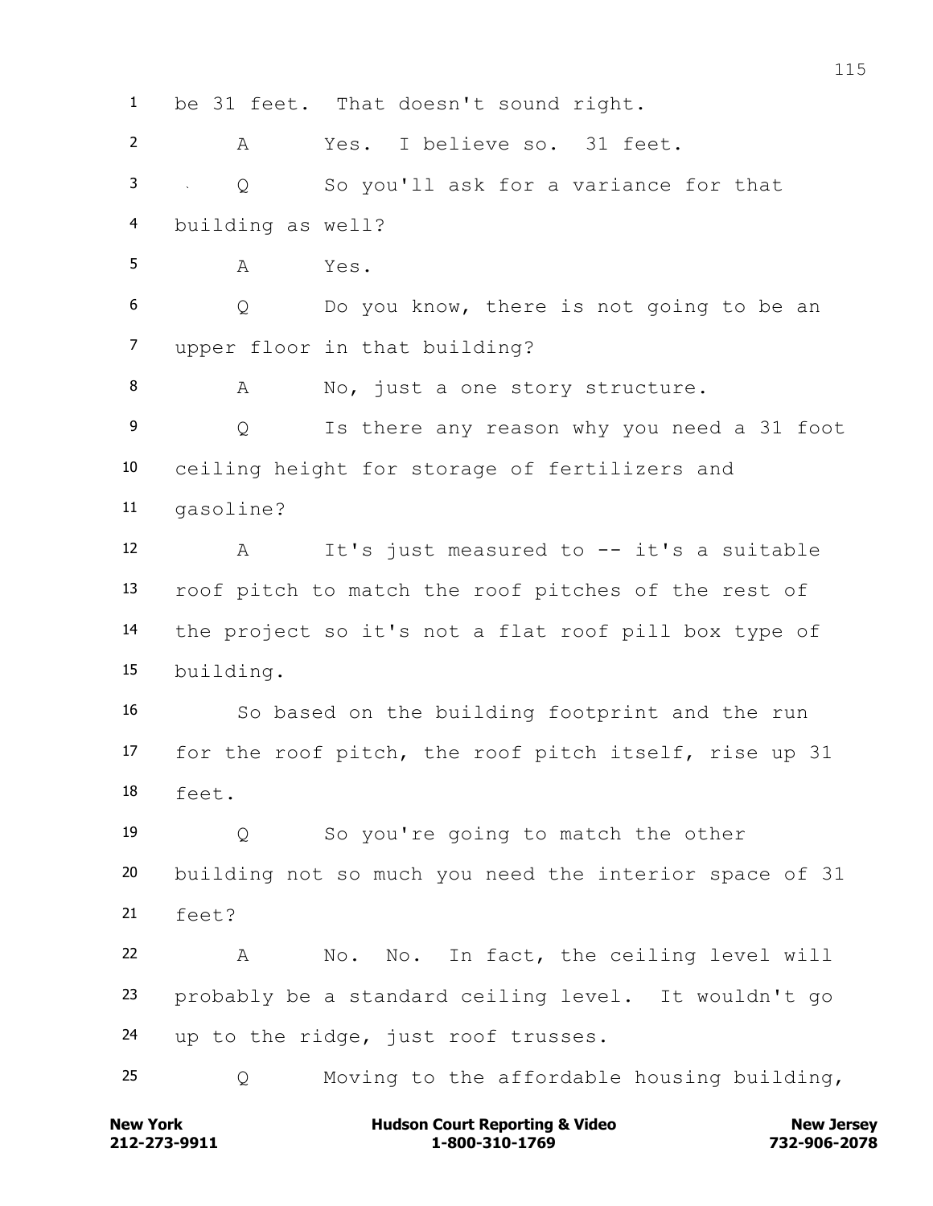1 be 31 feet. That doesn't sound right.

2 A Yes. I believe so. 31 feet.

3 Q So you'll ask for a variance for that

4 building as well?

5 A Yes.

6 Q Do you know, there is not going to be an

7 upper floor in that building?

8 A No, just a one story structure.

9 Q Is there any reason why you need a 31 foot

10 ceiling height for storage of fertilizers and

11 gasoline?

12 A It's just measured to -- it's a suitable

13 roof pitch to match the roof pitches of the rest of

14 the project so it's not a flat roof pill box type of

15 building.

16 So based on the building footprint and the run

17 for the roof pitch, the roof pitch itself, rise up 31

18 feet.

19 Q So you're going to match the other

20 building not so much you need the interior space of 31

21 feet?

22 A No. No. In fact, the ceiling level will

23 probably be a standard ceiling level. It wouldn't go

24 up to the ridge, just roof trusses.

25 Q Moving to the affordable housing building,

New York 212-273-9911 | Hudson Court Reporting & Video 1-800-310-1769 | New Jersey 732-906-2078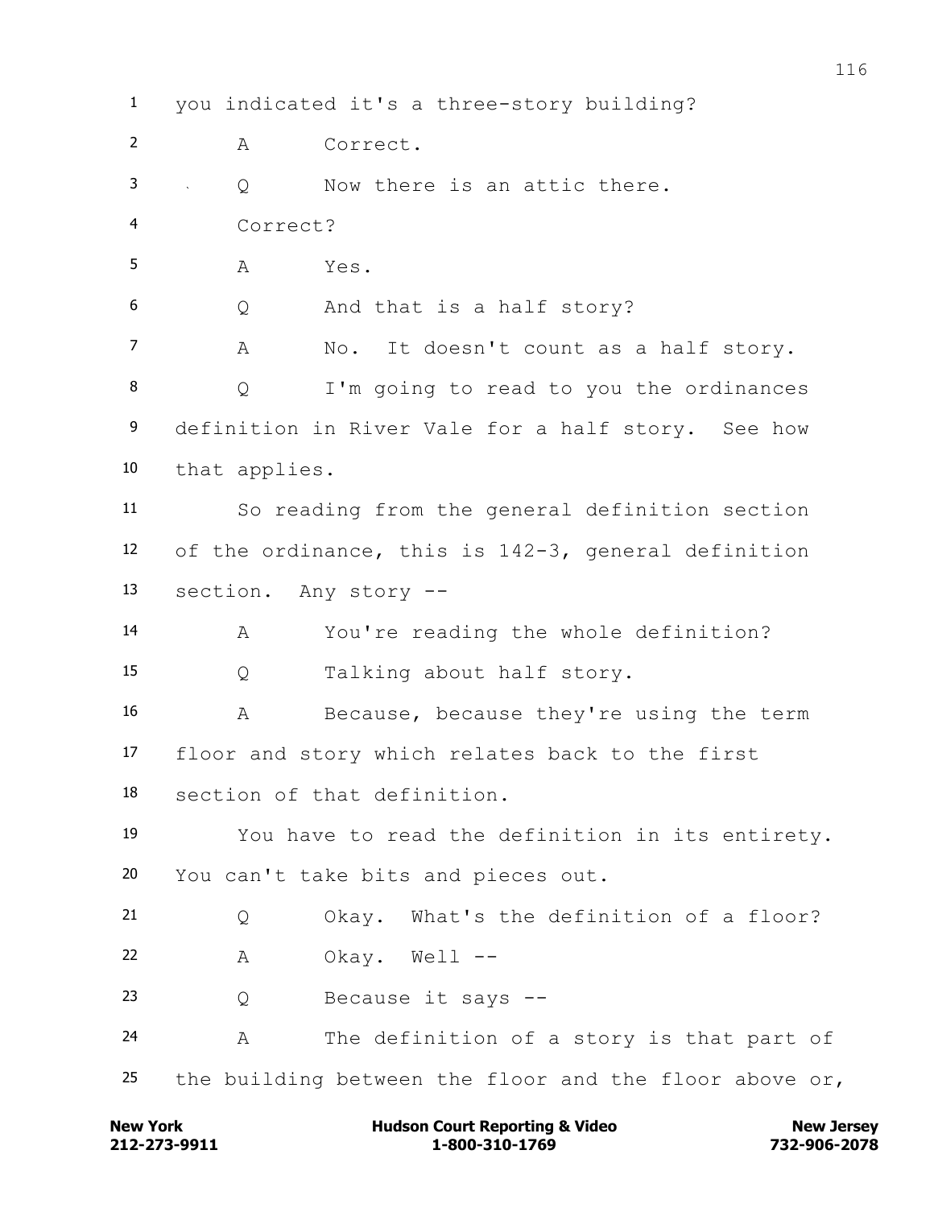1 you indicated it's a three-story building?

2 A Correct.

3 Q Now there is an attic there.

4 Correct?

5 A Yes.

6 Q And that is a half story?

7 A No. It doesn't count as a half story.

8 Q I'm going to read to you the ordinances

9 definition in River Vale for a half story. See how

10 that applies.

11 So reading from the general definition section

12 of the ordinance, this is 142-3, general definition

13 section. Any story --

14 A You're reading the whole definition?

15 Q Talking about half story.

16 A Because, because they're using the term

17 floor and story which relates back to the first

18 section of that definition.

19 You have to read the definition in its entirety.

20 You can't take bits and pieces out.

21 Q Okay. What's the definition of a floor?

22 A Okay. Well --

23 Q Because it says --

24 A The definition of a story is that part of

25 the building between the floor and the floor above or,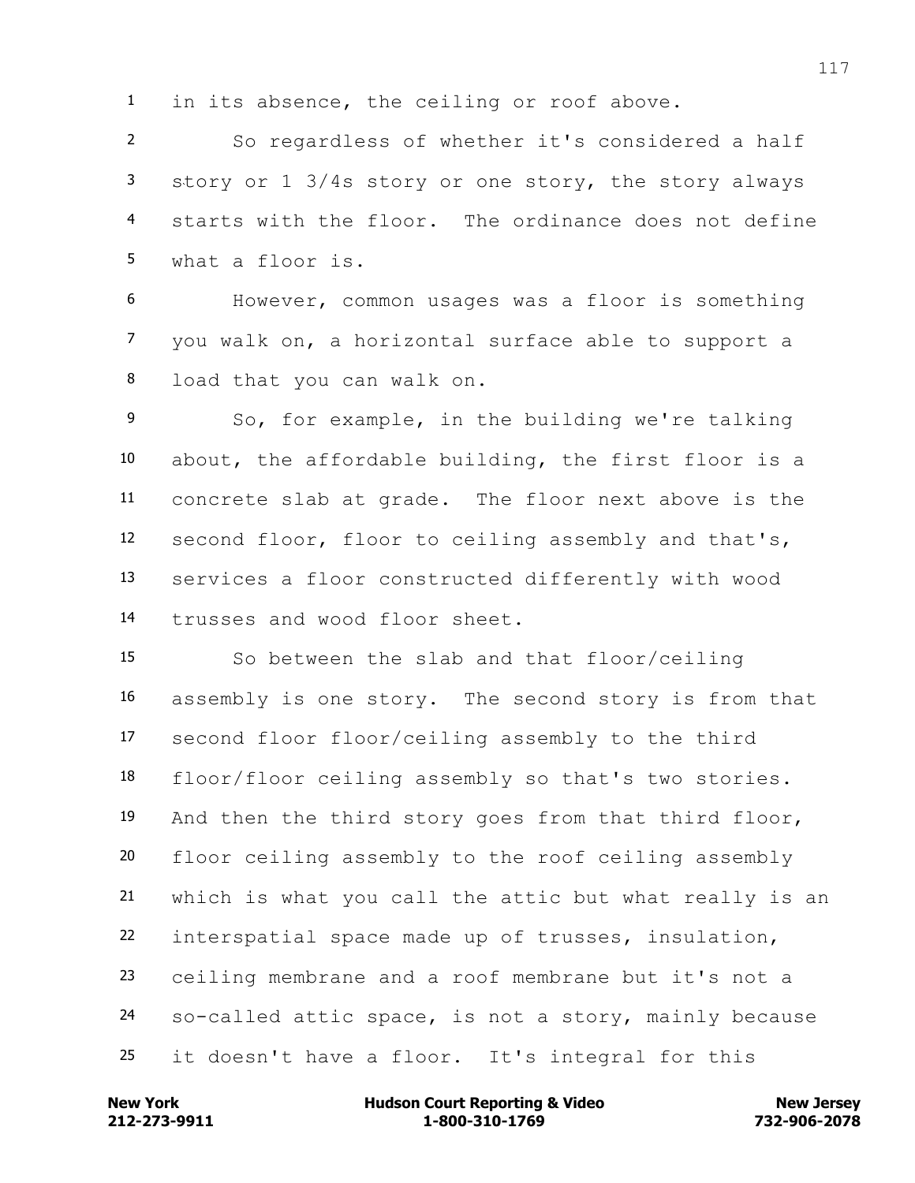in its absence, the ceiling or roof above.

So regardless of whether it's considered a half story or 1 3/4s story or one story, the story always starts with the floor. The ordinance does not define what a floor is.

However, common usages was a floor is something you walk on, a horizontal surface able to support a load that you can walk on.

So, for example, in the building we're talking about, the affordable building, the first floor is a concrete slab at grade. The floor next above is the second floor, floor to ceiling assembly and that's, services a floor constructed differently with wood trusses and wood floor sheet.

So between the slab and that floor/ceiling assembly is one story. The second story is from that second floor floor/ceiling assembly to the third floor/floor ceiling assembly so that's two stories. And then the third story goes from that third floor, floor ceiling assembly to the roof ceiling assembly which is what you call the attic but what really is an interspatial space made up of trusses, insulation, ceiling membrane and a roof membrane but it's not a so-called attic space, is not a story, mainly because it doesn't have a floor. It's integral for this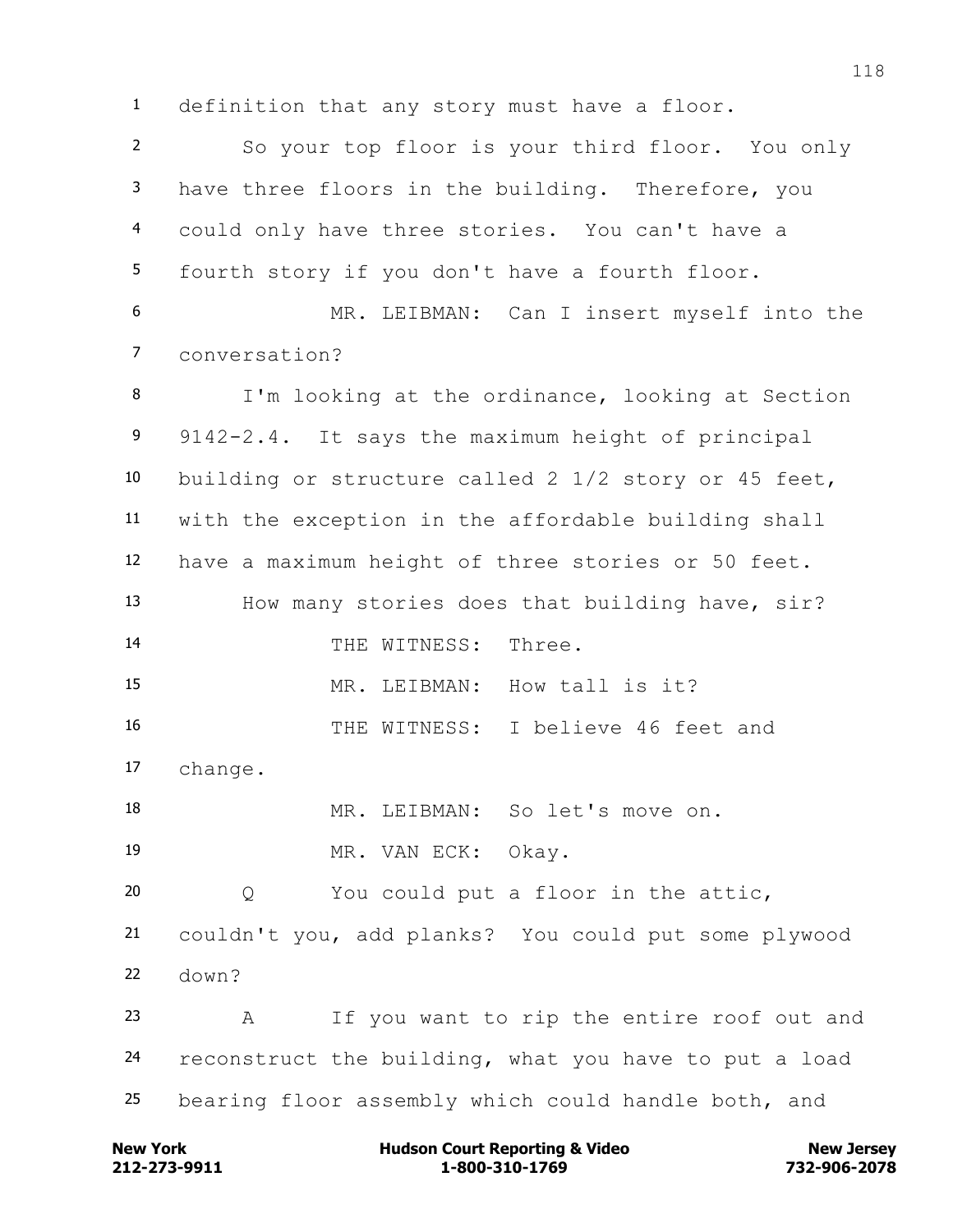1 definition that any story must have a floor.

2 So your top floor is your third floor. You only

3 have three floors in the building. Therefore, you

4 could only have three stories. You can't have a

5 fourth story if you don't have a fourth floor.

6 MR. LEIBMAN: Can I insert myself into the

7 conversation?

8 I'm looking at the ordinance, looking at Section

9 9142-2.4. It says the maximum height of principal

10 building or structure called 2 1/2 story or 45 feet,

11 with the exception in the affordable building shall

12 have a maximum height of three stories or 50 feet.

13 How many stories does that building have, sir?

14 THE WITNESS: Three.

15 MR. LEIBMAN: How tall is it?

16 THE WITNESS: I believe 46 feet and

17 change.

18 MR. LEIBMAN: So let's move on.

19 MR. VAN ECK: Okay.

20 Q You could put a floor in the attic,

21 couldn't you, add planks? You could put some plywood

22 down?

23 A If you want to rip the entire roof out and

24 reconstruct the building, what you have to put a load

25 bearing floor assembly which could handle both, and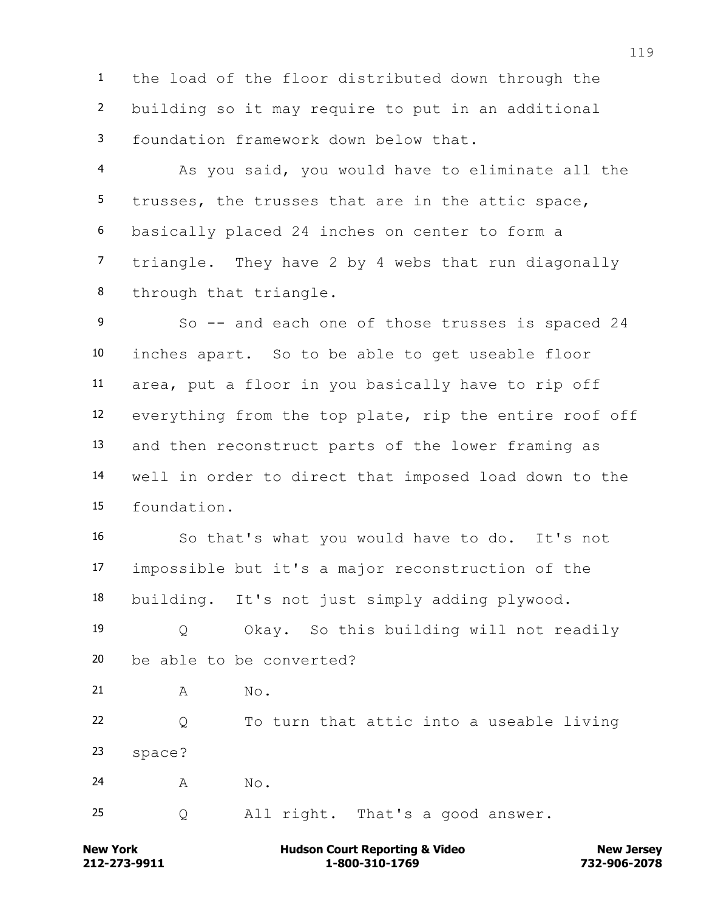the load of the floor distributed down through the building so it may require to put in an additional foundation framework down below that.

As you said, you would have to eliminate all the trusses, the trusses that are in the attic space, basically placed 24 inches on center to form a triangle. They have 2 by 4 webs that run diagonally through that triangle.

So -- and each one of those trusses is spaced 24 inches apart. So to be able to get useable floor area, put a floor in you basically have to rip off everything from the top plate, rip the entire roof off and then reconstruct parts of the lower framing as well in order to direct that imposed load down to the foundation.

So that's what you would have to do. It's not impossible but it's a major reconstruction of the building. It's not just simply adding plywood.

Q Okay. So this building will not readily be able to be converted?

A No.

Q To turn that attic into a useable living space?

A No.

Q All right. That's a good answer.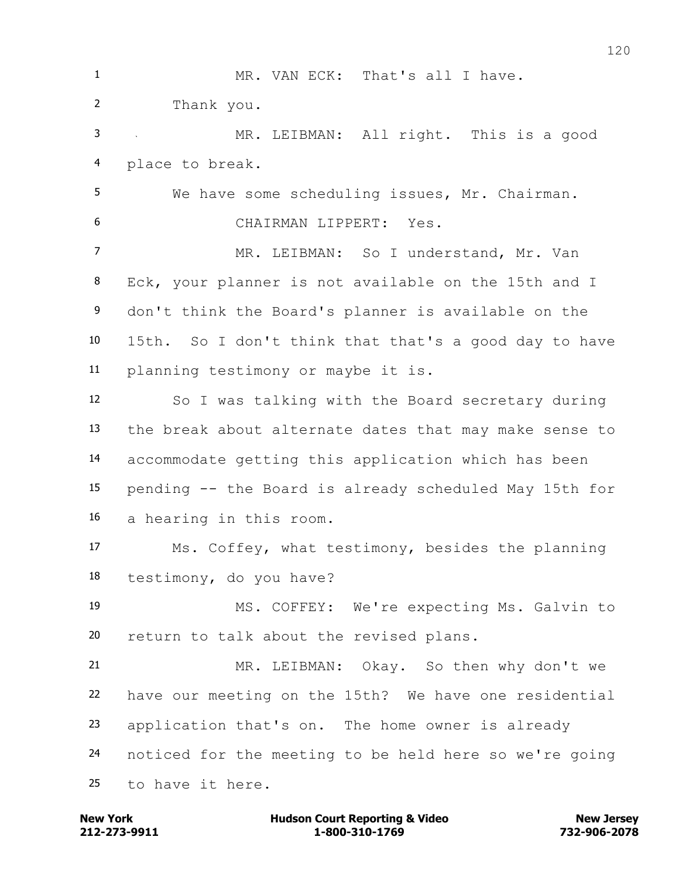1 MR. VAN ECK: That's all I have.

2 Thank you.

3 MR. LEIBMAN: All right. This is a good

4 place to break.

5 We have some scheduling issues, Mr. Chairman.

6 CHAIRMAN LIPPERT: Yes.

7 MR. LEIBMAN: So I understand, Mr. Van

8 Eck, your planner is not available on the 15th and I

9 don't think the Board's planner is available on the

10 15th. So I don't think that that's a good day to have

11 planning testimony or maybe it is.

12 So I was talking with the Board secretary during

13 the break about alternate dates that may make sense to

14 accommodate getting this application which has been

15 pending -- the Board is already scheduled May 15th for

16 a hearing in this room.

17 Ms. Coffey, what testimony, besides the planning

18 testimony, do you have?

19 MS. COFFEY: We're expecting Ms. Galvin to

20 return to talk about the revised plans.

21 MR. LEIBMAN: Okay. So then why don't we

22 have our meeting on the 15th? We have one residential

23 application that's on. The home owner is already

24 noticed for the meeting to be held here so we're going

25 to have it here.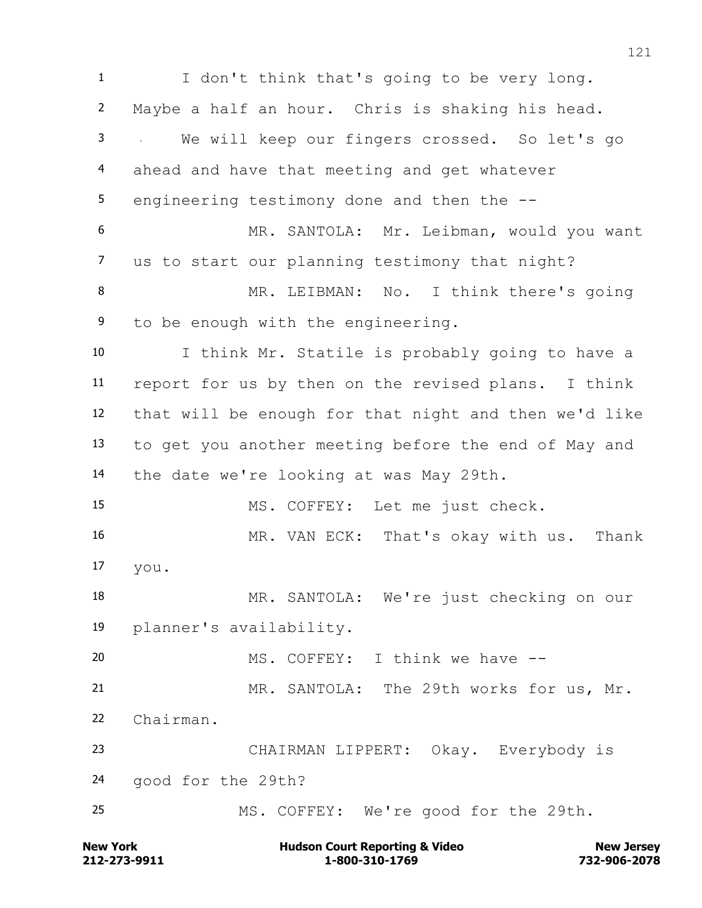1 I don't think that's going to be very long.
2 Maybe a half an hour. Chris is shaking his head.
3 We will keep our fingers crossed. So let's go
4 ahead and have that meeting and get whatever
5 engineering testimony done and then the --
6 MR. SANTOLA: Mr. Leibman, would you want
7 us to start our planning testimony that night?
8 MR. LEIBMAN: No. I think there's going
9 to be enough with the engineering.
10 I think Mr. Statile is probably going to have a
11 report for us by then on the revised plans. I think
12 that will be enough for that night and then we'd like
13 to get you another meeting before the end of May and
14 the date we're looking at was May 29th.
15 MS. COFFEY: Let me just check.
16 MR. VAN ECK: That's okay with us. Thank
17 you.
18 MR. SANTOLA: We're just checking on our
19 planner's availability.
20 MS. COFFEY: I think we have --
21 MR. SANTOLA: The 29th works for us, Mr.
22 Chairman.
23 CHAIRMAN LIPPERT: Okay. Everybody is
24 good for the 29th?
25 MS. COFFEY: We're good for the 29th.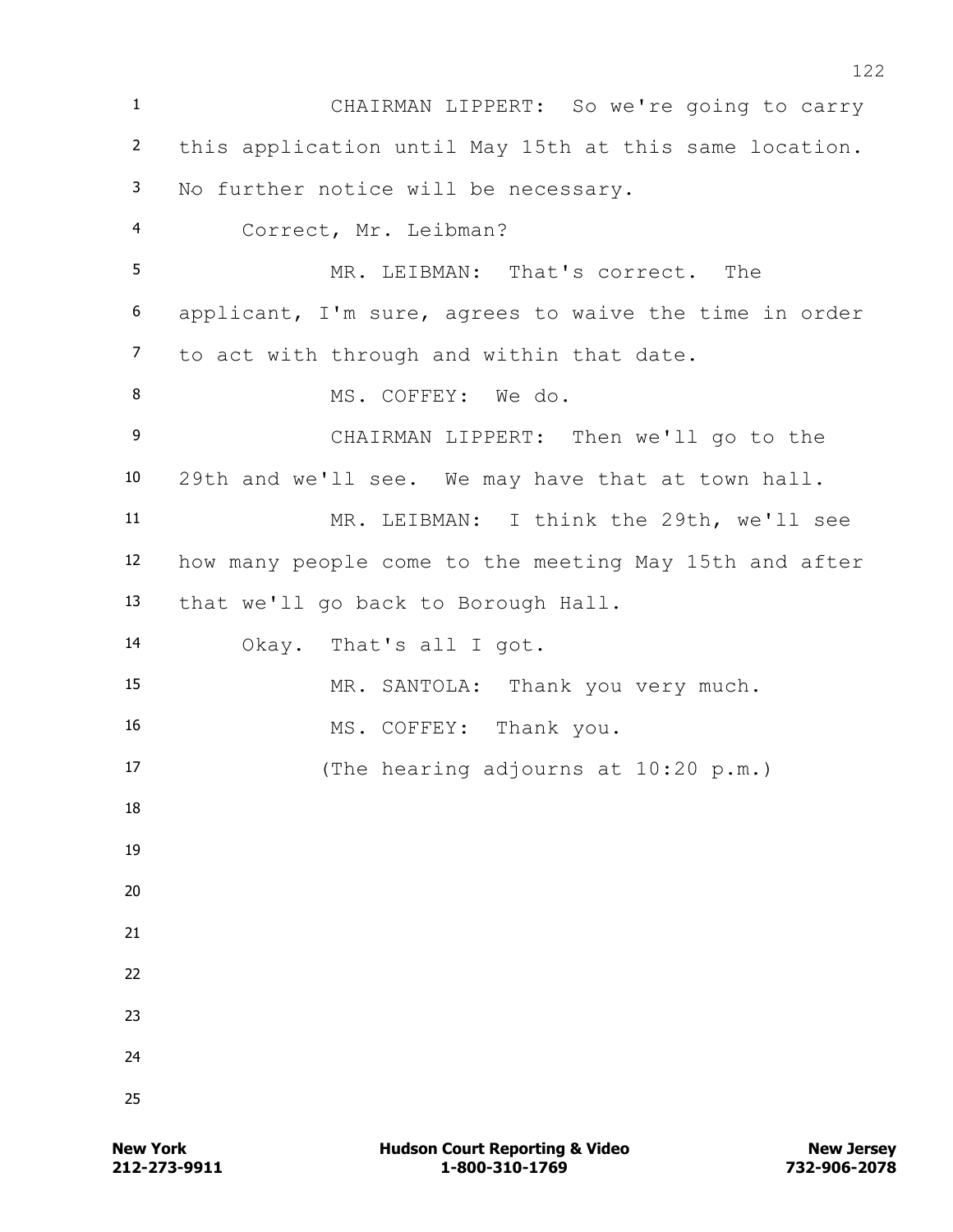CHAIRMAN LIPPERT: So we're going to carry this application until May 15th at this same location. No further notice will be necessary.

Correct, Mr. Leibman?

MR. LEIBMAN: That's correct. The applicant, I'm sure, agrees to waive the time in order to act with through and within that date.

MS. COFFEY: We do.

CHAIRMAN LIPPERT: Then we'll go to the 29th and we'll see. We may have that at town hall.

MR. LEIBMAN: I think the 29th, we'll see how many people come to the meeting May 15th and after that we'll go back to Borough Hall.

Okay. That's all I got.

MR. SANTOLA: Thank you very much.

MS. COFFEY: Thank you.

(The hearing adjourns at 10:20 p.m.)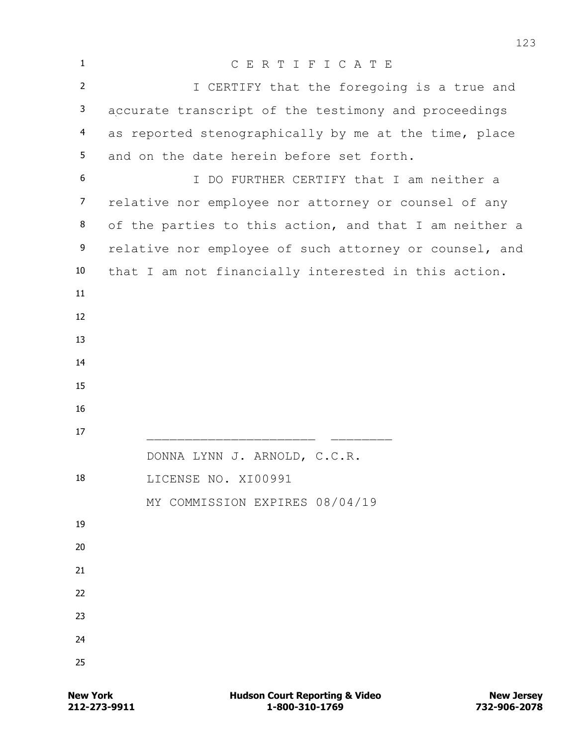# C E R T I F I C A T E

I CERTIFY that the foregoing is a true and accurate transcript of the testimony and proceedings as reported stenographically by me at the time, place and on the date herein before set forth.

I DO FURTHER CERTIFY that I am neither a relative nor employee nor attorney or counsel of any of the parties to this action, and that I am neither a relative nor employee of such attorney or counsel, and that I am not financially interested in this action.

_____________________ ________

DONNA LYNN J. ARNOLD, C.C.R.

LICENSE NO. XI00991

MY COMMISSION EXPIRES 08/04/19

**New York** 212-273-9911 — **Hudson Court Reporting & Video** 1-800-310-1769 — **New Jersey** 732-906-2078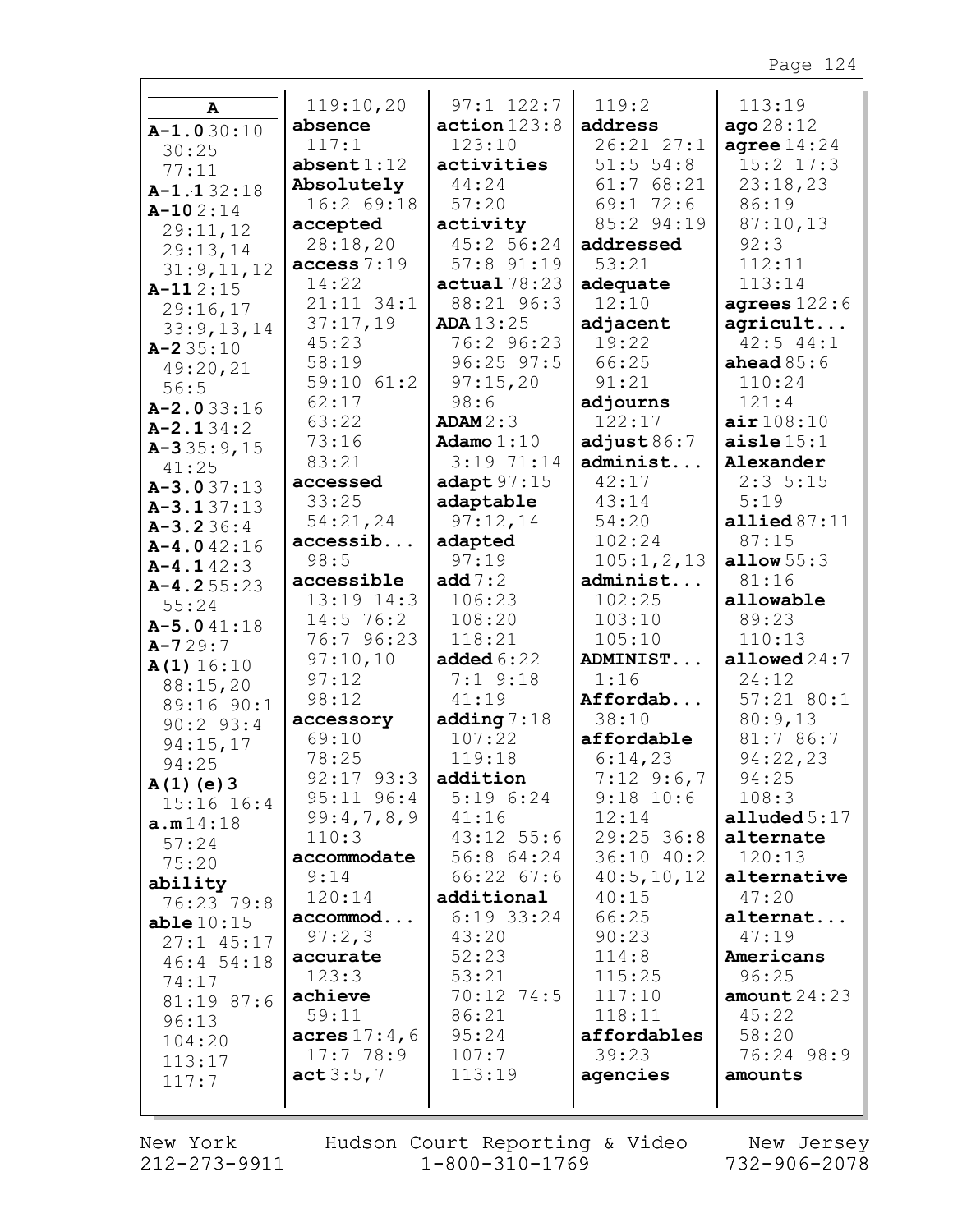**A**

**A-1.0** 30:10 30:25 77:11
**A-1.1** 32:18
**A-10** 2:14 29:11,12 29:13,14 31:9,11,12
**A-11** 2:15 29:16,17 33:9,13,14
**A-2** 35:10 49:20,21 56:5
**A-2.0** 33:16
**A-2.1** 34:2
**A-3** 35:9,15 41:25
**A-3.0** 37:13
**A-3.1** 37:13
**A-3.2** 36:4
**A-4.0** 42:16
**A-4.1** 42:3
**A-4.2** 55:23 55:24
**A-5.0** 41:18
**A-7** 29:7
**A(1)** 16:10 88:15,20 89:16 90:1 90:2 93:4 94:15,17 94:25
**A(1)(e)3** 15:16 16:4
**a.m** 14:18 57:24 75:20
**ability** 76:23 79:8
**able** 10:15 27:1 45:17 46:4 54:18 74:17 81:19 87:6 96:13 104:20 113:17 117:7
119:10,20
**absence** 117:1
**absent** 1:12
**Absolutely** 16:2 69:18
**accepted** 28:18,20
**access** 7:19 14:22 21:11 34:1 37:17,19 45:23 58:19 59:10 61:2 62:17 63:22 73:16 83:21
**accessed** 33:25 54:21,24
**accessib...** 98:5
**accessible** 13:19 14:3 14:5 76:2 76:7 96:23 97:10,10 97:12 98:12
**accessory** 69:10 78:25 92:17 93:3 95:11 96:4 99:4,7,8,9 110:3
**accommodate** 9:14 120:14
**accommod...** 97:2,3
**accurate** 123:3
**achieve** 59:11
**acres** 17:4,6 17:7 78:9
**act** 3:5,7
97:1 122:7
**action** 123:8 123:10
**activities** 44:24 57:20
**activity** 45:2 56:24 57:8 91:19
**actual** 78:23 88:21 96:3
**ADA** 13:25 76:2 96:23 96:25 97:5 97:15,20 98:6
**ADAM** 2:3
**Adamo** 1:10 3:19 71:14
**adapt** 97:15
**adaptable** 97:12,14
**adapted** 97:19
**add** 7:2 106:23 108:20 118:21
**added** 6:22 7:1 9:18 41:19
**adding** 7:18 107:22 119:18
**addition** 5:19 6:24 41:16 43:12 55:6 56:8 64:24 66:22 67:6
**additional** 6:19 33:24 43:20 52:23 53:21 70:12 74:5 86:21 95:24 107:7 113:19
119:2
**address** 26:21 27:1 51:5 54:8 61:7 68:21 69:1 72:6 85:2 94:19
**addressed** 53:21
**adequate** 12:10
**adjacent** 19:22 66:25 91:21
**adjourns** 122:17
**adjust** 86:7
**administ...** 42:17 43:14 54:20 102:24 105:1,2,13
**administ...** 102:25 103:10 105:10
**ADMINIST...** 1:16
**Affordab...** 38:10
**affordable** 6:14,23 7:12 9:6,7 9:18 10:6 12:14 29:25 36:8 36:10 40:2 40:5,10,12 40:15 66:25 90:23 114:8 115:25 117:10 118:11
**affordables** 39:23
**agencies**
113:19
**ago** 28:12
**agree** 14:24 15:2 17:3 23:18,23 86:19 87:10,13 92:3 112:11 113:14
**agrees** 122:6
**agricult...** 42:5 44:1
**ahead** 85:6 110:24 121:4
**air** 108:10
**aisle** 15:1
**Alexander** 2:3 5:15 5:19
**allied** 87:11 87:15
**allow** 55:3 81:16
**allowable** 89:23 110:13
**allowed** 24:7 24:12 57:21 80:1 80:9,13 81:7 86:7 94:22,23 94:25 108:3
**alluded** 5:17
**alternate** 120:13
**alternative** 47:20
**alternat...** 47:19
**Americans** 96:25
**amount** 24:23 45:22 58:20 76:24 98:9
**amounts**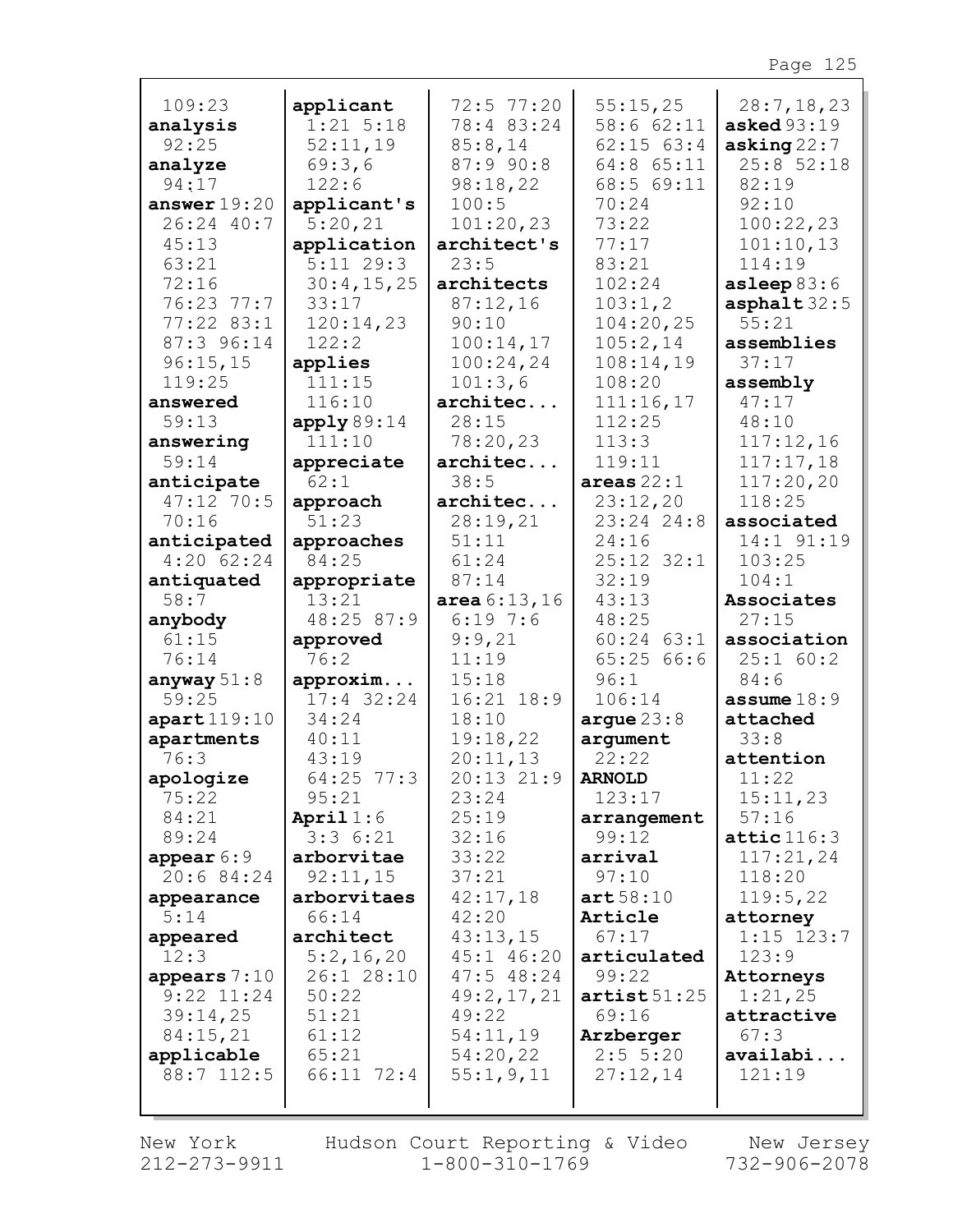109:23
**analysis**
92:25
**analyze**
94:17
**answer** 19:20
26:24 40:7
45:13
63:21
72:16
76:23 77:7
77:22 83:1
87:3 96:14
96:15,15
119:25
**answered**
59:13
**answering**
59:14
**anticipate**
47:12 70:5
70:16
**anticipated**
4:20 62:24
**antiquated**
58:7
**anybody**
61:15
76:14
**anyway** 51:8
59:25
**apart** 119:10
**apartments**
76:3
**apologize**
75:22
84:21
89:24
**appear** 6:9
20:6 84:24
**appearance**
5:14
**appeared**
12:3
**appears** 7:10
9:22 11:24
39:14,25
84:15,21
**applicable**
88:7 112:5

**applicant**
1:21 5:18
52:11,19
69:3,6
122:6
**applicant's**
5:20,21
**application**
5:11 29:3
30:4,15,25
33:17
120:14,23
122:2
**applies**
111:15
116:10
**apply** 89:14
111:10
**appreciate**
62:1
**approach**
51:23
**approaches**
84:25
**appropriate**
13:21
48:25 87:9
**approved**
76:2
**approxim...**
17:4 32:24
34:24
40:11
43:19
64:25 77:3
95:21
**April** 1:6
3:3 6:21
**arborvitae**
92:11,15
**arborvitaes**
66:14
**architect**
5:2,16,20
26:1 28:10
50:22
51:21
61:12
65:21
66:11 72:4

72:5 77:20
78:4 83:24
85:8,14
87:9 90:8
98:18,22
100:5
101:20,23
**architect's**
23:5
**architects**
87:12,16
90:10
100:14,17
100:24,24
101:3,6
**architec...**
28:15
78:20,23
**architec...**
38:5
**architec...**
28:19,21
51:11
61:24
87:14
**area** 6:13,16
6:19 7:6
9:9,21
11:19
15:18
16:21 18:9
18:10
19:18,22
20:11,13
20:13 21:9
23:24
25:19
32:16
33:22
37:21
42:17,18
42:20
43:13,15
45:1 46:20
47:5 48:24
49:2,17,21
49:22
54:11,19
54:20,22
55:1,9,11

55:15,25
58:6 62:11
62:15 63:4
64:8 65:11
68:5 69:11
70:24
73:22
77:17
83:21
102:24
103:1,2
104:20,25
105:2,14
108:14,19
108:20
111:16,17
112:25
113:3
119:11
**areas** 22:1
23:12,20
23:24 24:8
24:16
25:12 32:1
32:19
43:13
48:25
60:24 63:1
65:25 66:6
96:1
106:14
**argue** 23:8
**argument**
22:22
**ARNOLD**
123:17
**arrangement**
99:12
**arrival**
97:10
**art** 58:10
**Article**
67:17
**articulated**
99:22
**artist** 51:25
69:16
**Arzberger**
2:5 5:20
27:12,14

28:7,18,23
**asked** 93:19
**asking** 22:7
25:8 52:18
82:19
92:10
100:22,23
101:10,13
114:19
**asleep** 83:6
**asphalt** 32:5
55:21
**assemblies**
37:17
**assembly**
47:17
48:10
117:12,16
117:17,18
117:20,20
118:25
**associated**
14:1 91:19
103:25
104:1
**Associates**
27:15
**association**
25:1 60:2
84:6
**assume** 18:9
**attached**
33:8
**attention**
11:22
15:11,23
57:16
**attic** 116:3
117:21,24
118:20
119:5,22
**attorney**
1:15 123:7
123:9
**Attorneys**
1:21,25
**attractive**
67:3
**availabi...**
121:19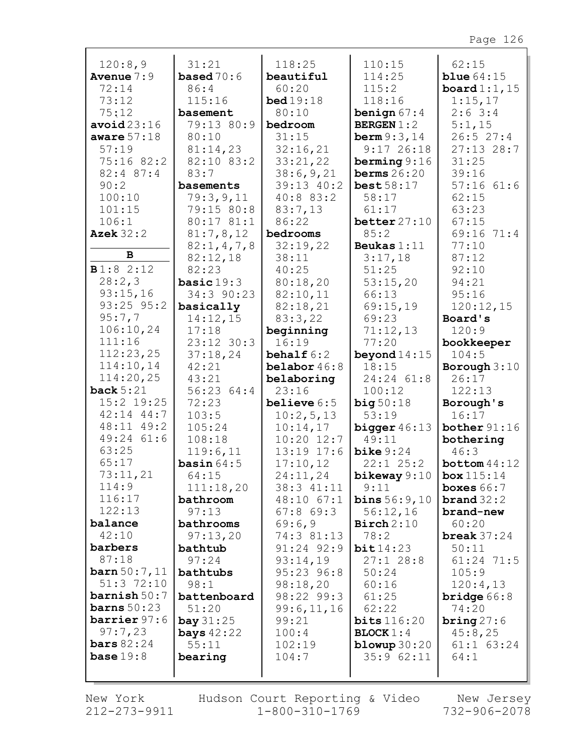120:8,9
**Avenue** 7:9
72:14
73:12
75:12
**avoid** 23:16
**aware** 57:18
57:19
75:16 82:2
82:4 87:4
90:2
100:10
101:15
106:1
**Azek** 32:2

**B**

**B** 1:8 2:12
28:2,3
93:15,16
93:25 95:2
95:7,7
106:10,24
111:16
112:23,25
114:10,14
114:20,25
**back** 5:21
15:2 19:25
42:14 44:7
48:11 49:2
49:24 61:6
63:25
65:17
73:11,21
114:9
116:17
122:13
**balance**
42:10
**barbers**
87:18
**barn** 50:7,11
51:3 72:10
**barnish** 50:7
**barns** 50:23
**barrier** 97:6
97:7,23
**bars** 82:24
**base** 19:8
31:21
**based** 70:6
86:4
115:16
**basement**
79:13 80:9
80:10
81:14,23
82:10 83:2
83:7
**basements**
79:3,9,11
79:15 80:8
80:17 81:1
81:7,8,12
82:1,4,7,8
82:12,18
82:23
**basic** 19:3
34:3 90:23
**basically**
14:12,15
17:18
23:12 30:3
37:18,24
42:21
43:21
56:23 64:4
72:23
103:5
105:24
108:18
119:6,11
**basin** 64:5
64:15
111:18,20
**bathroom**
97:13
**bathrooms**
97:13,20
**bathtub**
97:24
**bathtubs**
98:1
**battenboard**
51:20
**bay** 31:25
**bays** 42:22
55:11
**bearing**
118:25
**beautiful**
60:20
**bed** 19:18
80:10
**bedroom**
31:15
32:16,21
33:21,22
38:6,9,21
39:13 40:2
40:8 83:2
83:7,13
86:22
**bedrooms**
32:19,22
38:11
40:25
80:18,20
82:10,11
82:18,21
83:3,22
**beginning**
16:19
**behalf** 6:2
**belabor** 46:8
**belaboring**
23:16
**believe** 6:5
10:2,5,13
10:14,17
10:20 12:7
13:19 17:6
17:10,12
24:11,24
38:3 41:11
48:10 67:1
67:8 69:3
69:6,9
74:3 81:13
91:24 92:9
93:14,19
95:23 96:8
98:18,20
98:22 99:3
99:6,11,16
99:21
100:4
102:19
104:7
110:15
114:25
115:2
118:16
**benign** 67:4
**BERGEN** 1:2
**berm** 9:3,14
9:17 26:18
**berming** 9:16
**berms** 26:20
**best** 58:17
58:17
61:17
**better** 27:10
85:2
**Beukas** 1:11
3:17,18
51:25
53:15,20
66:13
69:15,19
69:23
71:12,13
77:20
**beyond** 14:15
18:15
24:24 61:8
100:12
**big** 50:18
53:19
**bigger** 46:13
49:11
**bike** 9:24
22:1 25:2
**bikeway** 9:10
9:11
**bins** 56:9,10
56:12,16
**Birch** 2:10
78:2
**bit** 14:23
27:1 28:8
50:24
60:16
61:25
62:22
**bits** 116:20
**BLOCK** 1:4
**blowup** 30:20
35:9 62:11
62:15
**blue** 64:15
**board** 1:1,15
1:15,17
2:6 3:4
5:1,15
26:5 27:4
27:13 28:7
31:25
39:16
57:16 61:6
62:15
63:23
67:15
69:16 71:4
77:10
87:12
92:10
94:21
95:16
120:12,15
**Board's**
120:9
**bookkeeper**
104:5
**Borough** 3:10
26:17
122:13
**Borough's**
16:17
**bother** 91:16
**bothering**
46:3
**bottom** 44:12
**box** 115:14
**boxes** 66:7
**brand** 32:2
**brand-new**
60:20
**break** 37:24
50:11
61:24 71:5
105:9
120:4,13
**bridge** 66:8
74:20
**bring** 27:6
45:8,25
61:1 63:24
64:1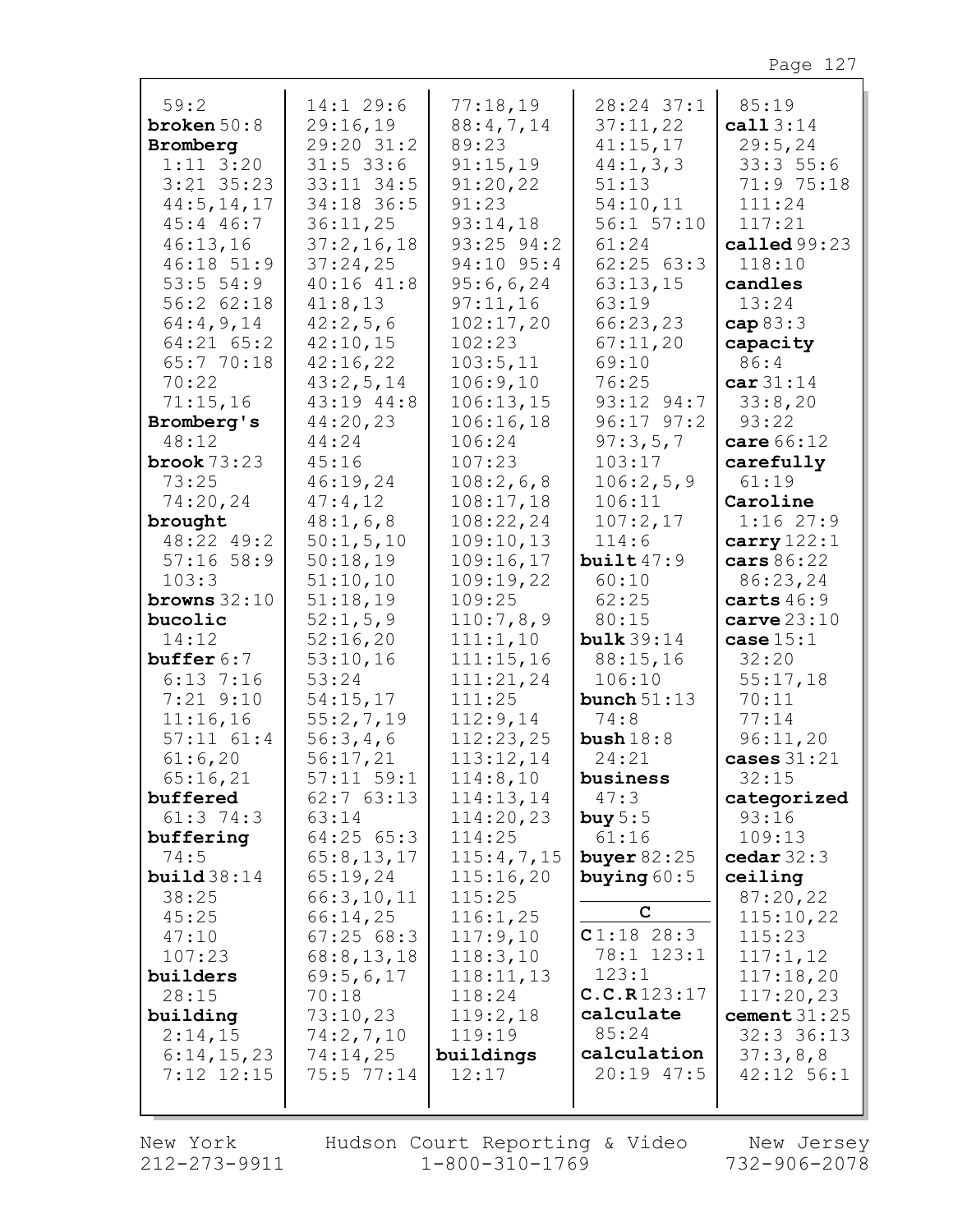59:2
**broken** 50:8
**Bromberg**
1:11 3:20
3:21 35:23
44:5,14,17
45:4 46:7
46:13,16
46:18 51:9
53:5 54:9
56:2 62:18
64:4,9,14
64:21 65:2
65:7 70:18
70:22
71:15,16
**Bromberg's**
48:12
**brook** 73:23
73:25
74:20,24
**brought**
48:22 49:2
57:16 58:9
103:3
**browns** 32:10
**bucolic**
14:12
**buffer** 6:7
6:13 7:16
7:21 9:10
11:16,16
57:11 61:4
61:6,20
65:16,21
**buffered**
61:3 74:3
**buffering**
74:5
**build** 38:14
38:25
45:25
47:10
107:23
**builders**
28:15
**building**
2:14,15
6:14,15,23
7:12 12:15
14:1 29:6
29:16,19
29:20 31:2
31:5 33:6
33:11 34:5
34:18 36:5
36:11,25
37:2,16,18
37:24,25
40:16 41:8
41:8,13
42:2,5,6
42:10,15
42:16,22
43:2,5,14
43:19 44:8
44:20,23
44:24
45:16
46:19,24
47:4,12
48:1,6,8
50:1,5,10
50:18,19
51:10,10
51:18,19
52:1,5,9
52:16,20
53:10,16
53:24
54:15,17
55:2,7,19
56:3,4,6
56:17,21
57:11 59:1
62:7 63:13
63:14
64:25 65:3
65:8,13,17
65:19,24
66:3,10,11
66:14,25
67:25 68:3
68:8,13,18
69:5,6,17
70:18
73:10,23
74:2,7,10
74:14,25
75:5 77:14
77:18,19
88:4,7,14
89:23
91:15,19
91:20,22
91:23
93:14,18
93:25 94:2
94:10 95:4
95:6,6,24
97:11,16
102:17,20
102:23
103:5,11
106:9,10
106:13,15
106:16,18
106:24
107:23
108:2,6,8
108:17,18
108:22,24
109:10,13
109:16,17
109:19,22
109:25
110:7,8,9
111:1,10
111:15,16
111:21,24
111:25
112:9,14
112:23,25
113:12,14
114:8,10
114:13,14
114:20,23
114:25
115:4,7,15
115:16,20
115:25
116:1,25
117:9,10
118:3,10
118:11,13
118:24
119:2,18
119:19
**buildings**
12:17
28:24 37:1
37:11,22
41:15,17
44:1,3,3
51:13
54:10,11
56:1 57:10
61:24
62:25 63:3
63:13,15
63:19
66:23,23
67:11,20
69:10
76:25
93:12 94:7
96:17 97:2
97:3,5,7
103:17
106:2,5,9
106:11
107:2,17
114:6
**built** 47:9
60:10
62:25
80:15
**bulk** 39:14
88:15,16
106:10
**bunch** 51:13
74:8
**bush** 18:8
24:21
**business**
47:3
**buy** 5:5
61:16
**buyer** 82:25
**buying** 60:5

**C**

**C** 1:18 28:3
78:1 123:1
123:1
**C.C.R** 123:17
**calculate**
85:24
**calculation**
20:19 47:5
85:19
**call** 3:14
29:5,24
33:3 55:6
71:9 75:18
111:24
117:21
**called** 99:23
118:10
**candles**
13:24
**cap** 83:3
**capacity**
86:4
**car** 31:14
33:8,20
93:22
**care** 66:12
**carefully**
61:19
**Caroline**
1:16 27:9
**carry** 122:1
**cars** 86:22
86:23,24
**carts** 46:9
**carve** 23:10
**case** 15:1
32:20
55:17,18
70:11
77:14
96:11,20
**cases** 31:21
32:15
**categorized**
93:16
109:13
**cedar** 32:3
**ceiling**
87:20,22
115:10,22
115:23
117:1,12
117:18,20
117:20,23
**cement** 31:25
32:3 36:13
37:3,8,8
42:12 56:1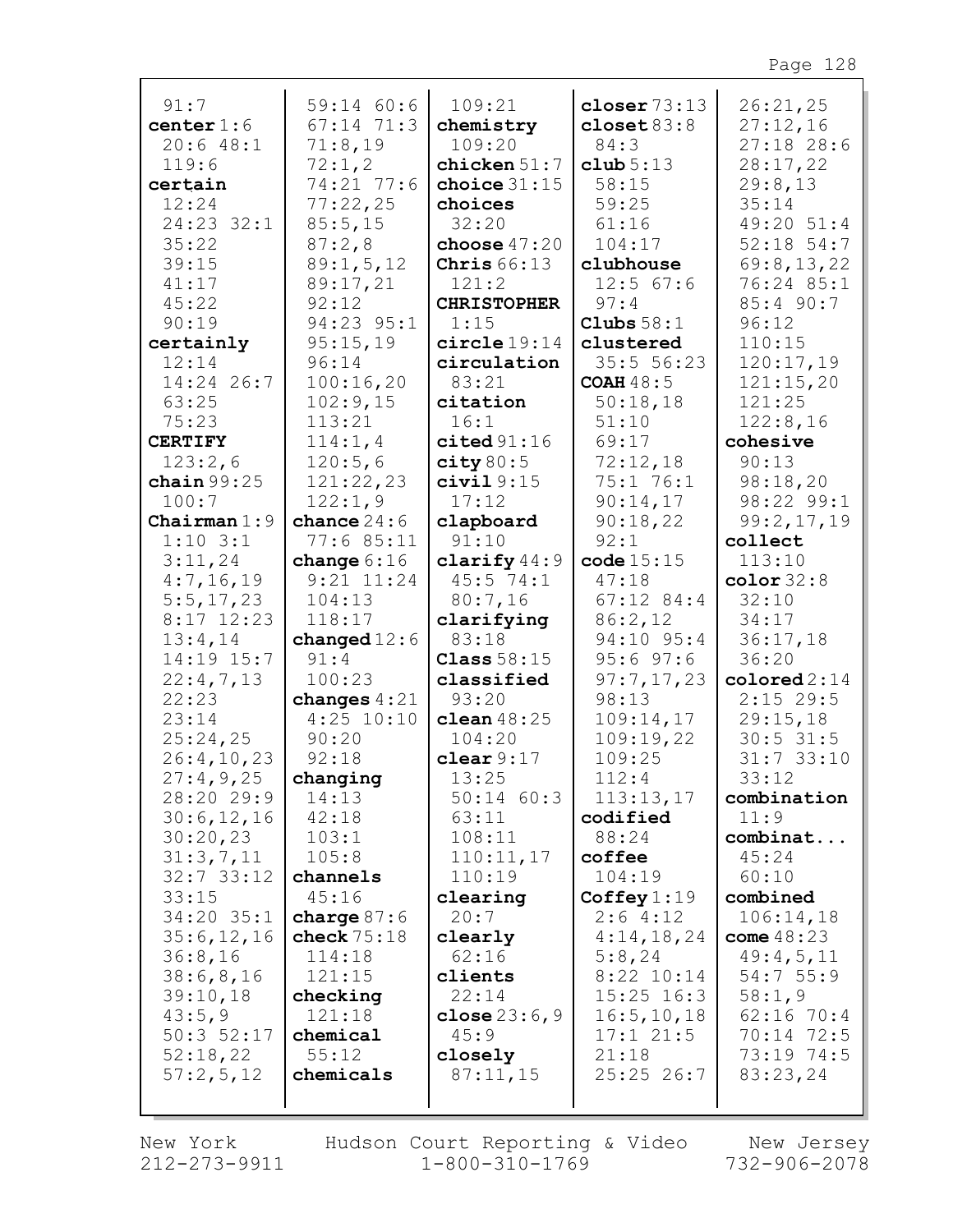91:7
**center** 1:6
20:6 48:1
119:6
**certain**
12:24
24:23 32:1
35:22
39:15
41:17
45:22
90:19
**certainly**
12:14
14:24 26:7
63:25
75:23
**CERTIFY**
123:2,6
**chain** 99:25
100:7
**Chairman** 1:9
1:10 3:1
3:11,24
4:7,16,19
5:5,17,23
8:17 12:23
13:4,14
14:19 15:7
22:4,7,13
22:23
23:14
25:24,25
26:4,10,23
27:4,9,25
28:20 29:9
30:6,12,16
30:20,23
31:3,7,11
32:7 33:12
33:15
34:20 35:1
35:6,12,16
36:8,16
38:6,8,16
39:10,18
43:5,9
50:3 52:17
52:18,22
57:2,5,12
59:14 60:6
67:14 71:3
71:8,19
72:1,2
74:21 77:6
77:22,25
85:5,15
87:2,8
89:1,5,12
89:17,21
92:12
94:23 95:1
95:15,19
96:14
100:16,20
102:9,15
113:21
114:1,4
120:5,6
121:22,23
122:1,9
**chance** 24:6
77:6 85:11
**change** 6:16
9:21 11:24
104:13
118:17
**changed** 12:6
91:4
100:23
**changes** 4:21
4:25 10:10
90:20
92:18
**changing**
14:13
42:18
103:1
105:8
**channels**
45:16
**charge** 87:6
**check** 75:18
114:18
121:15
**checking**
121:18
**chemical**
55:12
**chemicals**
109:21
**chemistry**
109:20
**chicken** 51:7
**choice** 31:15
**choices**
32:20
**choose** 47:20
**Chris** 66:13
121:2
**CHRISTOPHER**
1:15
**circle** 19:14
**circulation**
83:21
**citation**
16:1
**cited** 91:16
**city** 80:5
**civil** 9:15
17:12
**clapboard**
91:10
**clarify** 44:9
45:5 74:1
80:7,16
**clarifying**
83:18
**Class** 58:15
**classified**
93:20
**clean** 48:25
104:20
**clear** 9:17
13:25
50:14 60:3
63:11
108:11
110:11,17
110:19
**clearing**
20:7
**clearly**
62:16
**clients**
22:14
**close** 23:6,9
45:9
**closely**
87:11,15
**closer** 73:13
**closet** 83:8
84:3
**club** 5:13
58:15
59:25
61:16
104:17
**clubhouse**
12:5 67:6
97:4
**Clubs** 58:1
**clustered**
35:5 56:23
**COAH** 48:5
50:18,18
51:10
69:17
72:12,18
75:1 76:1
90:14,17
90:18,22
92:1
**code** 15:15
47:18
67:12 84:4
86:2,12
94:10 95:4
95:6 97:6
97:7,17,23
98:13
109:14,17
109:19,22
109:25
112:4
113:13,17
**codified**
88:24
**coffee**
104:19
**Coffey** 1:19
2:6 4:12
4:14,18,24
5:8,24
8:22 10:14
15:25 16:3
16:5,10,18
17:1 21:5
21:18
25:25 26:7
26:21,25
27:12,16
27:18 28:6
28:17,22
29:8,13
35:14
49:20 51:4
52:18 54:7
69:8,13,22
76:24 85:1
85:4 90:7
96:12
110:15
120:17,19
121:15,20
121:25
122:8,16
**cohesive**
90:13
98:18,20
98:22 99:1
99:2,17,19
**collect**
113:10
**color** 32:8
32:10
34:17
36:17,18
36:20
**colored** 2:14
2:15 29:5
29:15,18
30:5 31:5
31:7 33:10
33:12
**combination**
11:9
**combinat...**
45:24
60:10
**combined**
106:14,18
**come** 48:23
49:4,5,11
54:7 55:9
58:1,9
62:16 70:4
70:14 72:5
73:19 74:5
83:23,24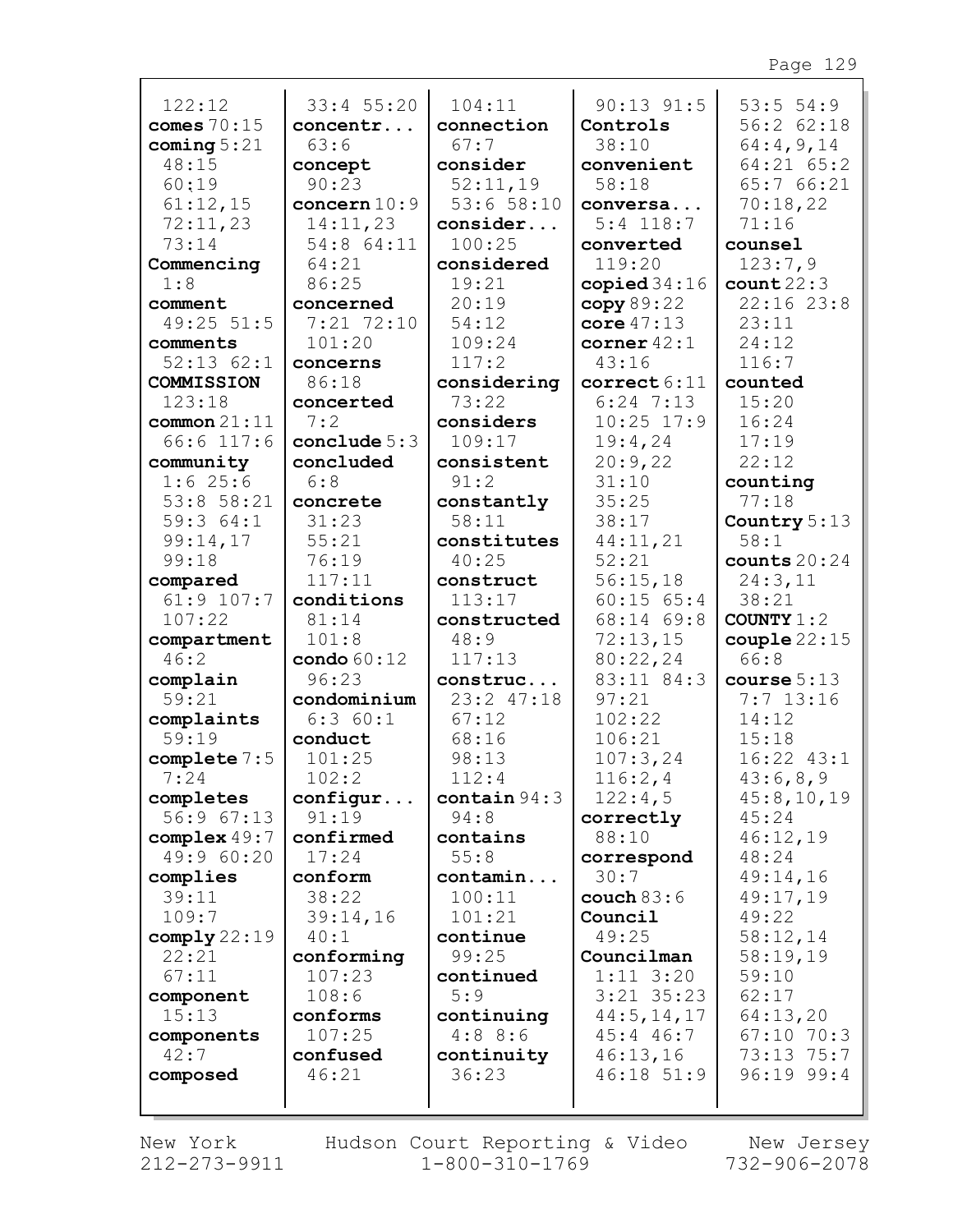122:12
**comes** 70:15
**coming** 5:21
48:15
60:19
61:12,15
72:11,23
73:14
**Commencing**
1:8
**comment**
49:25 51:5
**comments**
52:13 62:1
**COMMISSION**
123:18
**common** 21:11
66:6 117:6
**community**
1:6 25:6
53:8 58:21
59:3 64:1
99:14,17
99:18
**compared**
61:9 107:7
107:22
**compartment**
46:2
**complain**
59:21
**complaints**
59:19
**complete** 7:5
7:24
**completes**
56:9 67:13
**complex** 49:7
49:9 60:20
**complies**
39:11
109:7
**comply** 22:19
22:21
67:11
**component**
15:13
**components**
42:7
**composed**
33:4 55:20
**concentr...**
63:6
**concept**
90:23
**concern** 10:9
14:11,23
54:8 64:11
64:21
86:25
**concerned**
7:21 72:10
101:20
**concerns**
86:18
**concerted**
7:2
**conclude** 5:3
**concluded**
6:8
**concrete**
31:23
55:21
76:19
117:11
**conditions**
81:14
101:8
**condo** 60:12
96:23
**condominium**
6:3 60:1
**conduct**
101:25
102:2
**configur...**
91:19
**confirmed**
17:24
**conform**
38:22
39:14,16
40:1
**conforming**
107:23
108:6
**conforms**
107:25
**confused**
46:21
104:11
**connection**
67:7
**consider**
52:11,19
53:6 58:10
**consider...**
100:25
**considered**
19:21
20:19
54:12
109:24
117:2
**considering**
73:22
**considers**
109:17
**consistent**
91:2
**constantly**
58:11
**constitutes**
40:25
**construct**
113:17
**constructed**
48:9
117:13
**construc...**
23:2 47:18
67:12
68:16
98:13
112:4
**contain** 94:3
94:8
**contains**
55:8
**contamin...**
100:11
101:21
**continue**
99:25
**continued**
5:9
**continuing**
4:8 8:6
**continuity**
36:23
90:13 91:5
**Controls**
38:10
**convenient**
58:18
**conversa...**
5:4 118:7
**converted**
119:20
**copied** 34:16
**copy** 89:22
**core** 47:13
**corner** 42:1
43:16
**correct** 6:11
6:24 7:13
10:25 17:9
19:4,24
20:9,22
31:10
35:25
38:17
44:11,21
52:21
56:15,18
60:15 65:4
68:14 69:8
72:13,15
80:22,24
83:11 84:3
97:21
102:22
106:21
107:3,24
116:2,4
122:4,5
**correctly**
88:10
**correspond**
30:7
**couch** 83:6
**Council**
49:25
**Councilman**
1:11 3:20
3:21 35:23
44:5,14,17
45:4 46:7
46:13,16
46:18 51:9
53:5 54:9
56:2 62:18
64:4,9,14
64:21 65:2
65:7 66:21
70:18,22
71:16
**counsel**
123:7,9
**count** 22:3
22:16 23:8
23:11
24:12
116:7
**counted**
15:20
16:24
17:19
22:12
**counting**
77:18
**Country** 5:13
58:1
**counts** 20:24
24:3,11
38:21
**COUNTY** 1:2
**couple** 22:15
66:8
**course** 5:13
7:7 13:16
14:12
15:18
16:22 43:1
43:6,8,9
45:8,10,19
45:24
46:12,19
48:24
49:14,16
49:17,19
49:22
58:12,14
58:19,19
59:10
62:17
64:13,20
67:10 70:3
73:13 75:7
96:19 99:4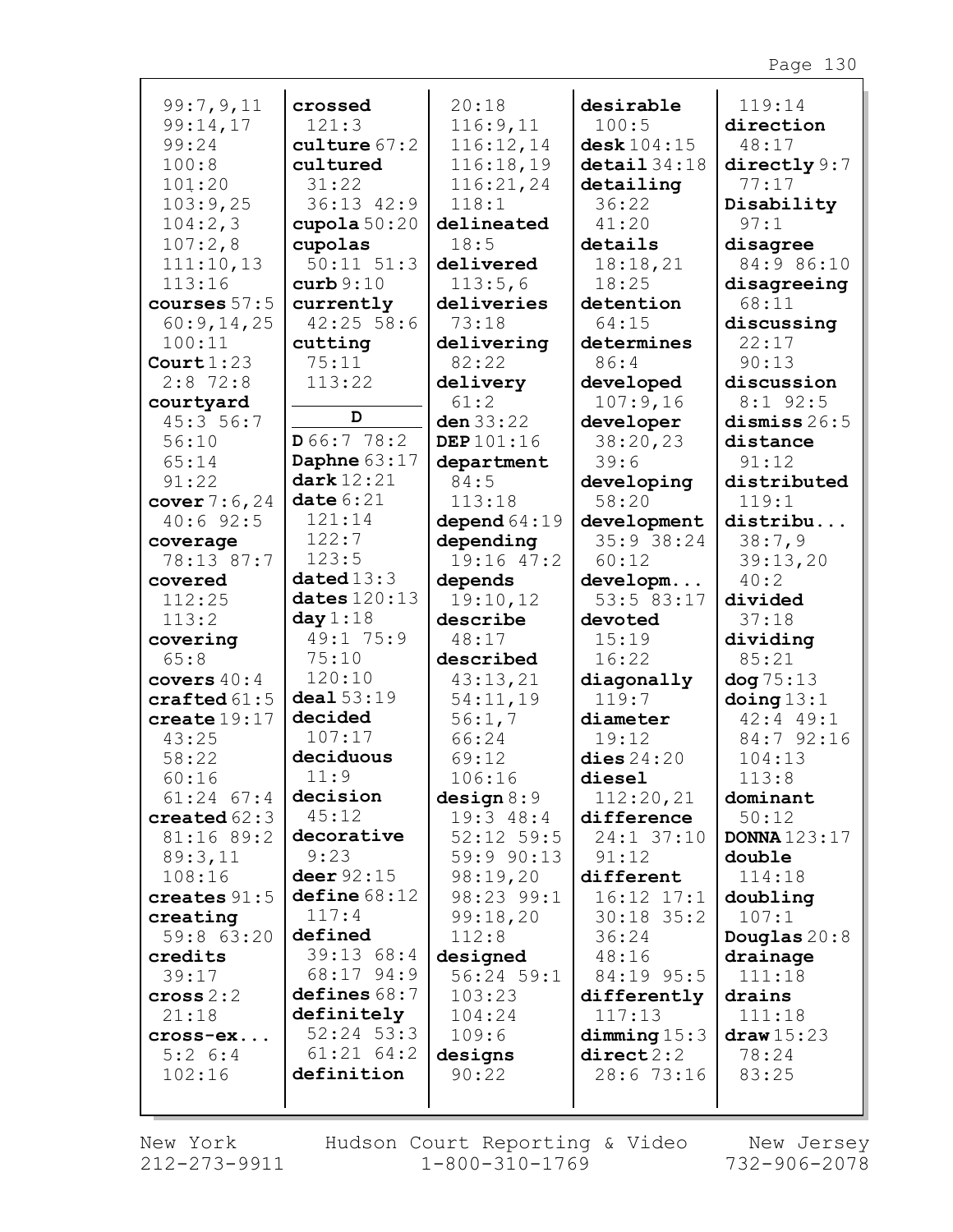99:7,9,11
99:14,17
99:24
100:8
101:20
103:9,25
104:2,3
107:2,8
111:10,13
113:16
**courses** 57:5
60:9,14,25
100:11
**Court** 1:23
2:8 72:8
**courtyard**
45:3 56:7
56:10
65:14
91:22
**cover** 7:6,24
40:6 92:5
**coverage**
78:13 87:7
**covered**
112:25
113:2
**covering**
65:8
**covers** 40:4
**crafted** 61:5
**create** 19:17
43:25
58:22
60:16
61:24 67:4
**created** 62:3
81:16 89:2
89:3,11
108:16
**creates** 91:5
**creating**
59:8 63:20
**credits**
39:17
**cross** 2:2
21:18
**cross-ex...**
5:2 6:4
102:16

**crossed**
121:3
**culture** 67:2
**cultured**
31:22
36:13 42:9
**cupola** 50:20
**cupolas**
50:11 51:3
**curb** 9:10
**currently**
42:25 58:6
**cutting**
75:11
113:22

**D**

**D** 66:7 78:2
**Daphne** 63:17
**dark** 12:21
**date** 6:21
121:14
122:7
123:5
**dated** 13:3
**dates** 120:13
**day** 1:18
49:1 75:9
75:10
120:10
**deal** 53:19
**decided**
107:17
**deciduous**
11:9
**decision**
45:12
**decorative**
9:23
**deer** 92:15
**define** 68:12
117:4
**defined**
39:13 68:4
68:17 94:9
**defines** 68:7
**definitely**
52:24 53:3
61:21 64:2
**definition**

20:18
116:9,11
116:12,14
116:18,19
116:21,24
118:1
**delineated**
18:5
**delivered**
113:5,6
**deliveries**
73:18
**delivering**
82:22
**delivery**
61:2
**den** 33:22
**DEP** 101:16
**department**
84:5
113:18
**depend** 64:19
**depending**
19:16 47:2
**depends**
19:10,12
**describe**
48:17
**described**
43:13,21
54:11,19
56:1,7
66:24
69:12
106:16
**design** 8:9
19:3 48:4
52:12 59:5
59:9 90:13
98:19,20
98:23 99:1
99:18,20
112:8
**designed**
56:24 59:1
103:23
104:24
109:6
**designs**
90:22

**desirable**
100:5
**desk** 104:15
**detail** 34:18
**detailing**
36:22
41:20
**details**
18:18,21
18:25
**detention**
64:15
**determines**
86:4
**developed**
107:9,16
**developer**
38:20,23
39:6
**developing**
58:20
**development**
35:9 38:24
60:12
**developm...**
53:5 83:17
**devoted**
15:19
16:22
**diagonally**
119:7
**diameter**
19:12
**dies** 24:20
**diesel**
112:20,21
**difference**
24:1 37:10
91:12
**different**
16:12 17:1
30:18 35:2
36:24
48:16
84:19 95:5
**differently**
117:13
**dimming** 15:3
**direct** 2:2
28:6 73:16

119:14
**direction**
48:17
**directly** 9:7
77:17
**Disability**
97:1
**disagree**
84:9 86:10
**disagreeing**
68:11
**discussing**
22:17
90:13
**discussion**
8:1 92:5
**dismiss** 26:5
**distance**
91:12
**distributed**
119:1
**distribu...**
38:7,9
39:13,20
40:2
**divided**
37:18
**dividing**
85:21
**dog** 75:13
**doing** 13:1
42:4 49:1
84:7 92:16
104:13
113:8
**dominant**
50:12
**DONNA** 123:17
**double**
114:18
**doubling**
107:1
**Douglas** 20:8
**drainage**
111:18
**drains**
111:18
**draw** 15:23
78:24
83:25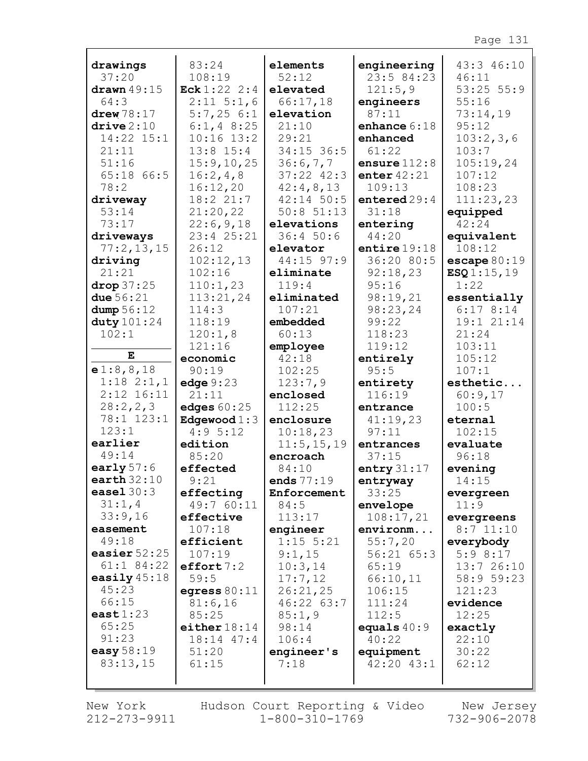**drawings** 37:20
**drawn** 49:15 64:3
**drew** 78:17
**drive** 2:10 14:22 15:1 21:11 51:16 65:18 66:5 78:2
**driveway** 53:14 73:17
**driveways** 77:2,13,15
**driving** 21:21
**drop** 37:25
**due** 56:21
**dump** 56:12
**duty** 101:24 102:1

**E**

**e** 1:8,8,18 1:18 2:1,1 2:12 16:11 28:2,2,3 78:1 123:1 123:1
**earlier** 49:14
**early** 57:6
**earth** 32:10
**easel** 30:3 31:1,4 33:9,16
**easement** 49:18
**easier** 52:25 61:1 84:22
**easily** 45:18 45:23 66:15
**east** 1:23 65:25 91:23
**easy** 58:19 83:13,15 83:24 108:19
**Eck** 1:22 2:4 2:11 5:1,6 5:7,25 6:1 6:1,4 8:25 10:16 13:2 13:8 15:4 15:9,10,25 16:2,4,8 16:12,20 18:2 21:7 21:20,22 22:6,9,18 23:4 25:21 26:12 102:12,13 102:16 110:1,23 113:21,24 114:3 118:19 120:1,8 121:16
**economic** 90:19
**edge** 9:23 21:11
**edges** 60:25
**Edgewood** 1:3 4:9 5:12
**edition** 85:20
**effected** 9:21
**effecting** 49:7 60:11
**effective** 107:18
**efficient** 107:19
**effort** 7:2 59:5
**egress** 80:11 81:6,16 85:25
**either** 18:14 18:14 47:4 51:20 61:15
**elements** 52:12
**elevated** 66:17,18
**elevation** 21:10 29:21 34:15 36:5 36:6,7,7 37:22 42:3 42:4,8,13 42:14 50:5 50:8 51:13
**elevations** 36:4 50:6
**elevator** 44:15 97:9
**eliminate** 119:4
**eliminated** 107:21
**embedded** 60:13
**employee** 42:18 102:25 123:7,9
**enclosed** 112:25
**enclosure** 10:18,23 11:5,15,19
**encroach** 84:10
**ends** 77:19
**Enforcement** 84:5 113:17
**engineer** 1:15 5:21 9:1,15 10:3,14 17:7,12 26:21,25 46:22 63:7 85:1,9 98:14 106:4
**engineer's** 7:18
**engineering** 23:5 84:23 121:5,9
**engineers** 87:11
**enhance** 6:18
**enhanced** 61:22
**ensure** 112:8
**enter** 42:21 109:13
**entered** 29:4 31:18
**entering** 44:20
**entire** 19:18 36:20 80:5 92:18,23 95:16 98:19,21 98:23,24 99:22 118:23 119:12
**entirely** 95:5
**entirety** 116:19
**entrance** 41:19,23 97:11
**entrances** 37:15
**entry** 31:17
**entryway** 33:25
**envelope** 108:17,21
**environm...** 55:7,20 56:21 65:3 65:19 66:10,11 106:15 111:24 112:5
**equals** 40:9 40:22
**equipment** 42:20 43:1 43:3 46:10 46:11 53:25 55:9 55:16 73:14,19 95:12 103:2,3,6 103:7 105:19,24 107:12 108:23 111:23,23
**equipped** 42:24
**equivalent** 108:12
**escape** 80:19
**ESQ** 1:15,19 1:22
**essentially** 6:17 8:14 19:1 21:14 21:24 103:11 105:12 107:1
**esthetic...** 60:9,17 100:5
**eternal** 102:15
**evaluate** 96:18
**evening** 14:15
**evergreen** 11:9
**evergreens** 8:7 11:10
**everybody** 5:9 8:17 13:7 26:10 58:9 59:23 121:23
**evidence** 12:25
**exactly** 22:10 30:22 62:12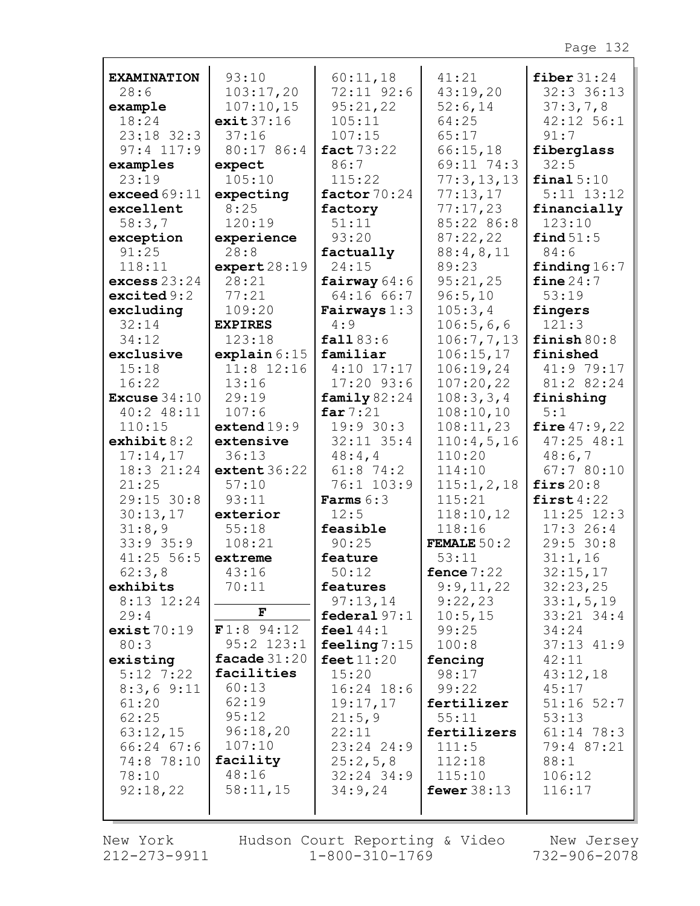**EXAMINATION** 28:6
**example** 18:24 23:18 32:3 97:4 117:9
**examples** 23:19
**exceed** 69:11
**excellent** 58:3,7
**exception** 91:25 118:11
**excess** 23:24
**excited** 9:2
**excluding** 32:14 34:12
**exclusive** 15:18 16:22
**Excuse** 34:10 40:2 48:11 110:15
**exhibit** 8:2 17:14,17 18:3 21:24 21:25 29:15 30:8 30:13,17 31:8,9 33:9 35:9 41:25 56:5 62:3,8
**exhibits** 8:13 12:24 29:4
**exist** 70:19 80:3
**existing** 5:12 7:22 8:3,6 9:11 61:20 62:25 63:12,15 66:24 67:6 74:8 78:10 78:10 92:18,22 93:10 103:17,20 107:10,15
**exit** 37:16 37:16 80:17 86:4
**expect** 105:10
**expecting** 8:25 120:19
**experience** 28:8
**expert** 28:19 28:21 77:21 109:20
**EXPIRES** 123:18
**explain** 6:15 11:8 12:16 13:16 29:19 107:6
**extend** 19:9
**extensive** 36:13
**extent** 36:22 57:10 93:11
**exterior** 55:18 108:21
**extreme** 43:16 70:11

**F**

**F** 1:8 94:12 95:2 123:1
**facade** 31:20
**facilities** 60:13 62:19 95:12 96:18,20 107:10
**facility** 48:16 58:11,15 60:11,18 72:11 92:6 95:21,22 105:11 107:15
**fact** 73:22 86:7 115:22
**factor** 70:24
**factory** 51:11 93:20
**factually** 24:15
**fairway** 64:6 64:16 66:7
**Fairways** 1:3 4:9
**fall** 83:6
**familiar** 4:10 17:17 17:20 93:6
**family** 82:24
**far** 7:21 19:9 30:3 32:11 35:4 48:4,4 61:8 74:2 76:1 103:9
**Farms** 6:3 12:5
**feasible** 90:25
**feature** 50:12
**features** 97:13,14
**federal** 97:1
**feel** 44:1
**feeling** 7:15
**feet** 11:20 15:20 16:24 18:6 19:17,17 21:5,9 22:11 23:24 24:9 25:2,5,8 32:24 34:9 34:9,24 41:21 43:19,20 52:6,14 64:25 65:17 66:15,18 69:11 74:3 77:3,13,13 77:13,17 77:17,23 85:22 86:8 87:22,22 88:4,8,11 89:23 95:21,25 96:5,10 105:3,4 106:5,6,6 106:7,7,13 106:15,17 106:19,24 107:20,22 108:3,3,4 108:10,10 108:11,23 110:4,5,16 110:20 114:10 115:1,2,18 115:21 118:10,12 118:16
**FEMALE** 50:2 53:11
**fence** 7:22 9:9,11,22 9:22,23 10:5,15 99:25 100:8
**fencing** 98:17 99:22
**fertilizer** 55:11
**fertilizers** 111:5 112:18 115:10
**fewer** 38:13
**fiber** 31:24 32:3 36:13 37:3,7,8 42:12 56:1 91:7
**fiberglass** 32:5
**final** 5:10 5:11 13:12
**financially** 123:10
**find** 51:5 84:6
**finding** 16:7
**fine** 24:7 53:19
**fingers** 121:3
**finish** 80:8
**finished** 41:9 79:17 81:2 82:24
**finishing** 5:1
**fire** 47:9,22 47:25 48:1 48:6,7 67:7 80:10
**firs** 20:8
**first** 4:22 11:25 12:3 17:3 26:4 29:5 30:8 31:1,16 32:15,17 32:23,25 33:1,5,19 33:21 34:4 34:24 37:13 41:9 42:11 43:12,18 45:17 51:16 52:7 53:13 61:14 78:3 79:4 87:21 88:1 106:12 116:17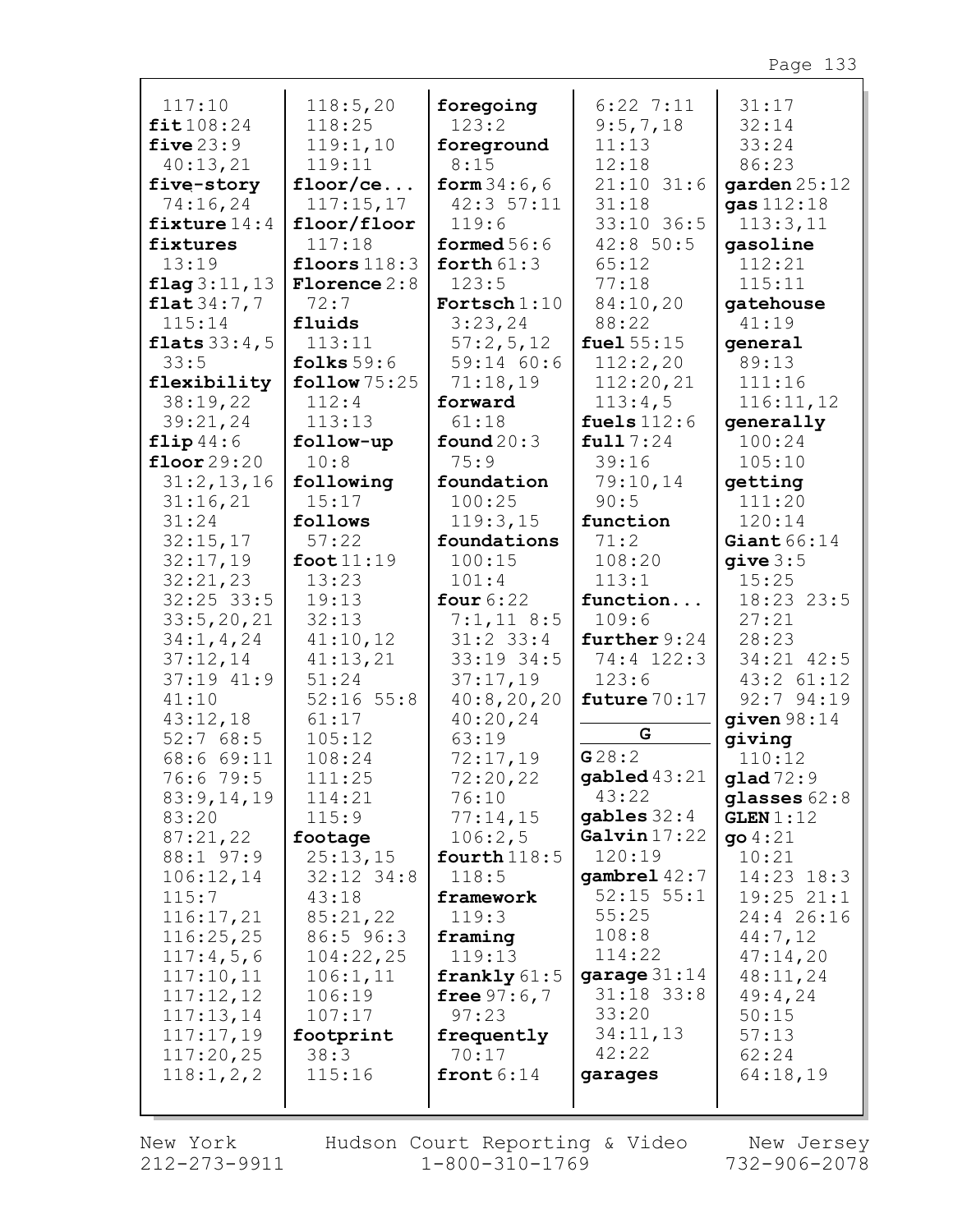117:10
**fit** 108:24
**five** 23:9
40:13,21
**five-story**
74:16,24
**fixture** 14:4
**fixtures**
13:19
**flag** 3:11,13
**flat** 34:7,7
115:14
**flats** 33:4,5
33:5
**flexibility**
38:19,22
39:21,24
**flip** 44:6
**floor** 29:20
31:2,13,16
31:16,21
31:24
32:15,17
32:17,19
32:21,23
32:25 33:5
33:5,20,21
34:1,4,24
37:12,14
37:19 41:9
41:10
43:12,18
52:7 68:5
68:6 69:11
76:6 79:5
83:9,14,19
83:20
87:21,22
88:1 97:9
106:12,14
115:7
116:17,21
116:25,25
117:4,5,6
117:10,11
117:12,12
117:13,14
117:17,19
117:20,25
118:1,2,2

118:5,20
118:25
119:1,10
119:11
**floor/ce...**
117:15,17
**floor/floor**
117:18
**floors** 118:3
**Florence** 2:8
72:7
**fluids**
113:11
**folks** 59:6
**follow** 75:25
112:4
113:13
**follow-up**
10:8
**following**
15:17
**follows**
57:22
**foot** 11:19
13:23
19:13
32:13
41:10,12
41:13,21
51:24
52:16 55:8
61:17
105:12
108:24
111:25
114:21
115:9
**footage**
25:13,15
32:12 34:8
43:18
85:21,22
86:5 96:3
104:22,25
106:1,11
106:19
107:17
**footprint**
38:3
115:16

**foregoing**
123:2
**foreground**
8:15
**form** 34:6,6
42:3 57:11
119:6
**formed** 56:6
**forth** 61:3
123:5
**Fortsch** 1:10
3:23,24
57:2,5,12
59:14 60:6
71:18,19
**forward**
61:18
**found** 20:3
75:9
**foundation**
100:25
119:3,15
**foundations**
100:15
101:4
**four** 6:22
7:1,11 8:5
31:2 33:4
33:19 34:5
37:17,19
40:8,20,20
40:20,24
63:19
72:17,19
72:20,22
76:10
77:14,15
106:2,5
**fourth** 118:5
**framework**
119:3
**framing**
119:13
**frankly** 61:5
**free** 97:6,7
97:23
**frequently**
70:17
**front** 6:14

6:22 7:11
9:5,7,18
11:13
12:18
21:10 31:6
31:18
33:10 36:5
42:8 50:5
65:12
77:18
84:10,20
88:22
**fuel** 55:15
112:2,20
112:20,21
113:4,5
**fuels** 112:6
**full** 7:24
39:16
79:10,14
90:5
**function**
71:2
108:20
113:1
**function...**
109:6
**further** 9:24
74:4 122:3
123:6
**future** 70:17

**G**

**G** 28:2
**gabled** 43:21
43:22
**gables** 32:4
**Galvin** 17:22
120:19
**gambrel** 42:7
52:15 55:1
55:25
108:8
114:22
**garage** 31:14
31:18 33:8
33:20
34:11,13
42:22
**garages**

31:17
32:14
33:24
86:23
**garden** 25:12
**gas** 112:18
113:3,11
**gasoline**
112:21
115:11
**gatehouse**
41:19
**general**
89:13
111:16
116:11,12
**generally**
100:24
105:10
**getting**
111:20
120:14
**Giant** 66:14
**give** 3:5
15:25
18:23 23:5
27:21
28:23
34:21 42:5
43:2 61:12
92:7 94:19
**given** 98:14
**giving**
110:12
**glad** 72:9
**glasses** 62:8
**GLEN** 1:12
**go** 4:21
10:21
14:23 18:3
19:25 21:1
24:4 26:16
44:7,12
47:14,20
48:11,24
49:4,24
50:15
57:13
62:24
64:18,19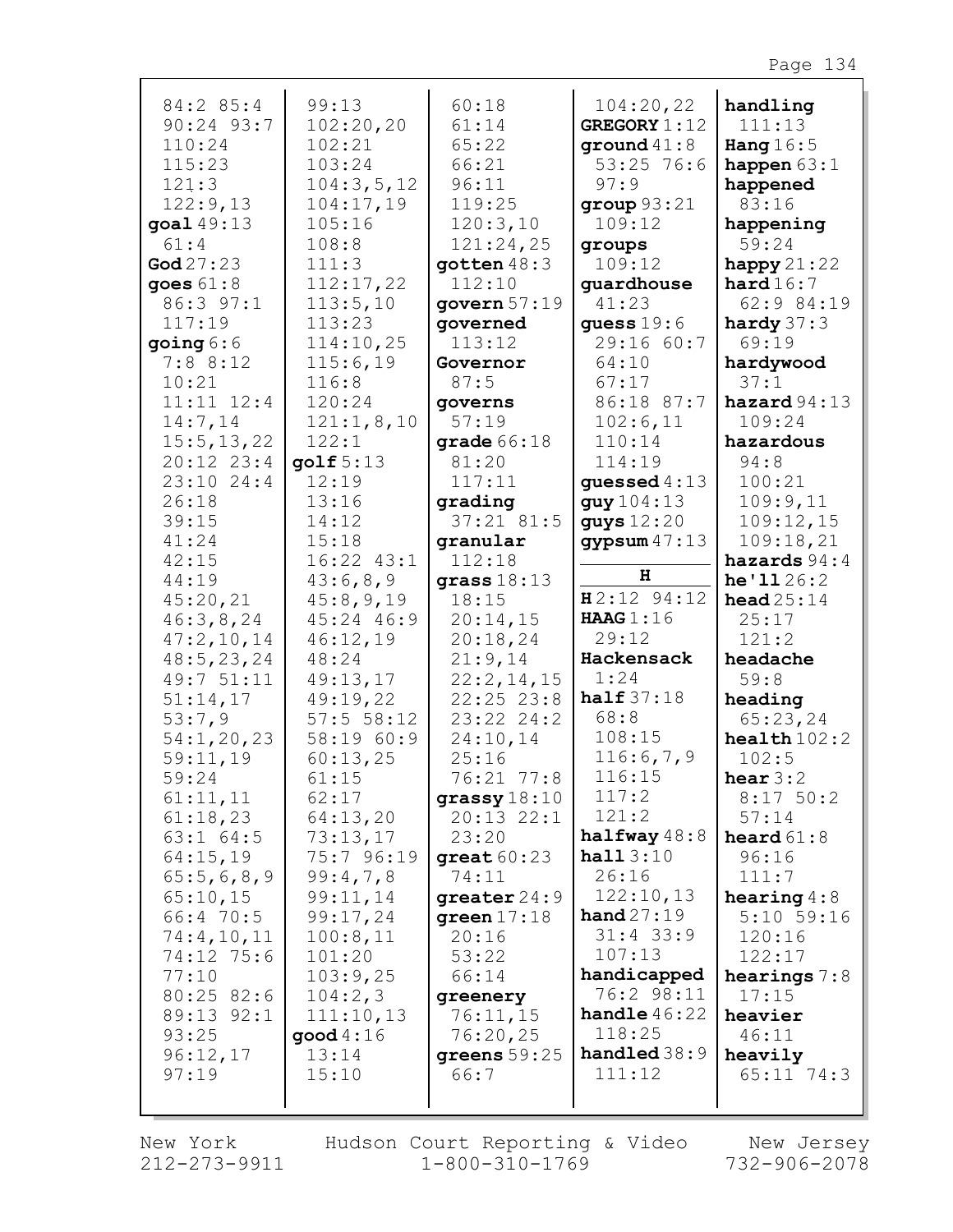84:2 85:4
90:24 93:7
110:24
115:23
121:3
122:9,13
**goal** 49:13
61:4
**God** 27:23
**goes** 61:8
86:3 97:1
117:19
**going** 6:6
7:8 8:12
10:21
11:11 12:4
14:7,14
15:5,13,22
20:12 23:4
23:10 24:4
26:18
39:15
41:24
42:15
44:19
45:20,21
46:3,8,24
47:2,10,14
48:5,23,24
49:7 51:11
51:14,17
53:7,9
54:1,20,23
59:11,19
59:24
61:11,11
61:18,23
63:1 64:5
64:15,19
65:5,6,8,9
65:10,15
66:4 70:5
74:4,10,11
74:12 75:6
77:10
80:25 82:6
89:13 92:1
93:25
96:12,17
97:19

99:13
102:20,20
102:21
103:24
104:3,5,12
104:17,19
105:16
108:8
111:3
112:17,22
113:5,10
113:23
114:10,25
115:6,19
116:8
120:24
121:1,8,10
122:1
**golf** 5:13
12:19
13:16
14:12
15:18
16:22 43:1
43:6,8,9
45:8,9,19
45:24 46:9
46:12,19
48:24
49:13,17
49:19,22
57:5 58:12
58:19 60:9
60:13,25
61:15
62:17
64:13,20
73:13,17
75:7 96:19
99:4,7,8
99:11,14
99:17,24
100:8,11
101:20
103:9,25
104:2,3
111:10,13
**good** 4:16
13:14
15:10

60:18
61:14
65:22
66:21
96:11
119:25
120:3,10
121:24,25
**gotten** 48:3
112:10
**govern** 57:19
**governed**
113:12
**Governor**
87:5
**governs**
57:19
**grade** 66:18
81:20
117:11
**grading**
37:21 81:5
**granular**
112:18
**grass** 18:13
18:15
20:14,15
20:18,24
21:9,14
22:2,14,15
22:25 23:8
23:22 24:2
24:10,14
25:16
76:21 77:8
**grassy** 18:10
20:13 22:1
23:20
**great** 60:23
74:11
**greater** 24:9
**green** 17:18
20:16
53:22
66:14
**greenery**
76:11,15
76:20,25
**greens** 59:25
66:7

104:20,22
**GREGORY** 1:12
**ground** 41:8
53:25 76:6
97:9
**group** 93:21
109:12
**groups**
109:12
**guardhouse**
41:23
**guess** 19:6
29:16 60:7
64:10
67:17
86:18 87:7
102:6,11
110:14
114:19
**guessed** 4:13
**guy** 104:13
**guys** 12:20
**gypsum** 47:13

**H**

**H** 2:12 94:12
**HAAG** 1:16
29:12
**Hackensack**
1:24
**half** 37:18
68:8
108:15
116:6,7,9
116:15
117:2
121:2
**halfway** 48:8
**hall** 3:10
26:16
122:10,13
**hand** 27:19
31:4 33:9
107:13
**handicapped**
76:2 98:11
**handle** 46:22
118:25
**handled** 38:9
111:12

**handling**
111:13
**Hang** 16:5
**happen** 63:1
**happened**
83:16
**happening**
59:24
**happy** 21:22
**hard** 16:7
62:9 84:19
**hardy** 37:3
69:19
**hardywood**
37:1
**hazard** 94:13
109:24
**hazardous**
94:8
100:21
109:9,11
109:12,15
109:18,21
**hazards** 94:4
**he'll** 26:2
**head** 25:14
25:17
121:2
**headache**
59:8
**heading**
65:23,24
**health** 102:2
102:5
**hear** 3:2
8:17 50:2
57:14
**heard** 61:8
96:16
111:7
**hearing** 4:8
5:10 59:16
120:16
122:17
**hearings** 7:8
17:15
**heavier**
46:11
**heavily**
65:11 74:3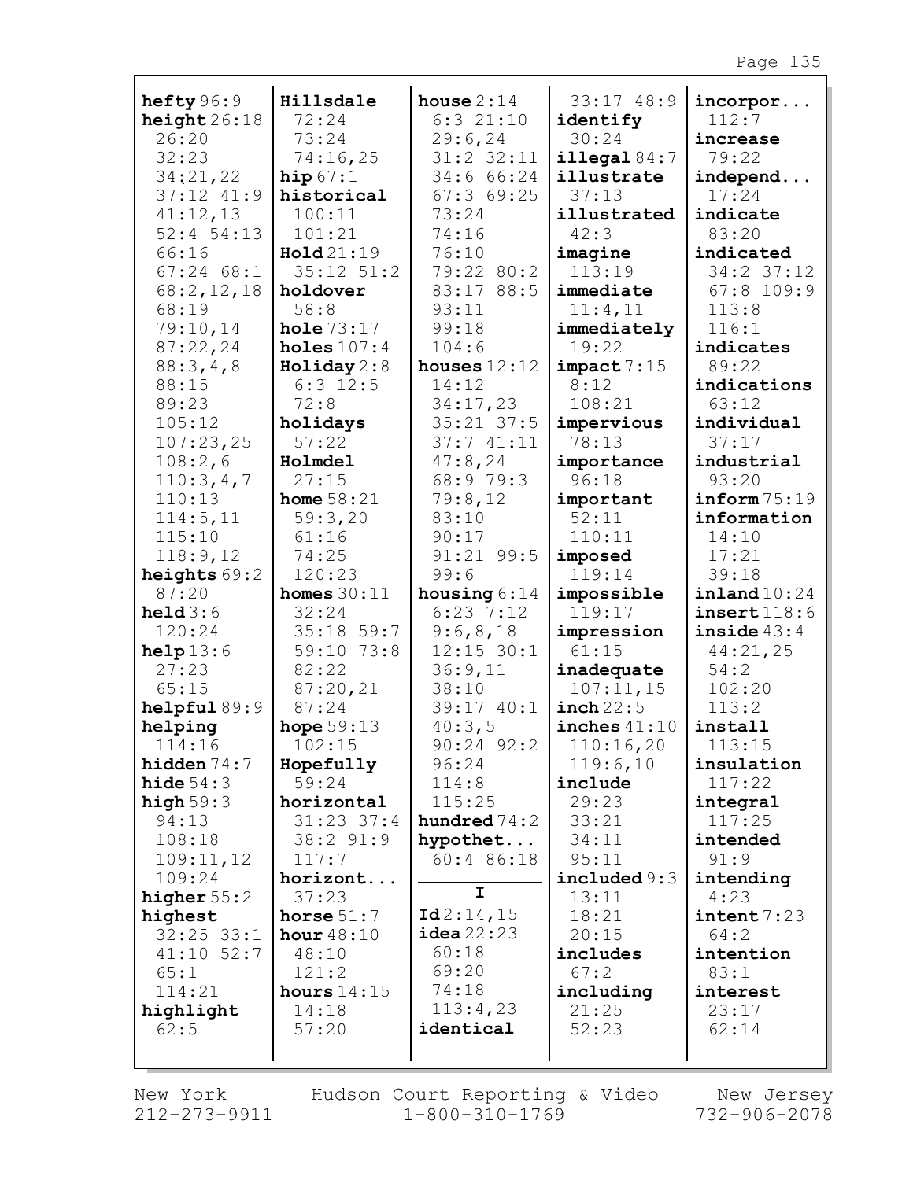**hefty** 96:9
**height** 26:18 26:20 32:23 34:21,22 37:12 41:9 41:12,13 52:4 54:13 66:16 67:24 68:1 68:2,12,18 68:19 79:10,14 87:22,24 88:3,4,8 88:15 89:23 105:12 107:23,25 108:2,6 110:3,4,7 110:13 114:5,11 115:10 118:9,12
**heights** 69:2 87:20
**held** 3:6 120:24
**help** 13:6 27:23 65:15
**helpful** 89:9
**helping** 114:16
**hidden** 74:7
**hide** 54:3
**high** 59:3 94:13 108:18 109:11,12 109:24
**higher** 55:2
**highest** 32:25 33:1 41:10 52:7 65:1 114:21
**highlight** 62:5
**Hillsdale** 72:24 73:24 74:16,25
**hip** 67:1
**historical** 100:11 101:21
**Hold** 21:19 35:12 51:2
**holdover** 58:8
**hole** 73:17
**holes** 107:4
**Holiday** 2:8 6:3 12:5 72:8
**holidays** 57:22
**Holmdel** 27:15
**home** 58:21 59:3,20 61:16 74:25 120:23
**homes** 30:11 32:24 35:18 59:7 59:10 73:8 82:22 87:20,21 87:24
**hope** 59:13 102:15
**Hopefully** 59:24
**horizontal** 31:23 37:4 38:2 91:9 117:7
**horizont...** 37:23
**horse** 51:7
**hour** 48:10 48:10 121:2
**hours** 14:15 14:18 57:20
**house** 2:14 6:3 21:10 29:6,24 31:2 32:11 34:6 66:24 67:3 69:25 73:24 74:16 76:10 79:22 80:2 83:17 88:5 93:11 99:18 104:6
**houses** 12:12 14:12 34:17,23 35:21 37:5 37:7 41:11 47:8,24 68:9 79:3 79:8,12 83:10 90:17 91:21 99:5 99:6
**housing** 6:14 6:23 7:12 9:6,8,18 12:15 30:1 36:9,11 38:10 39:17 40:1 40:3,5 90:24 92:2 96:24 114:8 115:25
**hundred** 74:2
**hypothet...** 60:4 86:18

**I**

**Id** 2:14,15
**idea** 22:23 60:18 69:20 74:18 113:4,23
**identical** 33:17 48:9
**identify** 30:24
**illegal** 84:7
**illustrate** 37:13
**illustrated** 42:3
**imagine** 113:19
**immediate** 11:4,11
**immediately** 19:22
**impact** 7:15 8:12 108:21
**impervious** 78:13
**importance** 96:18
**important** 52:11 110:11
**imposed** 119:14
**impossible** 119:17
**impression** 61:15
**inadequate** 107:11,15
**inch** 22:5
**inches** 41:10 110:16,20 119:6,10
**include** 29:23 33:21 34:11 95:11
**included** 9:3 13:11 18:21 20:15
**includes** 67:2
**including** 21:25 52:23
**incorpor...** 112:7
**increase** 79:22
**independ...** 17:24
**indicate** 83:20
**indicated** 34:2 37:12 67:8 109:9 113:8 116:1
**indicates** 89:22
**indications** 63:12
**individual** 37:17
**industrial** 93:20
**inform** 75:19
**information** 14:10 17:21 39:18
**inland** 10:24
**insert** 118:6
**inside** 43:4 44:21,25 54:2 102:20 113:2
**install** 113:15
**insulation** 117:22
**integral** 117:25
**intended** 91:9
**intending** 4:23
**intent** 7:23 64:2
**intention** 83:1
**interest** 23:17 62:14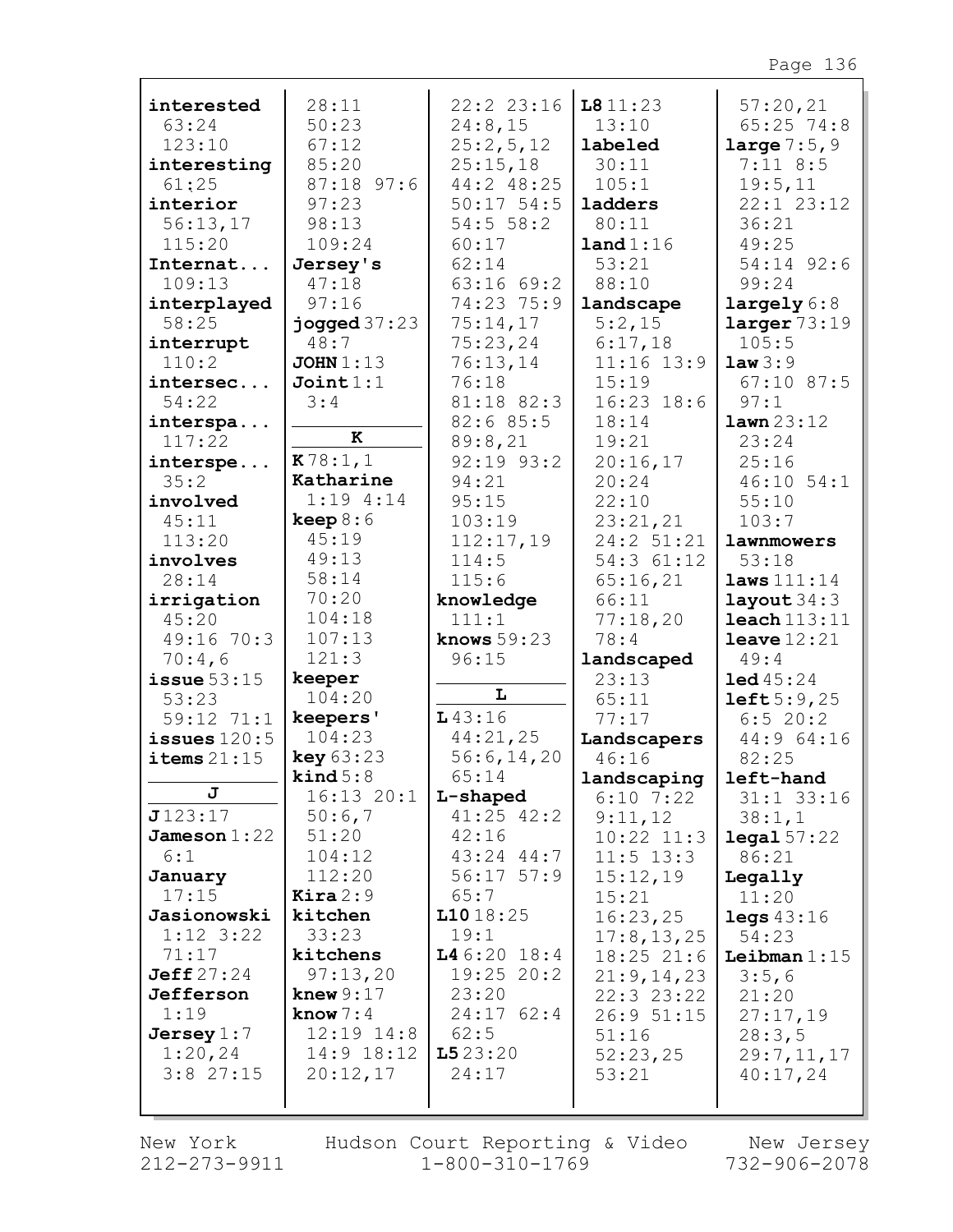**interested** 63:24 123:10
**interesting** 61:25
**interior** 56:13,17 115:20
**Internat...** 109:13
**interplayed** 58:25
**interrupt** 110:2
**intersec...** 54:22
**interspa...** 117:22
**interspe...** 35:2
**involved** 45:11 113:20
**involves** 28:14
**irrigation** 45:20 49:16 70:3 70:4,6
**issue** 53:15 53:23 59:12 71:1
**issues** 120:5
**items** 21:15

**J**

**J** 123:17
**Jameson** 1:22 6:1
**January** 17:15
**Jasionowski** 1:12 3:22 71:17
**Jeff** 27:24
**Jefferson** 1:19
**Jersey** 1:7 1:20,24 3:8 27:15 28:11 50:23 67:12 85:20 87:18 97:6 97:23 98:13 109:24
**Jersey's** 47:18 97:16
**jogged** 37:23 48:7
**JOHN** 1:13
**Joint** 1:1 3:4

**K**

**K** 78:1,1
**Katharine** 1:19 4:14
**keep** 8:6 45:19 49:13 58:14 70:20 104:18 107:13 121:3
**keeper** 104:20
**keepers'** 104:23
**key** 63:23
**kind** 5:8 16:13 20:1 50:6,7 51:20 104:12 112:20
**Kira** 2:9
**kitchen** 33:23
**kitchens** 97:13,20
**knew** 9:17
**know** 7:4 12:19 14:8 14:9 18:12 20:12,17 22:2 23:16 24:8,15 25:2,5,12 25:15,18 44:2 48:25 50:17 54:5 54:5 58:2 60:17 62:14 63:16 69:2 74:23 75:9 75:14,17 75:23,24 76:13,14 76:18 81:18 82:3 82:6 85:5 89:8,21 92:19 93:2 94:21 95:15 103:19 112:17,19 114:5 115:6
**knowledge** 111:1
**knows** 59:23 96:15

**L**

**L** 43:16 44:21,25 56:6,14,20 65:14
**L-shaped** 41:25 42:2 42:16 43:24 44:7 56:17 57:9 65:7
**L10** 18:25 19:1
**L4** 6:20 18:4 19:25 20:2 23:20 24:17 62:4 62:5
**L5** 23:20 24:17
**L8** 11:23 13:10
**labeled** 30:11 105:1
**ladders** 80:11
**land** 1:16 53:21 88:10
**landscape** 5:2,15 6:17,18 11:16 13:9 15:19 16:23 18:6 18:14 19:21 20:16,17 20:24 22:10 23:21,21 24:2 51:21 54:3 61:12 65:16,21 66:11 77:18,20 78:4
**landscaped** 23:13 65:11 77:17
**Landscapers** 46:16
**landscaping** 6:10 7:22 9:11,12 10:22 11:3 11:5 13:3 15:12,19 15:21 16:23,25 17:8,13,25 18:25 21:6 21:9,14,23 22:3 23:22 26:9 51:15 51:16 52:23,25 53:21
57:20,21 65:25 74:8
**large** 7:5,9 7:11 8:5 19:5,11 22:1 23:12 36:21 49:25 54:14 92:6 99:24
**largely** 6:8
**larger** 73:19 105:5
**law** 3:9 67:10 87:5 97:1
**lawn** 23:12 23:24 25:16 46:10 54:1 55:10 103:7
**lawnmowers** 53:18
**laws** 111:14
**layout** 34:3
**leach** 113:11
**leave** 12:21 49:4
**led** 45:24
**left** 5:9,25 6:5 20:2 44:9 64:16 82:25
**left-hand** 31:1 33:16 38:1,1
**legal** 57:22 86:21
**Legally** 11:20
**legs** 43:16 54:23
**Leibman** 1:15 3:5,6 21:20 27:17,19 28:3,5 29:7,11,17 40:17,24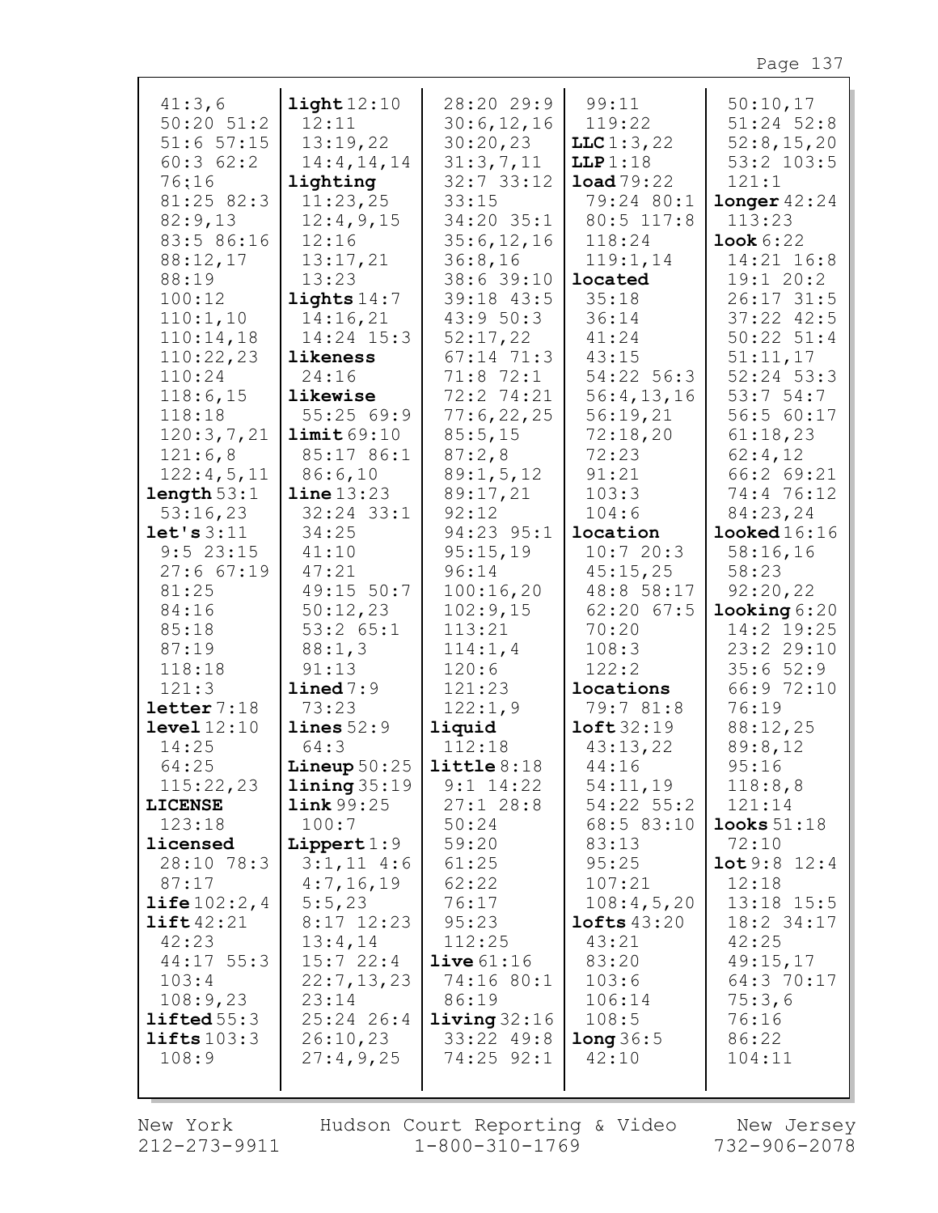41:3,6
50:20 51:2
51:6 57:15
60:3 62:2
76:16
81:25 82:3
82:9,13
83:5 86:16
88:12,17
88:19
100:12
110:1,10
110:14,18
110:22,23
110:24
118:6,15
118:18
120:3,7,21
121:6,8
122:4,5,11

**length** 53:1
53:16,23

**let's** 3:11
9:5 23:15
27:6 67:19
81:25
84:16
85:18
87:19
118:18
121:3

**letter** 7:18

**level** 12:10
14:25
64:25
115:22,23

**LICENSE**
123:18

**licensed**
28:10 78:3
87:17

**life** 102:2,4

**lift** 42:21
42:23
44:17 55:3
103:4
108:9,23

**lifted** 55:3

**lifts** 103:3
108:9

**light** 12:10
12:11
13:19,22
14:4,14,14

**lighting**
11:23,25
12:4,9,15
12:16
13:17,21
13:23

**lights** 14:7
14:16,21
14:24 15:3

**likeness**
24:16

**likewise**
55:25 69:9

**limit** 69:10
85:17 86:1
86:6,10

**line** 13:23
32:24 33:1
34:25
41:10
47:21
49:15 50:7
50:12,23
53:2 65:1
88:1,3
91:13

**lined** 7:9
73:23

**lines** 52:9
64:3

**Lineup** 50:25

**lining** 35:19

**link** 99:25
100:7

**Lippert** 1:9
3:1,11 4:6
4:7,16,19
5:5,23
8:17 12:23
13:4,14
15:7 22:4
22:7,13,23
23:14
25:24 26:4
26:10,23
27:4,9,25
28:20 29:9
30:6,12,16
30:20,23
31:3,7,11
32:7 33:12
33:15
34:20 35:1
35:6,12,16
36:8,16
38:6 39:10
39:18 43:5
43:9 50:3
52:17,22
67:14 71:3
71:8 72:1
72:2 74:21
77:6,22,25
85:5,15
87:2,8
89:1,5,12
89:17,21
92:12
94:23 95:1
95:15,19
96:14
100:16,20
102:9,15
113:21
114:1,4
120:6
121:23
122:1,9

**liquid**
112:18

**little** 8:18
9:1 14:22
27:1 28:8
50:24
59:20
61:25
62:22
76:17
95:23
112:25

**live** 61:16
74:16 80:1
86:19

**living** 32:16
33:22 49:8
74:25 92:1
99:11
119:22

**LLC** 1:3,22

**LLP** 1:18

**load** 79:22
79:24 80:1
80:5 117:8
118:24
119:1,14

**located**
35:18
36:14
41:24
43:15
54:22 56:3
56:4,13,16
56:19,21
72:18,20
72:23
91:21
103:3
104:6

**location**
10:7 20:3
45:15,25
48:8 58:17
62:20 67:5
70:20
108:3
122:2

**locations**
79:7 81:8

**loft** 32:19
43:13,22
44:16
54:11,19
54:22 55:2
68:5 83:10
83:13
95:25
107:21
108:4,5,20

**lofts** 43:20
43:21
83:20
103:6
106:14
108:5

**long** 36:5
42:10
50:10,17
51:24 52:8
52:8,15,20
53:2 103:5
121:1

**longer** 42:24
113:23

**look** 6:22
14:21 16:8
19:1 20:2
26:17 31:5
37:22 42:5
50:22 51:4
51:11,17
52:24 53:3
53:7 54:7
56:5 60:17
61:18,23
62:4,12
66:2 69:21
74:4 76:12
84:23,24

**looked** 16:16
58:16,16
58:23
92:20,22

**looking** 6:20
14:2 19:25
23:2 29:10
35:6 52:9
66:9 72:10
76:19
88:12,25
89:8,12
95:16
118:8,8
121:14

**looks** 51:18
72:10

**lot** 9:8 12:4
12:18
13:18 15:5
18:2 34:17
42:25
49:15,17
64:3 70:17
75:3,6
76:16
86:22
104:11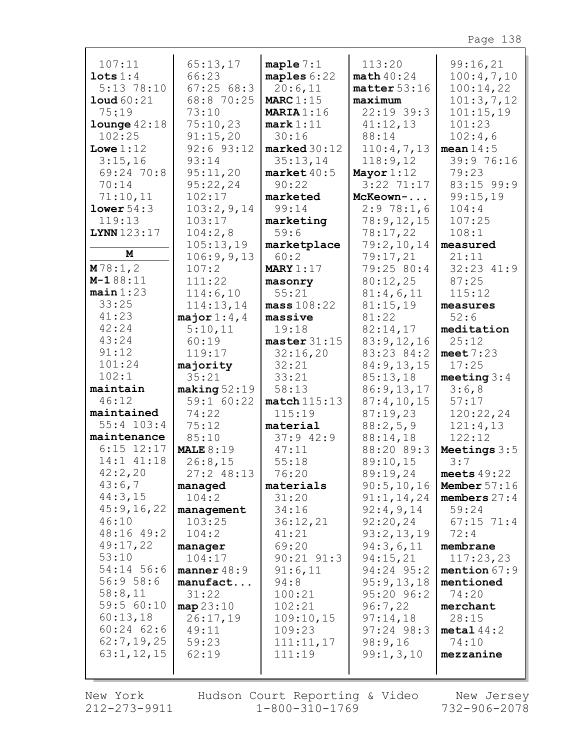107:11
**lots** 1:4
5:13 78:10
**loud** 60:21
75:19
**lounge** 42:18
102:25
**Lowe** 1:12
3:15,16
69:24 70:8
70:14
71:10,11
**lower** 54:3
119:13
**LYNN** 123:17

**M**

**M** 78:1,2
**M-1** 88:11
**main** 1:23
33:25
41:23
42:24
43:24
91:12
101:24
102:1
**maintain**
46:12
**maintained**
55:4 103:4
**maintenance**
6:15 12:17
14:1 41:18
42:2,20
43:6,7
44:3,15
45:9,16,22
46:10
48:16 49:2
49:17,22
53:10
54:14 56:6
56:9 58:6
58:8,11
59:5 60:10
60:13,18
60:24 62:6
62:7,19,25
63:1,12,15
65:13,17
66:23
67:25 68:3
68:8 70:25
73:10
75:10,23
91:15,20
92:6 93:12
93:14
95:11,20
95:22,24
102:17
103:2,9,14
103:17
104:2,8
105:13,19
106:9,9,13
107:2
111:22
114:6,10
114:13,14
**major** 1:4,4
5:10,11
60:19
119:17
**majority**
35:21
**making** 52:19
59:1 60:22
74:22
75:12
85:10
**MALE** 8:19
26:8,15
27:2 48:13
**managed**
104:2
**management**
103:25
104:2
**manager**
104:17
**manner** 48:9
**manufact...**
31:22
**map** 23:10
26:17,19
49:11
59:23
62:19
**maple** 7:1
**maples** 6:22
20:6,11
**MARC** 1:15
**MARIA** 1:16
**mark** 1:11
30:16
**marked** 30:12
35:13,14
**market** 40:5
90:22
**marketed**
99:14
**marketing**
59:6
**marketplace**
60:2
**MARY** 1:17
**masonry**
55:21
**mass** 108:22
**massive**
19:18
**master** 31:15
32:16,20
32:21
33:21
58:13
**match** 115:13
115:19
**material**
37:9 42:9
47:11
55:18
76:20
**materials**
31:20
34:16
36:12,21
41:21
69:20
90:21 91:3
91:6,11
94:8
100:21
102:21
109:10,15
109:23
111:11,17
111:19
113:20
**math** 40:24
**matter** 53:16
**maximum**
22:19 39:3
41:12,13
88:14
110:4,7,13
118:9,12
**Mayor** 1:12
3:22 71:17
**McKeown-...**
2:9 78:1,6
78:9,12,15
78:17,22
79:2,10,14
79:17,21
79:25 80:4
80:12,25
81:4,6,11
81:15,19
81:22
82:14,17
83:9,12,16
83:23 84:2
84:9,13,15
85:13,18
86:9,13,17
87:4,10,15
87:19,23
88:2,5,9
88:14,18
88:20 89:3
89:10,15
89:19,24
90:5,10,16
91:1,14,24
92:4,9,14
92:20,24
93:2,13,19
94:3,6,11
94:15,21
94:24 95:2
95:9,13,18
95:20 96:2
96:7,22
97:14,18
97:24 98:3
98:9,16
99:1,3,10
99:16,21
100:4,7,10
100:14,22
101:3,7,12
101:15,19
101:23
102:4,6
**mean** 14:5
39:9 76:16
79:23
83:15 99:9
99:15,19
104:4
107:25
108:1
**measured**
21:11
32:23 41:9
87:25
115:12
**measures**
52:6
**meditation**
25:12
**meet** 7:23
17:25
**meeting** 3:4
3:6,8
57:17
120:22,24
121:4,13
122:12
**Meetings** 3:5
3:7
**meets** 49:22
**Member** 57:16
**members** 27:4
59:24
67:15 71:4
72:4
**membrane**
117:23,23
**mention** 67:9
**mentioned**
74:20
**merchant**
28:15
**metal** 44:2
74:10
**mezzanine**

New York 212-273-9911 | Hudson Court Reporting & Video 1-800-310-1769 | New Jersey 732-906-2078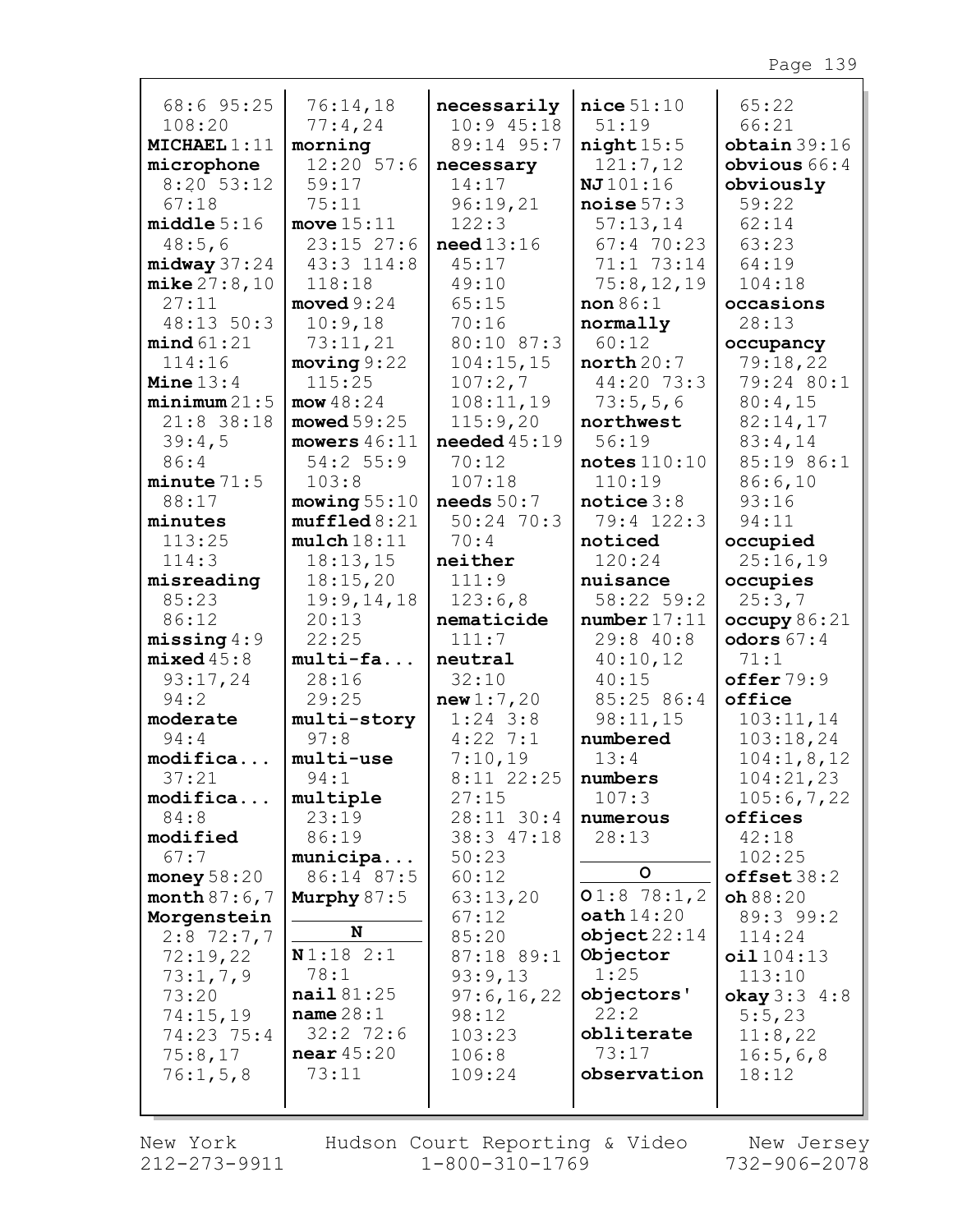68:6 95:25
108:20
**MICHAEL** 1:11
**microphone**
8:20 53:12
67:18
**middle** 5:16
48:5,6
**midway** 37:24
**mike** 27:8,10
27:11
48:13 50:3
**mind** 61:21
114:16
**Mine** 13:4
**minimum** 21:5
21:8 38:18
39:4,5
86:4
**minute** 71:5
88:17
**minutes**
113:25
114:3
**misreading**
85:23
86:12
**missing** 4:9
**mixed** 45:8
93:17,24
94:2
**moderate**
94:4
**modifica...**
37:21
**modifica...**
84:8
**modified**
67:7
**money** 58:20
**month** 87:6,7
**Morgenstein**
2:8 72:7,7
72:19,22
73:1,7,9
73:20
74:15,19
74:23 75:4
75:8,17
76:1,5,8

76:14,18
77:4,24
**morning**
12:20 57:6
59:17
75:11
**move** 15:11
23:15 27:6
43:3 114:8
118:18
**moved** 9:24
10:9,18
73:11,21
**moving** 9:22
115:25
**mow** 48:24
**mowed** 59:25
**mowers** 46:11
54:2 55:9
103:8
**mowing** 55:10
**muffled** 8:21
**mulch** 18:11
18:13,15
18:15,20
19:9,14,18
20:13
22:25
**multi-fa...**
28:16
29:25
**multi-story**
97:8
**multi-use**
94:1
**multiple**
23:19
86:19
**municipa...**
86:14 87:5
**Murphy** 87:5

**N**

**N** 1:18 2:1
78:1
**nail** 81:25
**name** 28:1
32:2 72:6
**near** 45:20
73:11

**necessarily**
10:9 45:18
89:14 95:7
**necessary**
14:17
96:19,21
122:3
**need** 13:16
45:17
49:10
65:15
70:16
80:10 87:3
104:15,15
107:2,7
108:11,19
115:9,20
**needed** 45:19
70:12
107:18
**needs** 50:7
50:24 70:3
70:4
**neither**
111:9
123:6,8
**nematicide**
111:7
**neutral**
32:10
**new** 1:7,20
1:24 3:8
4:22 7:1
7:10,19
8:11 22:25
27:15
28:11 30:4
38:3 47:18
50:23
60:12
63:13,20
67:12
85:20
87:18 89:1
93:9,13
97:6,16,22
98:12
103:23
106:8
109:24

**nice** 51:10
51:19
**night** 15:5
121:7,12
**NJ** 101:16
**noise** 57:3
57:13,14
67:4 70:23
71:1 73:14
75:8,12,19
**non** 86:1
**normally**
60:12
**north** 20:7
44:20 73:3
73:5,5,6
**northwest**
56:19
**notes** 110:10
110:19
**notice** 3:8
79:4 122:3
**noticed**
120:24
**nuisance**
58:22 59:2
**number** 17:11
29:8 40:8
40:10,12
40:15
85:25 86:4
98:11,15
**numbered**
13:4
**numbers**
107:3
**numerous**
28:13

**O**

**O** 1:8 78:1,2
**oath** 14:20
**object** 22:14
**Objector**
1:25
**objectors'**
22:2
**obliterate**
73:17
**observation**

65:22
66:21
**obtain** 39:16
**obvious** 66:4
**obviously**
59:22
62:14
63:23
64:19
104:18
**occasions**
28:13
**occupancy**
79:18,22
79:24 80:1
80:4,15
82:14,17
83:4,14
85:19 86:1
86:6,10
93:16
94:11
**occupied**
25:16,19
**occupies**
25:3,7
**occupy** 86:21
**odors** 67:4
71:1
**offer** 79:9
**office**
103:11,14
103:18,24
104:1,8,12
104:21,23
105:6,7,22
**offices**
42:18
102:25
**offset** 38:2
**oh** 88:20
89:3 99:2
114:24
**oil** 104:13
113:10
**okay** 3:3 4:8
5:5,23
11:8,22
16:5,6,8
18:12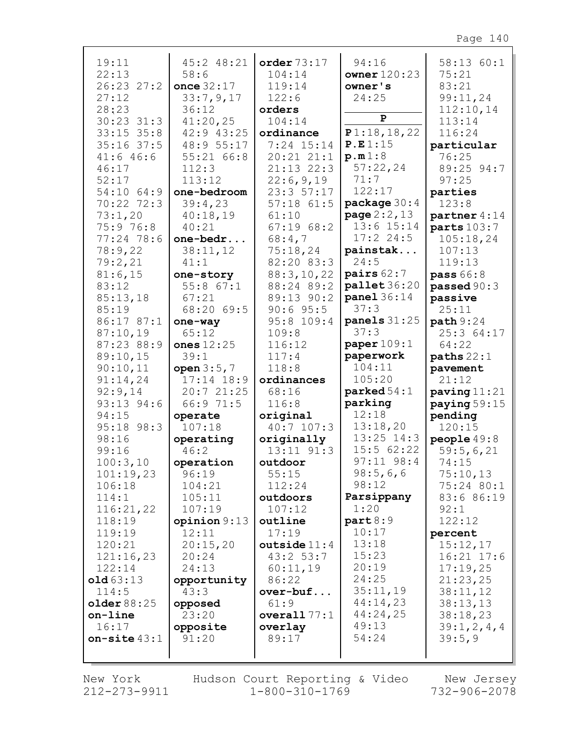19:11
22:13
26:23 27:2
27:12
28:23
30:23 31:3
33:15 35:8
35:16 37:5
41:6 46:6
46:17
52:17
54:10 64:9
70:22 72:3
73:1,20
75:9 76:8
77:24 78:6
78:9,22
79:2,21
81:6,15
83:12
85:13,18
85:19
86:17 87:1
87:10,19
87:23 88:9
89:10,15
90:10,11
91:14,24
92:9,14
93:13 94:6
94:15
95:18 98:3
98:16
99:16
100:3,10
101:19,23
106:18
114:1
116:21,22
118:19
119:19
120:21
121:16,23
122:14

**old** 63:13
114:5

**older** 88:25

**on-line**
16:17

**on-site** 43:1
45:2 48:21
58:6

**once** 32:17
33:7,9,17
36:12
41:20,25
42:9 43:25
48:9 55:17
55:21 66:8
112:3
113:12

**one-bedroom**
39:4,23
40:18,19
40:21

**one-bedr...**
38:11,12
41:1

**one-story**
55:8 67:1
67:21
68:20 69:5

**one-way**
65:12

**ones** 12:25
39:1

**open** 3:5,7
17:14 18:9
20:7 21:25
66:9 71:5

**operate**
107:18

**operating**
46:2

**operation**
96:19
104:21
105:11
107:19

**opinion** 9:13
12:11
20:15,20
20:24
24:13

**opportunity**
43:3

**opposed**
23:20

**opposite**
91:20

**order** 73:17
104:14
119:14
122:6

**orders**
104:14

**ordinance**
7:24 15:14
20:21 21:1
21:13 22:3
22:6,9,19
23:3 57:17
57:18 61:5
61:10
67:19 68:2
68:4,7
75:18,24
82:20 83:3
88:3,10,22
88:24 89:2
89:13 90:2
90:6 95:5
95:8 109:4
109:8
116:12
117:4
118:8

**ordinances**
68:16
116:8

**original**
40:7 107:3

**originally**
13:11 91:3

**outdoor**
55:15
112:24

**outdoors**
107:12

**outline**
17:19

**outside** 11:4
43:2 53:7
60:11,19
86:22

**over-buf...**
61:9

**overall** 77:1

**overlay**
89:17
94:16

**owner** 120:23

**owner's**
24:25

## P

**P** 1:18,18,22

**P.E** 1:15

**p.m** 1:8
57:22,24
71:7
122:17

**package** 30:4

**page** 2:2,13
13:6 15:14
17:2 24:5

**painstak...**
24:5

**pairs** 62:7

**pallet** 36:20

**panel** 36:14
37:3

**panels** 31:25
37:3

**paper** 109:1

**paperwork**
104:11
105:20

**parked** 54:1

**parking**
12:18
13:18,20
13:25 14:3
15:5 62:22
97:11 98:4
98:5,6,6
98:12

**Parsippany**
1:20

**part** 8:9
10:17
13:18
15:23
20:19
24:25
35:11,19
44:14,23
44:24,25
49:13
54:24
58:13 60:1
75:21
83:21
99:11,24
112:10,14
113:14
116:24

**particular**
76:25
89:25 94:7
97:25

**parties**
123:8

**partner** 4:14

**parts** 103:7
105:18,24
107:13
119:13

**pass** 66:8

**passed** 90:3

**passive**
25:11

**path** 9:24
25:3 64:17
64:22

**paths** 22:1

**pavement**
21:12

**paving** 11:21

**paying** 59:15

**pending**
120:15

**people** 49:8
59:5,6,21
74:15
75:10,13
75:24 80:1
83:6 86:19
92:1
122:12

**percent**
15:12,17
16:21 17:6
17:19,25
21:23,25
38:11,12
38:13,13
38:18,23
39:1,2,4,4
39:5,9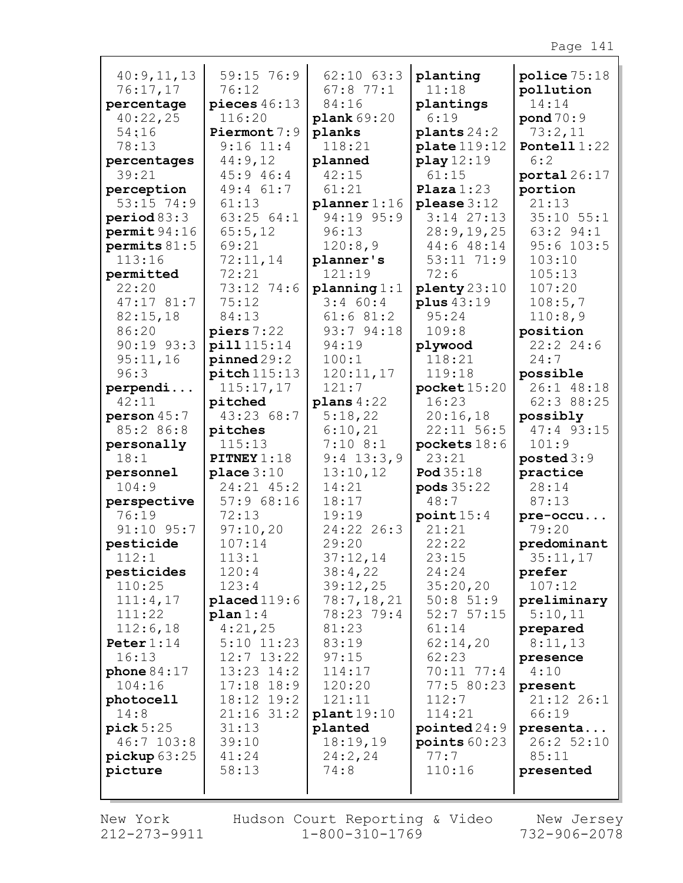40:9,11,13
76:17,17
**percentage** 40:22,25
54:16
78:13
**percentages** 39:21
**perception** 53:15 74:9
**period** 83:3
**permit** 94:16
**permits** 81:5
113:16
**permitted** 22:20
47:17 81:7
82:15,18
86:20
90:19 93:3
95:11,16
96:3
**perpendi...** 42:11
**person** 45:7
85:2 86:8
**personally** 18:1
**personnel** 104:9
**perspective** 76:19
91:10 95:7
**pesticide** 112:1
**pesticides** 110:25
111:4,17
111:22
112:6,18
**Peter** 1:14
16:13
**phone** 84:17
104:16
**photocell** 14:8
**pick** 5:25
46:7 103:8
**pickup** 63:25
**picture**
59:15 76:9
76:12
**pieces** 46:13
116:20
**Piermont** 7:9
9:16 11:4
44:9,12
45:9 46:4
49:4 61:7
61:13
63:25 64:1
65:5,12
69:21
72:11,14
72:21
73:12 74:6
75:12
84:13
**piers** 7:22
**pill** 115:14
**pinned** 29:2
**pitch** 115:13
115:17,17
**pitched** 43:23 68:7
**pitches** 115:13
**PITNEY** 1:18
**place** 3:10
24:21 45:2
57:9 68:16
72:13
97:10,20
107:14
113:1
120:4
123:4
**placed** 119:6
**plan** 1:4
4:21,25
5:10 11:23
12:7 13:22
13:23 14:2
17:18 18:9
18:12 19:2
21:16 31:2
31:13
39:10
41:24
58:13
62:10 63:3
67:8 77:1
84:16
**plank** 69:20
**planks** 118:21
**planned** 42:15
61:21
**planner** 1:16
94:19 95:9
96:13
120:8,9
**planner's** 121:19
**planning** 1:1
3:4 60:4
61:6 81:2
93:7 94:18
94:19
100:1
120:11,17
121:7
**plans** 4:22
5:18,22
6:10,21
7:10 8:1
9:4 13:3,9
13:10,12
14:21
18:17
19:19
24:22 26:3
29:20
37:12,14
38:4,22
39:12,25
78:7,18,21
78:23 79:4
81:23
83:19
97:15
114:17
120:20
121:11
**plant** 19:10
**planted** 18:19,19
24:2,24
74:8
**planting** 11:18
**plantings** 6:19
**plants** 24:2
**plate** 119:12
**play** 12:19
61:15
**Plaza** 1:23
**please** 3:12
3:14 27:13
28:9,19,25
44:6 48:14
53:11 71:9
72:6
**plenty** 23:10
**plus** 43:19
95:24
109:8
**plywood** 118:21
119:18
**pocket** 15:20
16:23
20:16,18
22:11 56:5
**pockets** 18:6
23:21
**Pod** 35:18
**pods** 35:22
48:7
**point** 15:4
21:21
22:22
23:15
24:24
35:20,20
50:8 51:9
52:7 57:15
61:14
62:14,20
62:23
70:11 77:4
77:5 80:23
112:7
114:21
**pointed** 24:9
**points** 60:23
77:7
110:16
**police** 75:18
**pollution** 14:14
**pond** 70:9
73:2,11
**Pontell** 1:22
6:2
**portal** 26:17
**portion** 21:13
35:10 55:1
63:2 94:1
95:6 103:5
103:10
105:13
107:20
108:5,7
110:8,9
**position** 22:2 24:6
24:7
**possible** 26:1 48:18
62:3 88:25
**possibly** 47:4 93:15
101:9
**posted** 3:9
**practice** 28:14
87:13
**pre-occu...** 79:20
**predominant** 35:11,17
**prefer** 107:12
**preliminary** 5:10,11
**prepared** 8:11,13
**presence** 4:10
**present** 21:12 26:1
66:19
**presenta...** 26:2 52:10
85:11
**presented**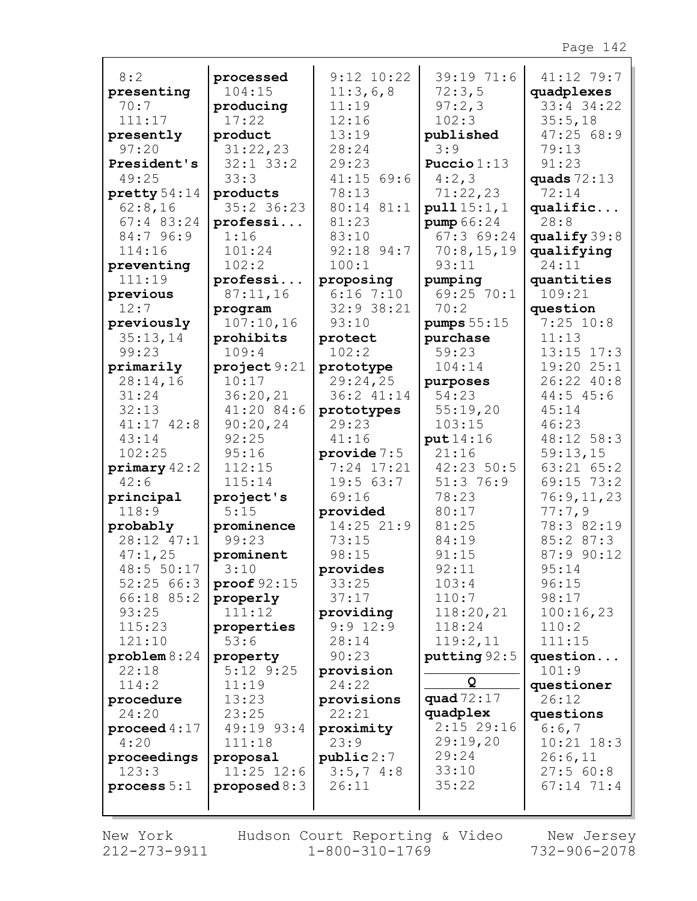8:2
**presenting** 70:7 111:17
**presently** 97:20
**President's** 49:25
**pretty** 54:14 62:8,16 67:4 83:24 84:7 96:9 114:16
**preventing** 111:19
**previous** 12:7
**previously** 35:13,14 99:23
**primarily** 28:14,16 31:24 32:13 41:17 42:8 43:14 102:25
**primary** 42:2 42:6
**principal** 118:9
**probably** 28:12 47:1 47:1,25 48:5 50:17 52:25 66:3 66:18 85:2 93:25 115:23 121:10
**problem** 8:24 22:18 114:2
**procedure** 24:20
**proceed** 4:17 4:20
**proceedings** 123:3
**process** 5:1
**processed** 104:15
**producing** 17:22
**product** 31:22,23 32:1 33:2 33:3
**products** 35:2 36:23
**professi...** 1:16 101:24 102:2
**professi...** 87:11,16
**program** 107:10,16
**prohibits** 109:4
**project** 9:21 10:17 36:20,21 41:20 84:6 90:20,24 92:25 95:16 112:15 115:14
**project's** 5:15
**prominence** 99:23
**prominent** 3:10
**proof** 92:15
**properly** 111:12
**properties** 53:6
**property** 5:12 9:25 11:19 13:23 23:25 49:19 93:4 111:18
**proposal** 11:25 12:6
**proposed** 8:3 9:12 10:22 11:3,6,8 11:19 12:16 13:19 28:24 29:23 41:15 69:6 78:13 80:14 81:1 81:23 83:10 92:18 94:7 100:1
**proposing** 6:16 7:10 32:9 38:21 93:10
**protect** 102:2
**prototype** 29:24,25 36:2 41:14
**prototypes** 29:23 41:16
**provide** 7:5 7:24 17:21 19:5 63:7 69:16
**provided** 14:25 21:9 73:15 98:15
**provides** 33:25 37:17
**providing** 9:9 12:9 28:14 90:23
**provision** 24:22
**provisions** 22:21
**proximity** 23:9
**public** 2:7 3:5,7 4:8 26:11 39:19 71:6 72:3,5 97:2,3 102:3
**published** 3:9
**Puccio** 1:13 4:2,3 71:22,23
**pull** 15:1,1
**pump** 66:24 67:3 69:24 70:8,15,19 93:11
**pumping** 69:25 70:1 70:2
**pumps** 55:15
**purchase** 59:23 104:14
**purposes** 54:23 55:19,20 103:15
**put** 14:16 21:16 42:23 50:5 51:3 76:9 78:23 80:17 81:25 84:19 91:15 92:11 103:4 110:7 118:20,21 118:24 119:2,11
**putting** 92:5

**Q**

**quad** 72:17
**quadplex** 2:15 29:16 29:19,20 29:24 33:10 35:22 41:12 79:7
**quadplexes** 33:4 34:22 35:5,18 47:25 68:9 79:13 91:23
**quads** 72:13 72:14
**qualific...** 28:8
**qualify** 39:8
**qualifying** 24:11
**quantities** 109:21
**question** 7:25 10:8 11:13 13:15 17:3 19:20 25:1 26:22 40:8 44:5 45:6 45:14 46:23 48:12 58:3 59:13,15 63:21 65:2 69:15 73:2 76:9,11,23 77:7,9 78:3 82:19 85:2 87:3 87:9 90:12 95:14 96:15 98:17 100:16,23 110:2 111:15
**question...** 101:9
**questioner** 26:12
**questions** 6:6,7 10:21 18:3 26:6,11 27:5 60:8 67:14 71:4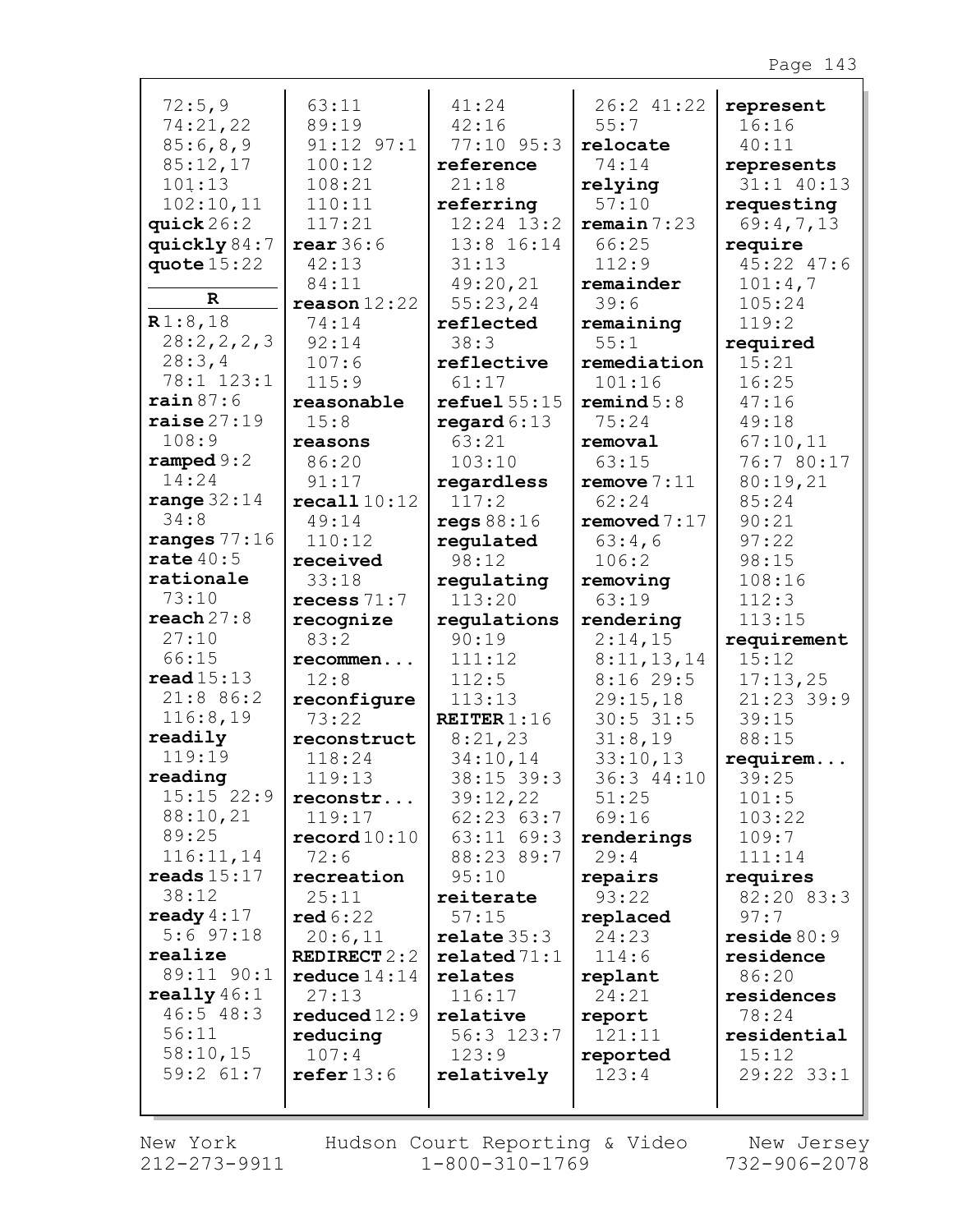72:5,9
74:21,22
85:6,8,9
85:12,17
101:13
102:10,11
**quick** 26:2
**quickly** 84:7
**quote** 15:22

**R**

**R** 1:8,18
28:2,2,2,3
28:3,4
78:1 123:1
**rain** 87:6
**raise** 27:19
108:9
**ramped** 9:2
14:24
**range** 32:14
34:8
**ranges** 77:16
**rate** 40:5
**rationale**
73:10
**reach** 27:8
27:10
66:15
**read** 15:13
21:8 86:2
116:8,19
**readily**
119:19
**reading**
15:15 22:9
88:10,21
89:25
116:11,14
**reads** 15:17
38:12
**ready** 4:17
5:6 97:18
**realize**
89:11 90:1
**really** 46:1
46:5 48:3
56:11
58:10,15
59:2 61:7

63:11
89:19
91:12 97:1
100:12
108:21
110:11
117:21
**rear** 36:6
42:13
84:11
**reason** 12:22
74:14
92:14
107:6
115:9
**reasonable**
15:8
**reasons**
86:20
91:17
**recall** 10:12
49:14
110:12
**received**
33:18
**recess** 71:7
**recognize**
83:2
**recommen...**
12:8
**reconfigure**
73:22
**reconstruct**
118:24
119:13
**reconstr...**
119:17
**record** 10:10
72:6
**recreation**
25:11
**red** 6:22
20:6,11
**REDIRECT** 2:2
**reduce** 14:14
27:13
**reduced** 12:9
**reducing**
107:4
**refer** 13:6

41:24
42:16
77:10 95:3
**reference**
21:18
**referring**
12:24 13:2
13:8 16:14
31:13
49:20,21
55:23,24
**reflected**
38:3
**reflective**
61:17
**refuel** 55:15
**regard** 6:13
63:21
103:10
**regardless**
117:2
**regs** 88:16
**regulated**
98:12
**regulating**
113:20
**regulations**
90:19
111:12
112:5
113:13
**REITER** 1:16
8:21,23
34:10,14
38:15 39:3
39:12,22
62:23 63:7
63:11 69:3
88:23 89:7
95:10
**reiterate**
57:15
**relate** 35:3
**related** 71:1
**relates**
116:17
**relative**
56:3 123:7
123:9
**relatively**

26:2 41:22
55:7
**relocate**
74:14
**relying**
57:10
**remain** 7:23
66:25
112:9
**remainder**
39:6
**remaining**
55:1
**remediation**
101:16
**remind** 5:8
75:24
**removal**
63:15
**remove** 7:11
62:24
**removed** 7:17
63:4,6
106:2
**removing**
63:19
**rendering**
2:14,15
8:11,13,14
8:16 29:5
29:15,18
30:5 31:5
31:8,19
33:10,13
36:3 44:10
51:25
69:16
**renderings**
29:4
**repairs**
93:22
**replaced**
24:23
114:6
**replant**
24:21
**report**
121:11
**reported**
123:4

**represent**
16:16
40:11
**represents**
31:1 40:13
**requesting**
69:4,7,13
**require**
45:22 47:6
101:4,7
105:24
119:2
**required**
15:21
16:25
47:16
49:18
67:10,11
76:7 80:17
80:19,21
85:24
90:21
97:22
98:15
108:16
112:3
113:15
**requirement**
15:12
17:13,25
21:23 39:9
39:15
88:15
**requirem...**
39:25
101:5
103:22
109:7
111:14
**requires**
82:20 83:3
97:7
**reside** 80:9
**residence**
86:20
**residences**
78:24
**residential**
15:12
29:22 33:1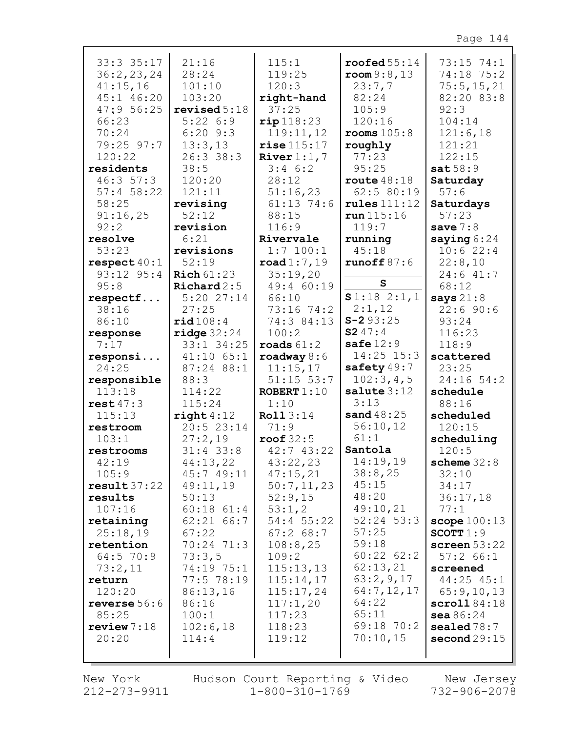33:3 35:17
36:2,23,24
41:15,16
45:1 46:20
47:9 56:25
66:23
70:24
79:25 97:7
120:22

**residents** 46:3 57:3
57:4 58:22
58:25
91:16,25
92:2

**resolve** 53:23

**respect** 40:1
93:12 95:4
95:8

**respectf...** 38:16
86:10

**response** 7:17

**responsi...** 24:25

**responsible** 113:18

**rest** 47:3
115:13

**restroom** 103:1

**restrooms** 42:19
105:9

**result** 37:22

**results** 107:16

**retaining** 25:18,19

**retention** 64:5 70:9
73:2,11

**return** 120:20

**reverse** 56:6
85:25

**review** 7:18
20:20

21:16
28:24
101:10
103:20

**revised** 5:18
5:22 6:9
6:20 9:3
13:3,13
26:3 38:3
38:5
120:20
121:11

**revising** 52:12

**revision** 6:21

**revisions** 52:19

**Rich** 61:23

**Richard** 2:5
5:20 27:14
27:25

**rid** 108:4

**ridge** 32:24
33:1 34:25
41:10 65:1
87:24 88:1
88:3
114:22
115:24

**right** 4:12
20:5 23:14
27:2,19
31:4 33:8
44:13,22
45:7 49:11
49:11,19
50:13
60:18 61:4
62:21 66:7
67:22
70:24 71:3
73:3,5
74:19 75:1
77:5 78:19
86:13,16
86:16
100:1
102:6,18
114:4

115:1
119:25
120:3

**right-hand** 37:25

**rip** 118:23
119:11,12

**rise** 115:17

**River** 1:1,7
3:4 6:2
28:12
51:16,23
61:13 74:6
88:15
116:9

**Rivervale** 1:7 100:1

**road** 1:7,19
35:19,20
49:4 60:19
66:10
73:16 74:2
74:3 84:13
100:2

**roads** 61:2

**roadway** 8:6
11:15,17
51:15 53:7

**ROBERT** 1:10
1:10

**Roll** 3:14
71:9

**roof** 32:5
42:7 43:22
43:22,23
47:15,21
50:7,11,23
52:9,15
53:1,2
54:4 55:22
67:2 68:7
108:8,25
109:2
115:13,13
115:14,17
115:17,24
117:1,20
117:23
118:23
119:12

**roofed** 55:14

**room** 9:8,13
23:7,7
82:24
105:9
120:16

**rooms** 105:8

**roughly** 77:23
95:25

**route** 48:18
62:5 80:19

**rules** 111:12

**run** 115:16
119:7

**running** 45:18

**runoff** 87:6

## S

**S** 1:18 2:1,1
2:1,12

**S-2** 93:25

**S2** 47:4

**safe** 12:9
14:25 15:3

**safety** 49:7
102:3,4,5

**salute** 3:12
3:13

**sand** 48:25
56:10,12
61:1

**Santola** 14:19,19
38:8,25
45:15
48:20
49:10,21
52:24 53:3
57:25
59:18
60:22 62:2
62:13,21
63:2,9,17
64:7,12,17
64:22
65:11
69:18 70:2
70:10,15

73:15 74:1
74:18 75:2
75:5,15,21
82:20 83:8
92:3
104:14
121:6,18
121:21
122:15

**sat** 58:9

**Saturday** 57:6

**Saturdays** 57:23

**save** 7:8

**saying** 6:24
10:6 22:4
22:8,10
24:6 41:7
68:12

**says** 21:8
22:6 90:6
93:24
116:23
118:9

**scattered** 23:25
24:16 54:2

**schedule** 88:16

**scheduled** 120:15

**scheduling** 120:5

**scheme** 32:8
32:10
34:17
36:17,18
77:1

**scope** 100:13

**SCOTT** 1:9

**screen** 53:22
57:2 66:1

**screened** 44:25 45:1
65:9,10,13

**scroll** 84:18

**sea** 86:24

**sealed** 78:7

**second** 29:15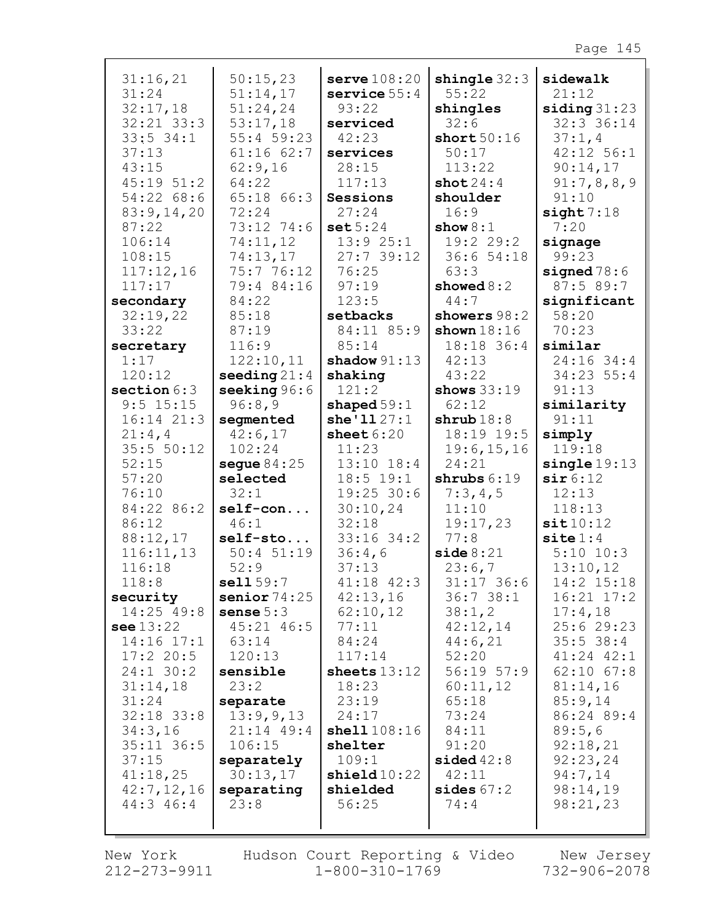31:16,21
31:24
32:17,18
32:21 33:3
33:5 34:1
37:13
43:15
45:19 51:2
54:22 68:6
83:9,14,20
87:22
106:14
108:15
117:12,16
117:17

**secondary**
32:19,22
33:22

**secretary**
1:17
120:12

**section** 6:3
9:5 15:15
16:14 21:3
21:4,4
35:5 50:12
52:15
57:20
76:10
84:22 86:2
86:12
88:12,17
116:11,13
116:18
118:8

**security**
14:25 49:8

**see** 13:22
14:16 17:1
17:2 20:5
24:1 30:2
31:14,18
31:24
32:18 33:8
34:3,16
35:11 36:5
37:15
41:18,25
42:7,12,16
44:3 46:4
50:15,23
51:14,17
51:24,24
53:17,18
55:4 59:23
61:16 62:7
62:9,16
64:22
65:18 66:3
72:24
73:12 74:6
74:11,12
74:13,17
75:7 76:12
79:4 84:16
84:22
85:18
87:19
116:9
122:10,11

**seeding** 21:4

**seeking** 96:6
96:8,9

**segmented**
42:6,17
102:24

**segue** 84:25

**selected**
32:1

**self-con...**
46:1

**self-sto...**
50:4 51:19
52:9

**sell** 59:7

**senior** 74:25

**sense** 5:3
45:21 46:5
63:14
120:13

**sensible**
23:2

**separate**
13:9,9,13
21:14 49:4
106:15

**separately**
30:13,17

**separating**
23:8

**serve** 108:20

**service** 55:4
93:22

**serviced**
42:23

**services**
28:15
117:13

**Sessions**
27:24

**set** 5:24
13:9 25:1
27:7 39:12
76:25
97:19
123:5

**setbacks**
84:11 85:9
85:14

**shadow** 91:13

**shaking**
121:2

**shaped** 59:1

**she'll** 27:1

**sheet** 6:20
11:23
13:10 18:4
18:5 19:1
19:25 30:6
30:10,24
32:18
33:16 34:2
36:4,6
37:13
41:18 42:3
42:13,16
62:10,12
77:11
84:24
117:14

**sheets** 13:12
18:23
23:19
24:17

**shell** 108:16

**shelter**
109:1

**shield** 10:22

**shielded**
56:25

**shingle** 32:3
55:22

**shingles**
32:6

**short** 50:16
50:17
113:22

**shot** 24:4

**shoulder**
16:9

**show** 8:1
19:2 29:2
36:6 54:18
63:3

**showed** 8:2
44:7

**showers** 98:2

**shown** 18:16
18:18 36:4
42:13
43:22

**shows** 33:19
62:12

**shrub** 18:8
18:19 19:5
19:6,15,16
24:21

**shrubs** 6:19
7:3,4,5
11:10
19:17,23
77:8

**side** 8:21
23:6,7
31:17 36:6
36:7 38:1
38:1,2
42:12,14
44:6,21
52:20
56:19 57:9
60:11,12
65:18
73:24
84:11
91:20

**sided** 42:8
42:11

**sides** 67:2
74:4

**sidewalk**
21:12

**siding** 31:23
32:3 36:14
37:1,4
42:12 56:1
90:14,17
91:7,8,8,9
91:10

**sight** 7:18
7:20

**signage**
99:23

**signed** 78:6
87:5 89:7

**significant**
58:20
70:23

**similar**
24:16 34:4
34:23 55:4
91:13

**similarity**
91:11

**simply**
119:18

**single** 19:13

**sir** 6:12
12:13
118:13

**sit** 10:12

**site** 1:4
5:10 10:3
13:10,12
14:2 15:18
16:21 17:2
17:4,18
25:6 29:23
35:5 38:4
41:24 42:1
62:10 67:8
81:14,16
85:9,14
86:24 89:4
89:5,6
92:18,21
92:23,24
94:7,14
98:14,19
98:21,23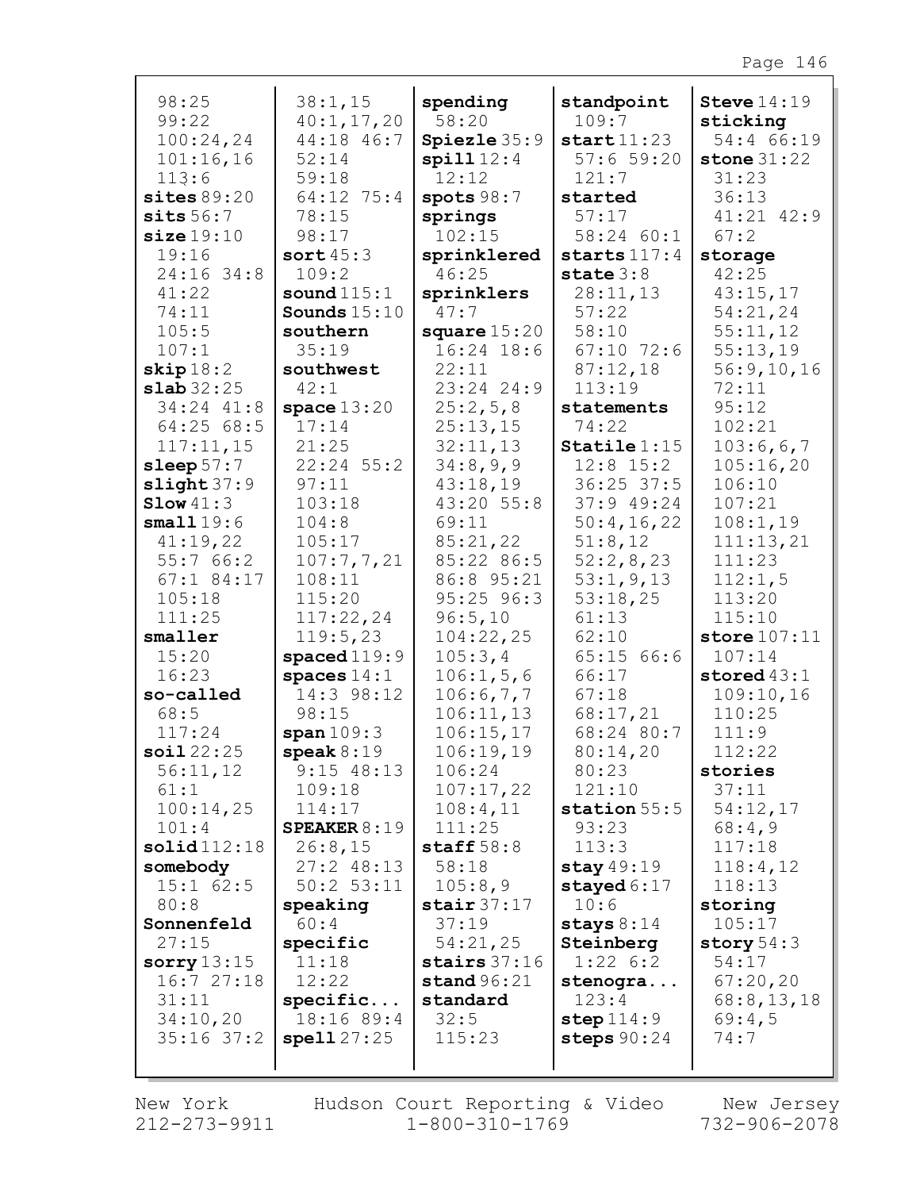98:25
99:22
100:24,24
101:16,16
113:6
**sites** 89:20
**sits** 56:7
**size** 19:10
19:16
24:16 34:8
41:22
74:11
105:5
107:1
**skip** 18:2
**slab** 32:25
34:24 41:8
64:25 68:5
117:11,15
**sleep** 57:7
**slight** 37:9
**Slow** 41:3
**small** 19:6
41:19,22
55:7 66:2
67:1 84:17
105:18
111:25
**smaller**
15:20
16:23
**so-called**
68:5
117:24
**soil** 22:25
56:11,12
61:1
100:14,25
101:4
**solid** 112:18
**somebody**
15:1 62:5
80:8
**Sonnenfeld**
27:15
**sorry** 13:15
16:7 27:18
31:11
34:10,20
35:16 37:2
38:1,15
40:1,17,20
44:18 46:7
52:14
59:18
64:12 75:4
78:15
98:17
**sort** 45:3
109:2
**sound** 115:1
**Sounds** 15:10
**southern**
35:19
**southwest**
42:1
**space** 13:20
17:14
21:25
22:24 55:2
97:11
103:18
104:8
105:17
107:7,7,21
108:11
115:20
117:22,24
119:5,23
**spaced** 119:9
**spaces** 14:1
14:3 98:12
98:15
**span** 109:3
**speak** 8:19
9:15 48:13
109:18
114:17
**SPEAKER** 8:19
26:8,15
27:2 48:13
50:2 53:11
**speaking**
60:4
**specific**
11:18
12:22
**specific...**
18:16 89:4
**spell** 27:25
**spending**
58:20
**Spiezle** 35:9
**spill** 12:4
12:12
**spots** 98:7
**springs**
102:15
**sprinklered**
46:25
**sprinklers**
47:7
**square** 15:20
16:24 18:6
22:11
23:24 24:9
25:2,5,8
25:13,15
32:11,13
34:8,9,9
43:18,19
43:20 55:8
69:11
85:21,22
85:22 86:5
86:8 95:21
95:25 96:3
96:5,10
104:22,25
105:3,4
106:1,5,6
106:6,7,7
106:11,13
106:15,17
106:19,19
106:24
107:17,22
108:4,11
111:25
**staff** 58:8
58:18
105:8,9
**stair** 37:17
37:19
54:21,25
**stairs** 37:16
**stand** 96:21
**standard**
32:5
115:23
**standpoint**
109:7
**start** 11:23
57:6 59:20
121:7
**started**
57:17
58:24 60:1
**starts** 117:4
**state** 3:8
28:11,13
57:22
58:10
67:10 72:6
87:12,18
113:19
**statements**
74:22
**Statile** 1:15
12:8 15:2
36:25 37:5
37:9 49:24
50:4,16,22
51:8,12
52:2,8,23
53:1,9,13
53:18,25
61:13
62:10
65:15 66:6
66:17
67:18
68:17,21
68:24 80:7
80:14,20
80:23
121:10
**station** 55:5
93:23
113:3
**stay** 49:19
**stayed** 6:17
10:6
**stays** 8:14
**Steinberg**
1:22 6:2
**stenogra...**
123:4
**step** 114:9
**steps** 90:24
**Steve** 14:19
**sticking**
54:4 66:19
**stone** 31:22
31:23
36:13
41:21 42:9
67:2
**storage**
42:25
43:15,17
54:21,24
55:11,12
55:13,19
56:9,10,16
72:11
95:12
102:21
103:6,6,7
105:16,20
106:10
107:21
108:1,19
111:13,21
111:23
112:1,5
113:20
115:10
**store** 107:11
107:14
**stored** 43:1
109:10,16
110:25
111:9
112:22
**stories**
37:11
54:12,17
68:4,9
117:18
118:4,12
118:13
**storing**
105:17
**story** 54:3
54:17
67:20,20
68:8,13,18
69:4,5
74:7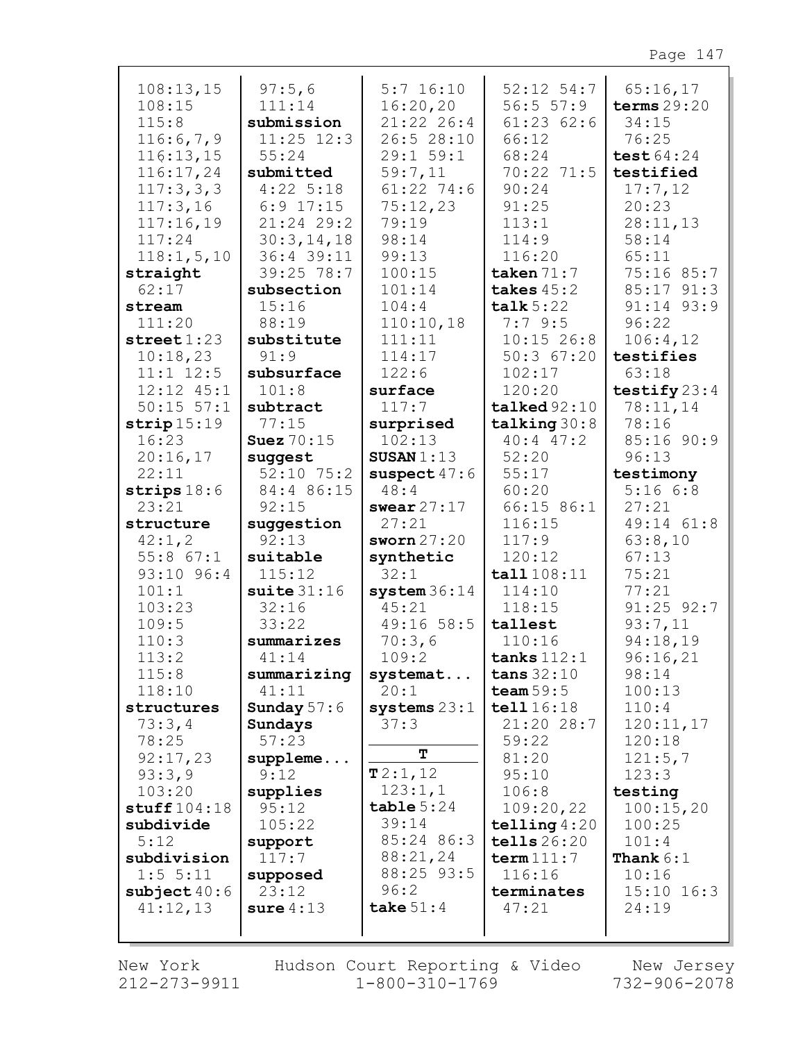108:13,15
108:15
115:8
116:6,7,9
116:13,15
116:17,24
117:3,3,3
117:3,16
117:16,19
117:24
118:1,5,10

**straight** 62:17

**stream** 111:20

**street** 1:23 10:18,23 11:1 12:5 12:12 45:1 50:15 57:1

**strip** 15:19 16:23 20:16,17 22:11

**strips** 18:6 23:21

**structure** 42:1,2 55:8 67:1 93:10 96:4 101:1 103:23 109:5 110:3 113:2 115:8 118:10

**structures** 73:3,4 78:25 92:17,23 93:3,9 103:20

**stuff** 104:18

**subdivide** 5:12

**subdivision** 1:5 5:11

**subject** 40:6 41:12,13

97:5,6 111:14

**submission** 11:25 12:3 55:24

**submitted** 4:22 5:18 6:9 17:15 21:24 29:2 30:3,14,18 36:4 39:11 39:25 78:7

**subsection** 15:16 88:19

**substitute** 91:9

**subsurface** 101:8

**subtract** 77:15

**Suez** 70:15

**suggest** 52:10 75:2 84:4 86:15 92:15

**suggestion** 92:13

**suitable** 115:12

**suite** 31:16 32:16 33:22

**summarizes** 41:14

**summarizing** 41:11

**Sunday** 57:6

**Sundays** 57:23

**suppleme...** 9:12

**supplies** 95:12 105:22

**support** 117:7

**supposed** 23:12

**sure** 4:13

5:7 16:10 16:20,20 21:22 26:4 26:5 28:10 29:1 59:1 59:7,11 61:22 74:6 75:12,23 79:19 98:14 99:13 100:15 101:14 104:4 110:10,18 111:11 114:17 122:6

**surface** 117:7

**surprised** 102:13

**SUSAN** 1:13

**suspect** 47:6 48:4

**swear** 27:17 27:21

**sworn** 27:20

**synthetic** 32:1

**system** 36:14 45:21 49:16 58:5 70:3,6 109:2

**systemat...** 20:1

**systems** 23:1 37:3

**T**

**T** 2:1,12 123:1,1

**table** 5:24 39:14 85:24 86:3 88:21,24 88:25 93:5 96:2

**take** 51:4

52:12 54:7 56:5 57:9 61:23 62:6 66:12 68:24 70:22 71:5 90:24 91:25 113:1 114:9 116:20

**taken** 71:7

**takes** 45:2

**talk** 5:22 7:7 9:5 10:15 26:8 50:3 67:20 102:17 120:20

**talked** 92:10

**talking** 30:8 40:4 47:2 52:20 55:17 60:20 66:15 86:1 116:15 117:9 120:12

**tall** 108:11 114:10 118:15

**tallest** 110:16

**tanks** 112:1

**tans** 32:10

**team** 59:5

**tell** 16:18 21:20 28:7 59:22 81:20 95:10 106:8 109:20,22

**telling** 4:20

**tells** 26:20

**term** 111:7 116:16

**terminates** 47:21

65:16,17

**terms** 29:20 34:15 76:25

**test** 64:24

**testified** 17:7,12 20:23 28:11,13 58:14 65:11 75:16 85:7 85:17 91:3 91:14 93:9 96:22 106:4,12

**testifies** 63:18

**testify** 23:4 78:11,14 78:16 85:16 90:9 96:13

**testimony** 5:16 6:8 27:21 49:14 61:8 63:8,10 67:13 75:21 77:21 91:25 92:7 93:7,11 94:18,19 96:16,21 98:14 100:13 110:4 120:11,17 120:18 121:5,7 123:3

**testing** 100:15,20 100:25 101:4

**Thank** 6:1 10:16 15:10 16:3 24:19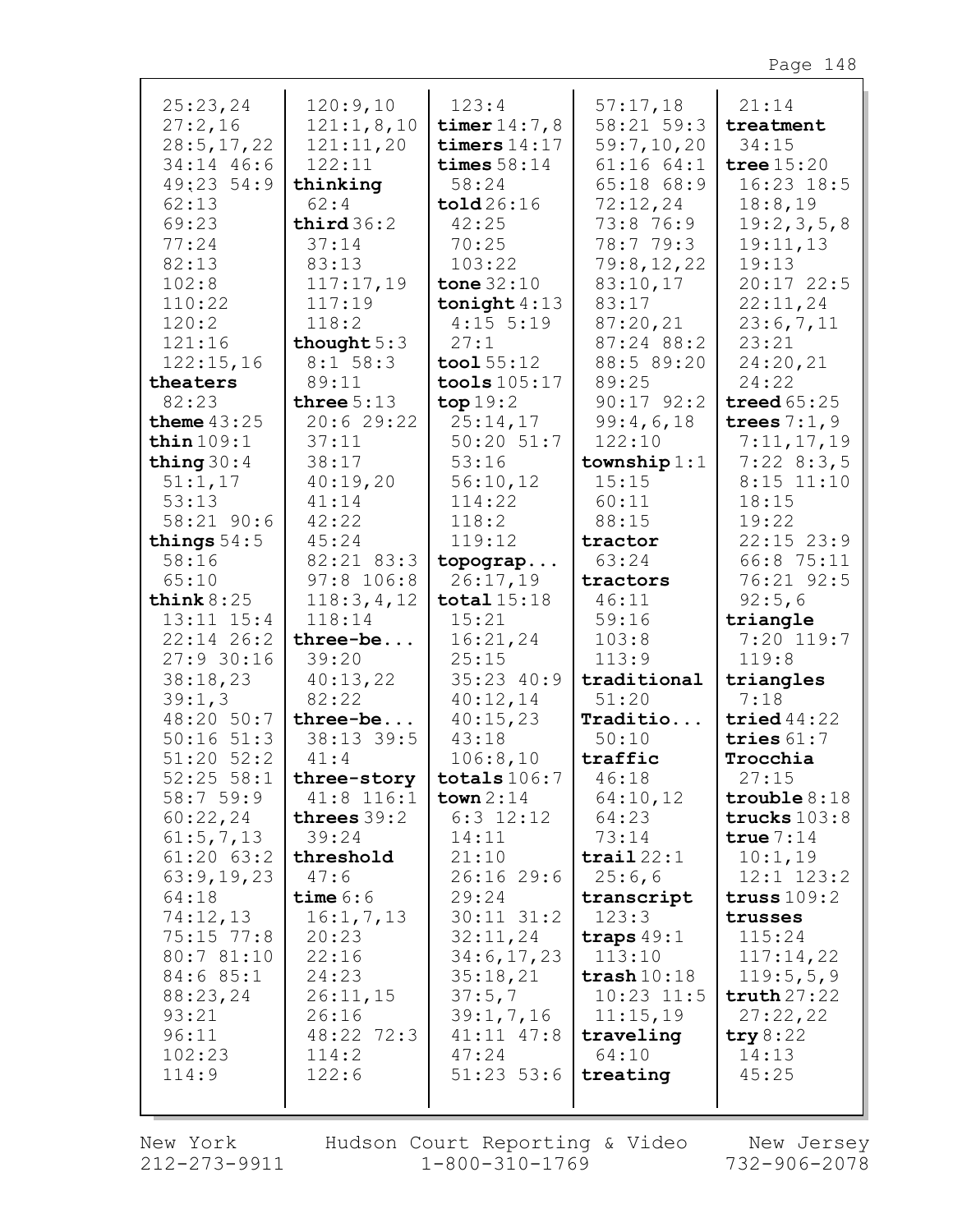25:23,24
27:2,16
28:5,17,22
34:14 46:6
49:23 54:9
62:13
69:23
77:24
82:13
102:8
110:22
120:2
121:16
122:15,16

**theaters**
82:23

**theme** 43:25

**thin** 109:1

**thing** 30:4
51:1,17
53:13
58:21 90:6

**things** 54:5
58:16
65:10

**think** 8:25
13:11 15:4
22:14 26:2
27:9 30:16
38:18,23
39:1,3
48:20 50:7
50:16 51:3
51:20 52:2
52:25 58:1
58:7 59:9
60:22,24
61:5,7,13
61:20 63:2
63:9,19,23
64:18
74:12,13
75:15 77:8
80:7 81:10
84:6 85:1
88:23,24
93:21
96:11
102:23
114:9

120:9,10
121:1,8,10
121:11,20
122:11

**thinking**
62:4

**third** 36:2
37:14
83:13
117:17,19
117:19
118:2

**thought** 5:3
8:1 58:3
89:11

**three** 5:13
20:6 29:22
37:11
38:17
40:19,20
41:14
42:22
45:24
82:21 83:3
97:8 106:8
118:3,4,12
118:14

**three-be...**
39:20
40:13,22
82:22

**three-be...**
38:13 39:5
41:4

**three-story**
41:8 116:1

**threes** 39:2
39:24

**threshold**
47:6

**time** 6:6
16:1,7,13
20:23
22:16
24:23
26:11,15
26:16
48:22 72:3
114:2
122:6

123:4

**timer** 14:7,8

**timers** 14:17

**times** 58:14
58:24

**told** 26:16
42:25
70:25
103:22

**tone** 32:10

**tonight** 4:13
4:15 5:19
27:1

**tool** 55:12

**tools** 105:17

**top** 19:2
25:14,17
50:20 51:7
53:16
56:10,12
114:22
118:2
119:12

**topograp...**
26:17,19

**total** 15:18
15:21
16:21,24
25:15
35:23 40:9
40:12,14
40:15,23
43:18
106:8,10

**totals** 106:7

**town** 2:14
6:3 12:12
14:11
21:10
26:16 29:6
29:24
30:11 31:2
32:11,24
34:6,17,23
35:18,21
37:5,7
39:1,7,16
41:11 47:8
47:24
51:23 53:6

57:17,18
58:21 59:3
59:7,10,20
61:16 64:1
65:18 68:9
72:12,24
73:8 76:9
78:7 79:3
79:8,12,22
83:10,17
83:17
87:20,21
87:24 88:2
88:5 89:20
89:25
90:17 92:2
99:4,6,18
122:10

**township** 1:1
15:15
60:11
88:15

**tractor**
63:24

**tractors**
46:11
59:16
103:8
113:9

**traditional**
51:20

**Traditio...**
50:10

**traffic**
46:18
64:10,12
64:23
73:14

**trail** 22:1
25:6,6

**transcript**
123:3

**traps** 49:1
113:10

**trash** 10:18
10:23 11:5
11:15,19

**traveling**
64:10

**treating**

21:14

**treatment**
34:15

**tree** 15:20
16:23 18:5
18:8,19
19:2,3,5,8
19:11,13
19:13
20:17 22:5
22:11,24
23:6,7,11
23:21
24:20,21
24:22

**treed** 65:25

**trees** 7:1,9
7:11,17,19
7:22 8:3,5
8:15 11:10
18:15
19:22
22:15 23:9
66:8 75:11
76:21 92:5
92:5,6

**triangle**
7:20 119:7
119:8

**triangles**
7:18

**tried** 44:22

**tries** 61:7

**Trocchia**
27:15

**trouble** 8:18

**trucks** 103:8

**true** 7:14
10:1,19
12:1 123:2

**truss** 109:2

**trusses**
115:24
117:14,22
119:5,5,9

**truth** 27:22
27:22,22

**try** 8:22
14:13
45:25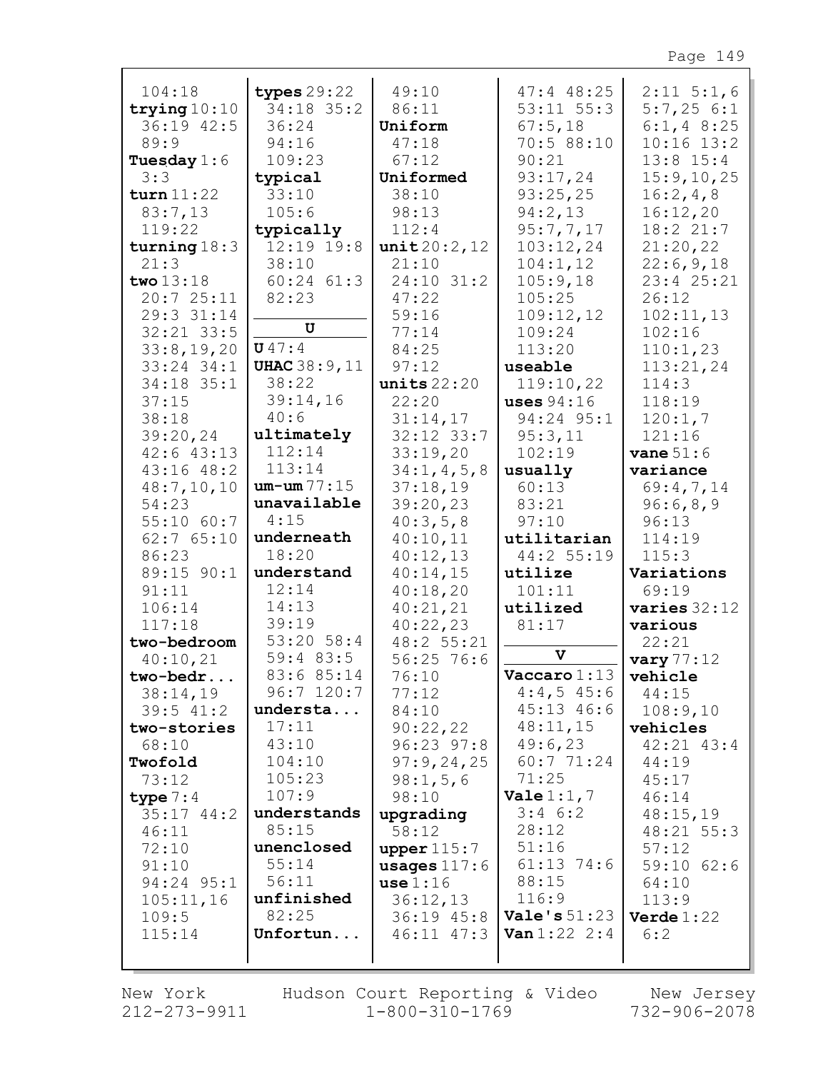104:18
**trying** 10:10
36:19 42:5
89:9
**Tuesday** 1:6
3:3
**turn** 11:22
83:7,13
119:22
**turning** 18:3
21:3
**two** 13:18
20:7 25:11
29:3 31:14
32:21 33:5
33:8,19,20
33:24 34:1
34:18 35:1
37:15
38:18
39:20,24
42:6 43:13
43:16 48:2
48:7,10,10
54:23
55:10 60:7
62:7 65:10
86:23
89:15 90:1
91:11
106:14
117:18
**two-bedroom**
40:10,21
**two-bedr...**
38:14,19
39:5 41:2
**two-stories**
68:10
**Twofold**
73:12
**type** 7:4
35:17 44:2
46:11
72:10
91:10
94:24 95:1
105:11,16
109:5
115:14

**types** 29:22
34:18 35:2
36:24
94:16
109:23
**typical**
33:10
105:6
**typically**
12:19 19:8
38:10
60:24 61:3
82:23

### U

**U** 47:4
**UHAC** 38:9,11
38:22
39:14,16
40:6
**ultimately**
112:14
113:14
**um-um** 77:15
**unavailable**
4:15
**underneath**
18:20
**understand**
12:14
14:13
39:19
53:20 58:4
59:4 83:5
83:6 85:14
96:7 120:7
**understa...**
17:11
43:10
104:10
105:23
107:9
**understands**
85:15
**unenclosed**
55:14
56:11
**unfinished**
82:25
**Unfortun...**
49:10
86:11
**Uniform**
47:18
67:12
**Uniformed**
38:10
98:13
112:4
**unit** 20:2,12
21:10
24:10 31:2
47:22
59:16
77:14
84:25
97:12
**units** 22:20
22:20
31:14,17
32:12 33:7
33:19,20
34:1,4,5,8
37:18,19
39:20,23
40:3,5,8
40:10,11
40:12,13
40:14,15
40:18,20
40:21,21
40:22,23
48:2 55:21
56:25 76:6
76:10
77:12
84:10
90:22,22
96:23 97:8
97:9,24,25
98:1,5,6
98:10
**upgrading**
58:12
**upper** 115:7
**usages** 117:6
**use** 1:16
36:12,13
36:19 45:8
46:11 47:3

47:4 48:25
53:11 55:3
67:5,18
70:5 88:10
90:21
93:17,24
93:25,25
94:2,13
95:7,7,17
103:12,24
104:1,12
105:9,18
105:25
109:12,12
109:24
113:20
**useable**
119:10,22
**uses** 94:16
94:24 95:1
95:3,11
102:19
**usually**
60:13
83:21
97:10
**utilitarian**
44:2 55:19
**utilize**
101:11
**utilized**
81:17

### V

**Vaccaro** 1:13
4:4,5 45:6
45:13 46:6
48:11,15
49:6,23
60:7 71:24
71:25
**Vale** 1:1,7
3:4 6:2
28:12
51:16
61:13 74:6
88:15
116:9
**Vale's** 51:23
**Van** 1:22 2:4
2:11 5:1,6
5:7,25 6:1
6:1,4 8:25
10:16 13:2
13:8 15:4
15:9,10,25
16:2,4,8
16:12,20
18:2 21:7
21:20,22
22:6,9,18
23:4 25:21
26:12
102:11,13
102:16
110:1,23
113:21,24
114:3
118:19
120:1,7
121:16
**vane** 51:6
**variance**
69:4,7,14
96:6,8,9
96:13
114:19
115:3
**Variations**
69:19
**varies** 32:12
**various**
22:21
**vary** 77:12
**vehicle**
44:15
108:9,10
**vehicles**
42:21 43:4
44:19
45:17
46:14
48:15,19
48:21 55:3
57:12
59:10 62:6
64:10
113:9
**Verde** 1:22
6:2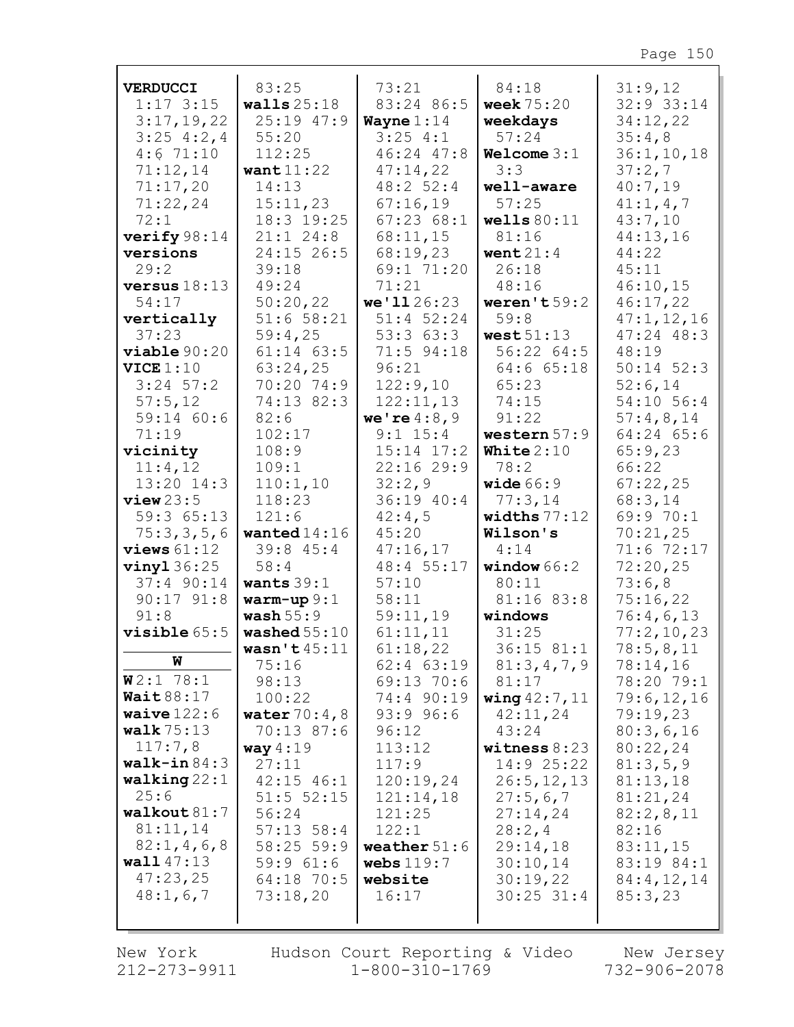**VERDUCCI** 1:17 3:15 3:17,19,22 3:25 4:2,4 4:6 71:10 71:12,14 71:17,20 71:22,24 72:1
**verify** 98:14
**versions** 29:2
**versus** 18:13 54:17
**vertically** 37:23
**viable** 90:20
**VICE** 1:10 3:24 57:2 57:5,12 59:14 60:6 71:19
**vicinity** 11:4,12 13:20 14:3
**view** 23:5 59:3 65:13 75:3,3,5,6
**views** 61:12
**vinyl** 36:25 37:4 90:14 90:17 91:8 91:8
**visible** 65:5

**W**

**W** 2:1 78:1
**Wait** 88:17
**waive** 122:6
**walk** 75:13 117:7,8
**walk-in** 84:3
**walking** 22:1 25:6
**walkout** 81:7 81:11,14 82:1,4,6,8
**wall** 47:13 47:23,25 48:1,6,7 83:25
**walls** 25:18 25:19 47:9 55:20 112:25
**want** 11:22 14:13 15:11,23 18:3 19:25 21:1 24:8 24:15 26:5 39:18 49:24 50:20,22 51:6 58:21 59:4,25 61:14 63:5 63:24,25 70:20 74:9 74:13 82:3 82:6 102:17 108:9 109:1 110:1,10 118:23 121:6
**wanted** 14:16 39:8 45:4 58:4
**wants** 39:1
**warm-up** 9:1
**wash** 55:9
**washed** 55:10
**wasn't** 45:11 75:16 98:13 100:22
**water** 70:4,8 70:13 87:6
**way** 4:19 27:11 42:15 46:1 51:5 52:15 56:24 57:13 58:4 58:25 59:9 59:9 61:6 64:18 70:5 73:18,20 73:21 83:24 86:5
**Wayne** 1:14 3:25 4:1 46:24 47:8 47:14,22 48:2 52:4 67:16,19 67:23 68:1 68:11,15 68:19,23 69:1 71:20 71:21
**we'll** 26:23 51:4 52:24 53:3 63:3 71:5 94:18 96:21 122:9,10 122:11,13
**we're** 4:8,9 9:1 15:4 15:14 17:2 22:16 29:9 32:2,9 36:19 40:4 42:4,5 45:20 47:16,17 48:4 55:17 57:10 58:11 59:11,19 61:11,11 61:18,22 62:4 63:19 69:13 70:6 74:4 90:19 93:9 96:6 96:12 113:12 117:9 120:19,24 121:14,18 121:25 122:1
**weather** 51:6
**webs** 119:7
**website** 16:17 84:18
**week** 75:20
**weekdays** 57:24
**Welcome** 3:1 3:3
**well-aware** 57:25
**wells** 80:11 81:16
**went** 21:4 26:18 48:16
**weren't** 59:2 59:8
**west** 51:13 56:22 64:5 64:6 65:18 65:23 74:15 91:22
**western** 57:9
**White** 2:10 78:2
**wide** 66:9 77:3,14
**widths** 77:12
**Wilson's** 4:14
**window** 66:2 80:11 81:16 83:8
**windows** 31:25 36:15 81:1 81:3,4,7,9 81:17
**wing** 42:7,11 42:11,24 43:24
**witness** 8:23 14:9 25:22 26:5,12,13 27:5,6,7 27:14,24 28:2,4 29:14,18 30:10,14 30:19,22 30:25 31:4 31:9,12 32:9 33:14 34:12,22 35:4,8 36:1,10,18 37:2,7 40:7,19 41:1,4,7 43:7,10 44:13,16 44:22 45:11 46:10,15 46:17,22 47:1,12,16 47:24 48:3 48:19 50:14 52:3 52:6,14 54:10 56:4 57:4,8,14 64:24 65:6 65:9,23 66:22 67:22,25 68:3,14 69:9 70:1 70:21,25 71:6 72:17 72:20,25 73:6,8 75:16,22 76:4,6,13 77:2,10,23 78:5,8,11 78:14,16 78:20 79:1 79:6,12,16 79:19,23 80:3,6,16 80:22,24 81:3,5,9 81:13,18 81:21,24 82:2,8,11 82:16 83:11,15 83:19 84:1 84:4,12,14 85:3,23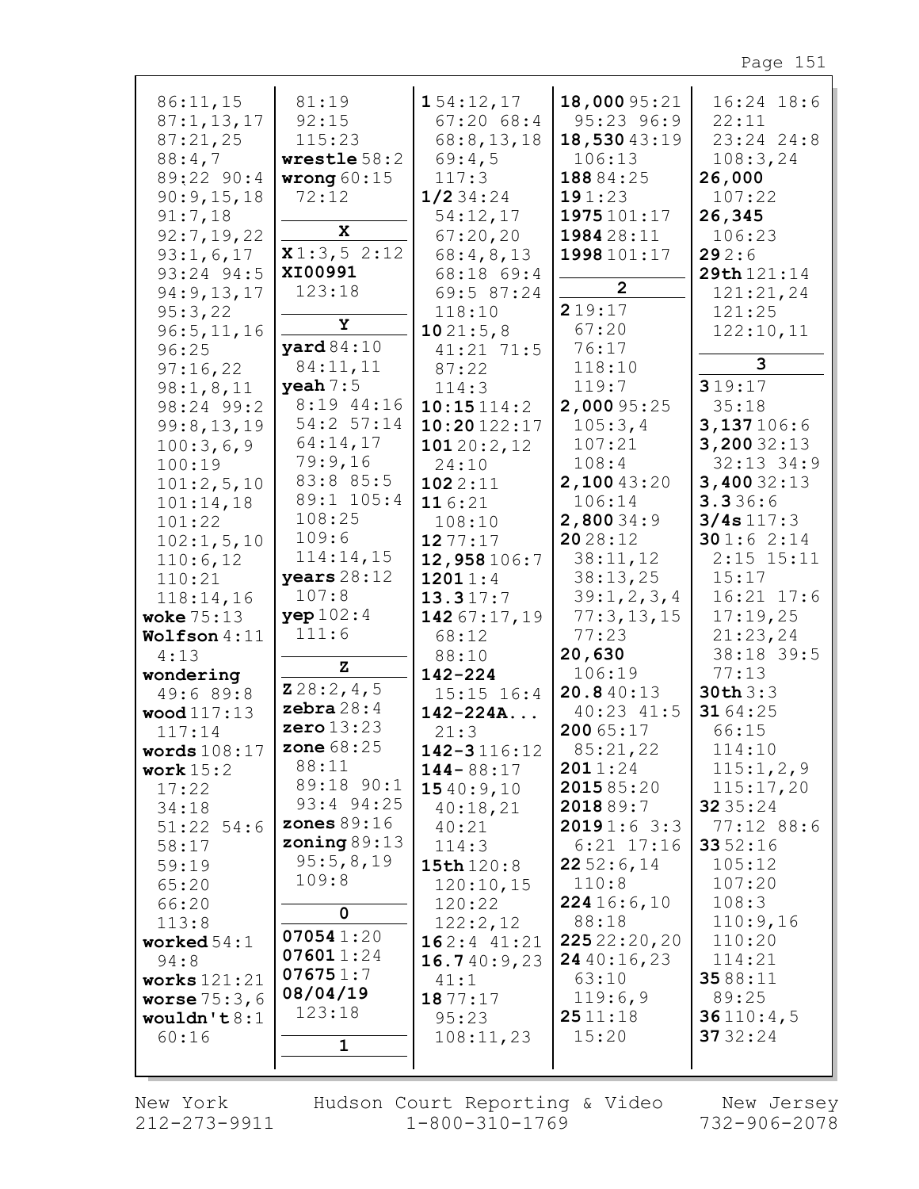86:11,15
87:1,13,17
87:21,25
88:4,7
89:22 90:4
90:9,15,18
91:7,18
92:7,19,22
93:1,6,17
93:24 94:5
94:9,13,17
95:3,22
96:5,11,16
96:25
97:16,22
98:1,8,11
98:24 99:2
99:8,13,19
100:3,6,9
100:19
101:2,5,10
101:14,18
101:22
102:1,5,10
110:6,12
110:21
118:14,16
**woke** 75:13
**Wolfson** 4:11
4:13
**wondering**
49:6 89:8
**wood** 117:13
117:14
**words** 108:17
**work** 15:2
17:22
34:18
51:22 54:6
58:17
59:19
65:20
66:20
113:8
**worked** 54:1
94:8
**works** 121:21
**worse** 75:3,6
**wouldn't** 8:1
60:16

81:19
92:15
115:23
**wrestle** 58:2
**wrong** 60:15
72:12

**X**

**X** 1:3,5 2:12
**XI00991**
123:18

**Y**

**yard** 84:10
84:11,11
**yeah** 7:5
8:19 44:16
54:2 57:14
64:14,17
79:9,16
83:8 85:5
89:1 105:4
108:25
109:6
114:14,15
**years** 28:12
107:8
**yep** 102:4
111:6

**Z**

**Z** 28:2,4,5
**zebra** 28:4
**zero** 13:23
**zone** 68:25
88:11
89:18 90:1
93:4 94:25
**zones** 89:16
**zoning** 89:13
95:5,8,19
109:8

**0**

**07054** 1:20
**07601** 1:24
**07675** 1:7
**08/04/19**
123:18

**1**

**1** 54:12,17
67:20 68:4
68:8,13,18
69:4,5
117:3
**1/2** 34:24
54:12,17
67:20,20
68:4,8,13
68:18 69:4
69:5 87:24
118:10
**10** 21:5,8
41:21 71:5
87:22
114:3
**10:15** 114:2
**10:20** 122:17
**101** 20:2,12
24:10
**102** 2:11
**11** 6:21
108:10
**12** 77:17
**12,958** 106:7
**1201** 1:4
**13.3** 17:7
**142** 67:17,19
68:12
88:10
**142-224**
15:15 16:4
**142-224A...**
21:3
**142-3** 116:12
**144-** 88:17
**15** 40:9,10
40:18,21
40:21
114:3
**15th** 120:8
120:10,15
120:22
122:2,12
**16** 2:4 41:21
**16.7** 40:9,23
41:1
**18** 77:17
95:23
108:11,23

**18,000** 95:21
95:23 96:9
**18,530** 43:19
106:13
**188** 84:25
**19** 1:23
**1975** 101:17
**1984** 28:11
**1998** 101:17

**2**

**2** 19:17
67:20
76:17
118:10
119:7
**2,000** 95:25
105:3,4
107:21
108:4
**2,100** 43:20
106:14
**2,800** 34:9
**20** 28:12
38:11,12
38:13,25
39:1,2,3,4
77:3,13,15
77:23
**20,630**
106:19
**20.8** 40:13
40:23 41:5
**200** 65:17
85:21,22
**201** 1:24
**2015** 85:20
**2018** 89:7
**2019** 1:6 3:3
6:21 17:16
**22** 52:6,14
110:8
**224** 16:6,10
88:18
**225** 22:20,20
**24** 40:16,23
63:10
119:6,9
**25** 11:18
15:20

16:24 18:6
22:11
23:24 24:8
108:3,24
**26,000**
107:22
**26,345**
106:23
**29** 2:6
**29th** 121:14
121:21,24
121:25
122:10,11

**3**

**3** 19:17
35:18
**3,137** 106:6
**3,200** 32:13
32:13 34:9
**3,400** 32:13
**3.3** 36:6
**3/4s** 117:3
**30** 1:6 2:14
2:15 15:11
15:17
16:21 17:6
17:19,25
21:23,24
38:18 39:5
77:13
**30th** 3:3
**31** 64:25
66:15
114:10
115:1,2,9
115:17,20
**32** 35:24
77:12 88:6
**33** 52:16
105:12
107:20
108:3
110:9,16
110:20
114:21
**35** 88:11
89:25
**36** 110:4,5
**37** 32:24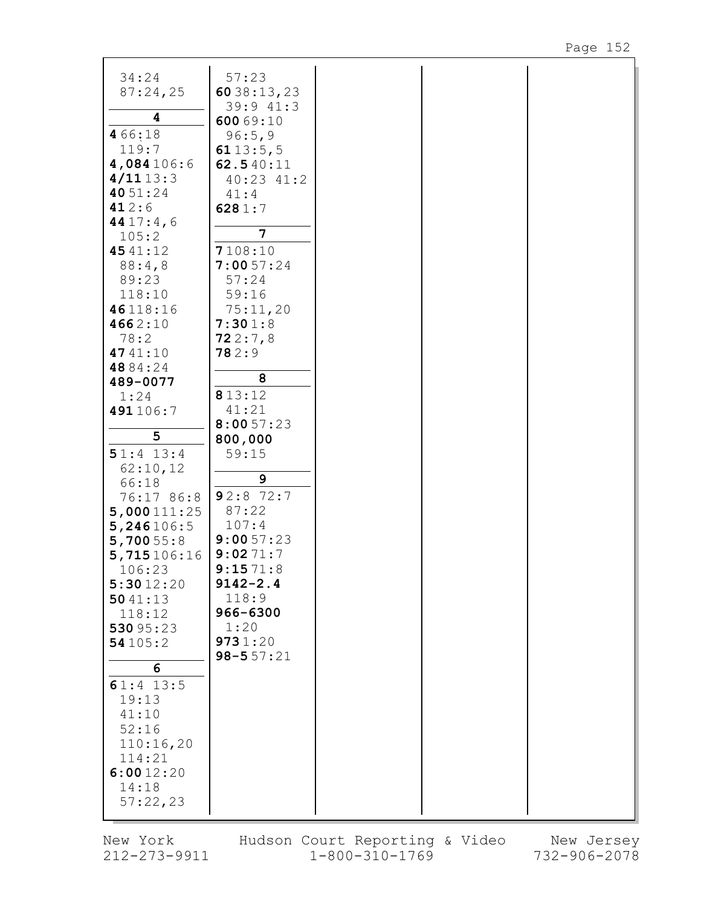34:24
87:24,25

**4**

**4** 66:18
119:7
**4,084** 106:6
**4/11** 13:3
**40** 51:24
**41** 2:6
**44** 17:4,6
105:2
**45** 41:12
88:4,8
89:23
118:10
**46** 118:16
**466** 2:10
78:2
**47** 41:10
**48** 84:24
**489-0077**
1:24
**491** 106:7

**5**

**5** 1:4 13:4
62:10,12
66:18
76:17 86:8
**5,000** 111:25
**5,246** 106:5
**5,700** 55:8
**5,715** 106:16
106:23
**5:30** 12:20
**50** 41:13
118:12
**530** 95:23
**54** 105:2

**6**

**6** 1:4 13:5
19:13
41:10
52:16
110:16,20
114:21
**6:00** 12:20
14:18
57:22,23
57:23
**60** 38:13,23
39:9 41:3
**600** 69:10
96:5,9
**61** 13:5,5
**62.5** 40:11
40:23 41:2
41:4
**628** 1:7

**7**

**7** 108:10
**7:00** 57:24
57:24
59:16
75:11,20
**7:30** 1:8
**72** 2:7,8
**78** 2:9

**8**

**8** 13:12
41:21
**8:00** 57:23
**800,000**
59:15

**9**

**9** 2:8 72:7
87:22
107:4
**9:00** 57:23
**9:02** 71:7
**9:15** 71:8
**9142-2.4**
118:9
**966-6300**
1:20
**973** 1:20
**98-5** 57:21

New York 212-273-9911 &nbsp;&nbsp; Hudson Court Reporting & Video 1-800-310-1769 &nbsp;&nbsp; New Jersey 732-906-2078